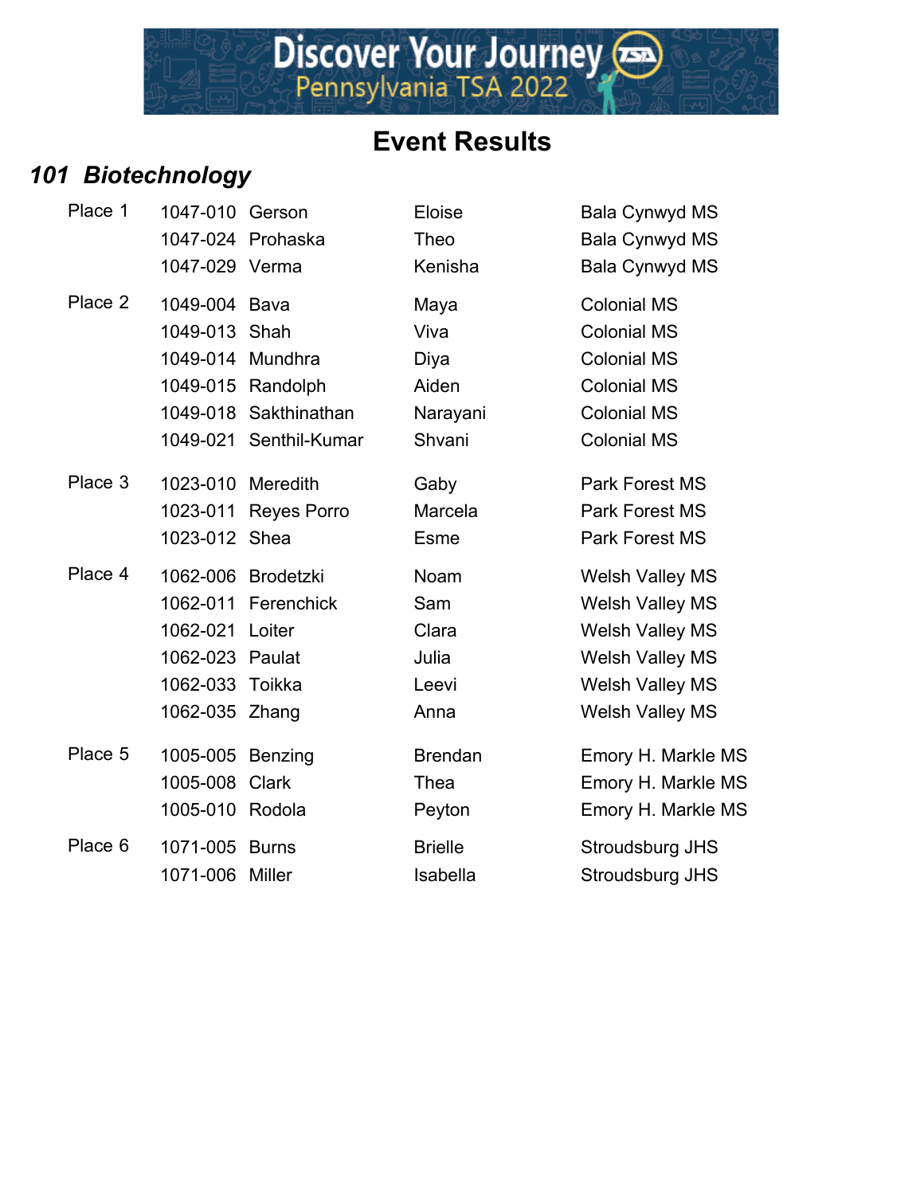Discover Your Journey
Pennsylvania TSA 2022

# Event Results

## 101 Biotechnology

| Place | ID | Last Name | First Name | School |
|---|---|---|---|---|
| Place 1 | 1047-010 | Gerson | Eloise | Bala Cynwyd MS |
| | 1047-024 | Prohaska | Theo | Bala Cynwyd MS |
| | 1047-029 | Verma | Kenisha | Bala Cynwyd MS |
| Place 2 | 1049-004 | Bava | Maya | Colonial MS |
| | 1049-013 | Shah | Viva | Colonial MS |
| | 1049-014 | Mundhra | Diya | Colonial MS |
| | 1049-015 | Randolph | Aiden | Colonial MS |
| | 1049-018 | Sakthinathan | Narayani | Colonial MS |
| | 1049-021 | Senthil-Kumar | Shvani | Colonial MS |
| Place 3 | 1023-010 | Meredith | Gaby | Park Forest MS |
| | 1023-011 | Reyes Porro | Marcela | Park Forest MS |
| | 1023-012 | Shea | Esme | Park Forest MS |
| Place 4 | 1062-006 | Brodetzki | Noam | Welsh Valley MS |
| | 1062-011 | Ferenchick | Sam | Welsh Valley MS |
| | 1062-021 | Loiter | Clara | Welsh Valley MS |
| | 1062-023 | Paulat | Julia | Welsh Valley MS |
| | 1062-033 | Toikka | Leevi | Welsh Valley MS |
| | 1062-035 | Zhang | Anna | Welsh Valley MS |
| Place 5 | 1005-005 | Benzing | Brendan | Emory H. Markle MS |
| | 1005-008 | Clark | Thea | Emory H. Markle MS |
| | 1005-010 | Rodola | Peyton | Emory H. Markle MS |
| Place 6 | 1071-005 | Burns | Brielle | Stroudsburg JHS |
| | 1071-006 | Miller | Isabella | Stroudsburg JHS |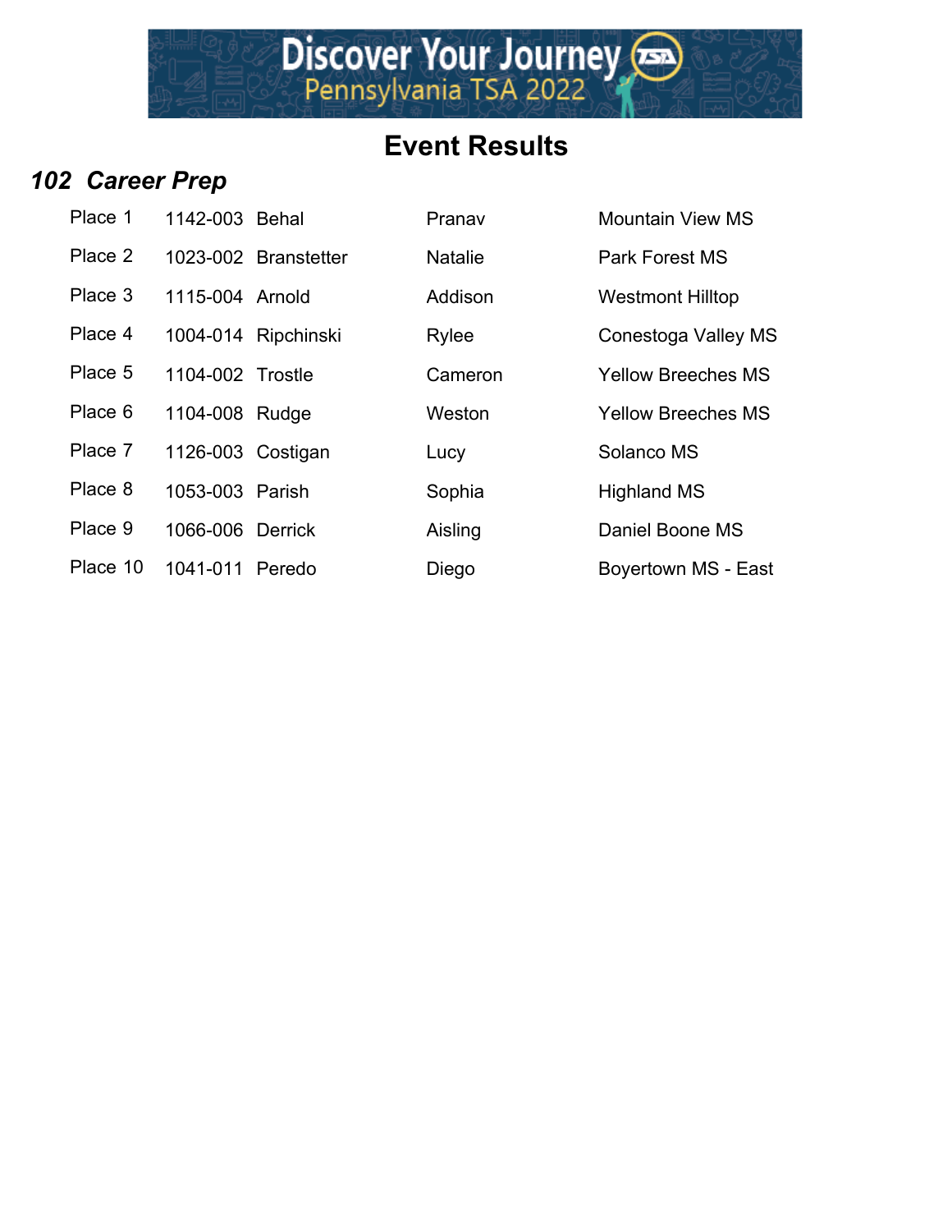# Event Results

## *102 Career Prep*

| Place | ID | Last Name | First Name | School |
|---|---|---|---|---|
| Place 1 | 1142-003 | Behal | Pranav | Mountain View MS |
| Place 2 | 1023-002 | Branstetter | Natalie | Park Forest MS |
| Place 3 | 1115-004 | Arnold | Addison | Westmont Hilltop |
| Place 4 | 1004-014 | Ripchinski | Rylee | Conestoga Valley MS |
| Place 5 | 1104-002 | Trostle | Cameron | Yellow Breeches MS |
| Place 6 | 1104-008 | Rudge | Weston | Yellow Breeches MS |
| Place 7 | 1126-003 | Costigan | Lucy | Solanco MS |
| Place 8 | 1053-003 | Parish | Sophia | Highland MS |
| Place 9 | 1066-006 | Derrick | Aisling | Daniel Boone MS |
| Place 10 | 1041-011 | Peredo | Diego | Boyertown MS - East |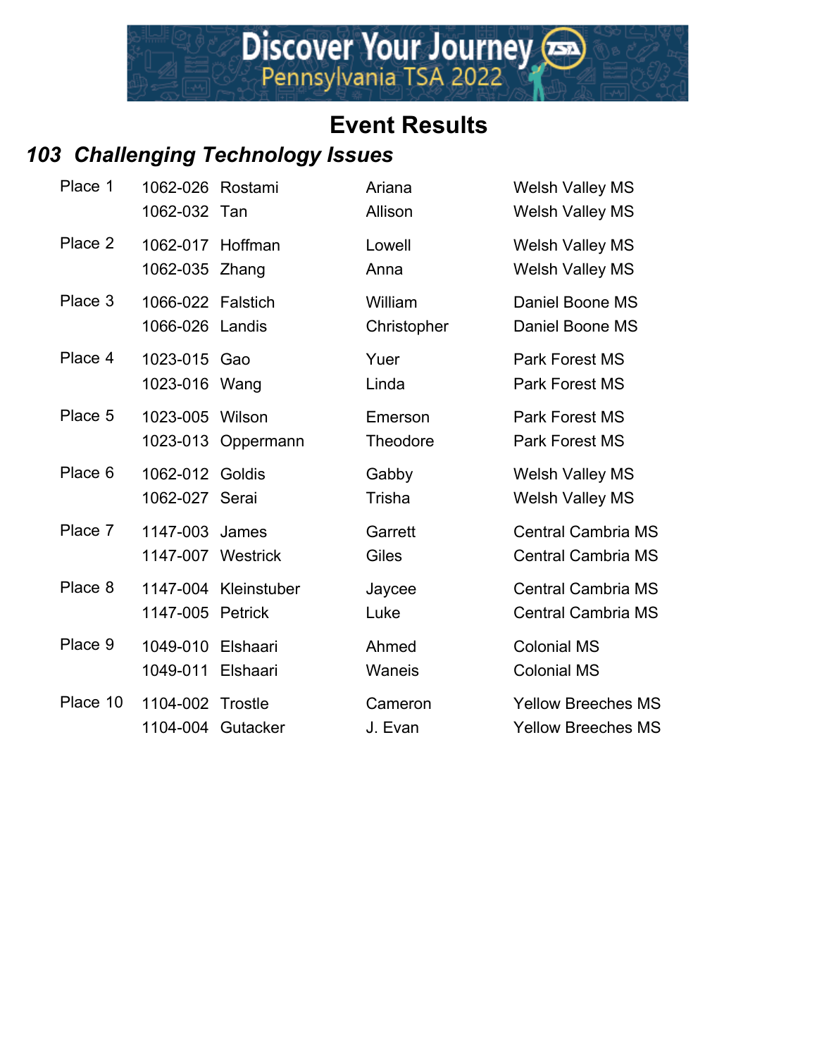# Event Results

## *103 Challenging Technology Issues*

| Place | ID | Last Name | First Name | School |
|---|---|---|---|---|
| Place 1 | 1062-026 | Rostami | Ariana | Welsh Valley MS |
| | 1062-032 | Tan | Allison | Welsh Valley MS |
| Place 2 | 1062-017 | Hoffman | Lowell | Welsh Valley MS |
| | 1062-035 | Zhang | Anna | Welsh Valley MS |
| Place 3 | 1066-022 | Falstich | William | Daniel Boone MS |
| | 1066-026 | Landis | Christopher | Daniel Boone MS |
| Place 4 | 1023-015 | Gao | Yuer | Park Forest MS |
| | 1023-016 | Wang | Linda | Park Forest MS |
| Place 5 | 1023-005 | Wilson | Emerson | Park Forest MS |
| | 1023-013 | Oppermann | Theodore | Park Forest MS |
| Place 6 | 1062-012 | Goldis | Gabby | Welsh Valley MS |
| | 1062-027 | Serai | Trisha | Welsh Valley MS |
| Place 7 | 1147-003 | James | Garrett | Central Cambria MS |
| | 1147-007 | Westrick | Giles | Central Cambria MS |
| Place 8 | 1147-004 | Kleinstuber | Jaycee | Central Cambria MS |
| | 1147-005 | Petrick | Luke | Central Cambria MS |
| Place 9 | 1049-010 | Elshaari | Ahmed | Colonial MS |
| | 1049-011 | Elshaari | Waneis | Colonial MS |
| Place 10 | 1104-002 | Trostle | Cameron | Yellow Breeches MS |
| | 1104-004 | Gutacker | J. Evan | Yellow Breeches MS |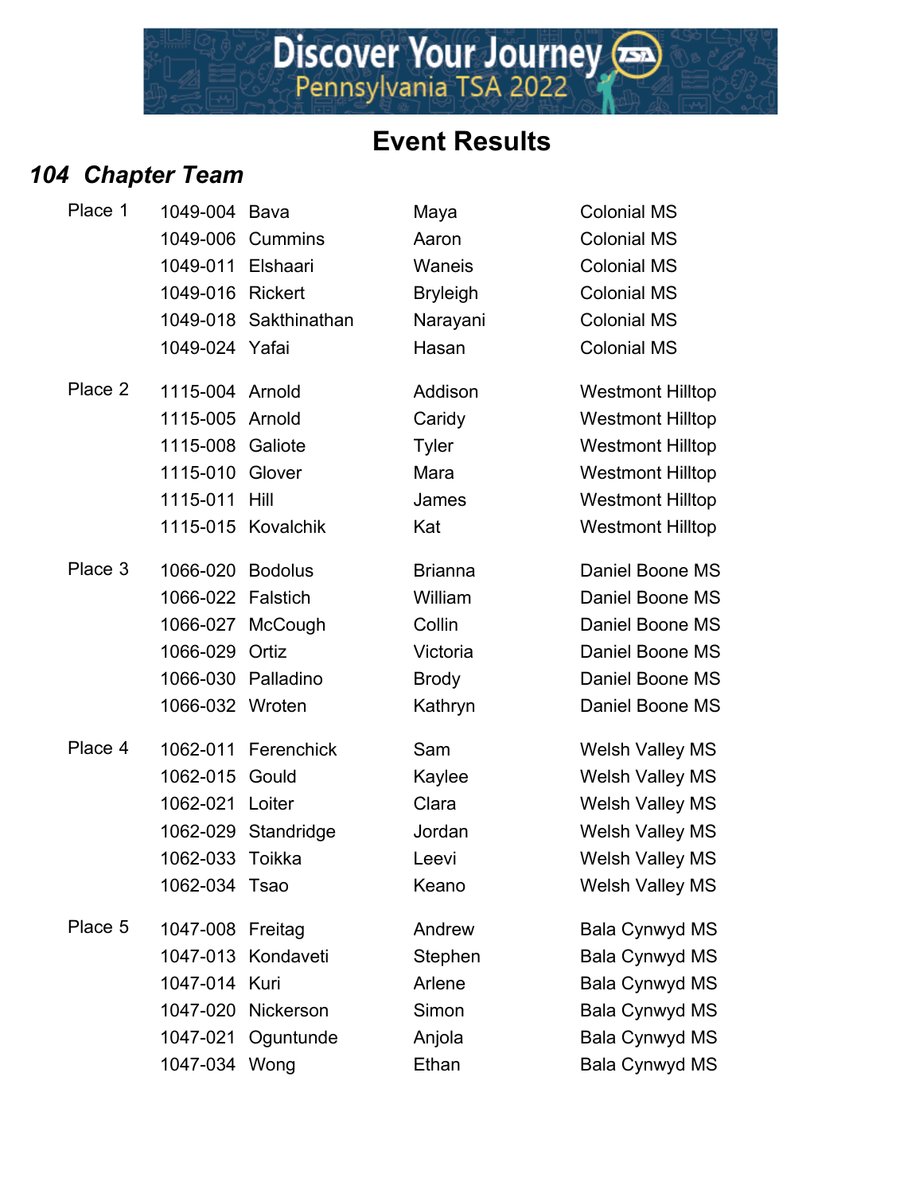# Event Results

## *104 Chapter Team*

| Place | ID | Last Name | First Name | School |
|---|---|---|---|---|
| Place 1 | 1049-004 | Bava | Maya | Colonial MS |
| | 1049-006 | Cummins | Aaron | Colonial MS |
| | 1049-011 | Elshaari | Waneis | Colonial MS |
| | 1049-016 | Rickert | Bryleigh | Colonial MS |
| | 1049-018 | Sakthinathan | Narayani | Colonial MS |
| | 1049-024 | Yafai | Hasan | Colonial MS |
| Place 2 | 1115-004 | Arnold | Addison | Westmont Hilltop |
| | 1115-005 | Arnold | Caridy | Westmont Hilltop |
| | 1115-008 | Galiote | Tyler | Westmont Hilltop |
| | 1115-010 | Glover | Mara | Westmont Hilltop |
| | 1115-011 | Hill | James | Westmont Hilltop |
| | 1115-015 | Kovalchik | Kat | Westmont Hilltop |
| Place 3 | 1066-020 | Bodolus | Brianna | Daniel Boone MS |
| | 1066-022 | Falstich | William | Daniel Boone MS |
| | 1066-027 | McCough | Collin | Daniel Boone MS |
| | 1066-029 | Ortiz | Victoria | Daniel Boone MS |
| | 1066-030 | Palladino | Brody | Daniel Boone MS |
| | 1066-032 | Wroten | Kathryn | Daniel Boone MS |
| Place 4 | 1062-011 | Ferenchick | Sam | Welsh Valley MS |
| | 1062-015 | Gould | Kaylee | Welsh Valley MS |
| | 1062-021 | Loiter | Clara | Welsh Valley MS |
| | 1062-029 | Standridge | Jordan | Welsh Valley MS |
| | 1062-033 | Toikka | Leevi | Welsh Valley MS |
| | 1062-034 | Tsao | Keano | Welsh Valley MS |
| Place 5 | 1047-008 | Freitag | Andrew | Bala Cynwyd MS |
| | 1047-013 | Kondaveti | Stephen | Bala Cynwyd MS |
| | 1047-014 | Kuri | Arlene | Bala Cynwyd MS |
| | 1047-020 | Nickerson | Simon | Bala Cynwyd MS |
| | 1047-021 | Oguntunde | Anjola | Bala Cynwyd MS |
| | 1047-034 | Wong | Ethan | Bala Cynwyd MS |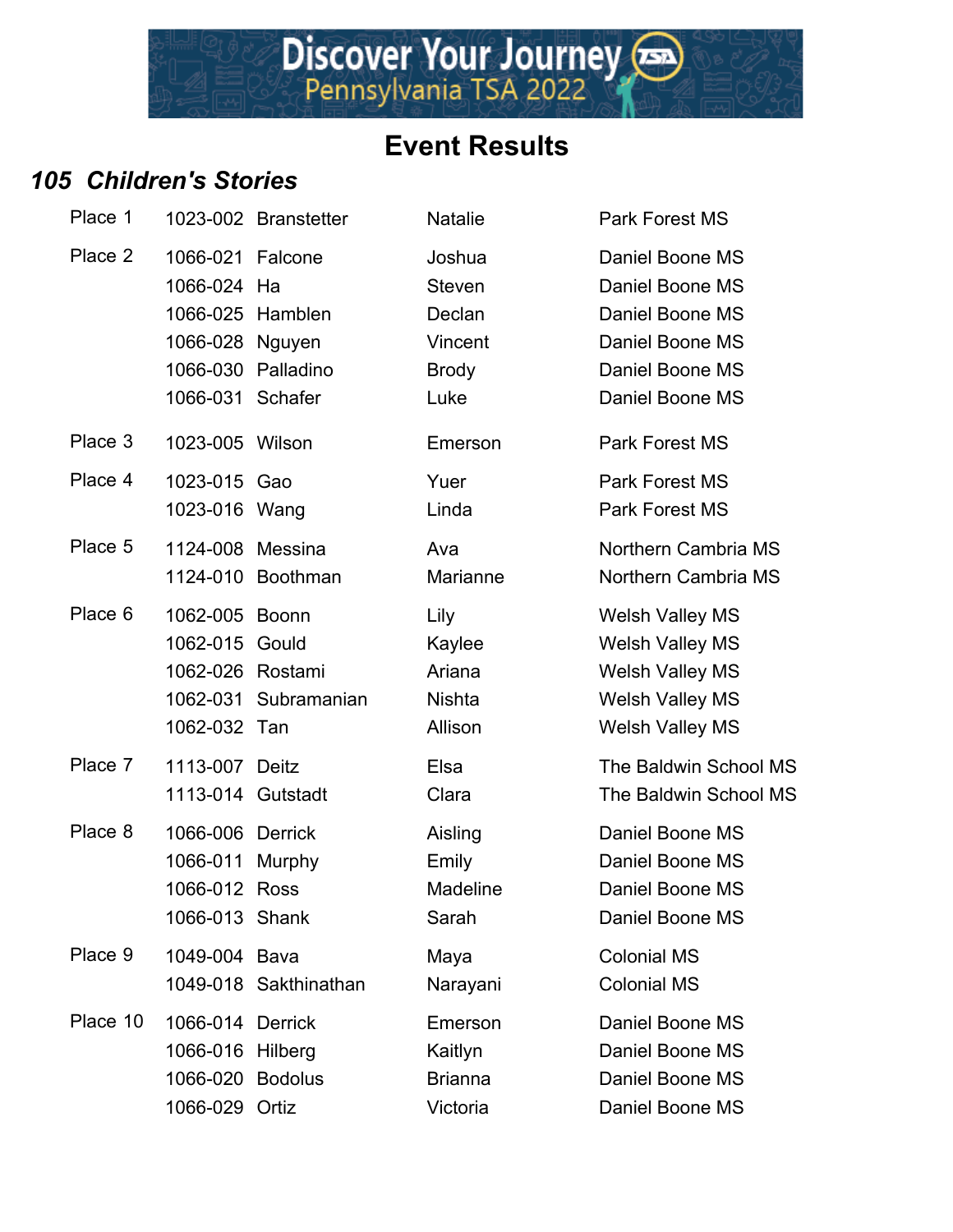# Event Results

## *105 Children's Stories*

| Place | ID | Last Name | First Name | School |
|---|---|---|---|---|
| Place 1 | 1023-002 | Branstetter | Natalie | Park Forest MS |
| Place 2 | 1066-021 | Falcone | Joshua | Daniel Boone MS |
| | 1066-024 | Ha | Steven | Daniel Boone MS |
| | 1066-025 | Hamblen | Declan | Daniel Boone MS |
| | 1066-028 | Nguyen | Vincent | Daniel Boone MS |
| | 1066-030 | Palladino | Brody | Daniel Boone MS |
| | 1066-031 | Schafer | Luke | Daniel Boone MS |
| Place 3 | 1023-005 | Wilson | Emerson | Park Forest MS |
| Place 4 | 1023-015 | Gao | Yuer | Park Forest MS |
| | 1023-016 | Wang | Linda | Park Forest MS |
| Place 5 | 1124-008 | Messina | Ava | Northern Cambria MS |
| | 1124-010 | Boothman | Marianne | Northern Cambria MS |
| Place 6 | 1062-005 | Boonn | Lily | Welsh Valley MS |
| | 1062-015 | Gould | Kaylee | Welsh Valley MS |
| | 1062-026 | Rostami | Ariana | Welsh Valley MS |
| | 1062-031 | Subramanian | Nishta | Welsh Valley MS |
| | 1062-032 | Tan | Allison | Welsh Valley MS |
| Place 7 | 1113-007 | Deitz | Elsa | The Baldwin School MS |
| | 1113-014 | Gutstadt | Clara | The Baldwin School MS |
| Place 8 | 1066-006 | Derrick | Aisling | Daniel Boone MS |
| | 1066-011 | Murphy | Emily | Daniel Boone MS |
| | 1066-012 | Ross | Madeline | Daniel Boone MS |
| | 1066-013 | Shank | Sarah | Daniel Boone MS |
| Place 9 | 1049-004 | Bava | Maya | Colonial MS |
| | 1049-018 | Sakthinathan | Narayani | Colonial MS |
| Place 10 | 1066-014 | Derrick | Emerson | Daniel Boone MS |
| | 1066-016 | Hilberg | Kaitlyn | Daniel Boone MS |
| | 1066-020 | Bodolus | Brianna | Daniel Boone MS |
| | 1066-029 | Ortiz | Victoria | Daniel Boone MS |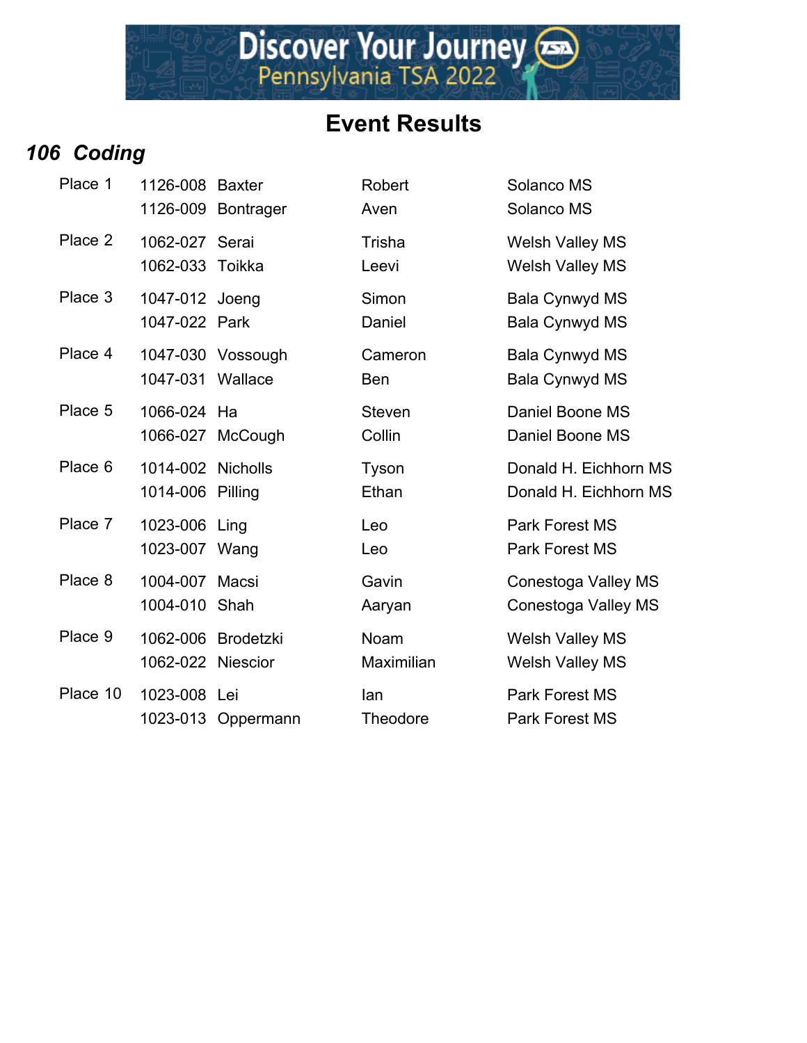# Event Results

## *106 Coding*

| Place | ID | Last Name | First Name | School |
|---|---|---|---|---|
| Place 1 | 1126-008 | Baxter | Robert | Solanco MS |
| | 1126-009 | Bontrager | Aven | Solanco MS |
| Place 2 | 1062-027 | Serai | Trisha | Welsh Valley MS |
| | 1062-033 | Toikka | Leevi | Welsh Valley MS |
| Place 3 | 1047-012 | Joeng | Simon | Bala Cynwyd MS |
| | 1047-022 | Park | Daniel | Bala Cynwyd MS |
| Place 4 | 1047-030 | Vossough | Cameron | Bala Cynwyd MS |
| | 1047-031 | Wallace | Ben | Bala Cynwyd MS |
| Place 5 | 1066-024 | Ha | Steven | Daniel Boone MS |
| | 1066-027 | McCough | Collin | Daniel Boone MS |
| Place 6 | 1014-002 | Nicholls | Tyson | Donald H. Eichhorn MS |
| | 1014-006 | Pilling | Ethan | Donald H. Eichhorn MS |
| Place 7 | 1023-006 | Ling | Leo | Park Forest MS |
| | 1023-007 | Wang | Leo | Park Forest MS |
| Place 8 | 1004-007 | Macsi | Gavin | Conestoga Valley MS |
| | 1004-010 | Shah | Aaryan | Conestoga Valley MS |
| Place 9 | 1062-006 | Brodetzki | Noam | Welsh Valley MS |
| | 1062-022 | Niescior | Maximilian | Welsh Valley MS |
| Place 10 | 1023-008 | Lei | Ian | Park Forest MS |
| | 1023-013 | Oppermann | Theodore | Park Forest MS |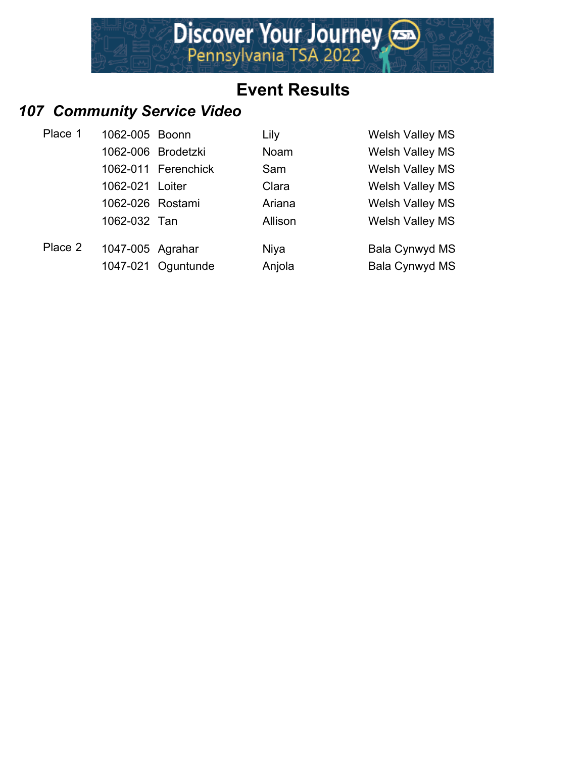# Event Results

## *107 Community Service Video*

| Place | ID | Last Name | First Name | School |
|---|---|---|---|---|
| Place 1 | 1062-005 | Boonn | Lily | Welsh Valley MS |
| | 1062-006 | Brodetzki | Noam | Welsh Valley MS |
| | 1062-011 | Ferenchick | Sam | Welsh Valley MS |
| | 1062-021 | Loiter | Clara | Welsh Valley MS |
| | 1062-026 | Rostami | Ariana | Welsh Valley MS |
| | 1062-032 | Tan | Allison | Welsh Valley MS |
| Place 2 | 1047-005 | Agrahar | Niya | Bala Cynwyd MS |
| | 1047-021 | Oguntunde | Anjola | Bala Cynwyd MS |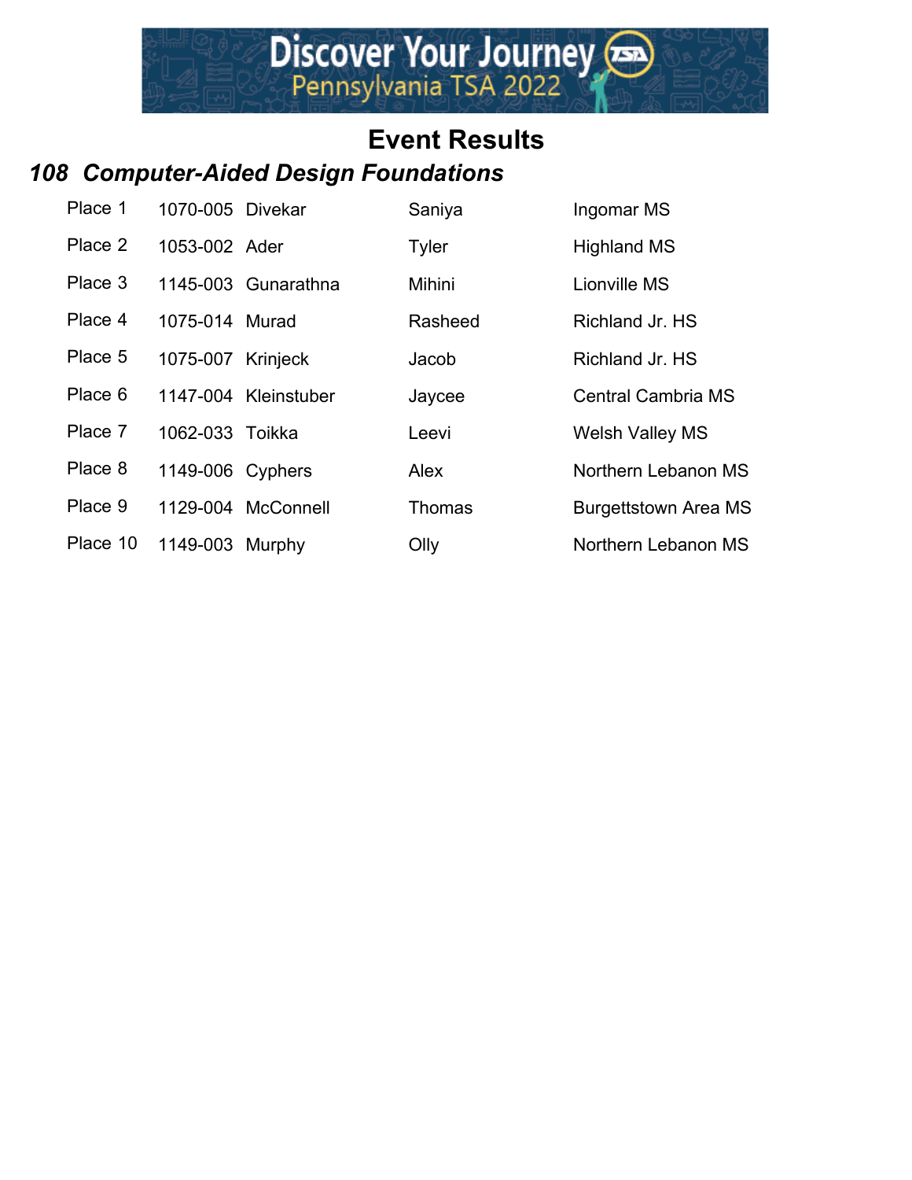# Event Results

## *108 Computer-Aided Design Foundations*

| Place | ID | Last Name | First Name | School |
|---|---|---|---|---|
| Place 1 | 1070-005 | Divekar | Saniya | Ingomar MS |
| Place 2 | 1053-002 | Ader | Tyler | Highland MS |
| Place 3 | 1145-003 | Gunarathna | Mihini | Lionville MS |
| Place 4 | 1075-014 | Murad | Rasheed | Richland Jr. HS |
| Place 5 | 1075-007 | Krinjeck | Jacob | Richland Jr. HS |
| Place 6 | 1147-004 | Kleinstuber | Jaycee | Central Cambria MS |
| Place 7 | 1062-033 | Toikka | Leevi | Welsh Valley MS |
| Place 8 | 1149-006 | Cyphers | Alex | Northern Lebanon MS |
| Place 9 | 1129-004 | McConnell | Thomas | Burgettstown Area MS |
| Place 10 | 1149-003 | Murphy | Olly | Northern Lebanon MS |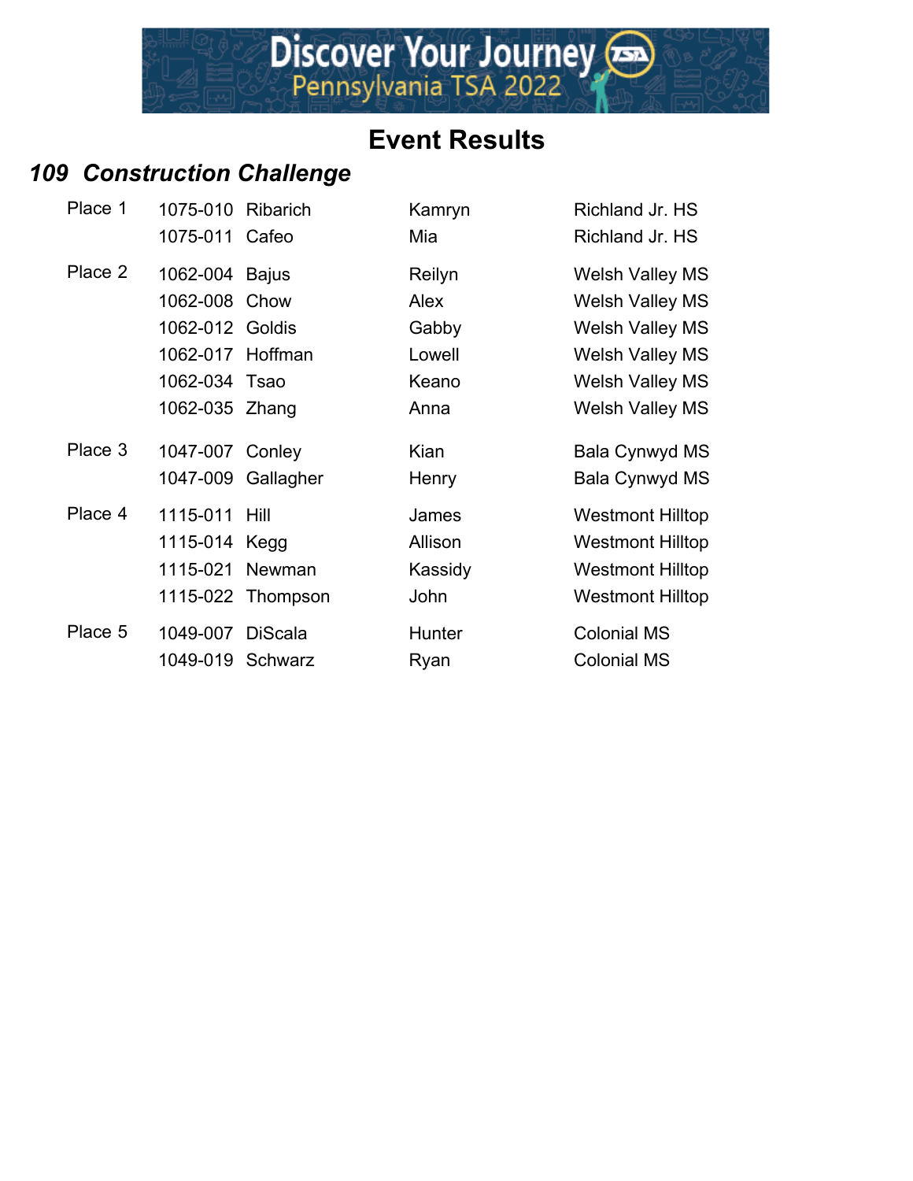# Event Results

## *109 Construction Challenge*

| Place | ID | Last Name | First Name | School |
|---|---|---|---|---|
| Place 1 | 1075-010 | Ribarich | Kamryn | Richland Jr. HS |
| | 1075-011 | Cafeo | Mia | Richland Jr. HS |
| Place 2 | 1062-004 | Bajus | Reilyn | Welsh Valley MS |
| | 1062-008 | Chow | Alex | Welsh Valley MS |
| | 1062-012 | Goldis | Gabby | Welsh Valley MS |
| | 1062-017 | Hoffman | Lowell | Welsh Valley MS |
| | 1062-034 | Tsao | Keano | Welsh Valley MS |
| | 1062-035 | Zhang | Anna | Welsh Valley MS |
| Place 3 | 1047-007 | Conley | Kian | Bala Cynwyd MS |
| | 1047-009 | Gallagher | Henry | Bala Cynwyd MS |
| Place 4 | 1115-011 | Hill | James | Westmont Hilltop |
| | 1115-014 | Kegg | Allison | Westmont Hilltop |
| | 1115-021 | Newman | Kassidy | Westmont Hilltop |
| | 1115-022 | Thompson | John | Westmont Hilltop |
| Place 5 | 1049-007 | DiScala | Hunter | Colonial MS |
| | 1049-019 | Schwarz | Ryan | Colonial MS |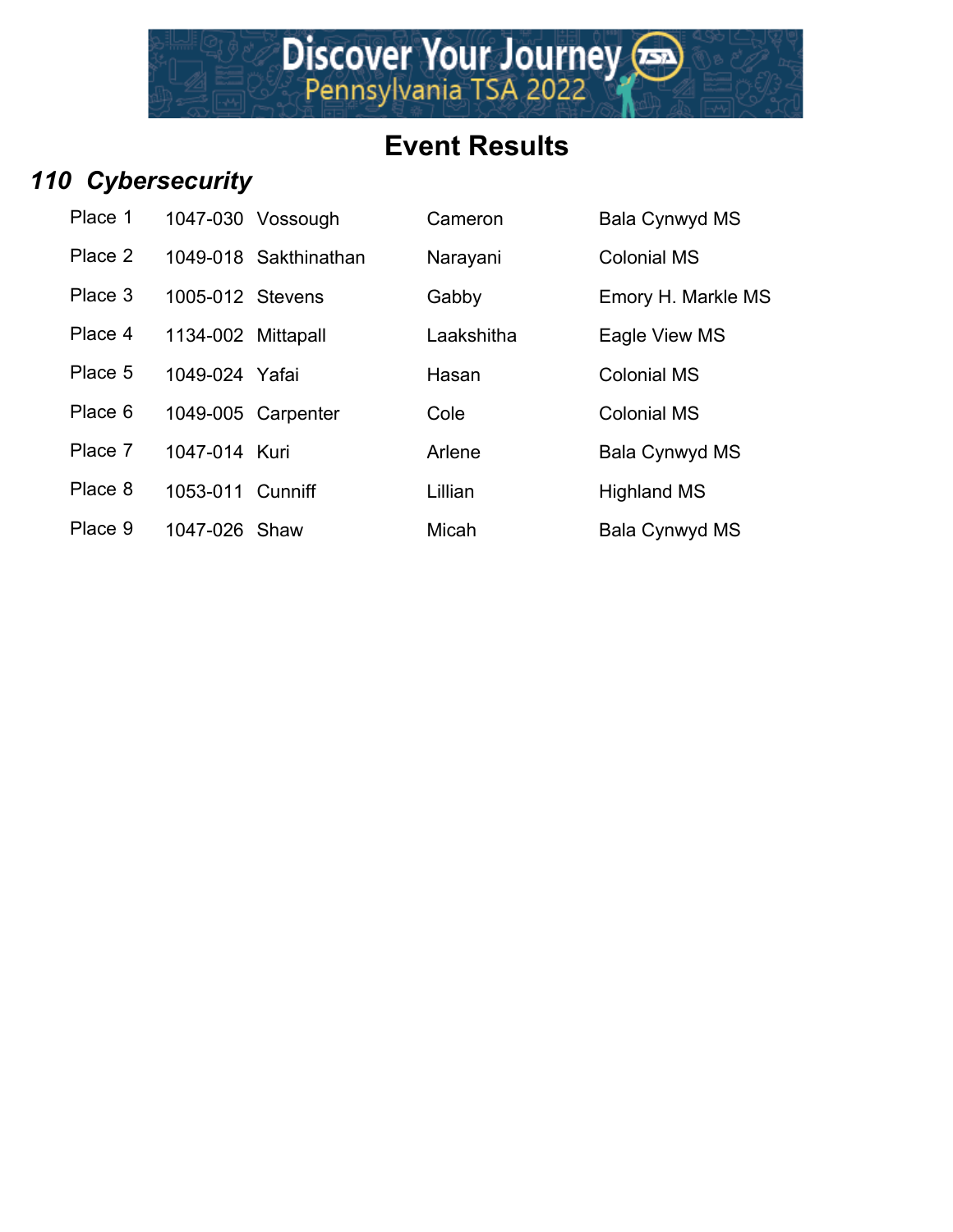# Event Results

## *110 Cybersecurity*

| Place | ID | Last Name | First Name | School |
|---|---|---|---|---|
| Place 1 | 1047-030 | Vossough | Cameron | Bala Cynwyd MS |
| Place 2 | 1049-018 | Sakthinathan | Narayani | Colonial MS |
| Place 3 | 1005-012 | Stevens | Gabby | Emory H. Markle MS |
| Place 4 | 1134-002 | Mittapall | Laakshitha | Eagle View MS |
| Place 5 | 1049-024 | Yafai | Hasan | Colonial MS |
| Place 6 | 1049-005 | Carpenter | Cole | Colonial MS |
| Place 7 | 1047-014 | Kuri | Arlene | Bala Cynwyd MS |
| Place 8 | 1053-011 | Cunniff | Lillian | Highland MS |
| Place 9 | 1047-026 | Shaw | Micah | Bala Cynwyd MS |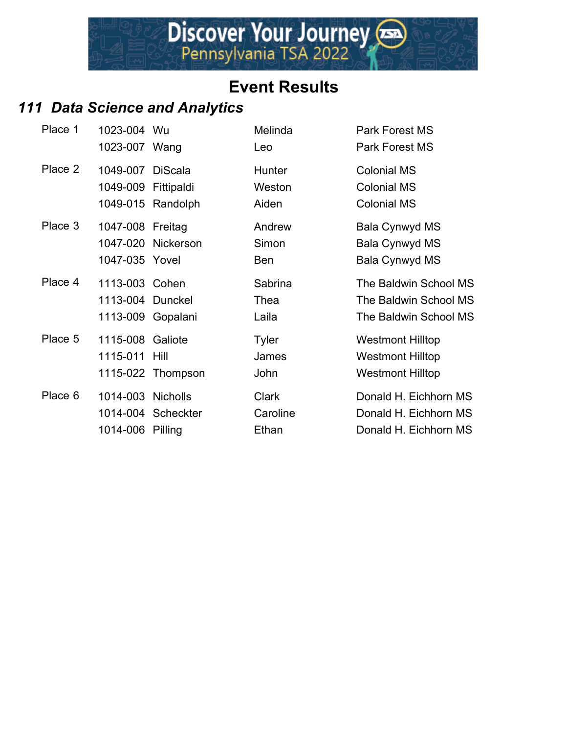# Event Results

## 111 Data Science and Analytics

| Place | ID | Last Name | First Name | School |
|---|---|---|---|---|
| Place 1 | 1023-004 | Wu | Melinda | Park Forest MS |
| | 1023-007 | Wang | Leo | Park Forest MS |
| Place 2 | 1049-007 | DiScala | Hunter | Colonial MS |
| | 1049-009 | Fittipaldi | Weston | Colonial MS |
| | 1049-015 | Randolph | Aiden | Colonial MS |
| Place 3 | 1047-008 | Freitag | Andrew | Bala Cynwyd MS |
| | 1047-020 | Nickerson | Simon | Bala Cynwyd MS |
| | 1047-035 | Yovel | Ben | Bala Cynwyd MS |
| Place 4 | 1113-003 | Cohen | Sabrina | The Baldwin School MS |
| | 1113-004 | Dunckel | Thea | The Baldwin School MS |
| | 1113-009 | Gopalani | Laila | The Baldwin School MS |
| Place 5 | 1115-008 | Galiote | Tyler | Westmont Hilltop |
| | 1115-011 | Hill | James | Westmont Hilltop |
| | 1115-022 | Thompson | John | Westmont Hilltop |
| Place 6 | 1014-003 | Nicholls | Clark | Donald H. Eichhorn MS |
| | 1014-004 | Scheckter | Caroline | Donald H. Eichhorn MS |
| | 1014-006 | Pilling | Ethan | Donald H. Eichhorn MS |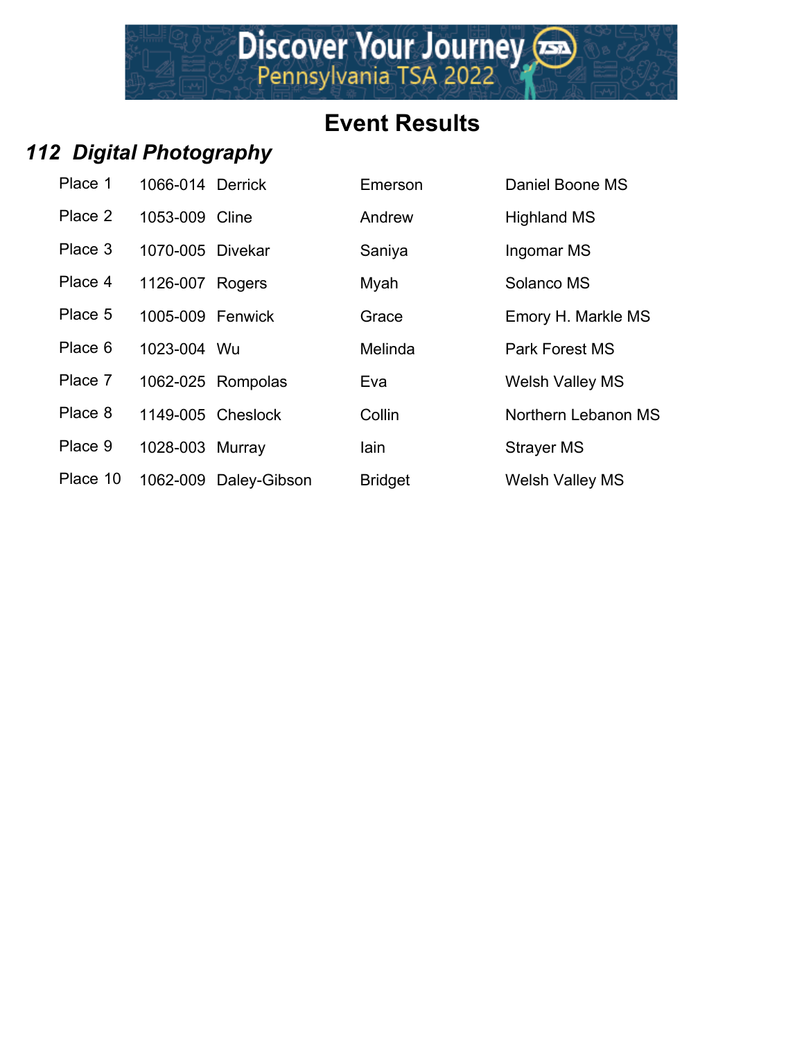# Event Results

## *112 Digital Photography*

| Place | ID | Last Name | First Name | School |
|---|---|---|---|---|
| Place 1 | 1066-014 | Derrick | Emerson | Daniel Boone MS |
| Place 2 | 1053-009 | Cline | Andrew | Highland MS |
| Place 3 | 1070-005 | Divekar | Saniya | Ingomar MS |
| Place 4 | 1126-007 | Rogers | Myah | Solanco MS |
| Place 5 | 1005-009 | Fenwick | Grace | Emory H. Markle MS |
| Place 6 | 1023-004 | Wu | Melinda | Park Forest MS |
| Place 7 | 1062-025 | Rompolas | Eva | Welsh Valley MS |
| Place 8 | 1149-005 | Cheslock | Collin | Northern Lebanon MS |
| Place 9 | 1028-003 | Murray | Iain | Strayer MS |
| Place 10 | 1062-009 | Daley-Gibson | Bridget | Welsh Valley MS |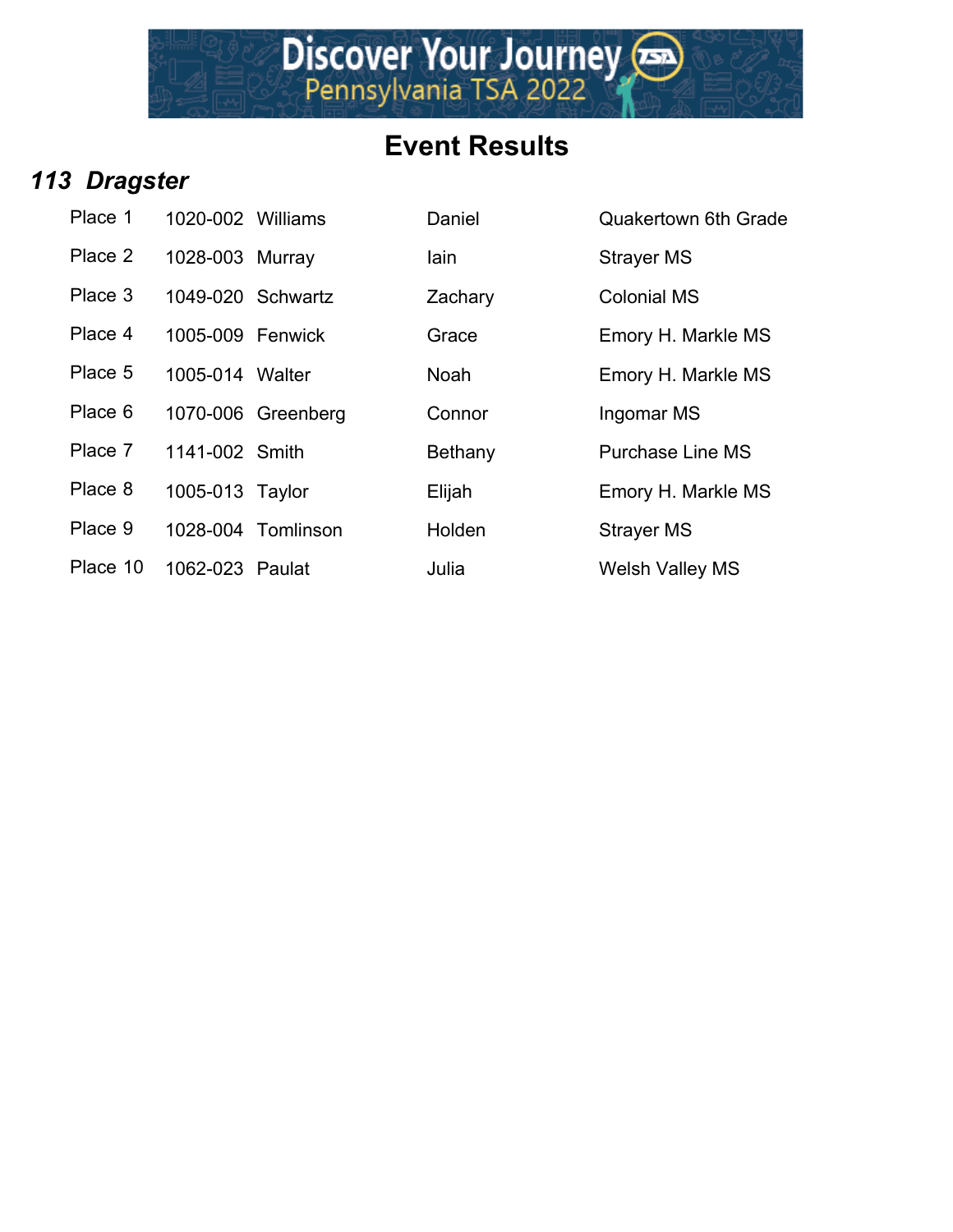# Event Results

## *113 Dragster*

| Place | ID | Last Name | First Name | School |
|---|---|---|---|---|
| Place 1 | 1020-002 | Williams | Daniel | Quakertown 6th Grade |
| Place 2 | 1028-003 | Murray | Iain | Strayer MS |
| Place 3 | 1049-020 | Schwartz | Zachary | Colonial MS |
| Place 4 | 1005-009 | Fenwick | Grace | Emory H. Markle MS |
| Place 5 | 1005-014 | Walter | Noah | Emory H. Markle MS |
| Place 6 | 1070-006 | Greenberg | Connor | Ingomar MS |
| Place 7 | 1141-002 | Smith | Bethany | Purchase Line MS |
| Place 8 | 1005-013 | Taylor | Elijah | Emory H. Markle MS |
| Place 9 | 1028-004 | Tomlinson | Holden | Strayer MS |
| Place 10 | 1062-023 | Paulat | Julia | Welsh Valley MS |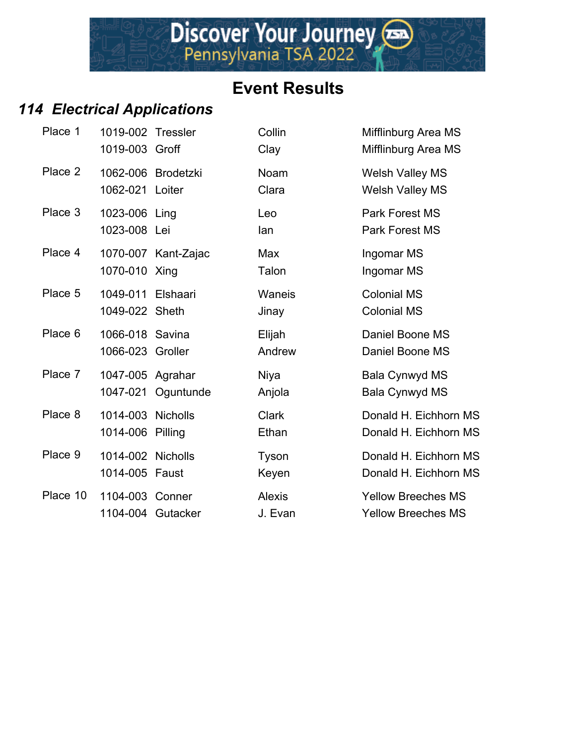# Event Results

## *114 Electrical Applications*

| Place | ID | Last Name | First Name | School |
|---|---|---|---|---|
| Place 1 | 1019-002 | Tressler | Collin | Mifflinburg Area MS |
| | 1019-003 | Groff | Clay | Mifflinburg Area MS |
| Place 2 | 1062-006 | Brodetzki | Noam | Welsh Valley MS |
| | 1062-021 | Loiter | Clara | Welsh Valley MS |
| Place 3 | 1023-006 | Ling | Leo | Park Forest MS |
| | 1023-008 | Lei | Ian | Park Forest MS |
| Place 4 | 1070-007 | Kant-Zajac | Max | Ingomar MS |
| | 1070-010 | Xing | Talon | Ingomar MS |
| Place 5 | 1049-011 | Elshaari | Waneis | Colonial MS |
| | 1049-022 | Sheth | Jinay | Colonial MS |
| Place 6 | 1066-018 | Savina | Elijah | Daniel Boone MS |
| | 1066-023 | Groller | Andrew | Daniel Boone MS |
| Place 7 | 1047-005 | Agrahar | Niya | Bala Cynwyd MS |
| | 1047-021 | Oguntunde | Anjola | Bala Cynwyd MS |
| Place 8 | 1014-003 | Nicholls | Clark | Donald H. Eichhorn MS |
| | 1014-006 | Pilling | Ethan | Donald H. Eichhorn MS |
| Place 9 | 1014-002 | Nicholls | Tyson | Donald H. Eichhorn MS |
| | 1014-005 | Faust | Keyen | Donald H. Eichhorn MS |
| Place 10 | 1104-003 | Conner | Alexis | Yellow Breeches MS |
| | 1104-004 | Gutacker | J. Evan | Yellow Breeches MS |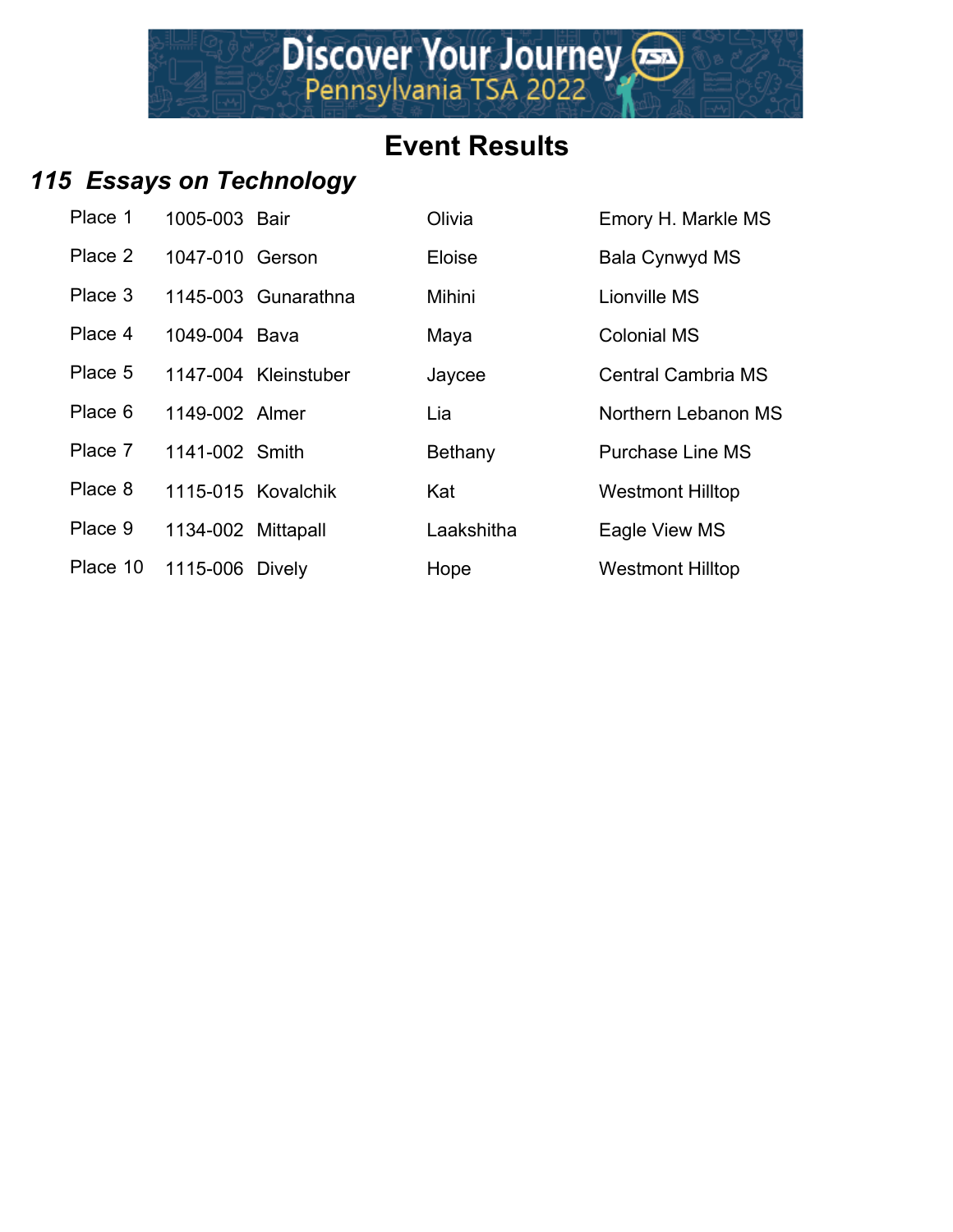# Event Results

## *115 Essays on Technology*

| Place | ID | Last Name | First Name | School |
|---|---|---|---|---|
| Place 1 | 1005-003 | Bair | Olivia | Emory H. Markle MS |
| Place 2 | 1047-010 | Gerson | Eloise | Bala Cynwyd MS |
| Place 3 | 1145-003 | Gunarathna | Mihini | Lionville MS |
| Place 4 | 1049-004 | Bava | Maya | Colonial MS |
| Place 5 | 1147-004 | Kleinstuber | Jaycee | Central Cambria MS |
| Place 6 | 1149-002 | Almer | Lia | Northern Lebanon MS |
| Place 7 | 1141-002 | Smith | Bethany | Purchase Line MS |
| Place 8 | 1115-015 | Kovalchik | Kat | Westmont Hilltop |
| Place 9 | 1134-002 | Mittapall | Laakshitha | Eagle View MS |
| Place 10 | 1115-006 | Dively | Hope | Westmont Hilltop |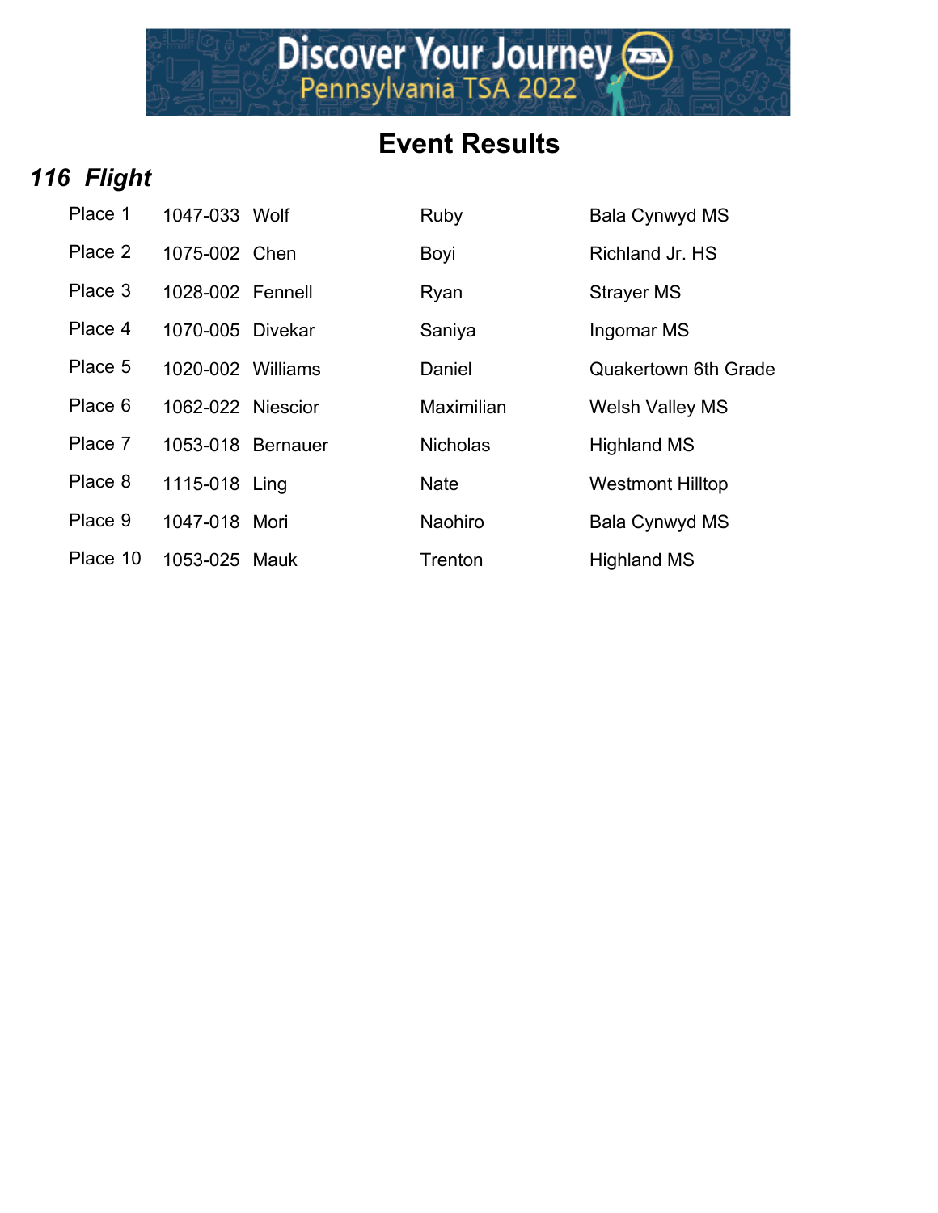# Event Results

## *116 Flight*

| | | | | |
|---|---|---|---|---|
| Place 1 | 1047-033 | Wolf | Ruby | Bala Cynwyd MS |
| Place 2 | 1075-002 | Chen | Boyi | Richland Jr. HS |
| Place 3 | 1028-002 | Fennell | Ryan | Strayer MS |
| Place 4 | 1070-005 | Divekar | Saniya | Ingomar MS |
| Place 5 | 1020-002 | Williams | Daniel | Quakertown 6th Grade |
| Place 6 | 1062-022 | Niescior | Maximilian | Welsh Valley MS |
| Place 7 | 1053-018 | Bernauer | Nicholas | Highland MS |
| Place 8 | 1115-018 | Ling | Nate | Westmont Hilltop |
| Place 9 | 1047-018 | Mori | Naohiro | Bala Cynwyd MS |
| Place 10 | 1053-025 | Mauk | Trenton | Highland MS |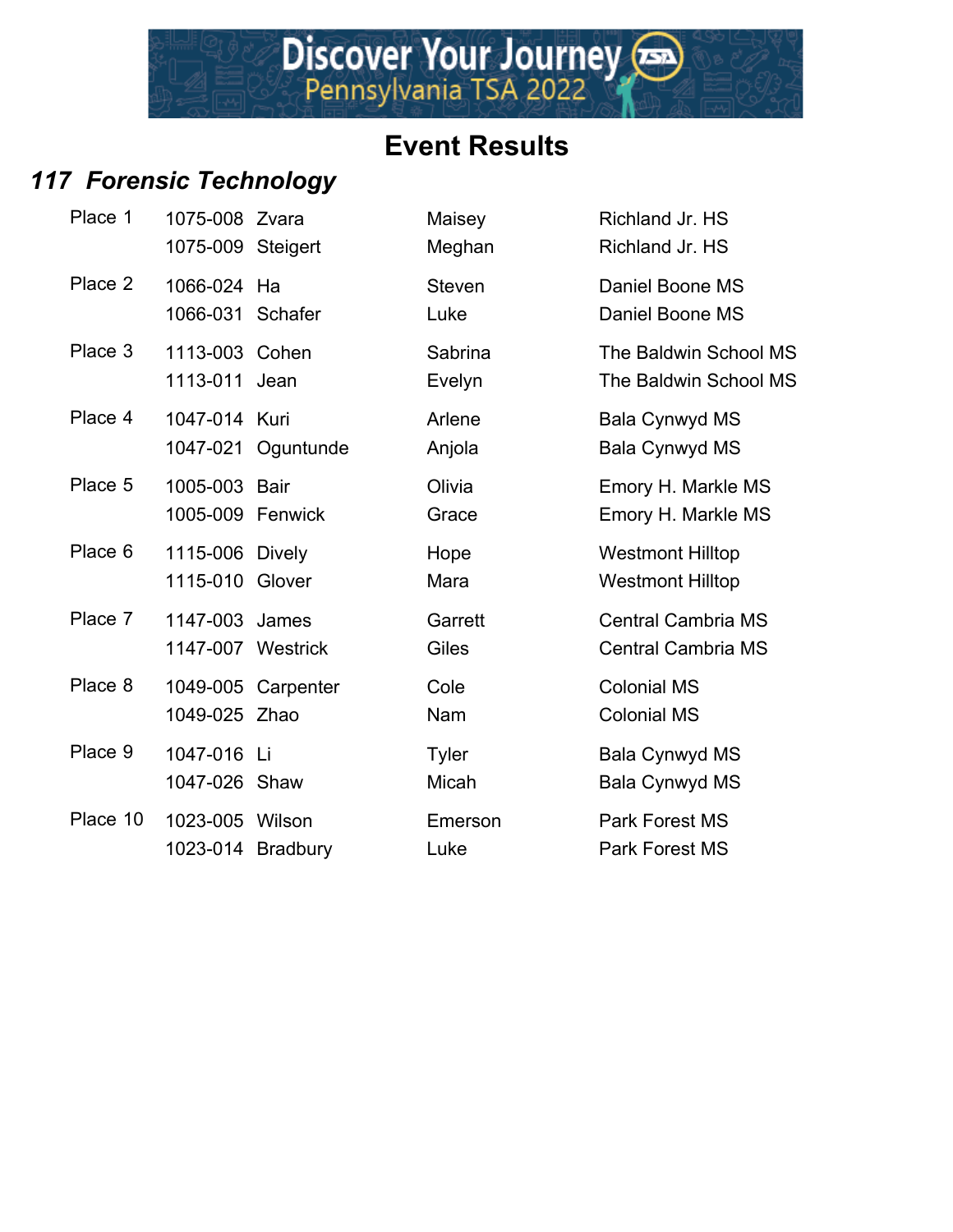# Event Results

## *117 Forensic Technology*

| Place | ID | Last Name | First Name | School |
|---|---|---|---|---|
| Place 1 | 1075-008 | Zvara | Maisey | Richland Jr. HS |
| | 1075-009 | Steigert | Meghan | Richland Jr. HS |
| Place 2 | 1066-024 | Ha | Steven | Daniel Boone MS |
| | 1066-031 | Schafer | Luke | Daniel Boone MS |
| Place 3 | 1113-003 | Cohen | Sabrina | The Baldwin School MS |
| | 1113-011 | Jean | Evelyn | The Baldwin School MS |
| Place 4 | 1047-014 | Kuri | Arlene | Bala Cynwyd MS |
| | 1047-021 | Oguntunde | Anjola | Bala Cynwyd MS |
| Place 5 | 1005-003 | Bair | Olivia | Emory H. Markle MS |
| | 1005-009 | Fenwick | Grace | Emory H. Markle MS |
| Place 6 | 1115-006 | Dively | Hope | Westmont Hilltop |
| | 1115-010 | Glover | Mara | Westmont Hilltop |
| Place 7 | 1147-003 | James | Garrett | Central Cambria MS |
| | 1147-007 | Westrick | Giles | Central Cambria MS |
| Place 8 | 1049-005 | Carpenter | Cole | Colonial MS |
| | 1049-025 | Zhao | Nam | Colonial MS |
| Place 9 | 1047-016 | Li | Tyler | Bala Cynwyd MS |
| | 1047-026 | Shaw | Micah | Bala Cynwyd MS |
| Place 10 | 1023-005 | Wilson | Emerson | Park Forest MS |
| | 1023-014 | Bradbury | Luke | Park Forest MS |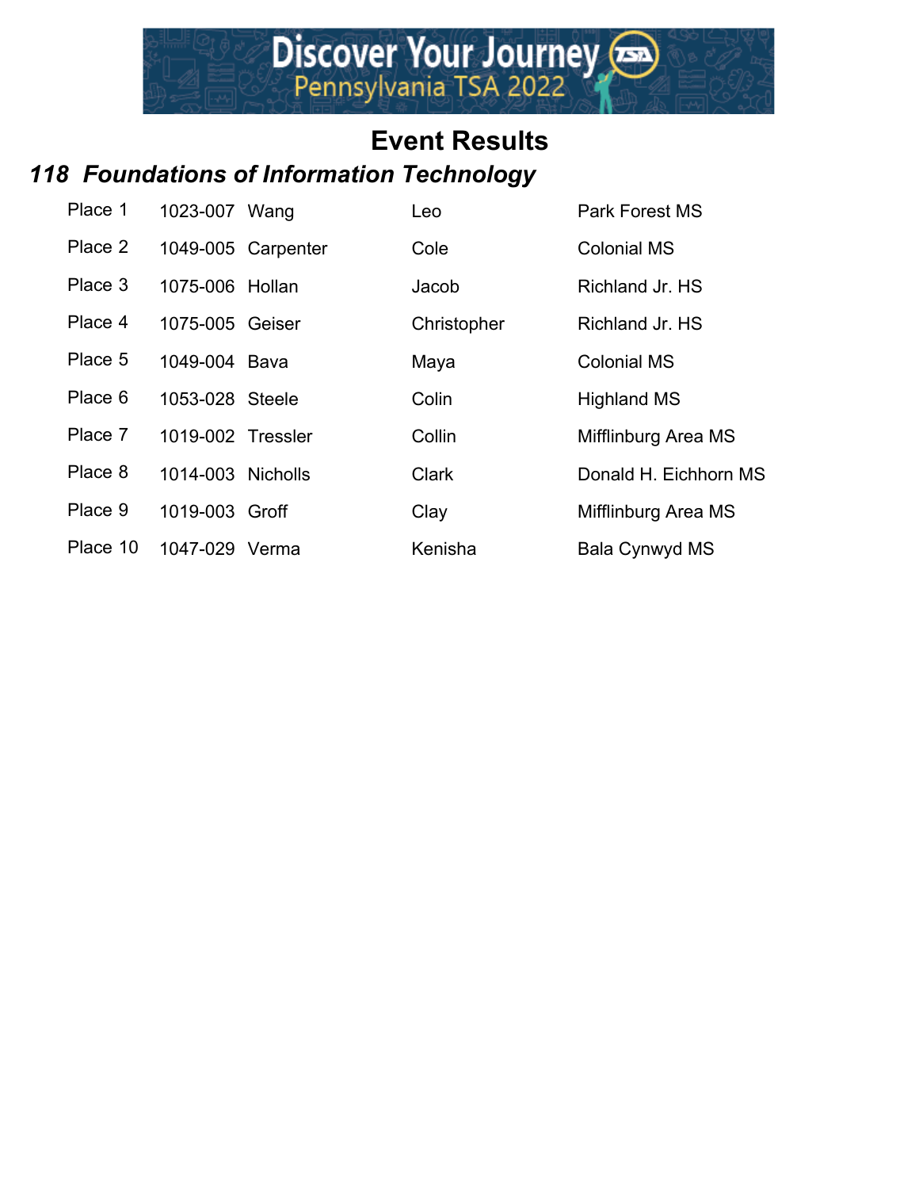# Event Results

## *118 Foundations of Information Technology*

| Place | ID | Last Name | First Name | School |
|---|---|---|---|---|
| Place 1 | 1023-007 | Wang | Leo | Park Forest MS |
| Place 2 | 1049-005 | Carpenter | Cole | Colonial MS |
| Place 3 | 1075-006 | Hollan | Jacob | Richland Jr. HS |
| Place 4 | 1075-005 | Geiser | Christopher | Richland Jr. HS |
| Place 5 | 1049-004 | Bava | Maya | Colonial MS |
| Place 6 | 1053-028 | Steele | Colin | Highland MS |
| Place 7 | 1019-002 | Tressler | Collin | Mifflinburg Area MS |
| Place 8 | 1014-003 | Nicholls | Clark | Donald H. Eichhorn MS |
| Place 9 | 1019-003 | Groff | Clay | Mifflinburg Area MS |
| Place 10 | 1047-029 | Verma | Kenisha | Bala Cynwyd MS |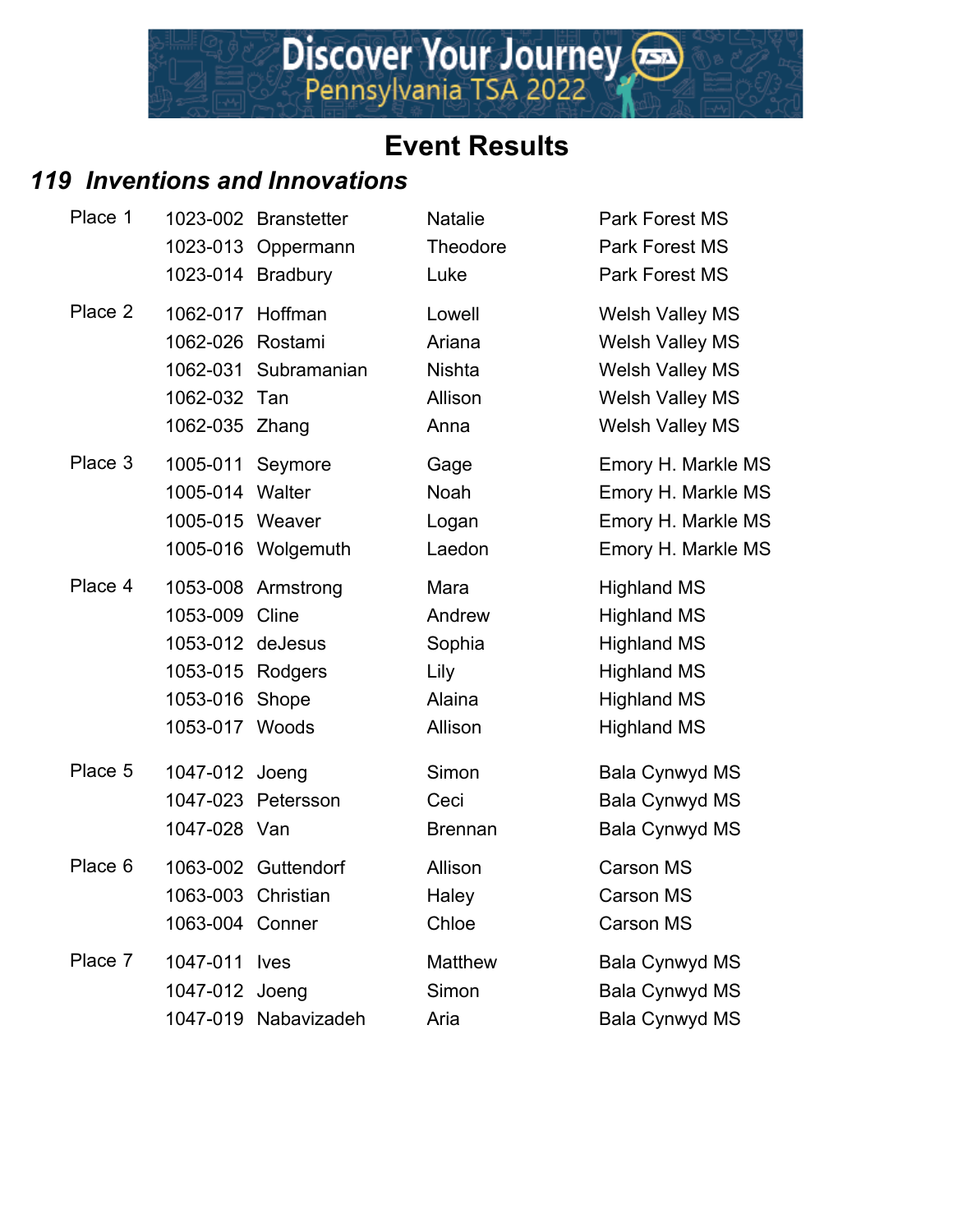# Event Results

## *119 Inventions and Innovations*

| Place | ID | Last Name | First Name | School |
|---|---|---|---|---|
| Place 1 | 1023-002 | Branstetter | Natalie | Park Forest MS |
| | 1023-013 | Oppermann | Theodore | Park Forest MS |
| | 1023-014 | Bradbury | Luke | Park Forest MS |
| Place 2 | 1062-017 | Hoffman | Lowell | Welsh Valley MS |
| | 1062-026 | Rostami | Ariana | Welsh Valley MS |
| | 1062-031 | Subramanian | Nishta | Welsh Valley MS |
| | 1062-032 | Tan | Allison | Welsh Valley MS |
| | 1062-035 | Zhang | Anna | Welsh Valley MS |
| Place 3 | 1005-011 | Seymore | Gage | Emory H. Markle MS |
| | 1005-014 | Walter | Noah | Emory H. Markle MS |
| | 1005-015 | Weaver | Logan | Emory H. Markle MS |
| | 1005-016 | Wolgemuth | Laedon | Emory H. Markle MS |
| Place 4 | 1053-008 | Armstrong | Mara | Highland MS |
| | 1053-009 | Cline | Andrew | Highland MS |
| | 1053-012 | deJesus | Sophia | Highland MS |
| | 1053-015 | Rodgers | Lily | Highland MS |
| | 1053-016 | Shope | Alaina | Highland MS |
| | 1053-017 | Woods | Allison | Highland MS |
| Place 5 | 1047-012 | Joeng | Simon | Bala Cynwyd MS |
| | 1047-023 | Petersson | Ceci | Bala Cynwyd MS |
| | 1047-028 | Van | Brennan | Bala Cynwyd MS |
| Place 6 | 1063-002 | Guttendorf | Allison | Carson MS |
| | 1063-003 | Christian | Haley | Carson MS |
| | 1063-004 | Conner | Chloe | Carson MS |
| Place 7 | 1047-011 | Ives | Matthew | Bala Cynwyd MS |
| | 1047-012 | Joeng | Simon | Bala Cynwyd MS |
| | 1047-019 | Nabavizadeh | Aria | Bala Cynwyd MS |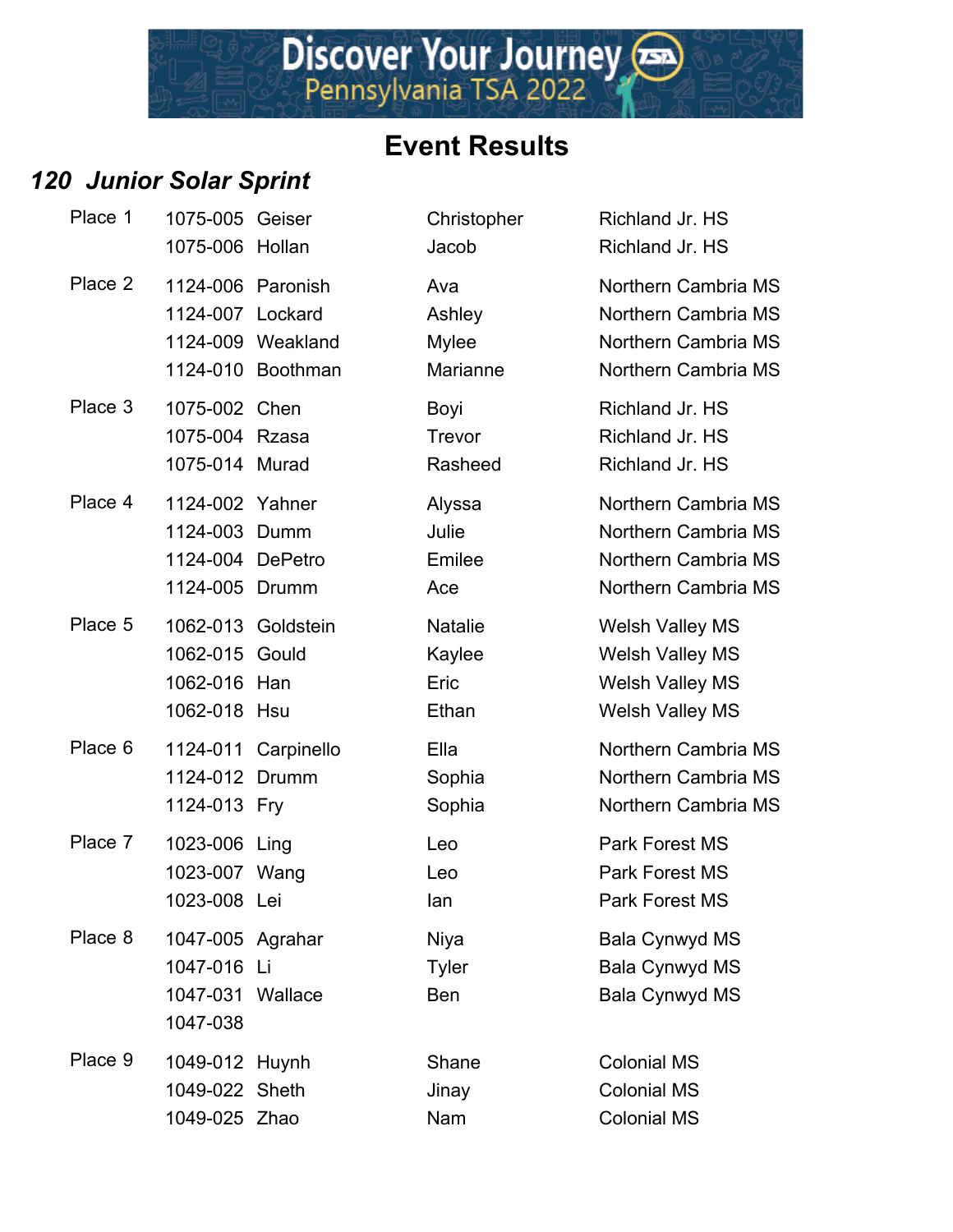# Event Results

## *120 Junior Solar Sprint*

| Place | ID | Last Name | First Name | School |
|---|---|---|---|---|
| Place 1 | 1075-005 | Geiser | Christopher | Richland Jr. HS |
| | 1075-006 | Hollan | Jacob | Richland Jr. HS |
| Place 2 | 1124-006 | Paronish | Ava | Northern Cambria MS |
| | 1124-007 | Lockard | Ashley | Northern Cambria MS |
| | 1124-009 | Weakland | Mylee | Northern Cambria MS |
| | 1124-010 | Boothman | Marianne | Northern Cambria MS |
| Place 3 | 1075-002 | Chen | Boyi | Richland Jr. HS |
| | 1075-004 | Rzasa | Trevor | Richland Jr. HS |
| | 1075-014 | Murad | Rasheed | Richland Jr. HS |
| Place 4 | 1124-002 | Yahner | Alyssa | Northern Cambria MS |
| | 1124-003 | Dumm | Julie | Northern Cambria MS |
| | 1124-004 | DePetro | Emilee | Northern Cambria MS |
| | 1124-005 | Drumm | Ace | Northern Cambria MS |
| Place 5 | 1062-013 | Goldstein | Natalie | Welsh Valley MS |
| | 1062-015 | Gould | Kaylee | Welsh Valley MS |
| | 1062-016 | Han | Eric | Welsh Valley MS |
| | 1062-018 | Hsu | Ethan | Welsh Valley MS |
| Place 6 | 1124-011 | Carpinello | Ella | Northern Cambria MS |
| | 1124-012 | Drumm | Sophia | Northern Cambria MS |
| | 1124-013 | Fry | Sophia | Northern Cambria MS |
| Place 7 | 1023-006 | Ling | Leo | Park Forest MS |
| | 1023-007 | Wang | Leo | Park Forest MS |
| | 1023-008 | Lei | Ian | Park Forest MS |
| Place 8 | 1047-005 | Agrahar | Niya | Bala Cynwyd MS |
| | 1047-016 | Li | Tyler | Bala Cynwyd MS |
| | 1047-031 | Wallace | Ben | Bala Cynwyd MS |
| | 1047-038 | | | |
| Place 9 | 1049-012 | Huynh | Shane | Colonial MS |
| | 1049-022 | Sheth | Jinay | Colonial MS |
| | 1049-025 | Zhao | Nam | Colonial MS |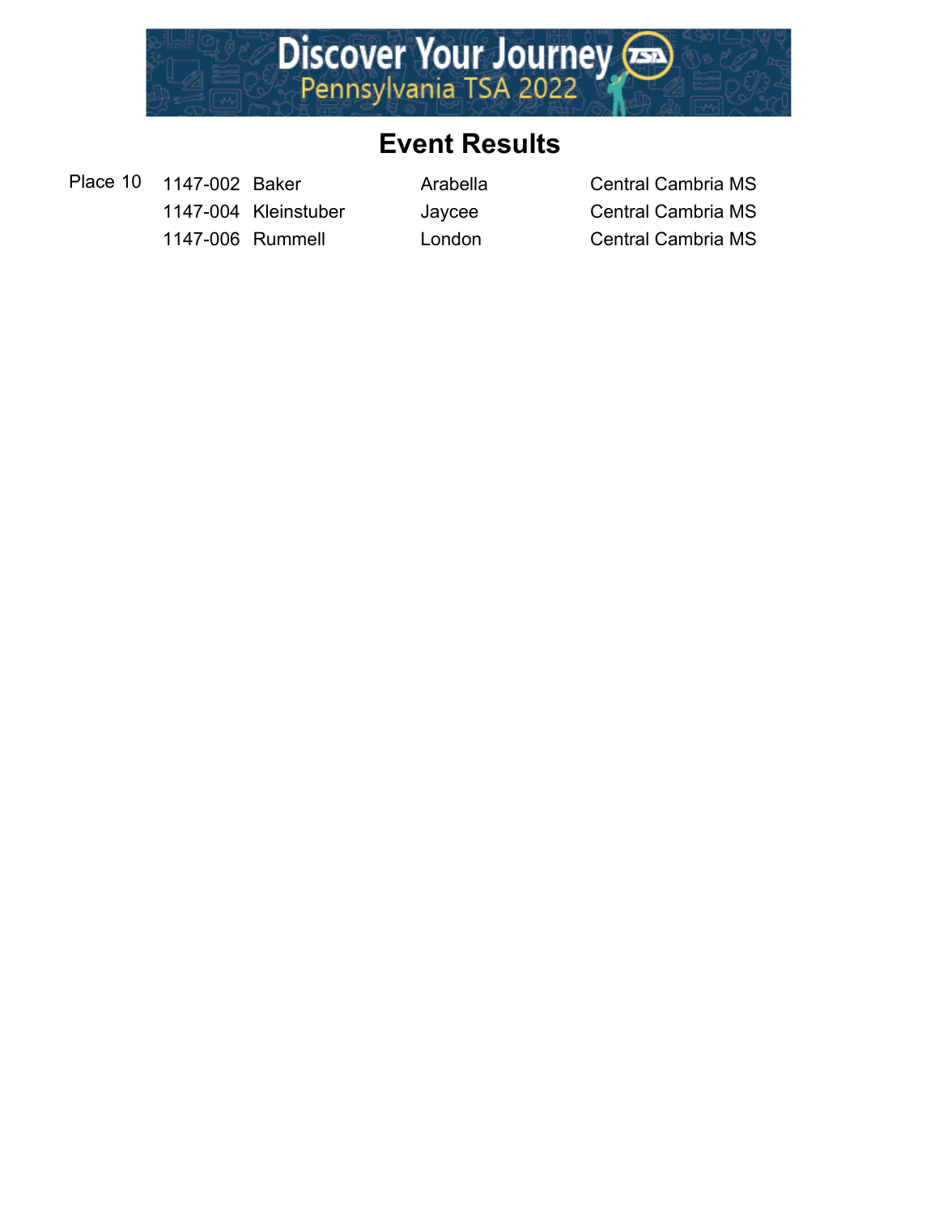Discover Your Journey

Pennsylvania TSA 2022

# Event Results

| Place 10 | 1147-002 | Baker | Arabella | Central Cambria MS |
|---|---|---|---|---|
| | 1147-004 | Kleinstuber | Jaycee | Central Cambria MS |
| | 1147-006 | Rummell | London | Central Cambria MS |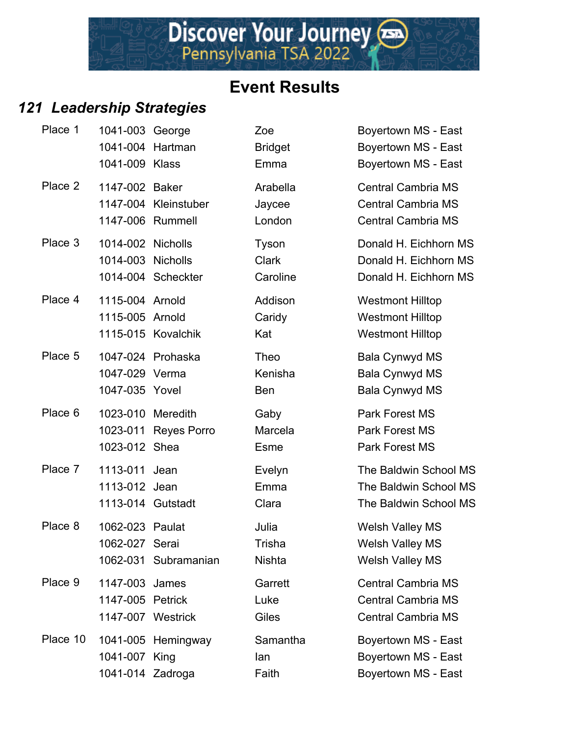# Event Results

## 121 Leadership Strategies

| Place | ID | Last Name | First Name | School |
|---|---|---|---|---|
| Place 1 | 1041-003 | George | Zoe | Boyertown MS - East |
| | 1041-004 | Hartman | Bridget | Boyertown MS - East |
| | 1041-009 | Klass | Emma | Boyertown MS - East |
| Place 2 | 1147-002 | Baker | Arabella | Central Cambria MS |
| | 1147-004 | Kleinstuber | Jaycee | Central Cambria MS |
| | 1147-006 | Rummell | London | Central Cambria MS |
| Place 3 | 1014-002 | Nicholls | Tyson | Donald H. Eichhorn MS |
| | 1014-003 | Nicholls | Clark | Donald H. Eichhorn MS |
| | 1014-004 | Scheckter | Caroline | Donald H. Eichhorn MS |
| Place 4 | 1115-004 | Arnold | Addison | Westmont Hilltop |
| | 1115-005 | Arnold | Caridy | Westmont Hilltop |
| | 1115-015 | Kovalchik | Kat | Westmont Hilltop |
| Place 5 | 1047-024 | Prohaska | Theo | Bala Cynwyd MS |
| | 1047-029 | Verma | Kenisha | Bala Cynwyd MS |
| | 1047-035 | Yovel | Ben | Bala Cynwyd MS |
| Place 6 | 1023-010 | Meredith | Gaby | Park Forest MS |
| | 1023-011 | Reyes Porro | Marcela | Park Forest MS |
| | 1023-012 | Shea | Esme | Park Forest MS |
| Place 7 | 1113-011 | Jean | Evelyn | The Baldwin School MS |
| | 1113-012 | Jean | Emma | The Baldwin School MS |
| | 1113-014 | Gutstadt | Clara | The Baldwin School MS |
| Place 8 | 1062-023 | Paulat | Julia | Welsh Valley MS |
| | 1062-027 | Serai | Trisha | Welsh Valley MS |
| | 1062-031 | Subramanian | Nishta | Welsh Valley MS |
| Place 9 | 1147-003 | James | Garrett | Central Cambria MS |
| | 1147-005 | Petrick | Luke | Central Cambria MS |
| | 1147-007 | Westrick | Giles | Central Cambria MS |
| Place 10 | 1041-005 | Hemingway | Samantha | Boyertown MS - East |
| | 1041-007 | King | Ian | Boyertown MS - East |
| | 1041-014 | Zadroga | Faith | Boyertown MS - East |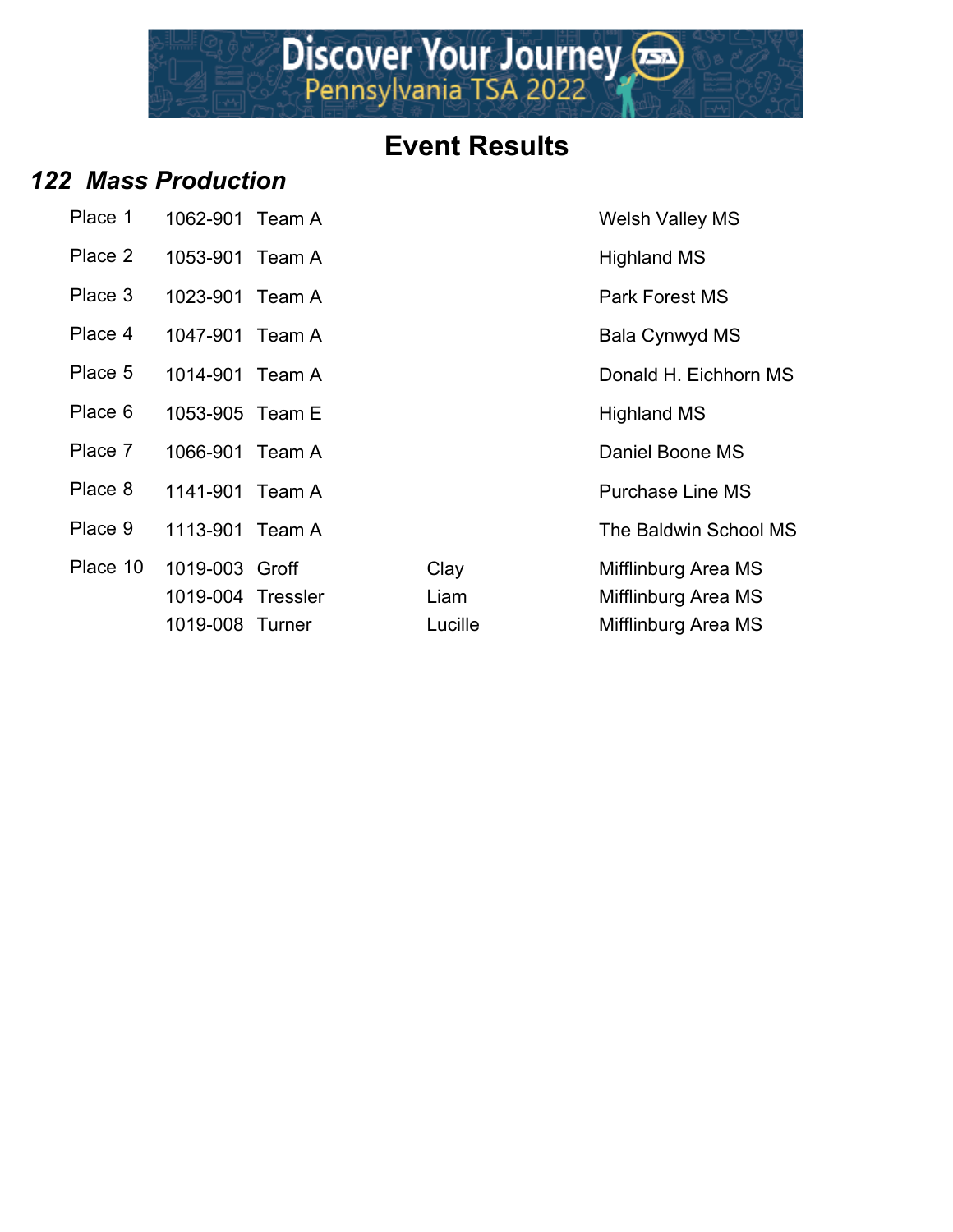# Event Results

## 122 Mass Production

| Place | ID | Name | First Name | School |
|---|---|---|---|---|
| Place 1 | 1062-901 | Team A | | Welsh Valley MS |
| Place 2 | 1053-901 | Team A | | Highland MS |
| Place 3 | 1023-901 | Team A | | Park Forest MS |
| Place 4 | 1047-901 | Team A | | Bala Cynwyd MS |
| Place 5 | 1014-901 | Team A | | Donald H. Eichhorn MS |
| Place 6 | 1053-905 | Team E | | Highland MS |
| Place 7 | 1066-901 | Team A | | Daniel Boone MS |
| Place 8 | 1141-901 | Team A | | Purchase Line MS |
| Place 9 | 1113-901 | Team A | | The Baldwin School MS |
| Place 10 | 1019-003 | Groff | Clay | Mifflinburg Area MS |
| | 1019-004 | Tressler | Liam | Mifflinburg Area MS |
| | 1019-008 | Turner | Lucille | Mifflinburg Area MS |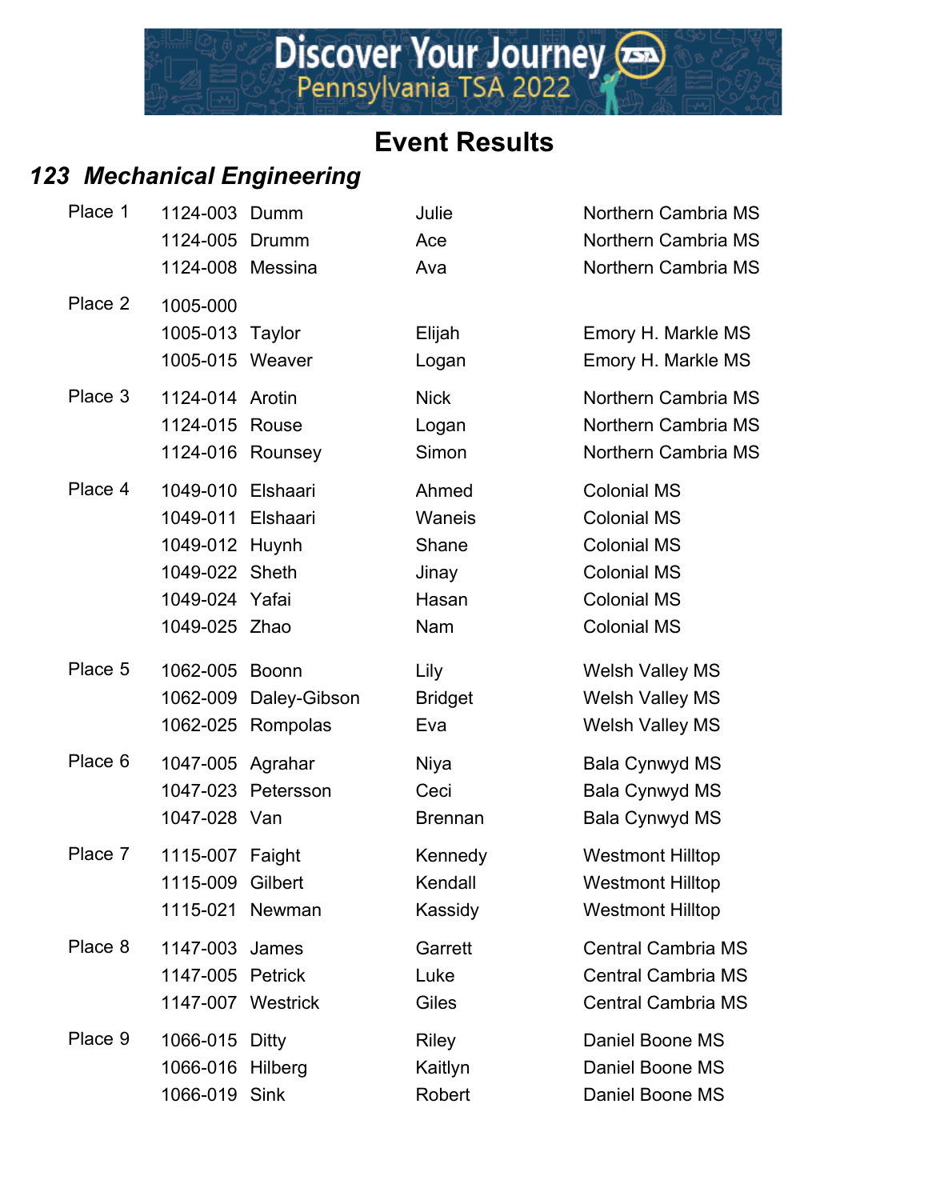# Event Results

## 123 Mechanical Engineering

| Place | ID | Last Name | First Name | School |
|---|---|---|---|---|
| Place 1 | 1124-003 | Dumm | Julie | Northern Cambria MS |
| | 1124-005 | Drumm | Ace | Northern Cambria MS |
| | 1124-008 | Messina | Ava | Northern Cambria MS |
| Place 2 | 1005-000 | | | |
| | 1005-013 | Taylor | Elijah | Emory H. Markle MS |
| | 1005-015 | Weaver | Logan | Emory H. Markle MS |
| Place 3 | 1124-014 | Arotin | Nick | Northern Cambria MS |
| | 1124-015 | Rouse | Logan | Northern Cambria MS |
| | 1124-016 | Rounsey | Simon | Northern Cambria MS |
| Place 4 | 1049-010 | Elshaari | Ahmed | Colonial MS |
| | 1049-011 | Elshaari | Waneis | Colonial MS |
| | 1049-012 | Huynh | Shane | Colonial MS |
| | 1049-022 | Sheth | Jinay | Colonial MS |
| | 1049-024 | Yafai | Hasan | Colonial MS |
| | 1049-025 | Zhao | Nam | Colonial MS |
| Place 5 | 1062-005 | Boonn | Lily | Welsh Valley MS |
| | 1062-009 | Daley-Gibson | Bridget | Welsh Valley MS |
| | 1062-025 | Rompolas | Eva | Welsh Valley MS |
| Place 6 | 1047-005 | Agrahar | Niya | Bala Cynwyd MS |
| | 1047-023 | Petersson | Ceci | Bala Cynwyd MS |
| | 1047-028 | Van | Brennan | Bala Cynwyd MS |
| Place 7 | 1115-007 | Faight | Kennedy | Westmont Hilltop |
| | 1115-009 | Gilbert | Kendall | Westmont Hilltop |
| | 1115-021 | Newman | Kassidy | Westmont Hilltop |
| Place 8 | 1147-003 | James | Garrett | Central Cambria MS |
| | 1147-005 | Petrick | Luke | Central Cambria MS |
| | 1147-007 | Westrick | Giles | Central Cambria MS |
| Place 9 | 1066-015 | Ditty | Riley | Daniel Boone MS |
| | 1066-016 | Hilberg | Kaitlyn | Daniel Boone MS |
| | 1066-019 | Sink | Robert | Daniel Boone MS |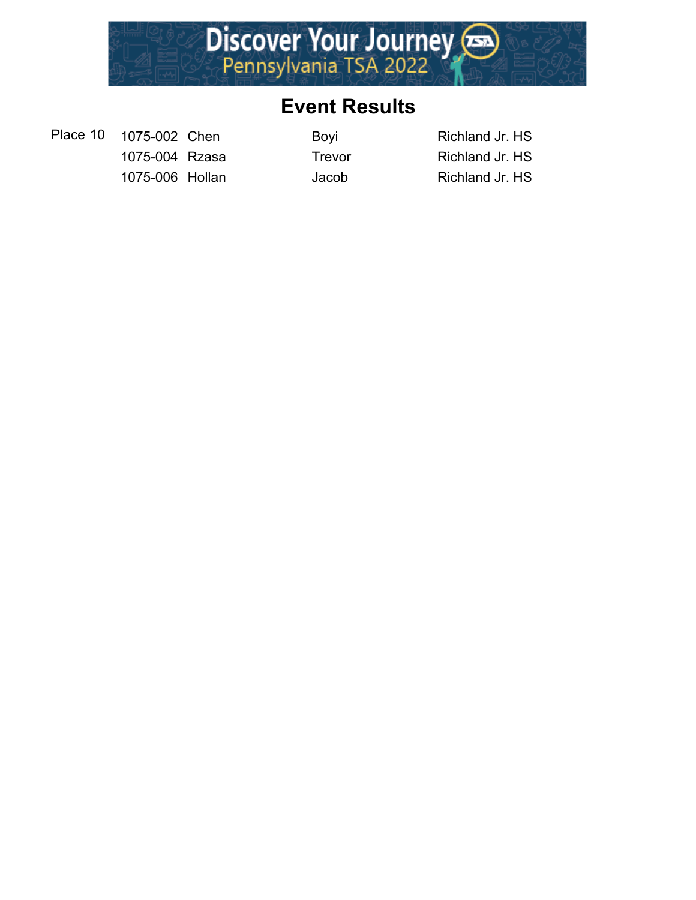# Event Results

| Place | ID | Last Name | First Name | School |
|---|---|---|---|---|
| Place 10 | 1075-002 | Chen | Boyi | Richland Jr. HS |
| | 1075-004 | Rzasa | Trevor | Richland Jr. HS |
| | 1075-006 | Hollan | Jacob | Richland Jr. HS |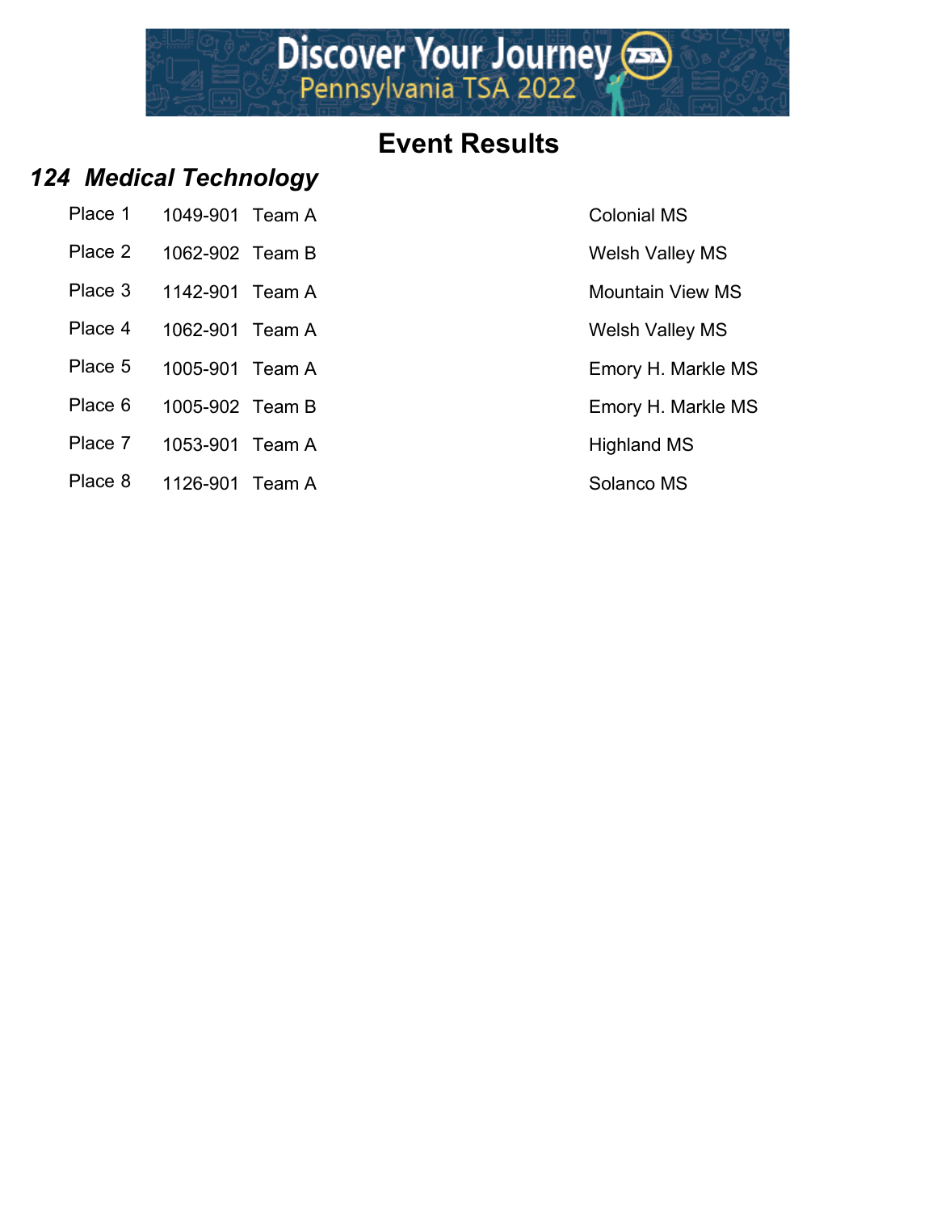# Event Results

## *124 Medical Technology*

| Place | ID | Team | School |
|---|---|---|---|
| Place 1 | 1049-901 | Team A | Colonial MS |
| Place 2 | 1062-902 | Team B | Welsh Valley MS |
| Place 3 | 1142-901 | Team A | Mountain View MS |
| Place 4 | 1062-901 | Team A | Welsh Valley MS |
| Place 5 | 1005-901 | Team A | Emory H. Markle MS |
| Place 6 | 1005-902 | Team B | Emory H. Markle MS |
| Place 7 | 1053-901 | Team A | Highland MS |
| Place 8 | 1126-901 | Team A | Solanco MS |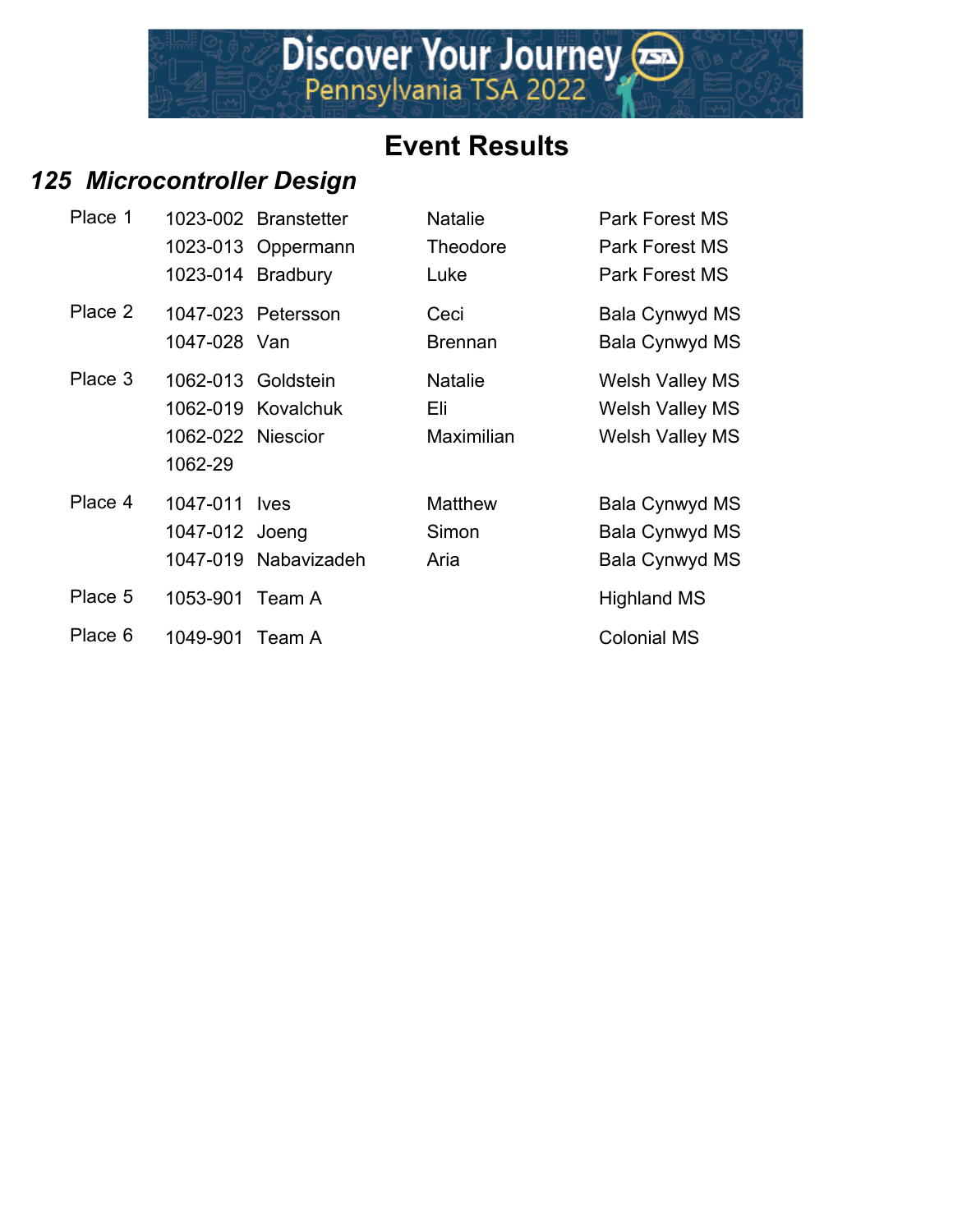# Event Results

## *125 Microcontroller Design*

| Place | ID | Last Name | First Name | School |
|---|---|---|---|---|
| Place 1 | 1023-002 | Branstetter | Natalie | Park Forest MS |
| | 1023-013 | Oppermann | Theodore | Park Forest MS |
| | 1023-014 | Bradbury | Luke | Park Forest MS |
| Place 2 | 1047-023 | Petersson | Ceci | Bala Cynwyd MS |
| | 1047-028 | Van | Brennan | Bala Cynwyd MS |
| Place 3 | 1062-013 | Goldstein | Natalie | Welsh Valley MS |
| | 1062-019 | Kovalchuk | Eli | Welsh Valley MS |
| | 1062-022 | Niescior | Maximilian | Welsh Valley MS |
| | 1062-29 | | | |
| Place 4 | 1047-011 | Ives | Matthew | Bala Cynwyd MS |
| | 1047-012 | Joeng | Simon | Bala Cynwyd MS |
| | 1047-019 | Nabavizadeh | Aria | Bala Cynwyd MS |
| Place 5 | 1053-901 | Team A | | Highland MS |
| Place 6 | 1049-901 | Team A | | Colonial MS |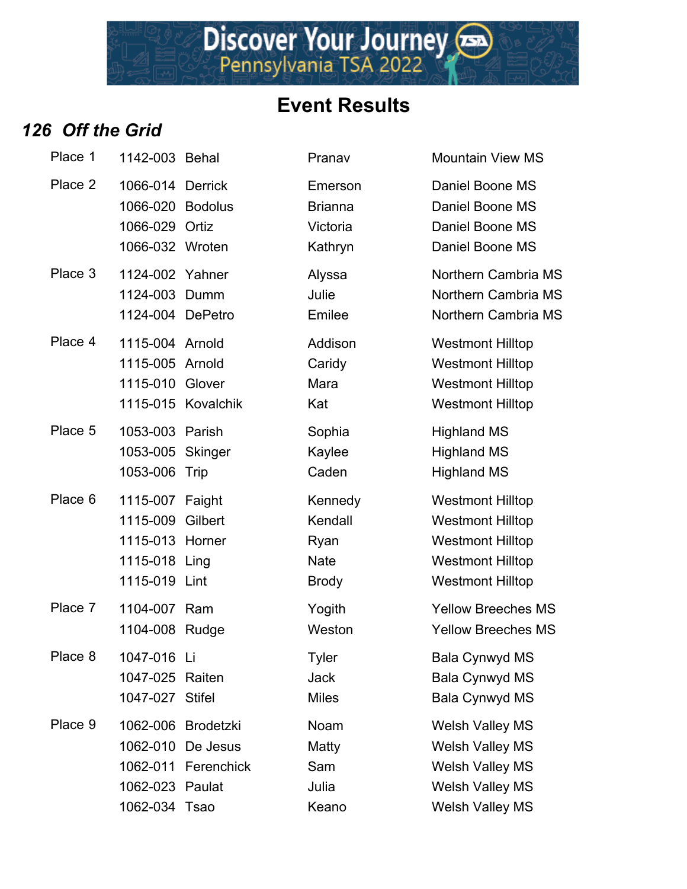# Event Results

## *126 Off the Grid*

| Place | ID | Last Name | First Name | School |
|---|---|---|---|---|
| Place 1 | 1142-003 | Behal | Pranav | Mountain View MS |
| Place 2 | 1066-014 | Derrick | Emerson | Daniel Boone MS |
| | 1066-020 | Bodolus | Brianna | Daniel Boone MS |
| | 1066-029 | Ortiz | Victoria | Daniel Boone MS |
| | 1066-032 | Wroten | Kathryn | Daniel Boone MS |
| Place 3 | 1124-002 | Yahner | Alyssa | Northern Cambria MS |
| | 1124-003 | Dumm | Julie | Northern Cambria MS |
| | 1124-004 | DePetro | Emilee | Northern Cambria MS |
| Place 4 | 1115-004 | Arnold | Addison | Westmont Hilltop |
| | 1115-005 | Arnold | Caridy | Westmont Hilltop |
| | 1115-010 | Glover | Mara | Westmont Hilltop |
| | 1115-015 | Kovalchik | Kat | Westmont Hilltop |
| Place 5 | 1053-003 | Parish | Sophia | Highland MS |
| | 1053-005 | Skinger | Kaylee | Highland MS |
| | 1053-006 | Trip | Caden | Highland MS |
| Place 6 | 1115-007 | Faight | Kennedy | Westmont Hilltop |
| | 1115-009 | Gilbert | Kendall | Westmont Hilltop |
| | 1115-013 | Horner | Ryan | Westmont Hilltop |
| | 1115-018 | Ling | Nate | Westmont Hilltop |
| | 1115-019 | Lint | Brody | Westmont Hilltop |
| Place 7 | 1104-007 | Ram | Yogith | Yellow Breeches MS |
| | 1104-008 | Rudge | Weston | Yellow Breeches MS |
| Place 8 | 1047-016 | Li | Tyler | Bala Cynwyd MS |
| | 1047-025 | Raiten | Jack | Bala Cynwyd MS |
| | 1047-027 | Stifel | Miles | Bala Cynwyd MS |
| Place 9 | 1062-006 | Brodetzki | Noam | Welsh Valley MS |
| | 1062-010 | De Jesus | Matty | Welsh Valley MS |
| | 1062-011 | Ferenchick | Sam | Welsh Valley MS |
| | 1062-023 | Paulat | Julia | Welsh Valley MS |
| | 1062-034 | Tsao | Keano | Welsh Valley MS |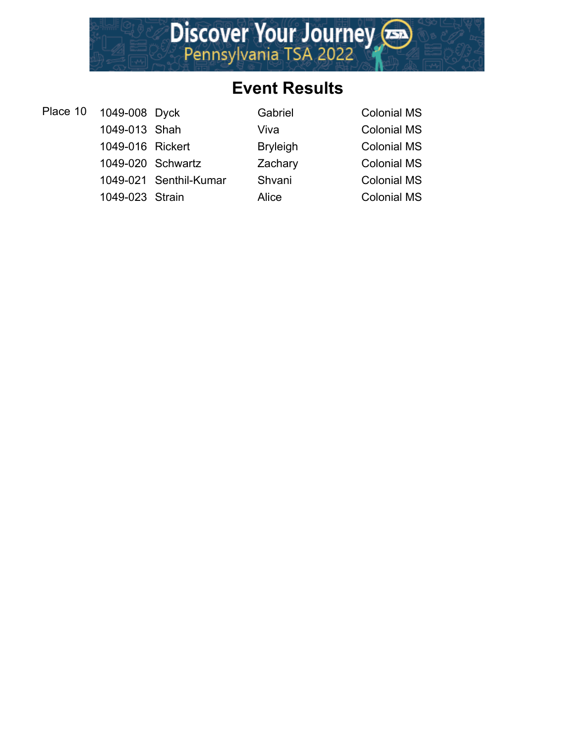## Event Results

| Place | ID | Last Name | First Name | School |
|---|---|---|---|---|
| Place 10 | 1049-008 | Dyck | Gabriel | Colonial MS |
| | 1049-013 | Shah | Viva | Colonial MS |
| | 1049-016 | Rickert | Bryleigh | Colonial MS |
| | 1049-020 | Schwartz | Zachary | Colonial MS |
| | 1049-021 | Senthil-Kumar | Shvani | Colonial MS |
| | 1049-023 | Strain | Alice | Colonial MS |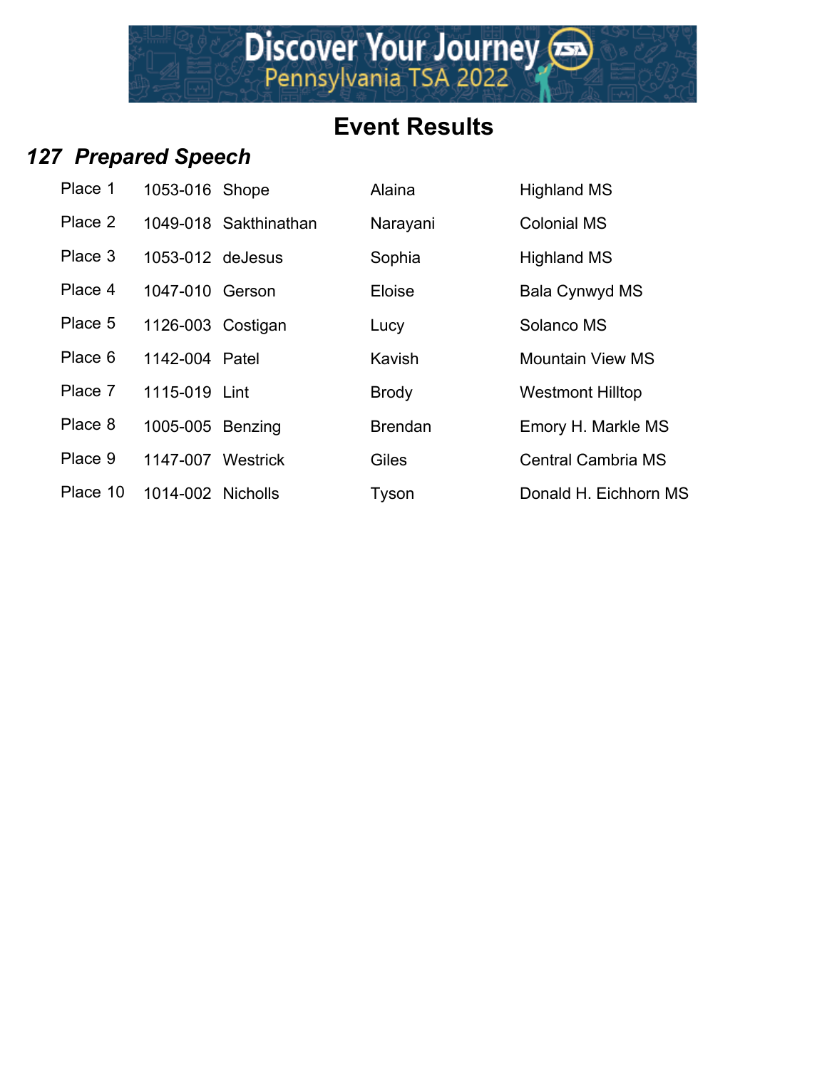# Event Results

## *127 Prepared Speech*

| Place | ID | Last Name | First Name | School |
|---|---|---|---|---|
| Place 1 | 1053-016 | Shope | Alaina | Highland MS |
| Place 2 | 1049-018 | Sakthinathan | Narayani | Colonial MS |
| Place 3 | 1053-012 | deJesus | Sophia | Highland MS |
| Place 4 | 1047-010 | Gerson | Eloise | Bala Cynwyd MS |
| Place 5 | 1126-003 | Costigan | Lucy | Solanco MS |
| Place 6 | 1142-004 | Patel | Kavish | Mountain View MS |
| Place 7 | 1115-019 | Lint | Brody | Westmont Hilltop |
| Place 8 | 1005-005 | Benzing | Brendan | Emory H. Markle MS |
| Place 9 | 1147-007 | Westrick | Giles | Central Cambria MS |
| Place 10 | 1014-002 | Nicholls | Tyson | Donald H. Eichhorn MS |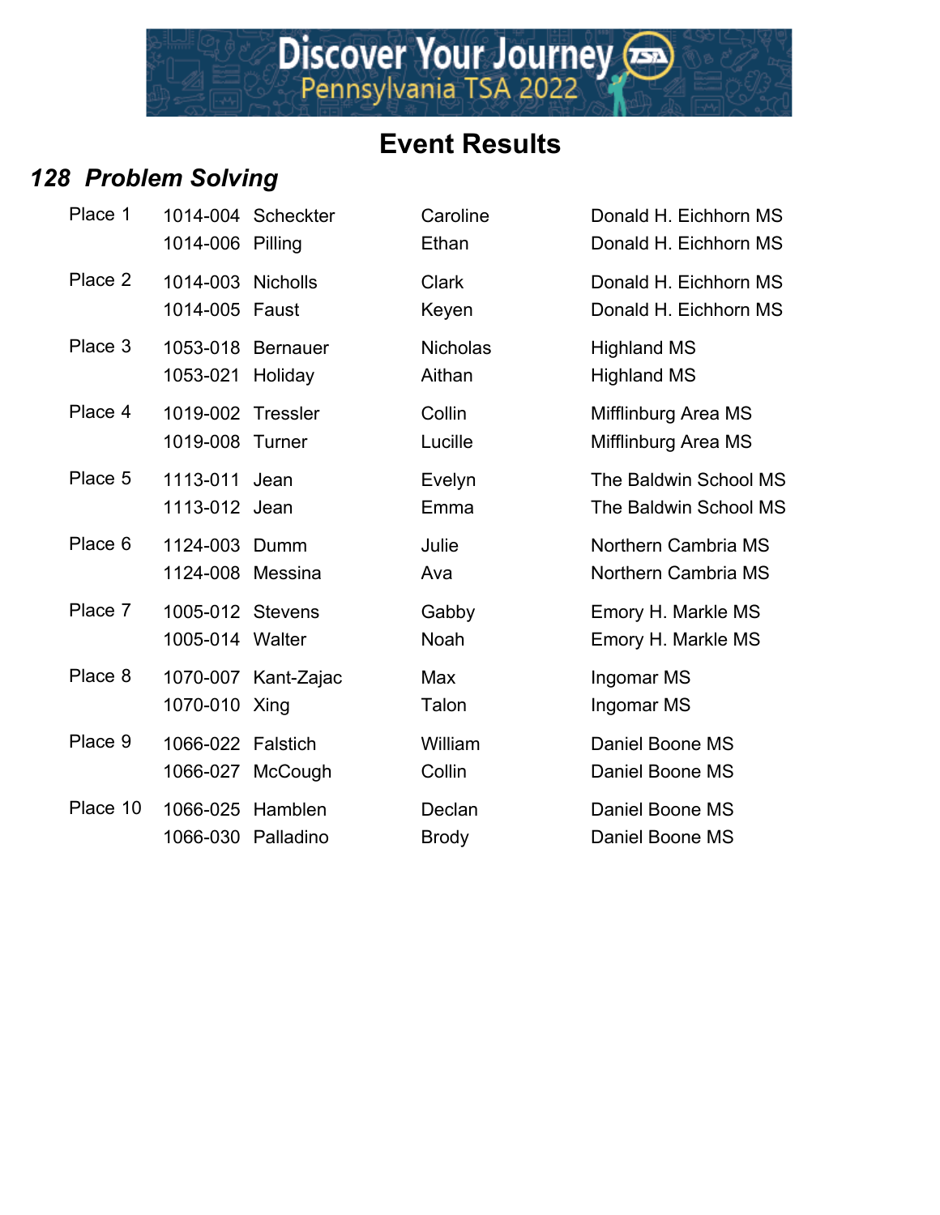# Event Results

## *128 Problem Solving*

| Place | ID | Last Name | First Name | School |
|---|---|---|---|---|
| Place 1 | 1014-004 | Scheckter | Caroline | Donald H. Eichhorn MS |
| | 1014-006 | Pilling | Ethan | Donald H. Eichhorn MS |
| Place 2 | 1014-003 | Nicholls | Clark | Donald H. Eichhorn MS |
| | 1014-005 | Faust | Keyen | Donald H. Eichhorn MS |
| Place 3 | 1053-018 | Bernauer | Nicholas | Highland MS |
| | 1053-021 | Holiday | Aithan | Highland MS |
| Place 4 | 1019-002 | Tressler | Collin | Mifflinburg Area MS |
| | 1019-008 | Turner | Lucille | Mifflinburg Area MS |
| Place 5 | 1113-011 | Jean | Evelyn | The Baldwin School MS |
| | 1113-012 | Jean | Emma | The Baldwin School MS |
| Place 6 | 1124-003 | Dumm | Julie | Northern Cambria MS |
| | 1124-008 | Messina | Ava | Northern Cambria MS |
| Place 7 | 1005-012 | Stevens | Gabby | Emory H. Markle MS |
| | 1005-014 | Walter | Noah | Emory H. Markle MS |
| Place 8 | 1070-007 | Kant-Zajac | Max | Ingomar MS |
| | 1070-010 | Xing | Talon | Ingomar MS |
| Place 9 | 1066-022 | Falstich | William | Daniel Boone MS |
| | 1066-027 | McCough | Collin | Daniel Boone MS |
| Place 10 | 1066-025 | Hamblen | Declan | Daniel Boone MS |
| | 1066-030 | Palladino | Brody | Daniel Boone MS |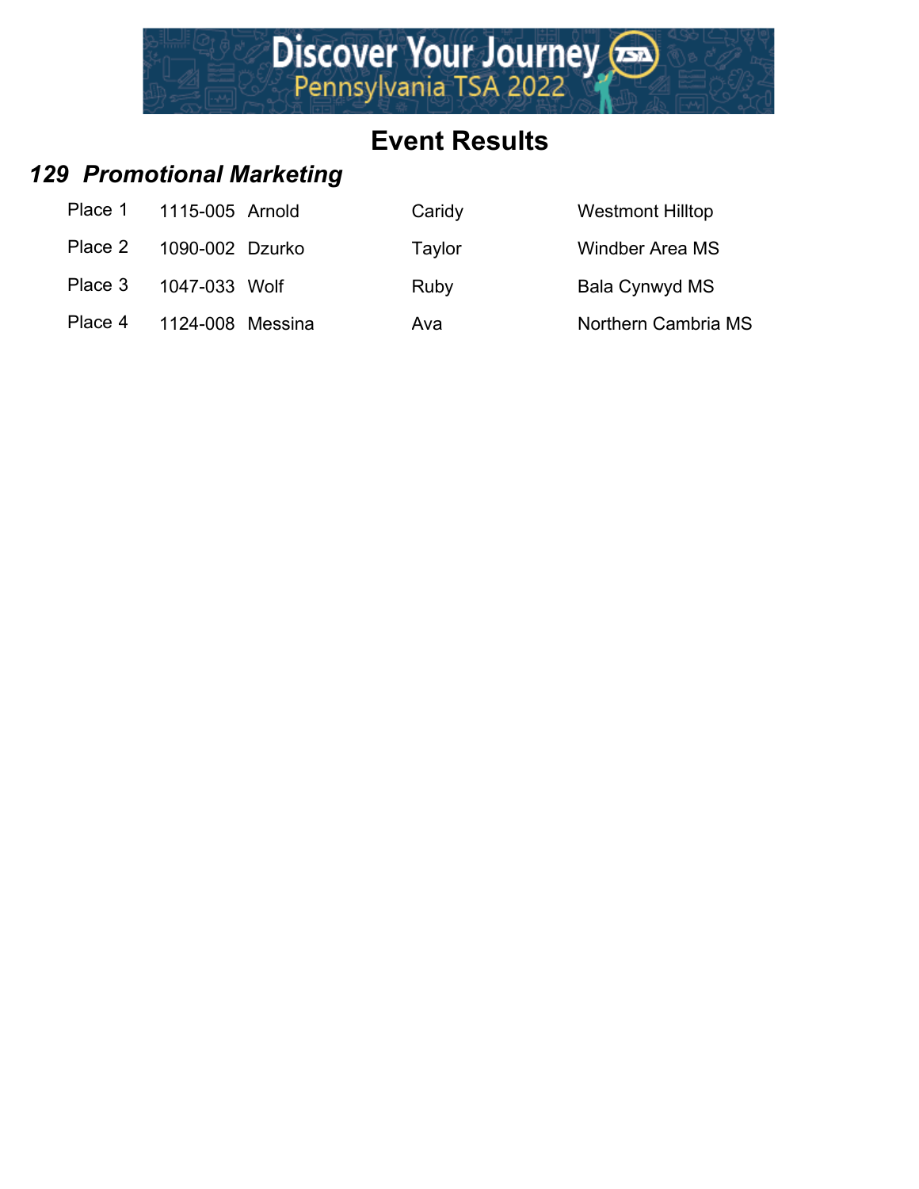# Event Results

## *129 Promotional Marketing*

| | | | | |
|---|---|---|---|---|
| Place 1 | 1115-005 | Arnold | Caridy | Westmont Hilltop |
| Place 2 | 1090-002 | Dzurko | Taylor | Windber Area MS |
| Place 3 | 1047-033 | Wolf | Ruby | Bala Cynwyd MS |
| Place 4 | 1124-008 | Messina | Ava | Northern Cambria MS |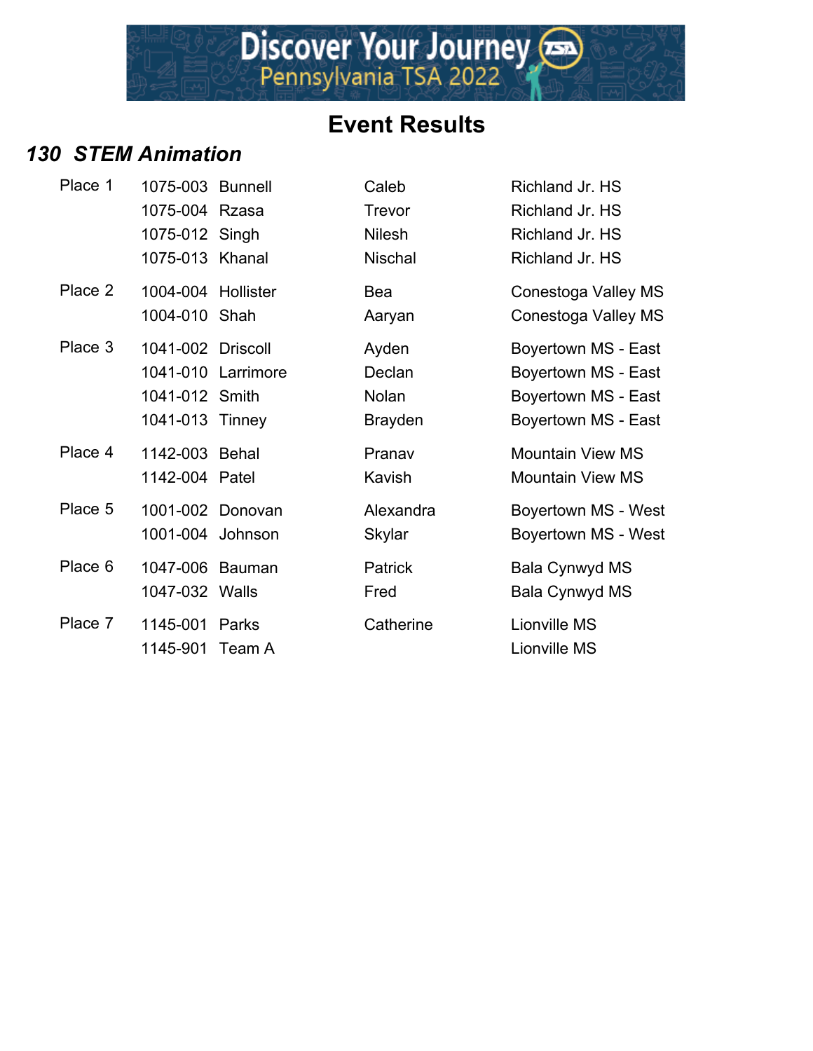# Event Results

## *130 STEM Animation*

| Place | ID | Last Name | First Name | School |
|---|---|---|---|---|
| Place 1 | 1075-003 | Bunnell | Caleb | Richland Jr. HS |
| | 1075-004 | Rzasa | Trevor | Richland Jr. HS |
| | 1075-012 | Singh | Nilesh | Richland Jr. HS |
| | 1075-013 | Khanal | Nischal | Richland Jr. HS |
| Place 2 | 1004-004 | Hollister | Bea | Conestoga Valley MS |
| | 1004-010 | Shah | Aaryan | Conestoga Valley MS |
| Place 3 | 1041-002 | Driscoll | Ayden | Boyertown MS - East |
| | 1041-010 | Larrimore | Declan | Boyertown MS - East |
| | 1041-012 | Smith | Nolan | Boyertown MS - East |
| | 1041-013 | Tinney | Brayden | Boyertown MS - East |
| Place 4 | 1142-003 | Behal | Pranav | Mountain View MS |
| | 1142-004 | Patel | Kavish | Mountain View MS |
| Place 5 | 1001-002 | Donovan | Alexandra | Boyertown MS - West |
| | 1001-004 | Johnson | Skylar | Boyertown MS - West |
| Place 6 | 1047-006 | Bauman | Patrick | Bala Cynwyd MS |
| | 1047-032 | Walls | Fred | Bala Cynwyd MS |
| Place 7 | 1145-001 | Parks | Catherine | Lionville MS |
| | 1145-901 | Team A | | Lionville MS |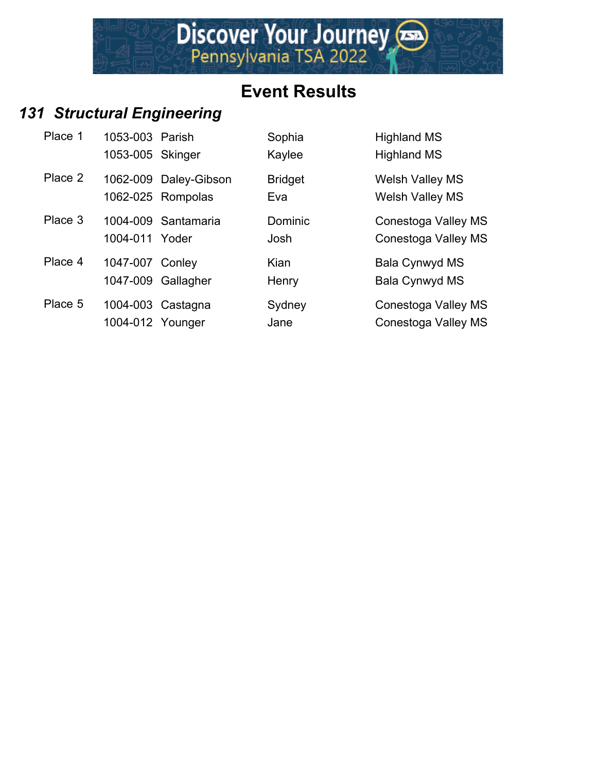# Event Results

## *131 Structural Engineering*

| Place | ID | Last Name | First Name | School |
|---|---|---|---|---|
| Place 1 | 1053-003 | Parish | Sophia | Highland MS |
| | 1053-005 | Skinger | Kaylee | Highland MS |
| Place 2 | 1062-009 | Daley-Gibson | Bridget | Welsh Valley MS |
| | 1062-025 | Rompolas | Eva | Welsh Valley MS |
| Place 3 | 1004-009 | Santamaria | Dominic | Conestoga Valley MS |
| | 1004-011 | Yoder | Josh | Conestoga Valley MS |
| Place 4 | 1047-007 | Conley | Kian | Bala Cynwyd MS |
| | 1047-009 | Gallagher | Henry | Bala Cynwyd MS |
| Place 5 | 1004-003 | Castagna | Sydney | Conestoga Valley MS |
| | 1004-012 | Younger | Jane | Conestoga Valley MS |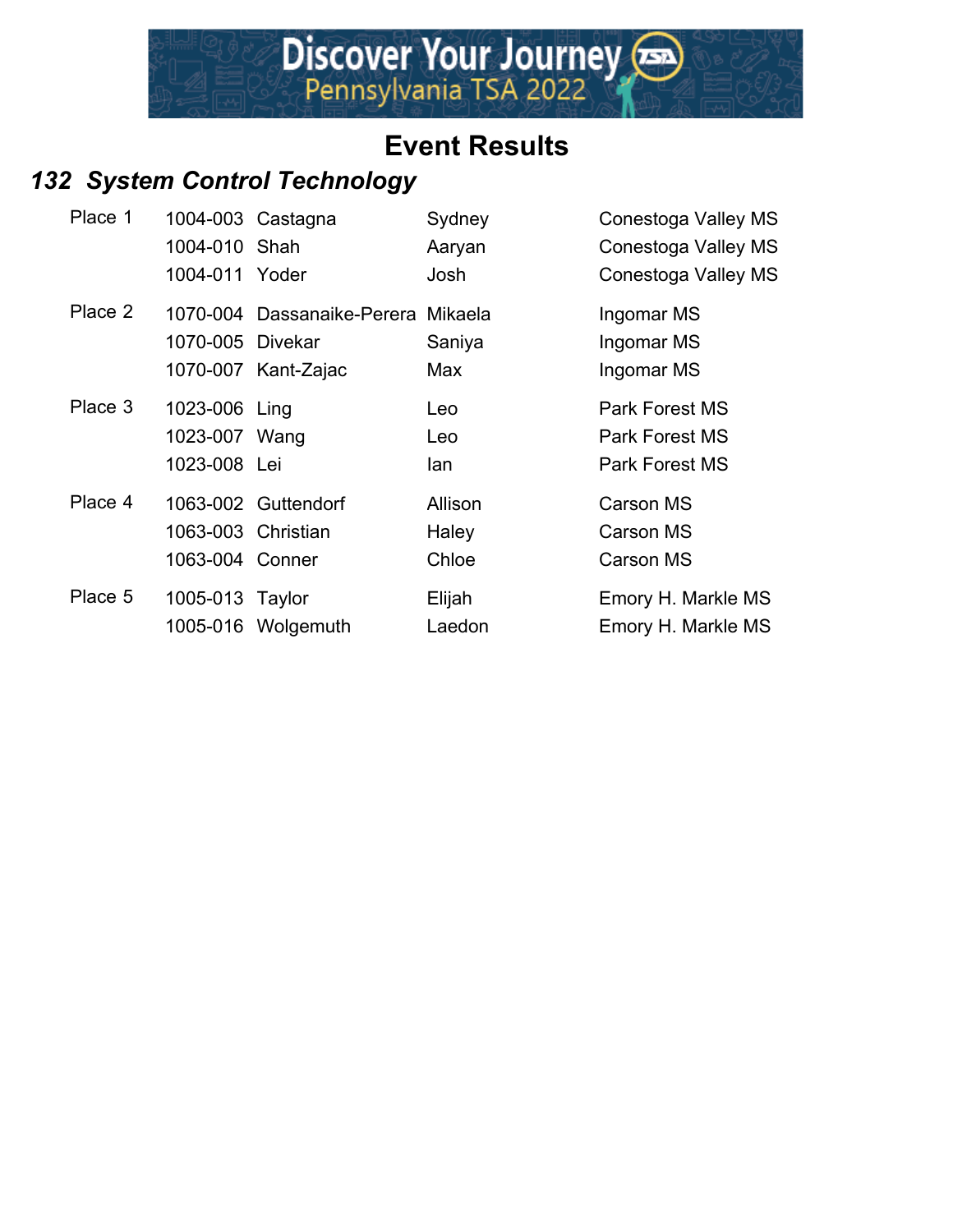# Event Results

## *132 System Control Technology*

| Place | ID | Last Name | First Name | School |
|---|---|---|---|---|
| Place 1 | 1004-003 | Castagna | Sydney | Conestoga Valley MS |
| | 1004-010 | Shah | Aaryan | Conestoga Valley MS |
| | 1004-011 | Yoder | Josh | Conestoga Valley MS |
| Place 2 | 1070-004 | Dassanaike-Perera | Mikaela | Ingomar MS |
| | 1070-005 | Divekar | Saniya | Ingomar MS |
| | 1070-007 | Kant-Zajac | Max | Ingomar MS |
| Place 3 | 1023-006 | Ling | Leo | Park Forest MS |
| | 1023-007 | Wang | Leo | Park Forest MS |
| | 1023-008 | Lei | Ian | Park Forest MS |
| Place 4 | 1063-002 | Guttendorf | Allison | Carson MS |
| | 1063-003 | Christian | Haley | Carson MS |
| | 1063-004 | Conner | Chloe | Carson MS |
| Place 5 | 1005-013 | Taylor | Elijah | Emory H. Markle MS |
| | 1005-016 | Wolgemuth | Laedon | Emory H. Markle MS |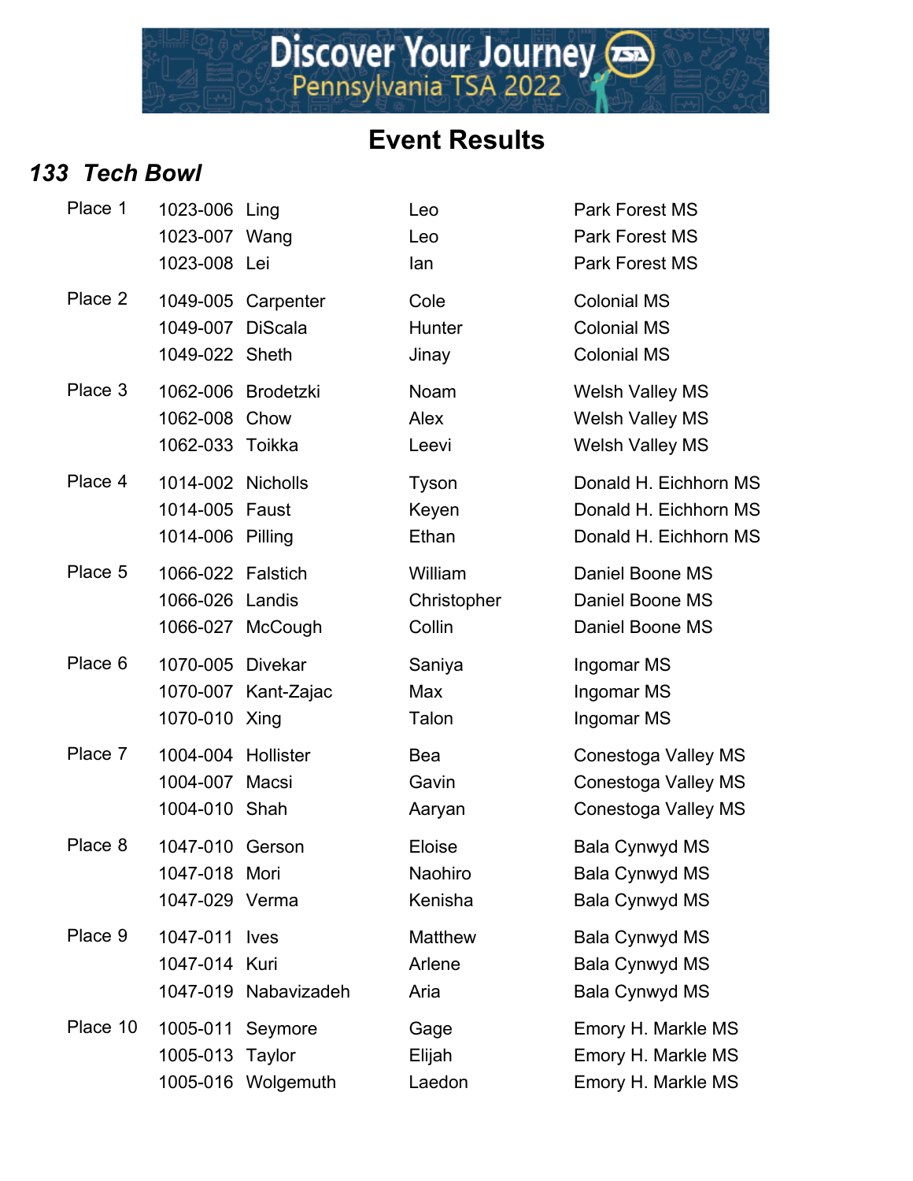# Event Results

## *133 Tech Bowl*

| Place | ID | Last Name | First Name | School |
|---|---|---|---|---|
| Place 1 | 1023-006 | Ling | Leo | Park Forest MS |
| | 1023-007 | Wang | Leo | Park Forest MS |
| | 1023-008 | Lei | Ian | Park Forest MS |
| Place 2 | 1049-005 | Carpenter | Cole | Colonial MS |
| | 1049-007 | DiScala | Hunter | Colonial MS |
| | 1049-022 | Sheth | Jinay | Colonial MS |
| Place 3 | 1062-006 | Brodetzki | Noam | Welsh Valley MS |
| | 1062-008 | Chow | Alex | Welsh Valley MS |
| | 1062-033 | Toikka | Leevi | Welsh Valley MS |
| Place 4 | 1014-002 | Nicholls | Tyson | Donald H. Eichhorn MS |
| | 1014-005 | Faust | Keyen | Donald H. Eichhorn MS |
| | 1014-006 | Pilling | Ethan | Donald H. Eichhorn MS |
| Place 5 | 1066-022 | Falstich | William | Daniel Boone MS |
| | 1066-026 | Landis | Christopher | Daniel Boone MS |
| | 1066-027 | McCough | Collin | Daniel Boone MS |
| Place 6 | 1070-005 | Divekar | Saniya | Ingomar MS |
| | 1070-007 | Kant-Zajac | Max | Ingomar MS |
| | 1070-010 | Xing | Talon | Ingomar MS |
| Place 7 | 1004-004 | Hollister | Bea | Conestoga Valley MS |
| | 1004-007 | Macsi | Gavin | Conestoga Valley MS |
| | 1004-010 | Shah | Aaryan | Conestoga Valley MS |
| Place 8 | 1047-010 | Gerson | Eloise | Bala Cynwyd MS |
| | 1047-018 | Mori | Naohiro | Bala Cynwyd MS |
| | 1047-029 | Verma | Kenisha | Bala Cynwyd MS |
| Place 9 | 1047-011 | Ives | Matthew | Bala Cynwyd MS |
| | 1047-014 | Kuri | Arlene | Bala Cynwyd MS |
| | 1047-019 | Nabavizadeh | Aria | Bala Cynwyd MS |
| Place 10 | 1005-011 | Seymore | Gage | Emory H. Markle MS |
| | 1005-013 | Taylor | Elijah | Emory H. Markle MS |
| | 1005-016 | Wolgemuth | Laedon | Emory H. Markle MS |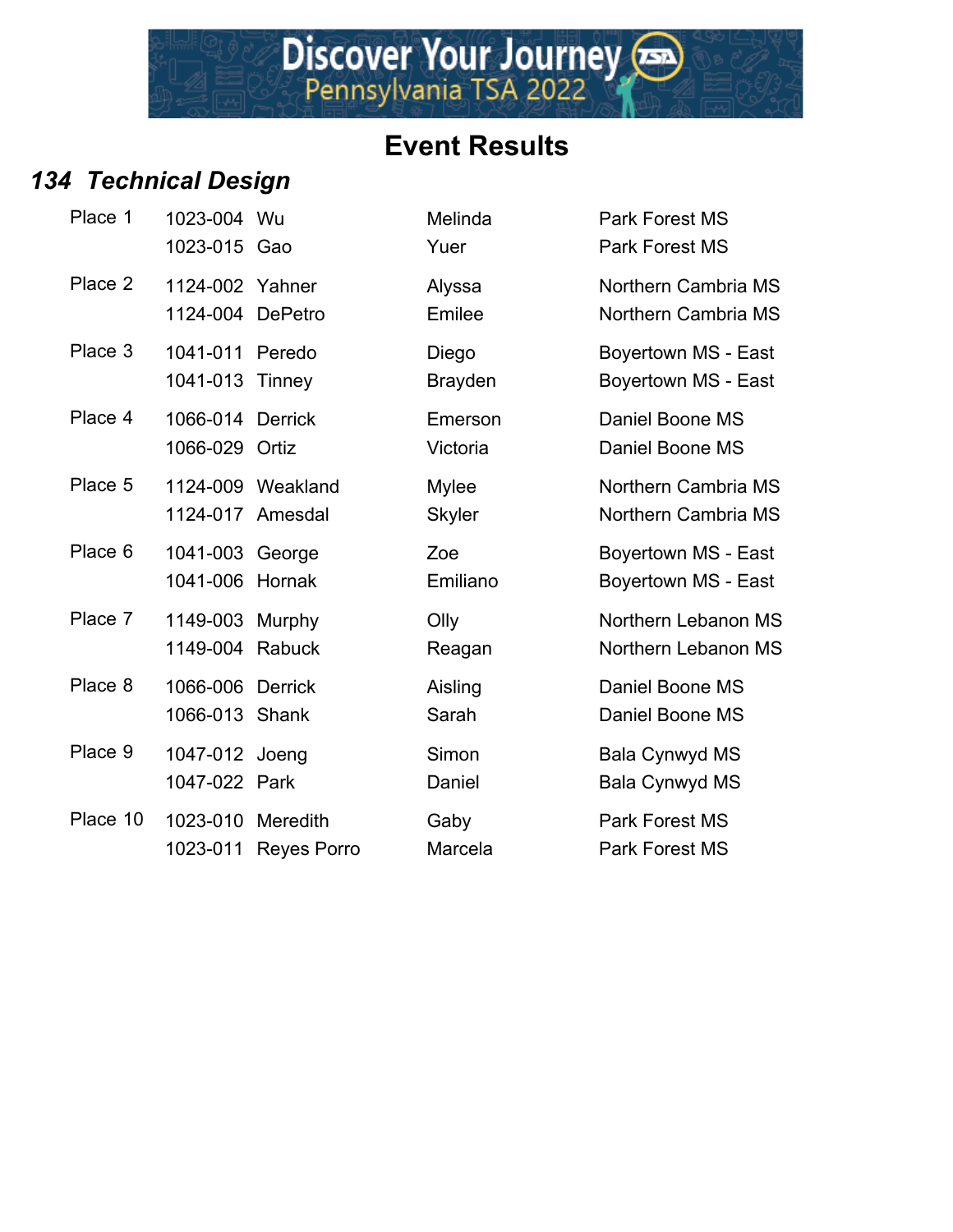Discover Your Journey
Pennsylvania TSA 2022

# Event Results

## *134 Technical Design*

| Place | ID | Last Name | First Name | School |
|---|---|---|---|---|
| Place 1 | 1023-004 | Wu | Melinda | Park Forest MS |
| | 1023-015 | Gao | Yuer | Park Forest MS |
| Place 2 | 1124-002 | Yahner | Alyssa | Northern Cambria MS |
| | 1124-004 | DePetro | Emilee | Northern Cambria MS |
| Place 3 | 1041-011 | Peredo | Diego | Boyertown MS - East |
| | 1041-013 | Tinney | Brayden | Boyertown MS - East |
| Place 4 | 1066-014 | Derrick | Emerson | Daniel Boone MS |
| | 1066-029 | Ortiz | Victoria | Daniel Boone MS |
| Place 5 | 1124-009 | Weakland | Mylee | Northern Cambria MS |
| | 1124-017 | Amesdal | Skyler | Northern Cambria MS |
| Place 6 | 1041-003 | George | Zoe | Boyertown MS - East |
| | 1041-006 | Hornak | Emiliano | Boyertown MS - East |
| Place 7 | 1149-003 | Murphy | Olly | Northern Lebanon MS |
| | 1149-004 | Rabuck | Reagan | Northern Lebanon MS |
| Place 8 | 1066-006 | Derrick | Aisling | Daniel Boone MS |
| | 1066-013 | Shank | Sarah | Daniel Boone MS |
| Place 9 | 1047-012 | Joeng | Simon | Bala Cynwyd MS |
| | 1047-022 | Park | Daniel | Bala Cynwyd MS |
| Place 10 | 1023-010 | Meredith | Gaby | Park Forest MS |
| | 1023-011 | Reyes Porro | Marcela | Park Forest MS |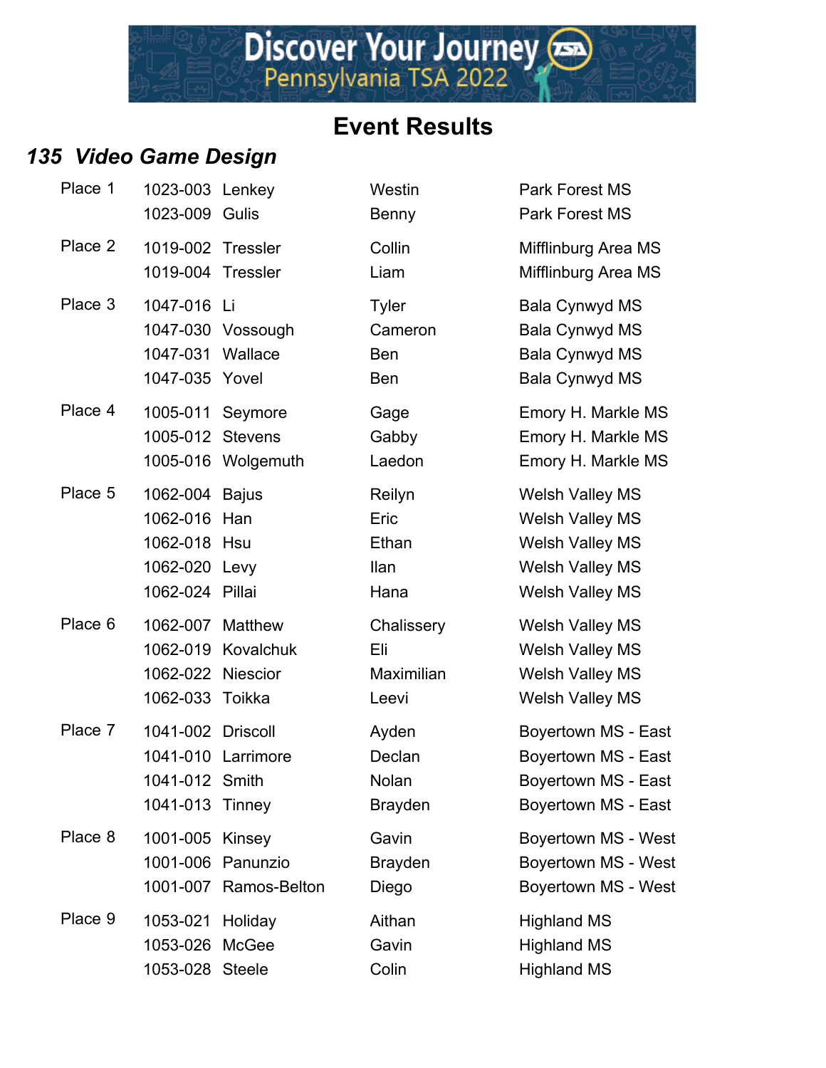Discover Your Journey
Pennsylvania TSA 2022

# Event Results

## *135 Video Game Design*

| Place | ID | Last Name | First Name | School |
|---|---|---|---|---|
| Place 1 | 1023-003 | Lenkey | Westin | Park Forest MS |
| | 1023-009 | Gulis | Benny | Park Forest MS |
| Place 2 | 1019-002 | Tressler | Collin | Mifflinburg Area MS |
| | 1019-004 | Tressler | Liam | Mifflinburg Area MS |
| Place 3 | 1047-016 | Li | Tyler | Bala Cynwyd MS |
| | 1047-030 | Vossough | Cameron | Bala Cynwyd MS |
| | 1047-031 | Wallace | Ben | Bala Cynwyd MS |
| | 1047-035 | Yovel | Ben | Bala Cynwyd MS |
| Place 4 | 1005-011 | Seymore | Gage | Emory H. Markle MS |
| | 1005-012 | Stevens | Gabby | Emory H. Markle MS |
| | 1005-016 | Wolgemuth | Laedon | Emory H. Markle MS |
| Place 5 | 1062-004 | Bajus | Reilyn | Welsh Valley MS |
| | 1062-016 | Han | Eric | Welsh Valley MS |
| | 1062-018 | Hsu | Ethan | Welsh Valley MS |
| | 1062-020 | Levy | Ilan | Welsh Valley MS |
| | 1062-024 | Pillai | Hana | Welsh Valley MS |
| Place 6 | 1062-007 | Matthew | Chalissery | Welsh Valley MS |
| | 1062-019 | Kovalchuk | Eli | Welsh Valley MS |
| | 1062-022 | Niescior | Maximilian | Welsh Valley MS |
| | 1062-033 | Toikka | Leevi | Welsh Valley MS |
| Place 7 | 1041-002 | Driscoll | Ayden | Boyertown MS - East |
| | 1041-010 | Larrimore | Declan | Boyertown MS - East |
| | 1041-012 | Smith | Nolan | Boyertown MS - East |
| | 1041-013 | Tinney | Brayden | Boyertown MS - East |
| Place 8 | 1001-005 | Kinsey | Gavin | Boyertown MS - West |
| | 1001-006 | Panunzio | Brayden | Boyertown MS - West |
| | 1001-007 | Ramos-Belton | Diego | Boyertown MS - West |
| Place 9 | 1053-021 | Holiday | Aithan | Highland MS |
| | 1053-026 | McGee | Gavin | Highland MS |
| | 1053-028 | Steele | Colin | Highland MS |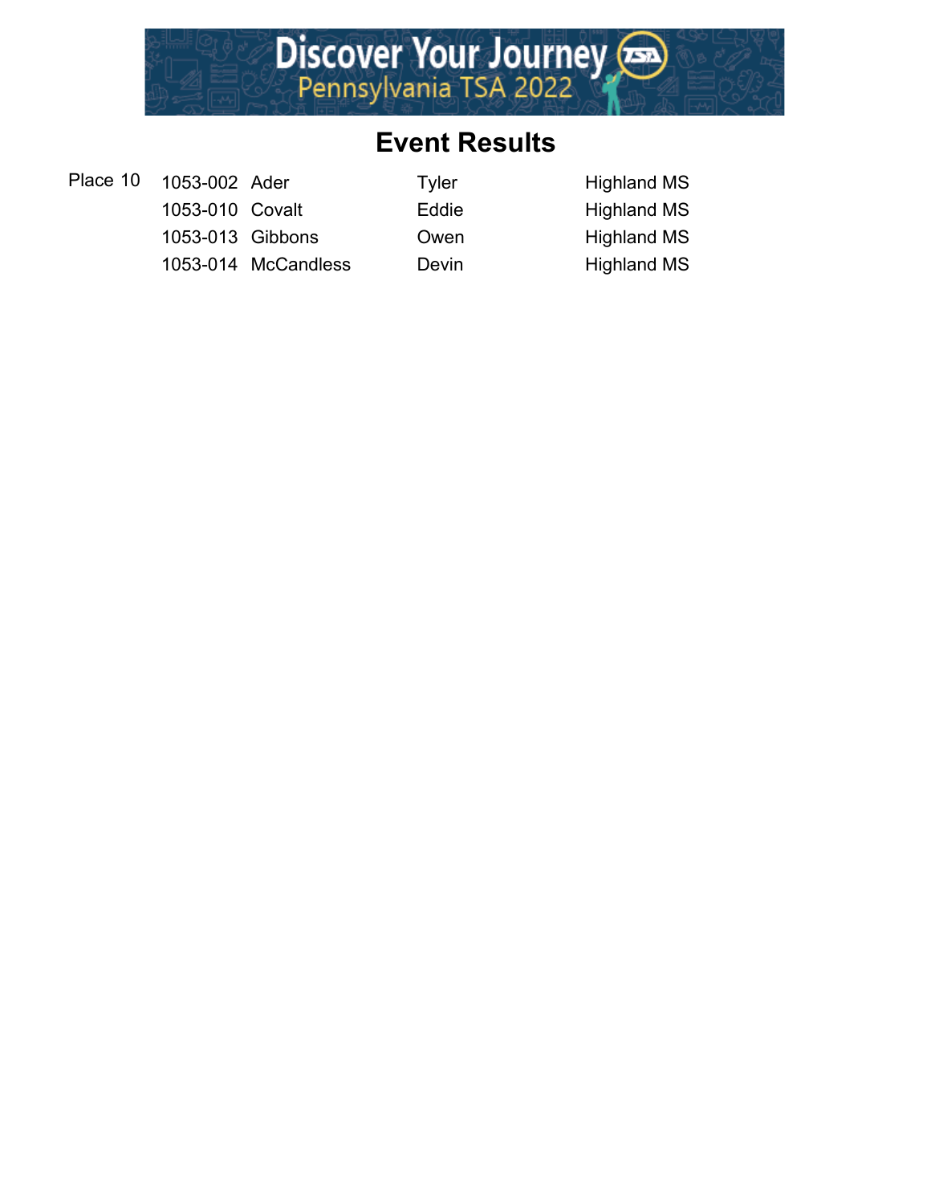# Event Results

| | | | | |
|---|---|---|---|---|
| Place 10 | 1053-002 | Ader | Tyler | Highland MS |
| | 1053-010 | Covalt | Eddie | Highland MS |
| | 1053-013 | Gibbons | Owen | Highland MS |
| | 1053-014 | McCandless | Devin | Highland MS |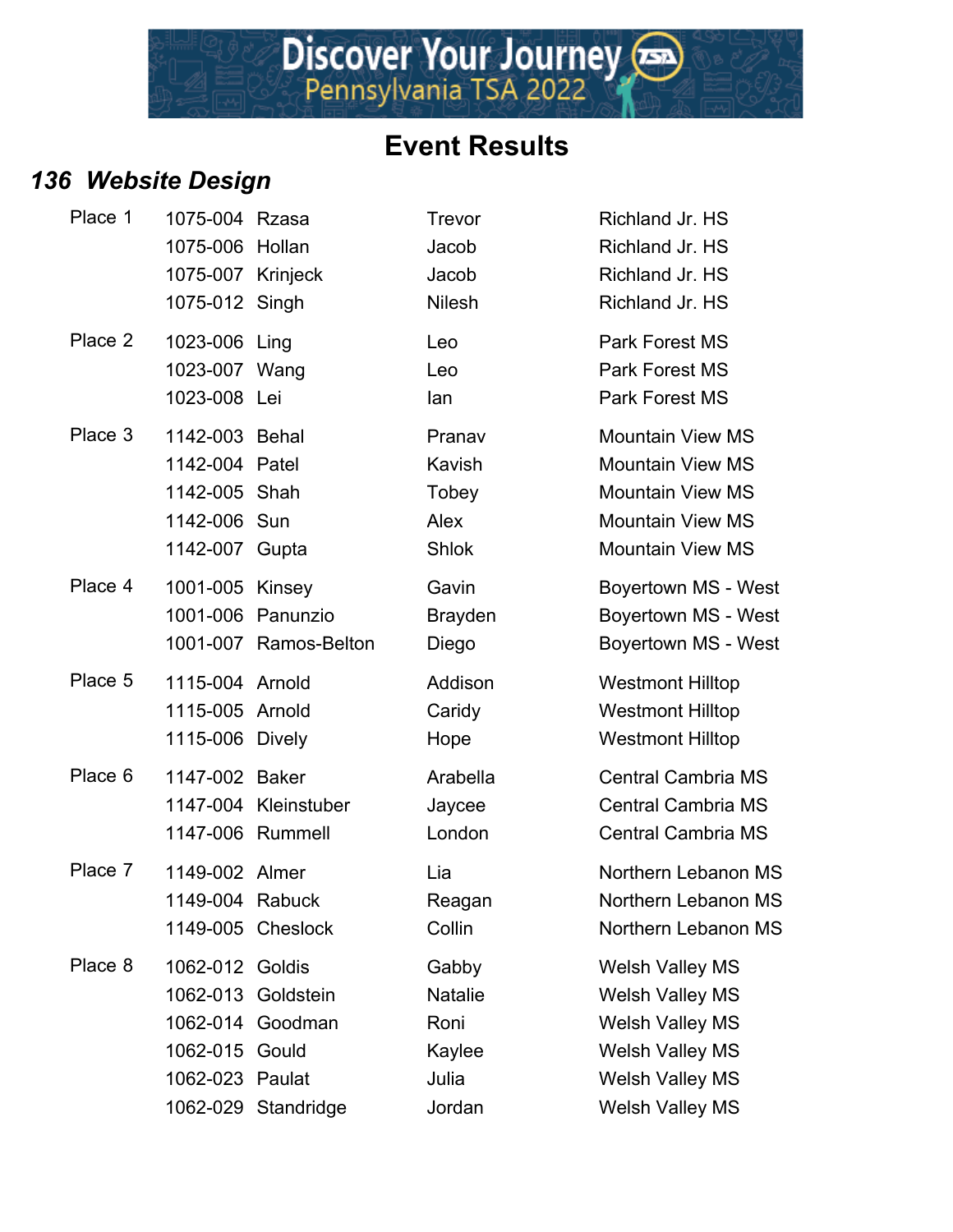# Event Results

## *136 Website Design*

| Place | ID | Last Name | First Name | School |
|---|---|---|---|---|
| Place 1 | 1075-004 | Rzasa | Trevor | Richland Jr. HS |
| | 1075-006 | Hollan | Jacob | Richland Jr. HS |
| | 1075-007 | Krinjeck | Jacob | Richland Jr. HS |
| | 1075-012 | Singh | Nilesh | Richland Jr. HS |
| Place 2 | 1023-006 | Ling | Leo | Park Forest MS |
| | 1023-007 | Wang | Leo | Park Forest MS |
| | 1023-008 | Lei | Ian | Park Forest MS |
| Place 3 | 1142-003 | Behal | Pranav | Mountain View MS |
| | 1142-004 | Patel | Kavish | Mountain View MS |
| | 1142-005 | Shah | Tobey | Mountain View MS |
| | 1142-006 | Sun | Alex | Mountain View MS |
| | 1142-007 | Gupta | Shlok | Mountain View MS |
| Place 4 | 1001-005 | Kinsey | Gavin | Boyertown MS - West |
| | 1001-006 | Panunzio | Brayden | Boyertown MS - West |
| | 1001-007 | Ramos-Belton | Diego | Boyertown MS - West |
| Place 5 | 1115-004 | Arnold | Addison | Westmont Hilltop |
| | 1115-005 | Arnold | Caridy | Westmont Hilltop |
| | 1115-006 | Dively | Hope | Westmont Hilltop |
| Place 6 | 1147-002 | Baker | Arabella | Central Cambria MS |
| | 1147-004 | Kleinstuber | Jaycee | Central Cambria MS |
| | 1147-006 | Rummell | London | Central Cambria MS |
| Place 7 | 1149-002 | Almer | Lia | Northern Lebanon MS |
| | 1149-004 | Rabuck | Reagan | Northern Lebanon MS |
| | 1149-005 | Cheslock | Collin | Northern Lebanon MS |
| Place 8 | 1062-012 | Goldis | Gabby | Welsh Valley MS |
| | 1062-013 | Goldstein | Natalie | Welsh Valley MS |
| | 1062-014 | Goodman | Roni | Welsh Valley MS |
| | 1062-015 | Gould | Kaylee | Welsh Valley MS |
| | 1062-023 | Paulat | Julia | Welsh Valley MS |
| | 1062-029 | Standridge | Jordan | Welsh Valley MS |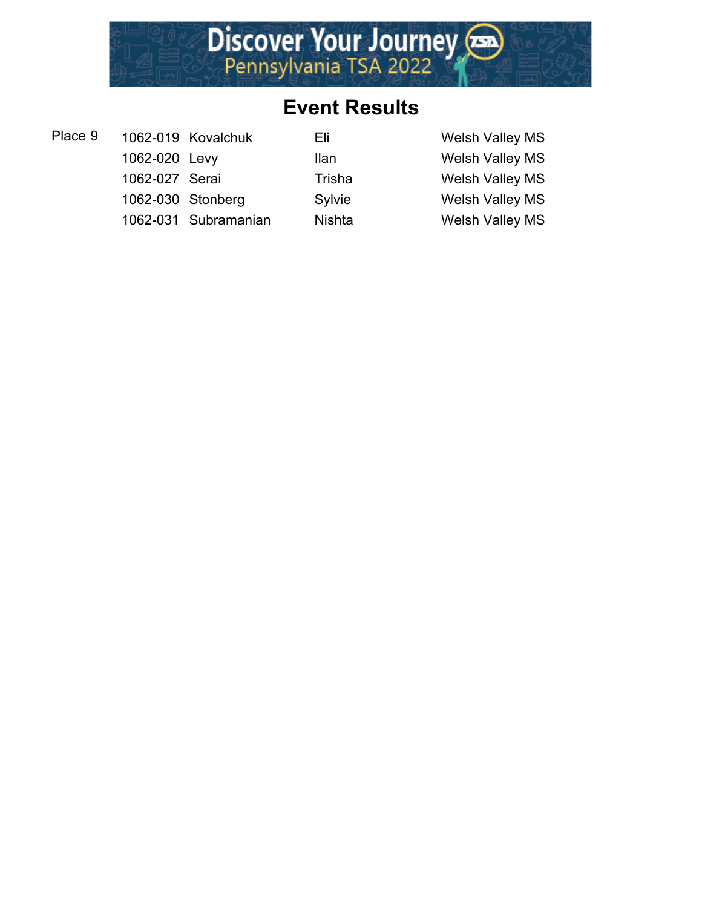# Event Results

| Place | ID | Last Name | First Name | School |
|---|---|---|---|---|
| Place 9 | 1062-019 | Kovalchuk | Eli | Welsh Valley MS |
| | 1062-020 | Levy | Ilan | Welsh Valley MS |
| | 1062-027 | Serai | Trisha | Welsh Valley MS |
| | 1062-030 | Stonberg | Sylvie | Welsh Valley MS |
| | 1062-031 | Subramanian | Nishta | Welsh Valley MS |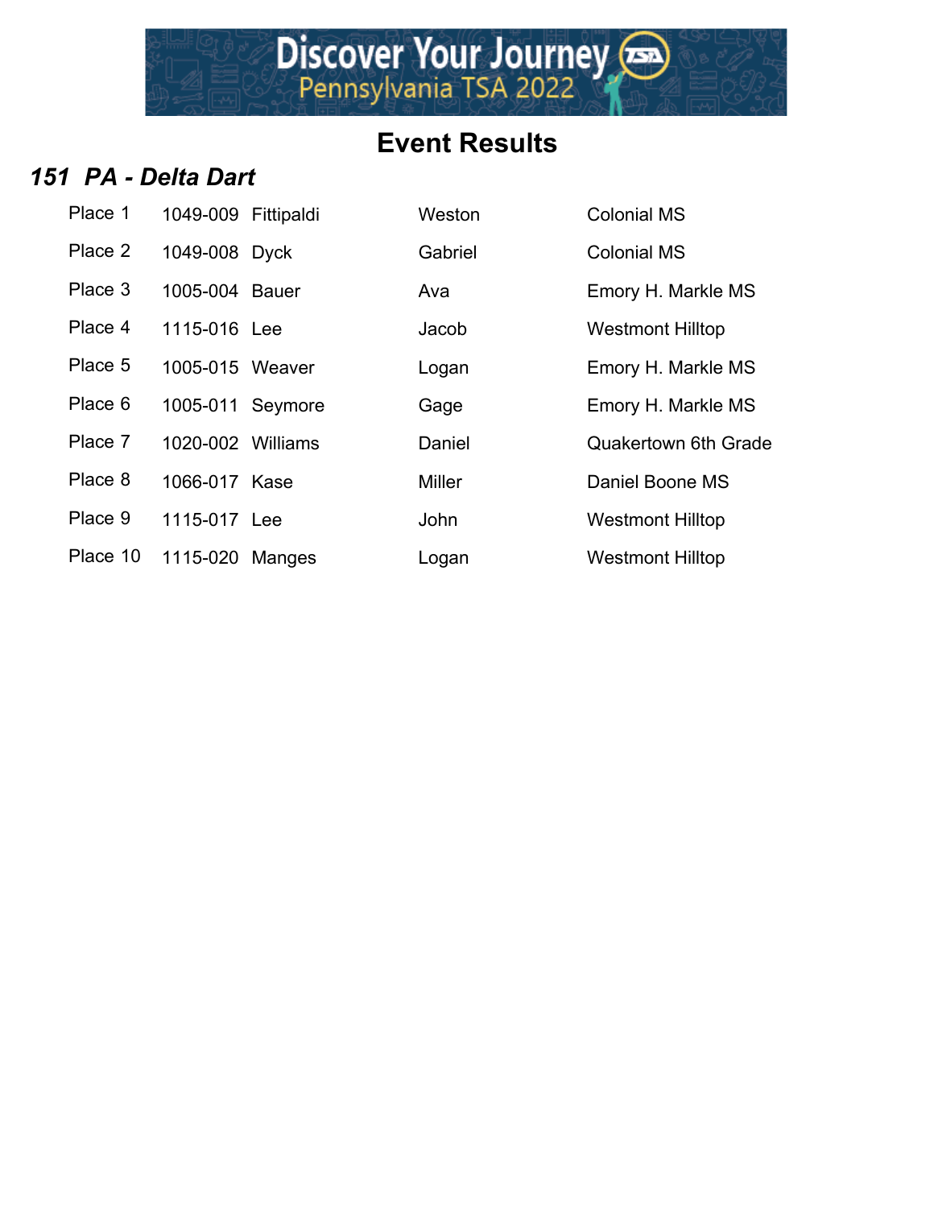# Event Results

## *151 PA - Delta Dart*

| Place | ID | Last Name | First Name | School |
|---|---|---|---|---|
| Place 1 | 1049-009 | Fittipaldi | Weston | Colonial MS |
| Place 2 | 1049-008 | Dyck | Gabriel | Colonial MS |
| Place 3 | 1005-004 | Bauer | Ava | Emory H. Markle MS |
| Place 4 | 1115-016 | Lee | Jacob | Westmont Hilltop |
| Place 5 | 1005-015 | Weaver | Logan | Emory H. Markle MS |
| Place 6 | 1005-011 | Seymore | Gage | Emory H. Markle MS |
| Place 7 | 1020-002 | Williams | Daniel | Quakertown 6th Grade |
| Place 8 | 1066-017 | Kase | Miller | Daniel Boone MS |
| Place 9 | 1115-017 | Lee | John | Westmont Hilltop |
| Place 10 | 1115-020 | Manges | Logan | Westmont Hilltop |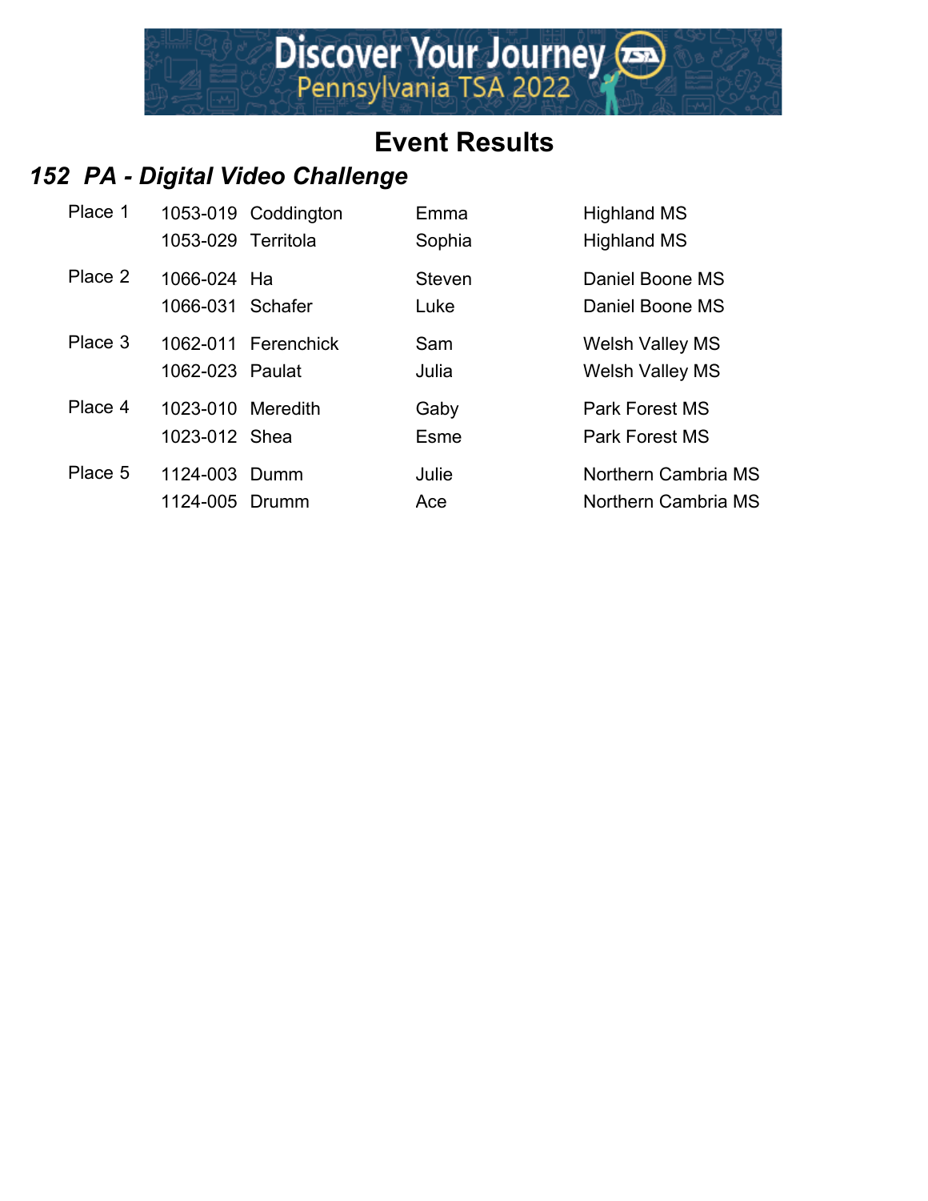# Event Results

## *152 PA - Digital Video Challenge*

| Place | ID | Last Name | First Name | School |
|---|---|---|---|---|
| Place 1 | 1053-019 | Coddington | Emma | Highland MS |
| | 1053-029 | Territola | Sophia | Highland MS |
| Place 2 | 1066-024 | Ha | Steven | Daniel Boone MS |
| | 1066-031 | Schafer | Luke | Daniel Boone MS |
| Place 3 | 1062-011 | Ferenchick | Sam | Welsh Valley MS |
| | 1062-023 | Paulat | Julia | Welsh Valley MS |
| Place 4 | 1023-010 | Meredith | Gaby | Park Forest MS |
| | 1023-012 | Shea | Esme | Park Forest MS |
| Place 5 | 1124-003 | Dumm | Julie | Northern Cambria MS |
| | 1124-005 | Drumm | Ace | Northern Cambria MS |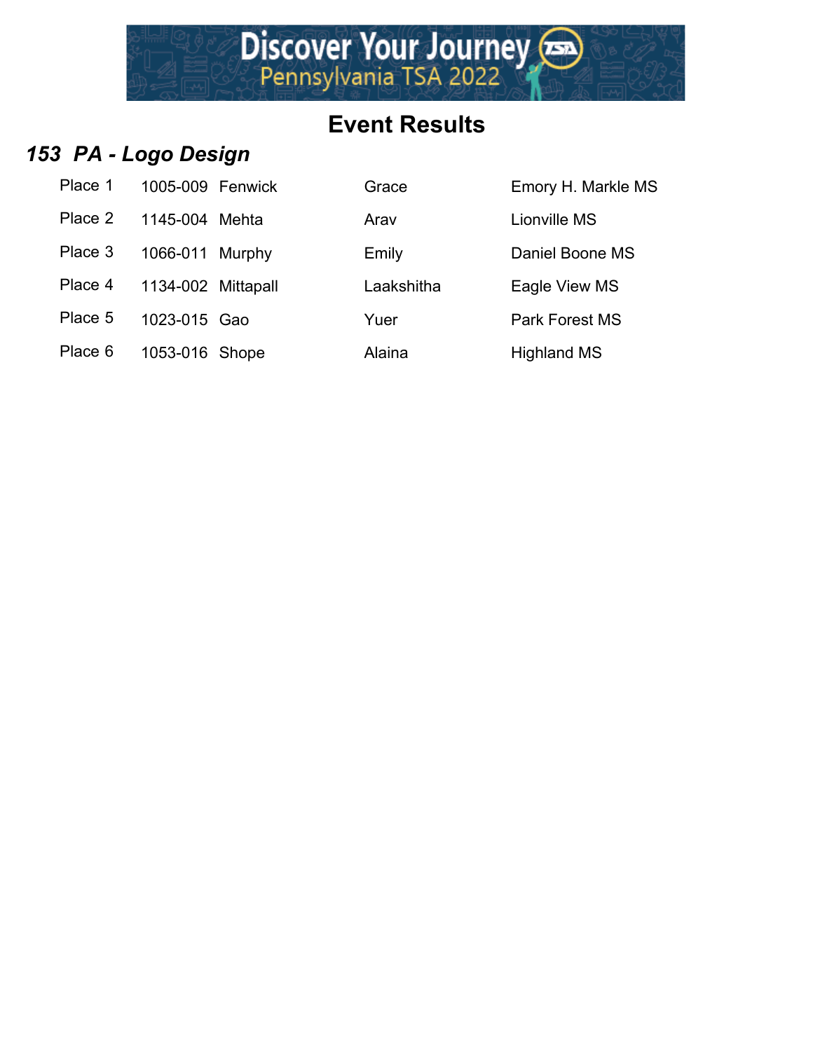# Event Results

## *153 PA - Logo Design*

| | | | | |
|---|---|---|---|---|
| Place 1 | 1005-009 | Fenwick | Grace | Emory H. Markle MS |
| Place 2 | 1145-004 | Mehta | Arav | Lionville MS |
| Place 3 | 1066-011 | Murphy | Emily | Daniel Boone MS |
| Place 4 | 1134-002 | Mittapall | Laakshitha | Eagle View MS |
| Place 5 | 1023-015 | Gao | Yuer | Park Forest MS |
| Place 6 | 1053-016 | Shope | Alaina | Highland MS |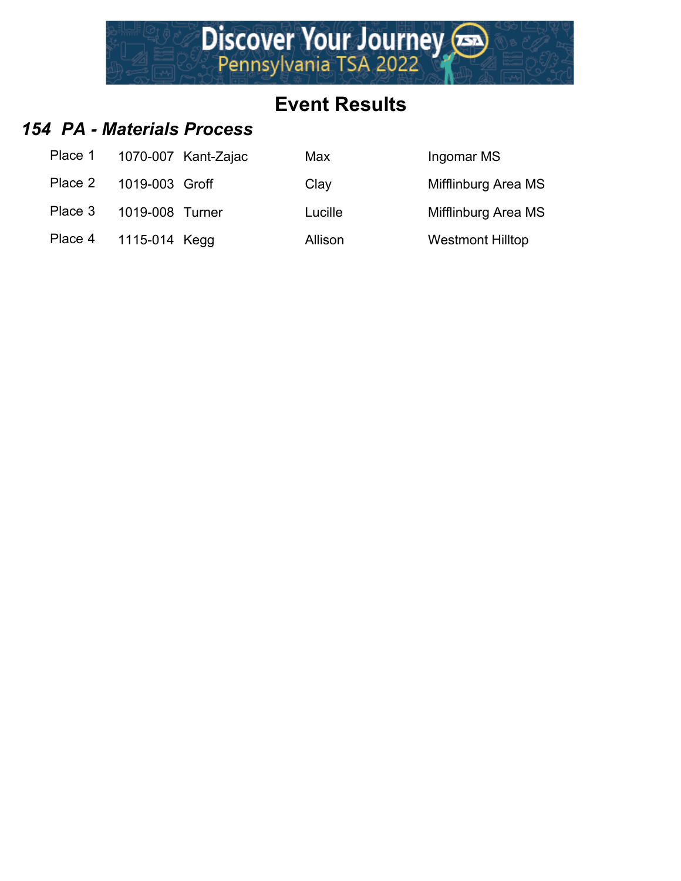# Event Results

## *154 PA - Materials Process*

| Place | ID | Last Name | First Name | School |
|---|---|---|---|---|
| Place 1 | 1070-007 | Kant-Zajac | Max | Ingomar MS |
| Place 2 | 1019-003 | Groff | Clay | Mifflinburg Area MS |
| Place 3 | 1019-008 | Turner | Lucille | Mifflinburg Area MS |
| Place 4 | 1115-014 | Kegg | Allison | Westmont Hilltop |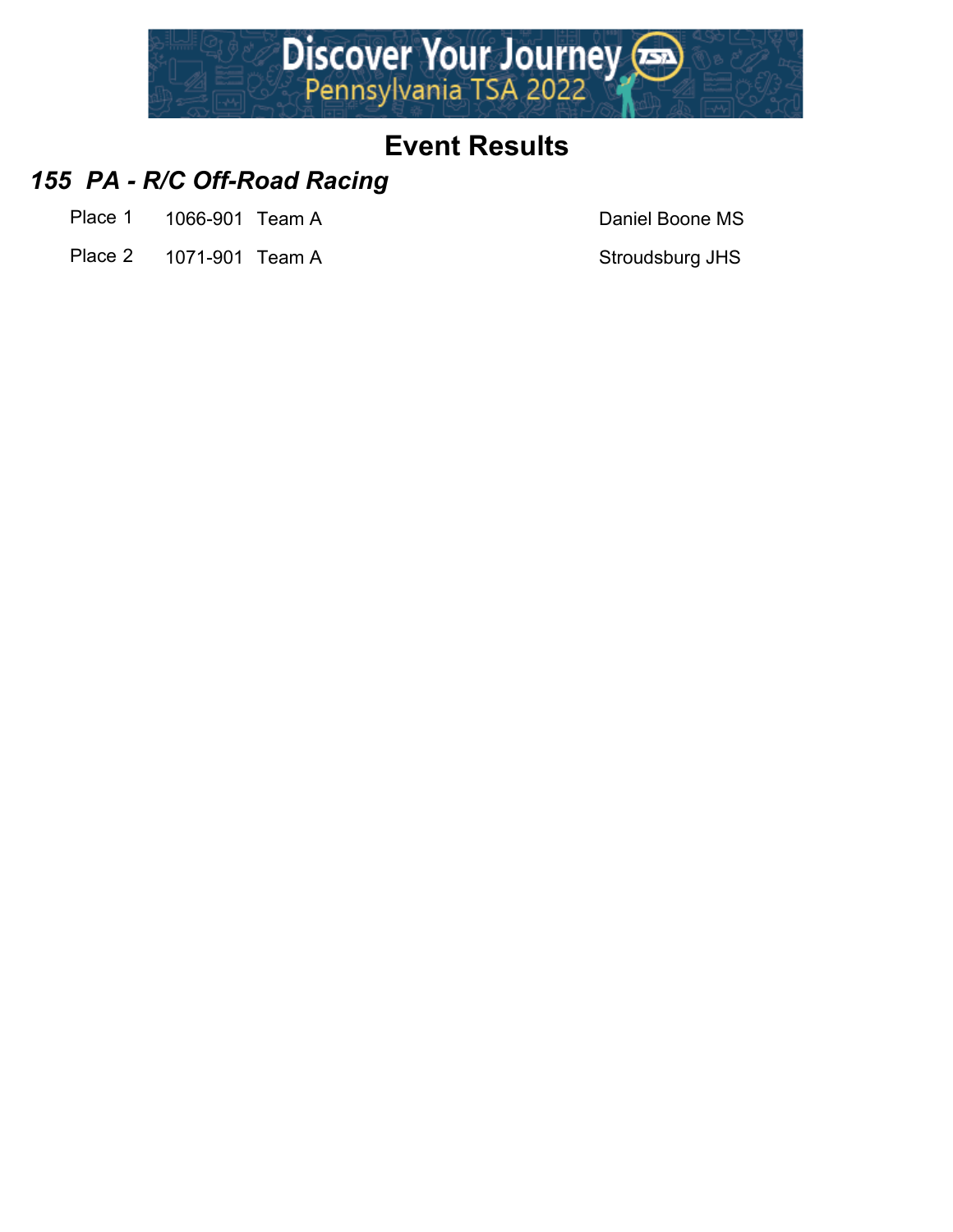# Event Results

## *155 PA - R/C Off-Road Racing*

| | | | |
|---|---|---|---|
| Place 1 | 1066-901 | Team A | Daniel Boone MS |
| Place 2 | 1071-901 | Team A | Stroudsburg JHS |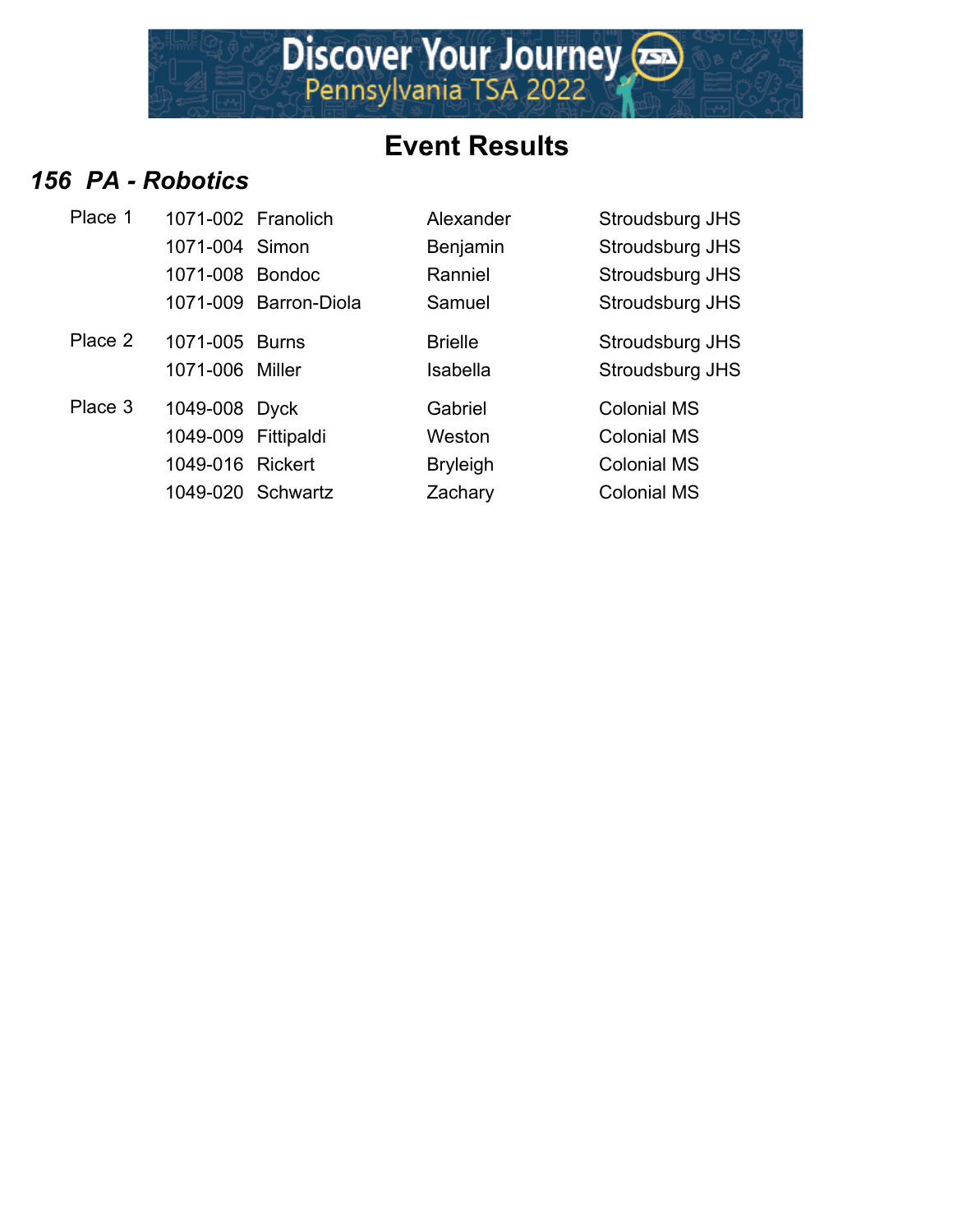# Event Results

## *156 PA - Robotics*

| Place | ID | Last Name | First Name | School |
|---|---|---|---|---|
| Place 1 | 1071-002 | Franolich | Alexander | Stroudsburg JHS |
| | 1071-004 | Simon | Benjamin | Stroudsburg JHS |
| | 1071-008 | Bondoc | Ranniel | Stroudsburg JHS |
| | 1071-009 | Barron-Diola | Samuel | Stroudsburg JHS |
| Place 2 | 1071-005 | Burns | Brielle | Stroudsburg JHS |
| | 1071-006 | Miller | Isabella | Stroudsburg JHS |
| Place 3 | 1049-008 | Dyck | Gabriel | Colonial MS |
| | 1049-009 | Fittipaldi | Weston | Colonial MS |
| | 1049-016 | Rickert | Bryleigh | Colonial MS |
| | 1049-020 | Schwartz | Zachary | Colonial MS |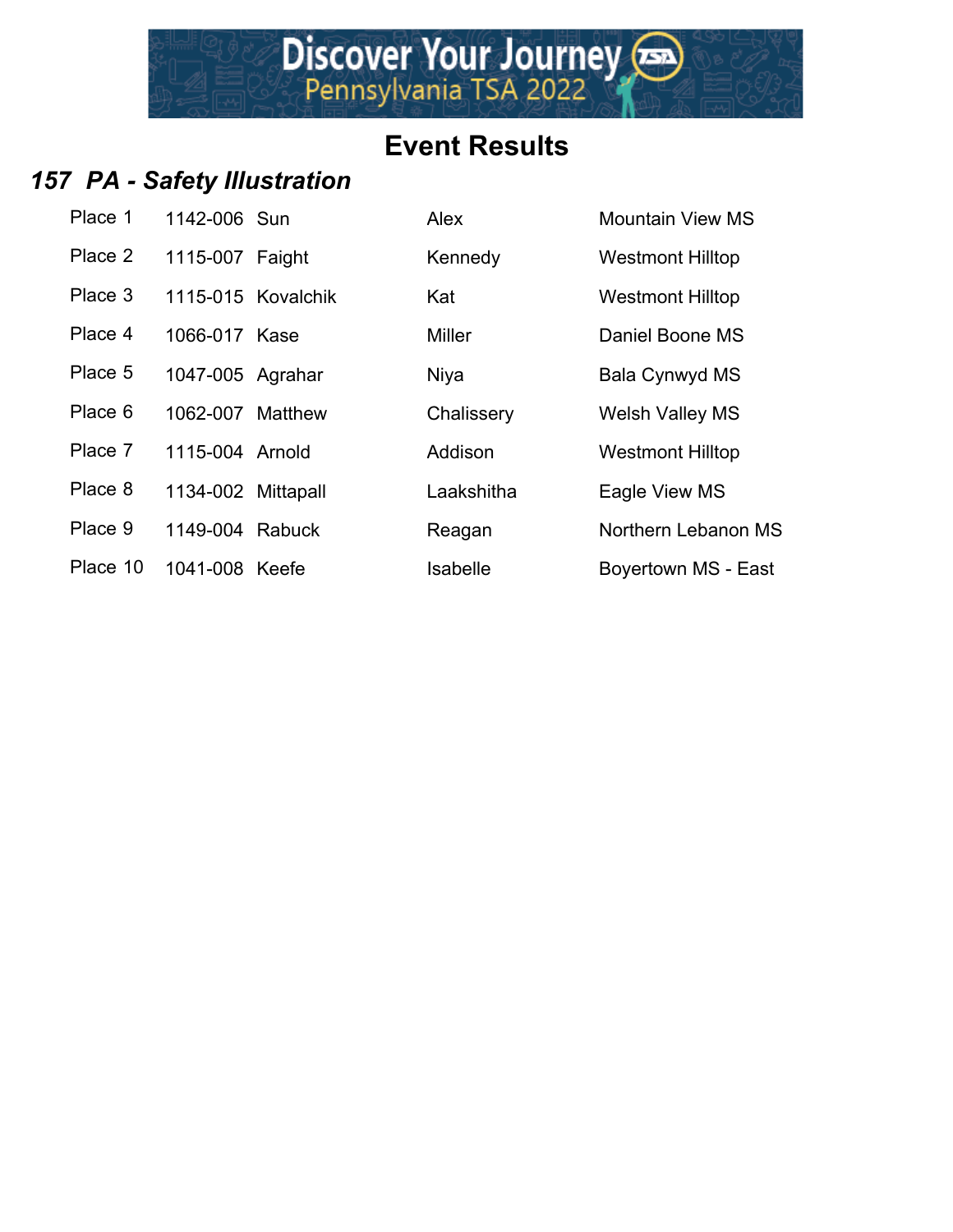Discover Your Journey
Pennsylvania TSA 2022

# Event Results

## *157 PA - Safety Illustration*

| Place | ID | Last/First | First/Last | School |
|---|---|---|---|---|
| Place 1 | 1142-006 | Sun | Alex | Mountain View MS |
| Place 2 | 1115-007 | Faight | Kennedy | Westmont Hilltop |
| Place 3 | 1115-015 | Kovalchik | Kat | Westmont Hilltop |
| Place 4 | 1066-017 | Kase | Miller | Daniel Boone MS |
| Place 5 | 1047-005 | Agrahar | Niya | Bala Cynwyd MS |
| Place 6 | 1062-007 | Matthew | Chalissery | Welsh Valley MS |
| Place 7 | 1115-004 | Arnold | Addison | Westmont Hilltop |
| Place 8 | 1134-002 | Mittapall | Laakshitha | Eagle View MS |
| Place 9 | 1149-004 | Rabuck | Reagan | Northern Lebanon MS |
| Place 10 | 1041-008 | Keefe | Isabelle | Boyertown MS - East |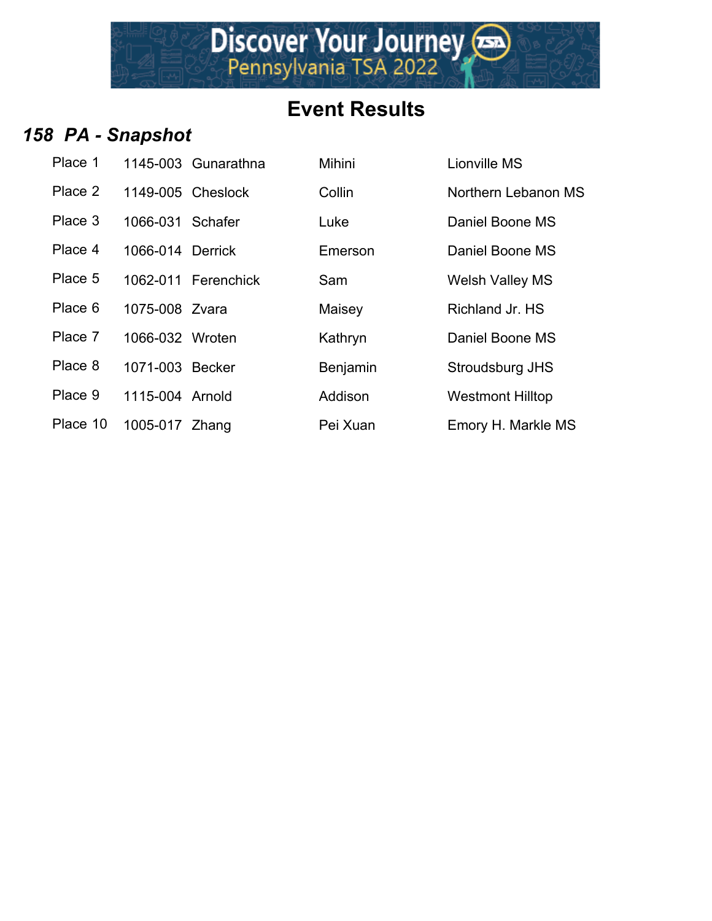# Event Results

## *158 PA - Snapshot*

| | | | | |
|---|---|---|---|---|
| Place 1 | 1145-003 | Gunarathna | Mihini | Lionville MS |
| Place 2 | 1149-005 | Cheslock | Collin | Northern Lebanon MS |
| Place 3 | 1066-031 | Schafer | Luke | Daniel Boone MS |
| Place 4 | 1066-014 | Derrick | Emerson | Daniel Boone MS |
| Place 5 | 1062-011 | Ferenchick | Sam | Welsh Valley MS |
| Place 6 | 1075-008 | Zvara | Maisey | Richland Jr. HS |
| Place 7 | 1066-032 | Wroten | Kathryn | Daniel Boone MS |
| Place 8 | 1071-003 | Becker | Benjamin | Stroudsburg JHS |
| Place 9 | 1115-004 | Arnold | Addison | Westmont Hilltop |
| Place 10 | 1005-017 | Zhang | Pei Xuan | Emory H. Markle MS |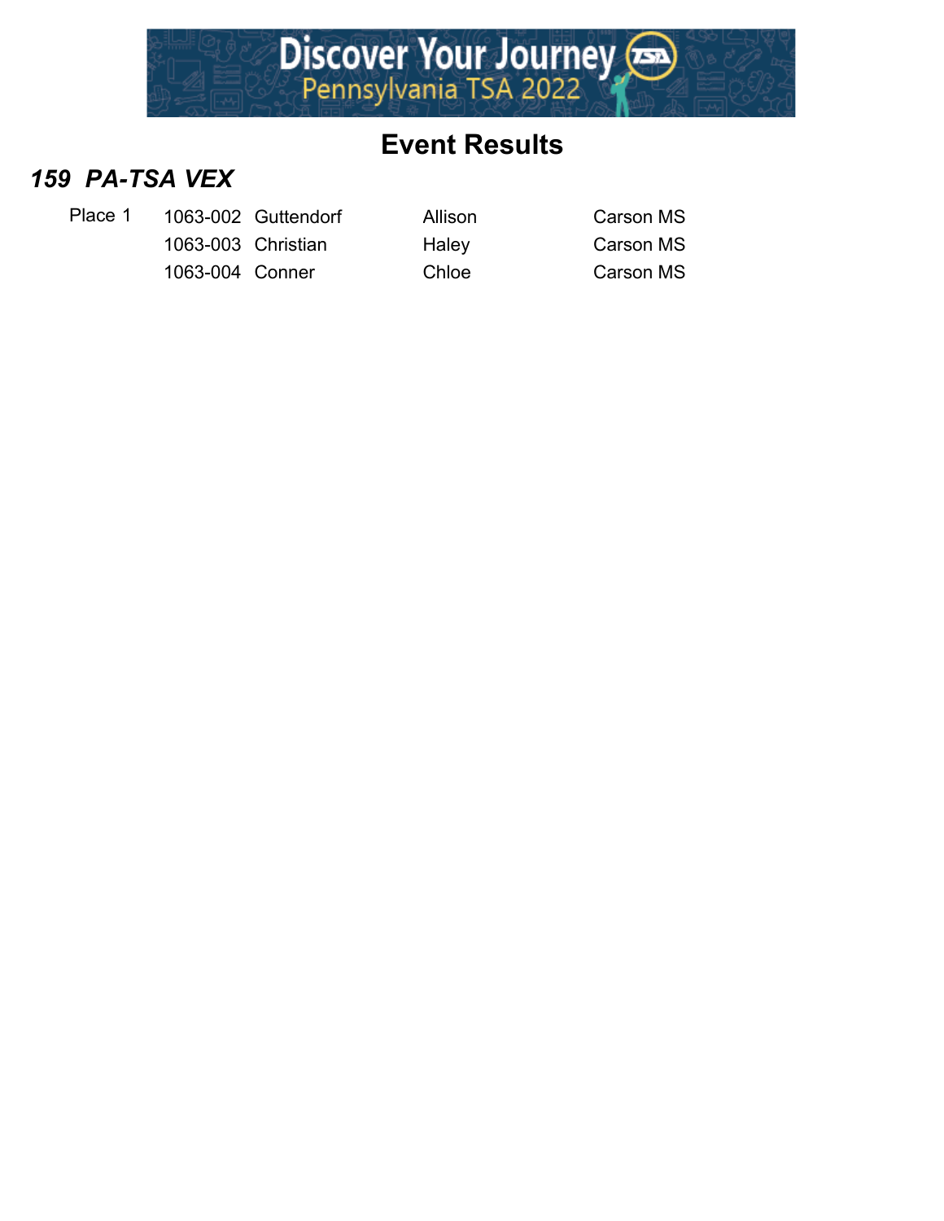# Event Results

## *159 PA-TSA VEX*

| Place | ID | Last Name | First Name | School |
|---|---|---|---|---|
| Place 1 | 1063-002 | Guttendorf | Allison | Carson MS |
| | 1063-003 | Christian | Haley | Carson MS |
| | 1063-004 | Conner | Chloe | Carson MS |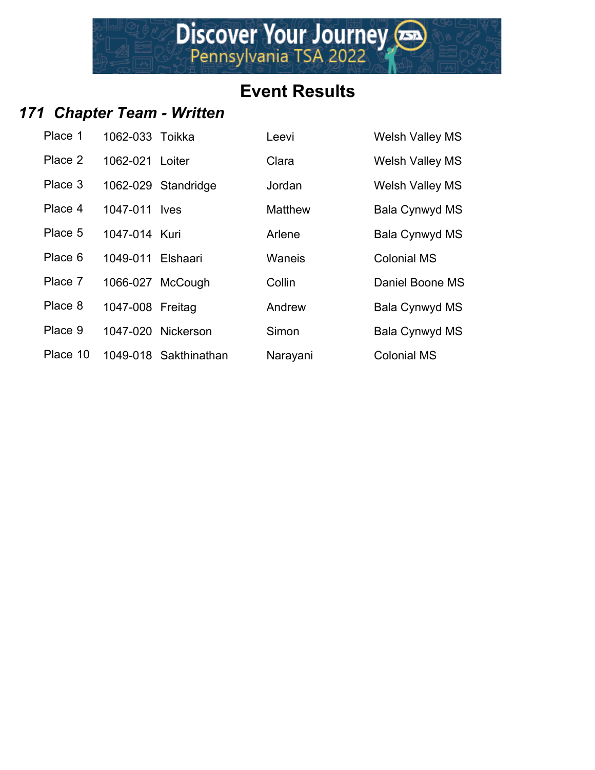# Event Results

## *171 Chapter Team - Written*

| Place | ID | Last Name | First Name | School |
|---|---|---|---|---|
| Place 1 | 1062-033 | Toikka | Leevi | Welsh Valley MS |
| Place 2 | 1062-021 | Loiter | Clara | Welsh Valley MS |
| Place 3 | 1062-029 | Standridge | Jordan | Welsh Valley MS |
| Place 4 | 1047-011 | Ives | Matthew | Bala Cynwyd MS |
| Place 5 | 1047-014 | Kuri | Arlene | Bala Cynwyd MS |
| Place 6 | 1049-011 | Elshaari | Waneis | Colonial MS |
| Place 7 | 1066-027 | McCough | Collin | Daniel Boone MS |
| Place 8 | 1047-008 | Freitag | Andrew | Bala Cynwyd MS |
| Place 9 | 1047-020 | Nickerson | Simon | Bala Cynwyd MS |
| Place 10 | 1049-018 | Sakthinathan | Narayani | Colonial MS |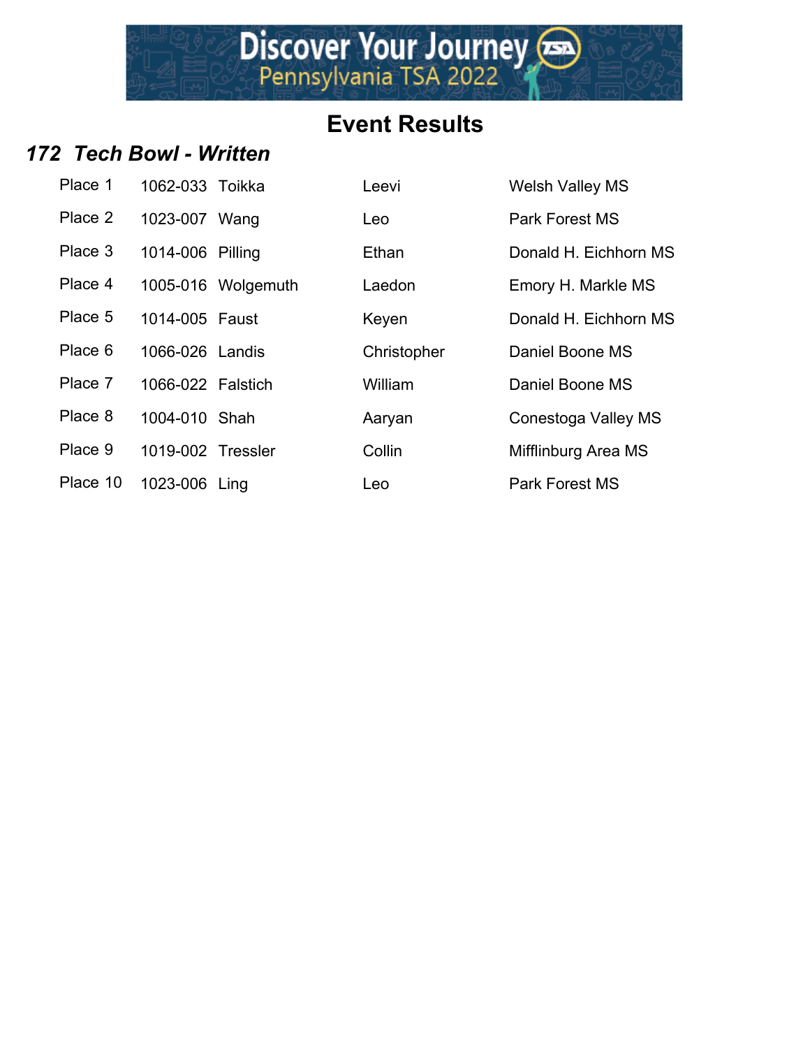# Event Results

## *172 Tech Bowl - Written*

| | | | | |
|---|---|---|---|---|
| Place 1 | 1062-033 | Toikka | Leevi | Welsh Valley MS |
| Place 2 | 1023-007 | Wang | Leo | Park Forest MS |
| Place 3 | 1014-006 | Pilling | Ethan | Donald H. Eichhorn MS |
| Place 4 | 1005-016 | Wolgemuth | Laedon | Emory H. Markle MS |
| Place 5 | 1014-005 | Faust | Keyen | Donald H. Eichhorn MS |
| Place 6 | 1066-026 | Landis | Christopher | Daniel Boone MS |
| Place 7 | 1066-022 | Falstich | William | Daniel Boone MS |
| Place 8 | 1004-010 | Shah | Aaryan | Conestoga Valley MS |
| Place 9 | 1019-002 | Tressler | Collin | Mifflinburg Area MS |
| Place 10 | 1023-006 | Ling | Leo | Park Forest MS |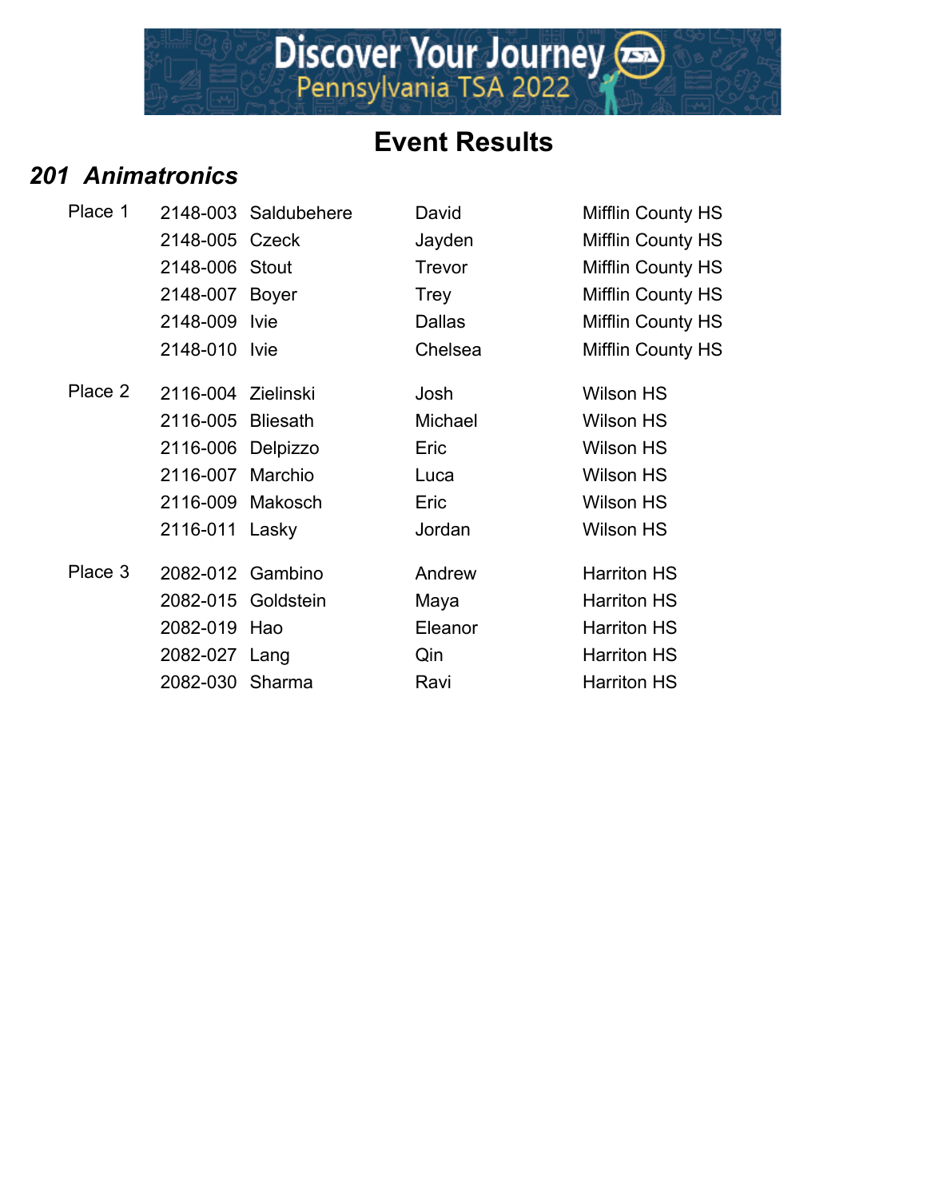# Event Results

## *201 Animatronics*

| Place | ID | Last Name | First Name | School |
| --- | --- | --- | --- | --- |
| Place 1 | 2148-003 | Saldubehere | David | Mifflin County HS |
| | 2148-005 | Czeck | Jayden | Mifflin County HS |
| | 2148-006 | Stout | Trevor | Mifflin County HS |
| | 2148-007 | Boyer | Trey | Mifflin County HS |
| | 2148-009 | Ivie | Dallas | Mifflin County HS |
| | 2148-010 | Ivie | Chelsea | Mifflin County HS |
| Place 2 | 2116-004 | Zielinski | Josh | Wilson HS |
| | 2116-005 | Bliesath | Michael | Wilson HS |
| | 2116-006 | Delpizzo | Eric | Wilson HS |
| | 2116-007 | Marchio | Luca | Wilson HS |
| | 2116-009 | Makosch | Eric | Wilson HS |
| | 2116-011 | Lasky | Jordan | Wilson HS |
| Place 3 | 2082-012 | Gambino | Andrew | Harriton HS |
| | 2082-015 | Goldstein | Maya | Harriton HS |
| | 2082-019 | Hao | Eleanor | Harriton HS |
| | 2082-027 | Lang | Qin | Harriton HS |
| | 2082-030 | Sharma | Ravi | Harriton HS |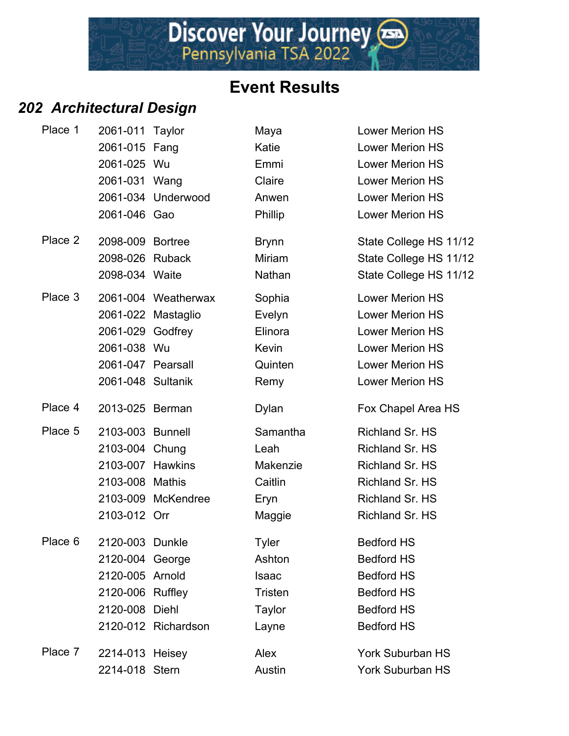# Event Results

## *202 Architectural Design*

| Place | ID | Last Name | First Name | School |
|---|---|---|---|---|
| Place 1 | 2061-011 | Taylor | Maya | Lower Merion HS |
| | 2061-015 | Fang | Katie | Lower Merion HS |
| | 2061-025 | Wu | Emmi | Lower Merion HS |
| | 2061-031 | Wang | Claire | Lower Merion HS |
| | 2061-034 | Underwood | Anwen | Lower Merion HS |
| | 2061-046 | Gao | Phillip | Lower Merion HS |
| Place 2 | 2098-009 | Bortree | Brynn | State College HS 11/12 |
| | 2098-026 | Ruback | Miriam | State College HS 11/12 |
| | 2098-034 | Waite | Nathan | State College HS 11/12 |
| Place 3 | 2061-004 | Weatherwax | Sophia | Lower Merion HS |
| | 2061-022 | Mastaglio | Evelyn | Lower Merion HS |
| | 2061-029 | Godfrey | Elinora | Lower Merion HS |
| | 2061-038 | Wu | Kevin | Lower Merion HS |
| | 2061-047 | Pearsall | Quinten | Lower Merion HS |
| | 2061-048 | Sultanik | Remy | Lower Merion HS |
| Place 4 | 2013-025 | Berman | Dylan | Fox Chapel Area HS |
| Place 5 | 2103-003 | Bunnell | Samantha | Richland Sr. HS |
| | 2103-004 | Chung | Leah | Richland Sr. HS |
| | 2103-007 | Hawkins | Makenzie | Richland Sr. HS |
| | 2103-008 | Mathis | Caitlin | Richland Sr. HS |
| | 2103-009 | McKendree | Eryn | Richland Sr. HS |
| | 2103-012 | Orr | Maggie | Richland Sr. HS |
| Place 6 | 2120-003 | Dunkle | Tyler | Bedford HS |
| | 2120-004 | George | Ashton | Bedford HS |
| | 2120-005 | Arnold | Isaac | Bedford HS |
| | 2120-006 | Ruffley | Tristen | Bedford HS |
| | 2120-008 | Diehl | Taylor | Bedford HS |
| | 2120-012 | Richardson | Layne | Bedford HS |
| Place 7 | 2214-013 | Heisey | Alex | York Suburban HS |
| | 2214-018 | Stern | Austin | York Suburban HS |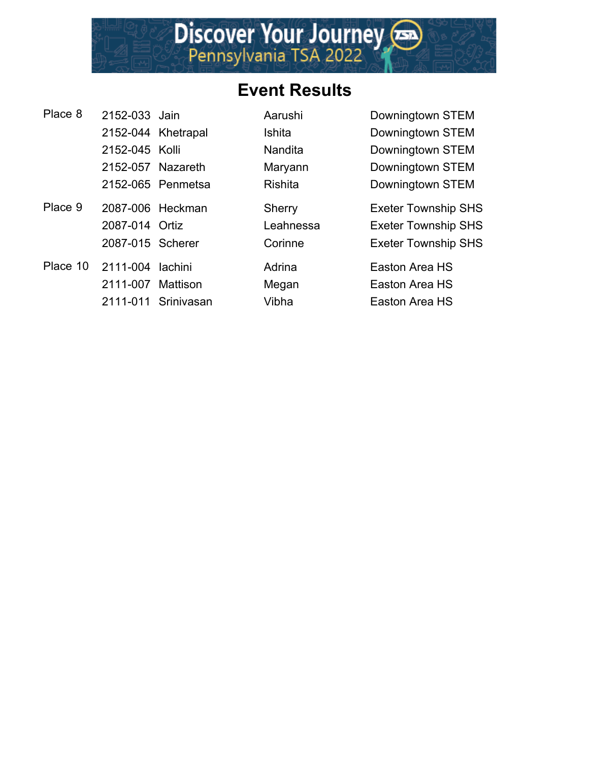# Event Results

| Place | ID | Last Name | First Name | School |
|---|---|---|---|---|
| Place 8 | 2152-033 | Jain | Aarushi | Downingtown STEM |
| | 2152-044 | Khetrapal | Ishita | Downingtown STEM |
| | 2152-045 | Kolli | Nandita | Downingtown STEM |
| | 2152-057 | Nazareth | Maryann | Downingtown STEM |
| | 2152-065 | Penmetsa | Rishita | Downingtown STEM |
| Place 9 | 2087-006 | Heckman | Sherry | Exeter Township SHS |
| | 2087-014 | Ortiz | Leahnessa | Exeter Township SHS |
| | 2087-015 | Scherer | Corinne | Exeter Township SHS |
| Place 10 | 2111-004 | Iachini | Adrina | Easton Area HS |
| | 2111-007 | Mattison | Megan | Easton Area HS |
| | 2111-011 | Srinivasan | Vibha | Easton Area HS |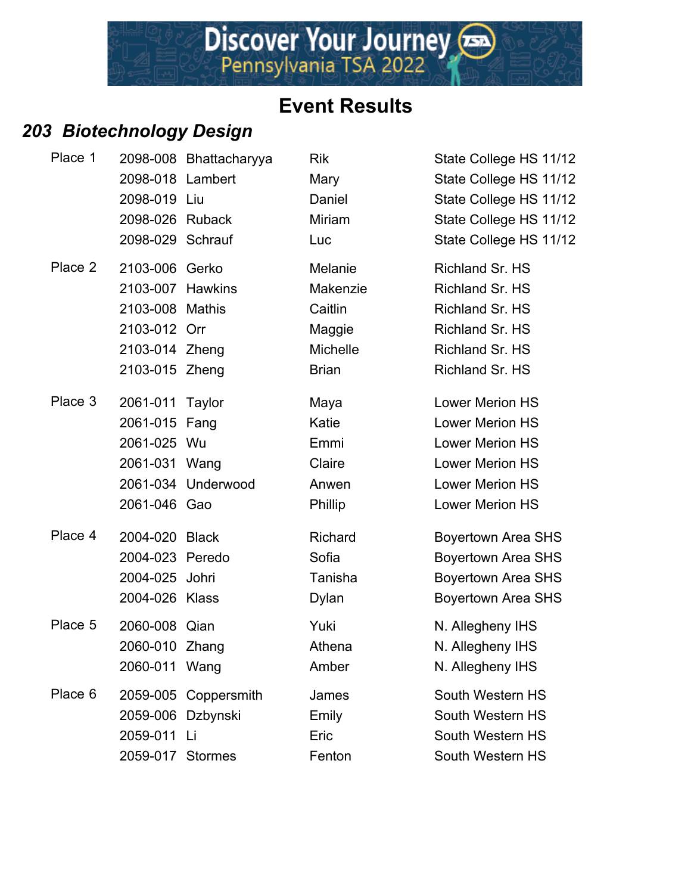# Event Results

## *203 Biotechnology Design*

| Place | ID | Last Name | First Name | School |
|---|---|---|---|---|
| Place 1 | 2098-008 | Bhattacharyya | Rik | State College HS 11/12 |
| | 2098-018 | Lambert | Mary | State College HS 11/12 |
| | 2098-019 | Liu | Daniel | State College HS 11/12 |
| | 2098-026 | Ruback | Miriam | State College HS 11/12 |
| | 2098-029 | Schrauf | Luc | State College HS 11/12 |
| Place 2 | 2103-006 | Gerko | Melanie | Richland Sr. HS |
| | 2103-007 | Hawkins | Makenzie | Richland Sr. HS |
| | 2103-008 | Mathis | Caitlin | Richland Sr. HS |
| | 2103-012 | Orr | Maggie | Richland Sr. HS |
| | 2103-014 | Zheng | Michelle | Richland Sr. HS |
| | 2103-015 | Zheng | Brian | Richland Sr. HS |
| Place 3 | 2061-011 | Taylor | Maya | Lower Merion HS |
| | 2061-015 | Fang | Katie | Lower Merion HS |
| | 2061-025 | Wu | Emmi | Lower Merion HS |
| | 2061-031 | Wang | Claire | Lower Merion HS |
| | 2061-034 | Underwood | Anwen | Lower Merion HS |
| | 2061-046 | Gao | Phillip | Lower Merion HS |
| Place 4 | 2004-020 | Black | Richard | Boyertown Area SHS |
| | 2004-023 | Peredo | Sofia | Boyertown Area SHS |
| | 2004-025 | Johri | Tanisha | Boyertown Area SHS |
| | 2004-026 | Klass | Dylan | Boyertown Area SHS |
| Place 5 | 2060-008 | Qian | Yuki | N. Allegheny IHS |
| | 2060-010 | Zhang | Athena | N. Allegheny IHS |
| | 2060-011 | Wang | Amber | N. Allegheny IHS |
| Place 6 | 2059-005 | Coppersmith | James | South Western HS |
| | 2059-006 | Dzbynski | Emily | South Western HS |
| | 2059-011 | Li | Eric | South Western HS |
| | 2059-017 | Stormes | Fenton | South Western HS |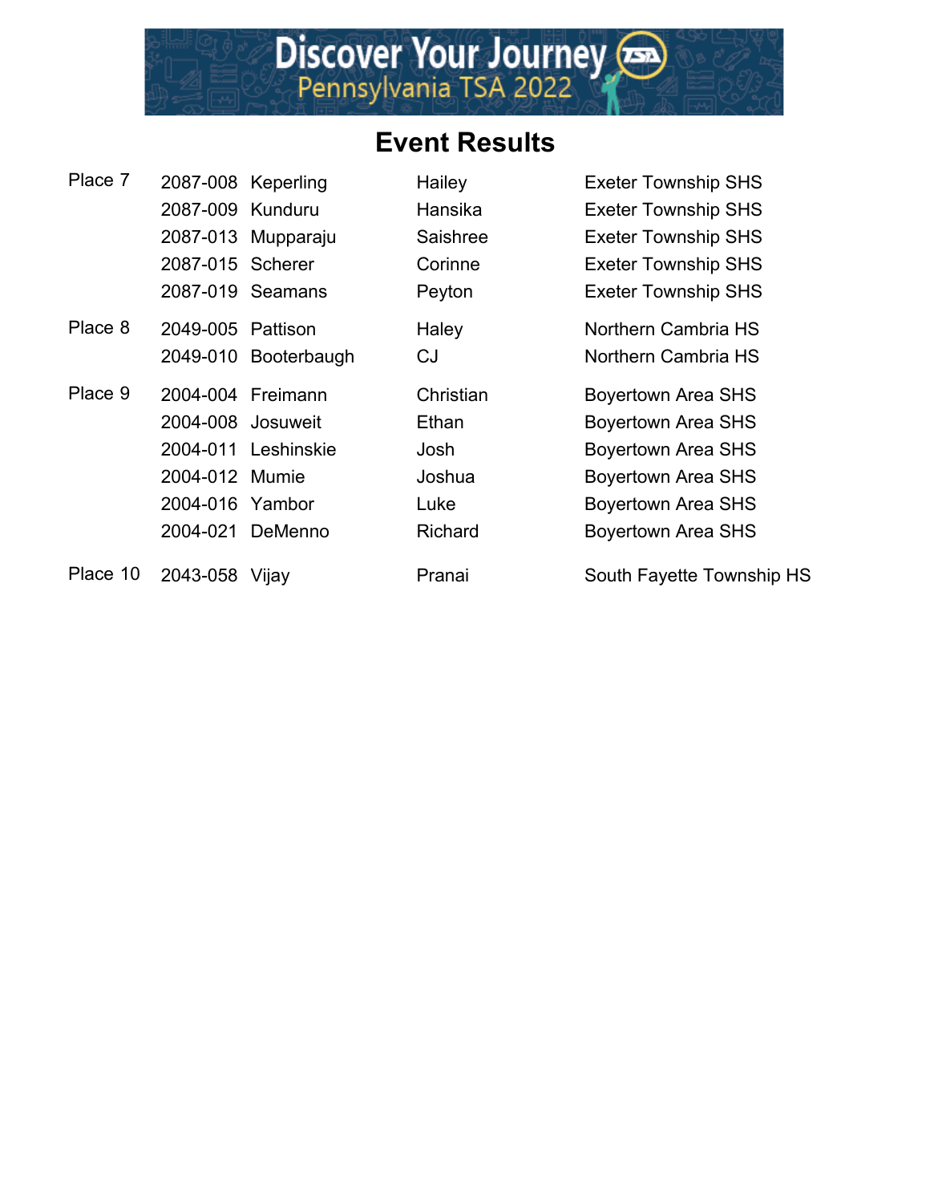# Event Results

| Place | ID | Last Name | First Name | School |
|---|---|---|---|---|
| Place 7 | 2087-008 | Keperling | Hailey | Exeter Township SHS |
| | 2087-009 | Kunduru | Hansika | Exeter Township SHS |
| | 2087-013 | Mupparaju | Saishree | Exeter Township SHS |
| | 2087-015 | Scherer | Corinne | Exeter Township SHS |
| | 2087-019 | Seamans | Peyton | Exeter Township SHS |
| Place 8 | 2049-005 | Pattison | Haley | Northern Cambria HS |
| | 2049-010 | Booterbaugh | CJ | Northern Cambria HS |
| Place 9 | 2004-004 | Freimann | Christian | Boyertown Area SHS |
| | 2004-008 | Josuweit | Ethan | Boyertown Area SHS |
| | 2004-011 | Leshinskie | Josh | Boyertown Area SHS |
| | 2004-012 | Mumie | Joshua | Boyertown Area SHS |
| | 2004-016 | Yambor | Luke | Boyertown Area SHS |
| | 2004-021 | DeMenno | Richard | Boyertown Area SHS |
| Place 10 | 2043-058 | Vijay | Pranai | South Fayette Township HS |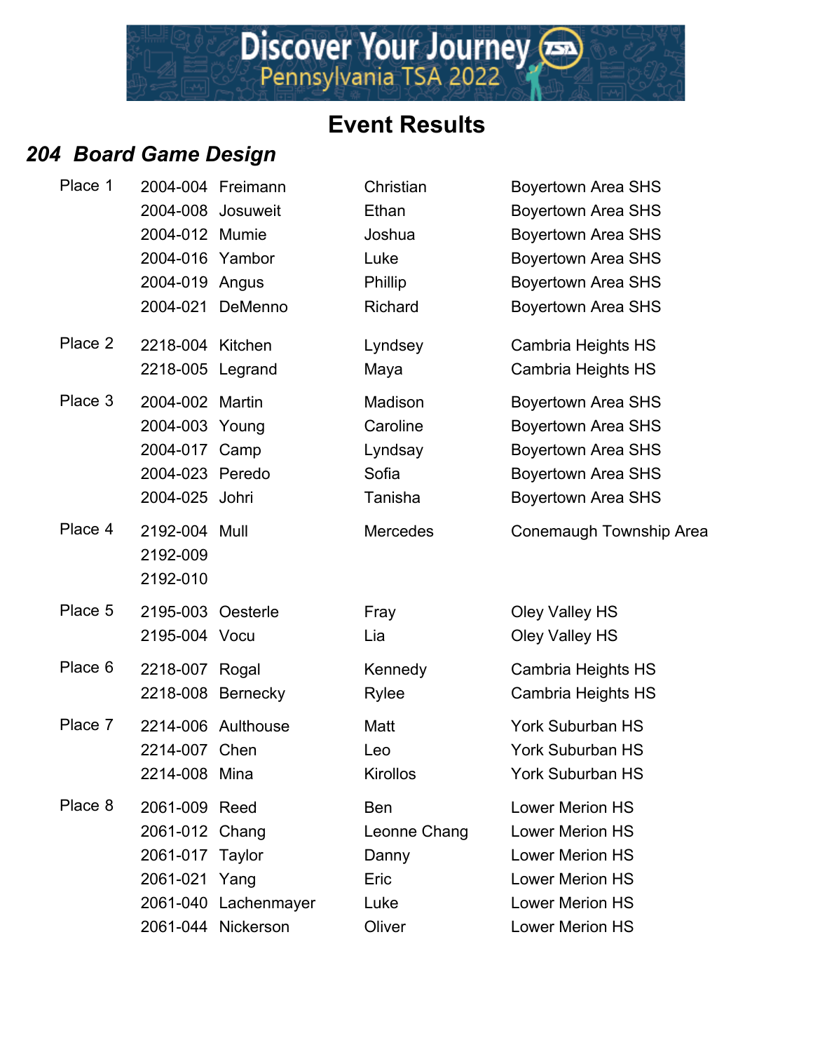# Event Results

## *204 Board Game Design*

| Place | ID | Last Name | First Name | School |
|---|---|---|---|---|
| Place 1 | 2004-004 | Freimann | Christian | Boyertown Area SHS |
| | 2004-008 | Josuweit | Ethan | Boyertown Area SHS |
| | 2004-012 | Mumie | Joshua | Boyertown Area SHS |
| | 2004-016 | Yambor | Luke | Boyertown Area SHS |
| | 2004-019 | Angus | Phillip | Boyertown Area SHS |
| | 2004-021 | DeMenno | Richard | Boyertown Area SHS |
| Place 2 | 2218-004 | Kitchen | Lyndsey | Cambria Heights HS |
| | 2218-005 | Legrand | Maya | Cambria Heights HS |
| Place 3 | 2004-002 | Martin | Madison | Boyertown Area SHS |
| | 2004-003 | Young | Caroline | Boyertown Area SHS |
| | 2004-017 | Camp | Lyndsay | Boyertown Area SHS |
| | 2004-023 | Peredo | Sofia | Boyertown Area SHS |
| | 2004-025 | Johri | Tanisha | Boyertown Area SHS |
| Place 4 | 2192-004 | Mull | Mercedes | Conemaugh Township Area |
| | 2192-009 | | | |
| | 2192-010 | | | |
| Place 5 | 2195-003 | Oesterle | Fray | Oley Valley HS |
| | 2195-004 | Vocu | Lia | Oley Valley HS |
| Place 6 | 2218-007 | Rogal | Kennedy | Cambria Heights HS |
| | 2218-008 | Bernecky | Rylee | Cambria Heights HS |
| Place 7 | 2214-006 | Aulthouse | Matt | York Suburban HS |
| | 2214-007 | Chen | Leo | York Suburban HS |
| | 2214-008 | Mina | Kirollos | York Suburban HS |
| Place 8 | 2061-009 | Reed | Ben | Lower Merion HS |
| | 2061-012 | Chang | Leonne Chang | Lower Merion HS |
| | 2061-017 | Taylor | Danny | Lower Merion HS |
| | 2061-021 | Yang | Eric | Lower Merion HS |
| | 2061-040 | Lachenmayer | Luke | Lower Merion HS |
| | 2061-044 | Nickerson | Oliver | Lower Merion HS |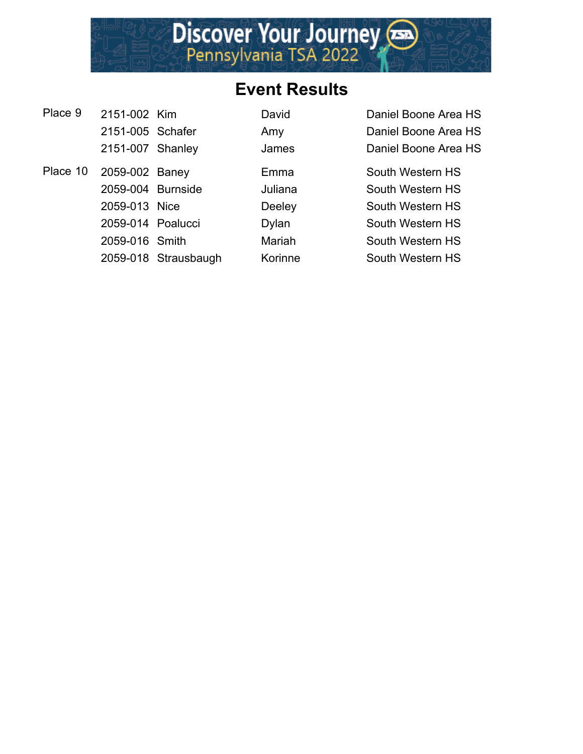## Event Results

| Place | ID | Last Name | First Name | School |
|---|---|---|---|---|
| Place 9 | 2151-002 | Kim | David | Daniel Boone Area HS |
| | 2151-005 | Schafer | Amy | Daniel Boone Area HS |
| | 2151-007 | Shanley | James | Daniel Boone Area HS |
| Place 10 | 2059-002 | Baney | Emma | South Western HS |
| | 2059-004 | Burnside | Juliana | South Western HS |
| | 2059-013 | Nice | Deeley | South Western HS |
| | 2059-014 | Poalucci | Dylan | South Western HS |
| | 2059-016 | Smith | Mariah | South Western HS |
| | 2059-018 | Strausbaugh | Korinne | South Western HS |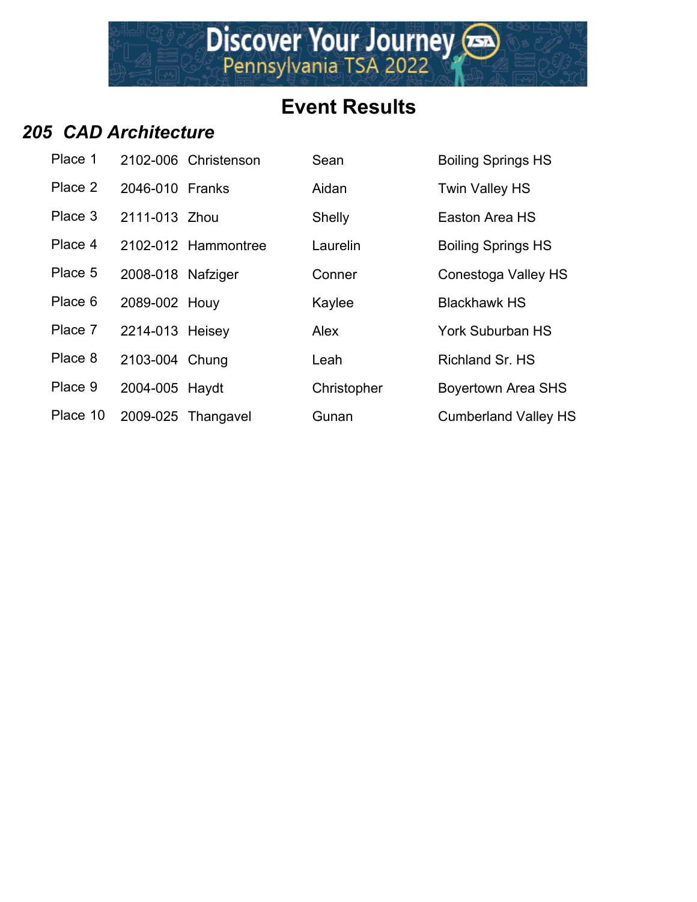# Event Results

## *205 CAD Architecture*

| | | | | |
|---|---|---|---|---|
| Place 1 | 2102-006 | Christenson | Sean | Boiling Springs HS |
| Place 2 | 2046-010 | Franks | Aidan | Twin Valley HS |
| Place 3 | 2111-013 | Zhou | Shelly | Easton Area HS |
| Place 4 | 2102-012 | Hammontree | Laurelin | Boiling Springs HS |
| Place 5 | 2008-018 | Nafziger | Conner | Conestoga Valley HS |
| Place 6 | 2089-002 | Houy | Kaylee | Blackhawk HS |
| Place 7 | 2214-013 | Heisey | Alex | York Suburban HS |
| Place 8 | 2103-004 | Chung | Leah | Richland Sr. HS |
| Place 9 | 2004-005 | Haydt | Christopher | Boyertown Area SHS |
| Place 10 | 2009-025 | Thangavel | Gunan | Cumberland Valley HS |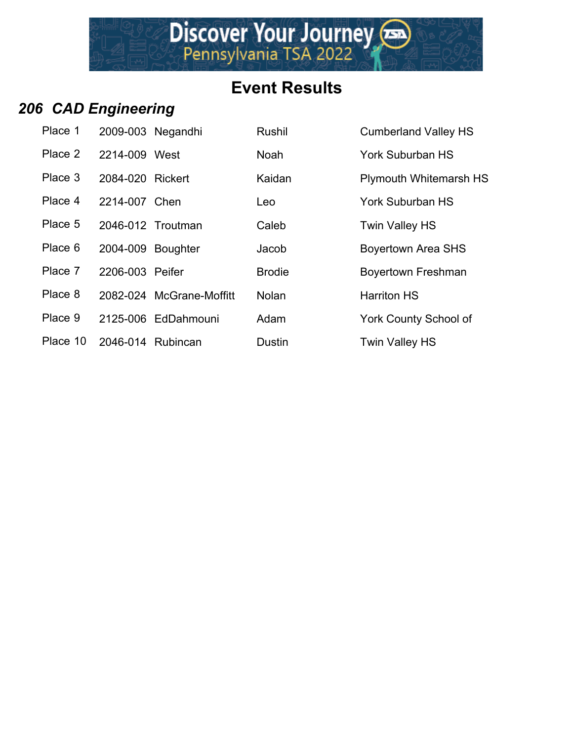# Event Results

## *206 CAD Engineering*

| | | | | |
|---|---|---|---|---|
| Place 1 | 2009-003 | Negandhi | Rushil | Cumberland Valley HS |
| Place 2 | 2214-009 | West | Noah | York Suburban HS |
| Place 3 | 2084-020 | Rickert | Kaidan | Plymouth Whitemarsh HS |
| Place 4 | 2214-007 | Chen | Leo | York Suburban HS |
| Place 5 | 2046-012 | Troutman | Caleb | Twin Valley HS |
| Place 6 | 2004-009 | Boughter | Jacob | Boyertown Area SHS |
| Place 7 | 2206-003 | Peifer | Brodie | Boyertown Freshman |
| Place 8 | 2082-024 | McGrane-Moffitt | Nolan | Harriton HS |
| Place 9 | 2125-006 | EdDahmouni | Adam | York County School of |
| Place 10 | 2046-014 | Rubincan | Dustin | Twin Valley HS |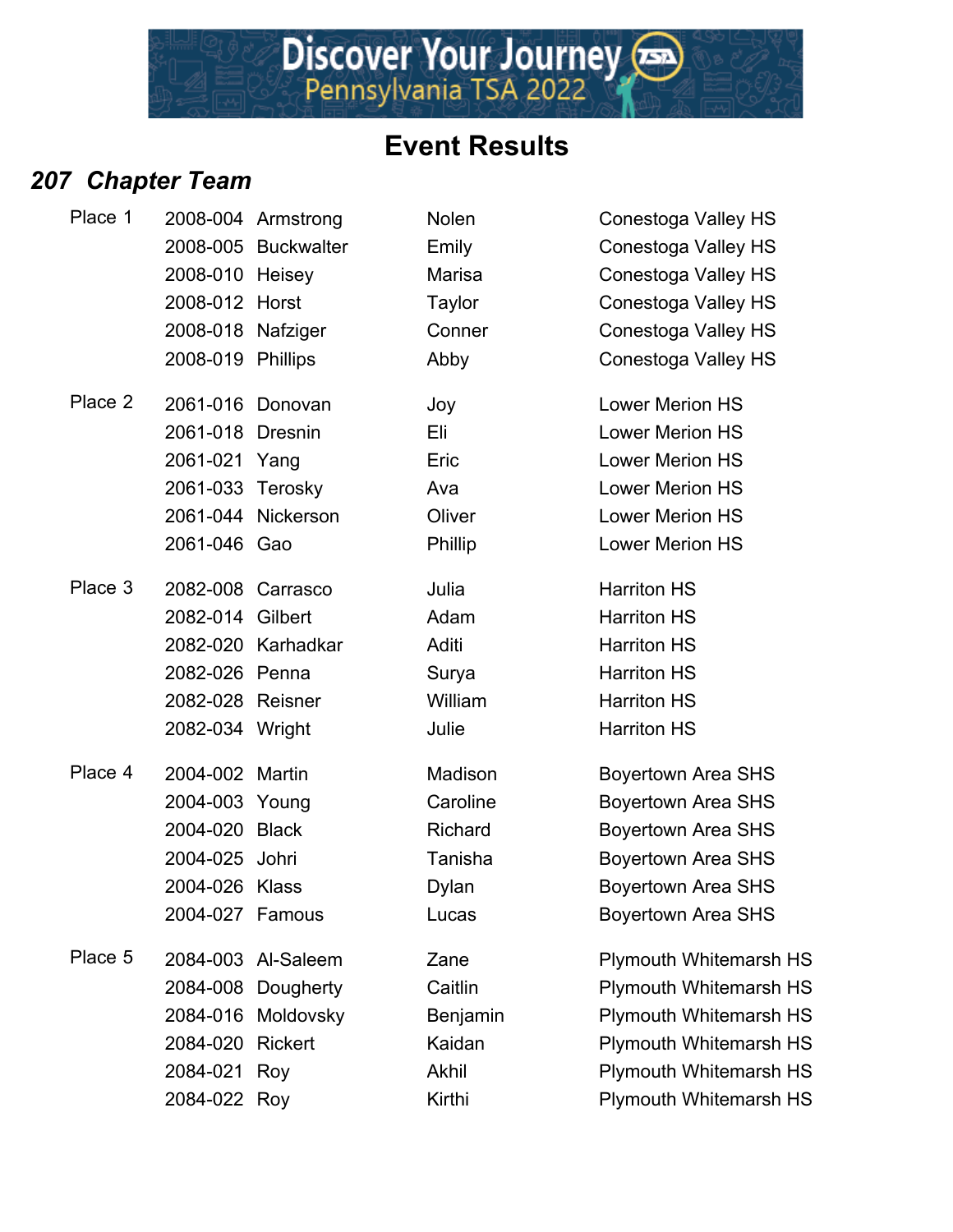# Event Results

## *207 Chapter Team*

| Place | ID | Last Name | First Name | School |
|---|---|---|---|---|
| Place 1 | 2008-004 | Armstrong | Nolen | Conestoga Valley HS |
| | 2008-005 | Buckwalter | Emily | Conestoga Valley HS |
| | 2008-010 | Heisey | Marisa | Conestoga Valley HS |
| | 2008-012 | Horst | Taylor | Conestoga Valley HS |
| | 2008-018 | Nafziger | Conner | Conestoga Valley HS |
| | 2008-019 | Phillips | Abby | Conestoga Valley HS |
| Place 2 | 2061-016 | Donovan | Joy | Lower Merion HS |
| | 2061-018 | Dresnin | Eli | Lower Merion HS |
| | 2061-021 | Yang | Eric | Lower Merion HS |
| | 2061-033 | Terosky | Ava | Lower Merion HS |
| | 2061-044 | Nickerson | Oliver | Lower Merion HS |
| | 2061-046 | Gao | Phillip | Lower Merion HS |
| Place 3 | 2082-008 | Carrasco | Julia | Harriton HS |
| | 2082-014 | Gilbert | Adam | Harriton HS |
| | 2082-020 | Karhadkar | Aditi | Harriton HS |
| | 2082-026 | Penna | Surya | Harriton HS |
| | 2082-028 | Reisner | William | Harriton HS |
| | 2082-034 | Wright | Julie | Harriton HS |
| Place 4 | 2004-002 | Martin | Madison | Boyertown Area SHS |
| | 2004-003 | Young | Caroline | Boyertown Area SHS |
| | 2004-020 | Black | Richard | Boyertown Area SHS |
| | 2004-025 | Johri | Tanisha | Boyertown Area SHS |
| | 2004-026 | Klass | Dylan | Boyertown Area SHS |
| | 2004-027 | Famous | Lucas | Boyertown Area SHS |
| Place 5 | 2084-003 | Al-Saleem | Zane | Plymouth Whitemarsh HS |
| | 2084-008 | Dougherty | Caitlin | Plymouth Whitemarsh HS |
| | 2084-016 | Moldovsky | Benjamin | Plymouth Whitemarsh HS |
| | 2084-020 | Rickert | Kaidan | Plymouth Whitemarsh HS |
| | 2084-021 | Roy | Akhil | Plymouth Whitemarsh HS |
| | 2084-022 | Roy | Kirthi | Plymouth Whitemarsh HS |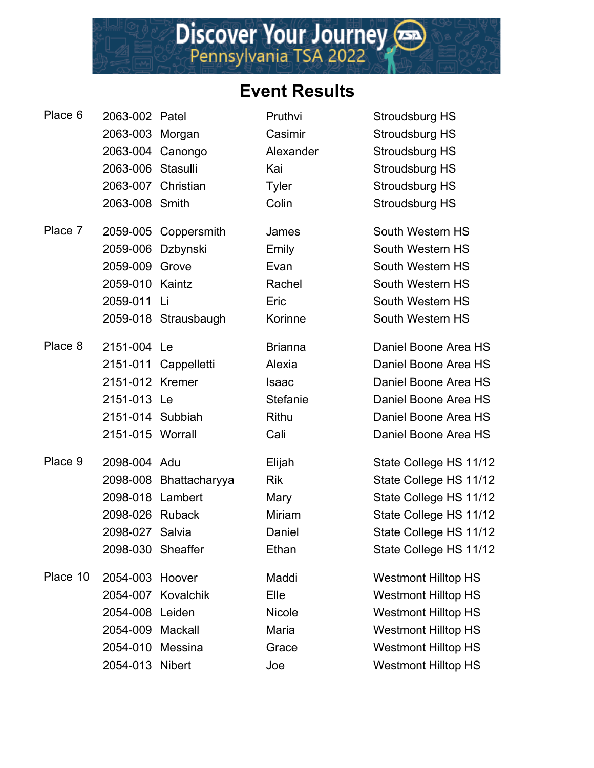# Event Results

| Place | ID | Last Name | First Name | School |
|---|---|---|---|---|
| Place 6 | 2063-002 | Patel | Pruthvi | Stroudsburg HS |
| | 2063-003 | Morgan | Casimir | Stroudsburg HS |
| | 2063-004 | Canongo | Alexander | Stroudsburg HS |
| | 2063-006 | Stasulli | Kai | Stroudsburg HS |
| | 2063-007 | Christian | Tyler | Stroudsburg HS |
| | 2063-008 | Smith | Colin | Stroudsburg HS |
| Place 7 | 2059-005 | Coppersmith | James | South Western HS |
| | 2059-006 | Dzbynski | Emily | South Western HS |
| | 2059-009 | Grove | Evan | South Western HS |
| | 2059-010 | Kaintz | Rachel | South Western HS |
| | 2059-011 | Li | Eric | South Western HS |
| | 2059-018 | Strausbaugh | Korinne | South Western HS |
| Place 8 | 2151-004 | Le | Brianna | Daniel Boone Area HS |
| | 2151-011 | Cappelletti | Alexia | Daniel Boone Area HS |
| | 2151-012 | Kremer | Isaac | Daniel Boone Area HS |
| | 2151-013 | Le | Stefanie | Daniel Boone Area HS |
| | 2151-014 | Subbiah | Rithu | Daniel Boone Area HS |
| | 2151-015 | Worrall | Cali | Daniel Boone Area HS |
| Place 9 | 2098-004 | Adu | Elijah | State College HS 11/12 |
| | 2098-008 | Bhattacharyya | Rik | State College HS 11/12 |
| | 2098-018 | Lambert | Mary | State College HS 11/12 |
| | 2098-026 | Ruback | Miriam | State College HS 11/12 |
| | 2098-027 | Salvia | Daniel | State College HS 11/12 |
| | 2098-030 | Sheaffer | Ethan | State College HS 11/12 |
| Place 10 | 2054-003 | Hoover | Maddi | Westmont Hilltop HS |
| | 2054-007 | Kovalchik | Elle | Westmont Hilltop HS |
| | 2054-008 | Leiden | Nicole | Westmont Hilltop HS |
| | 2054-009 | Mackall | Maria | Westmont Hilltop HS |
| | 2054-010 | Messina | Grace | Westmont Hilltop HS |
| | 2054-013 | Nibert | Joe | Westmont Hilltop HS |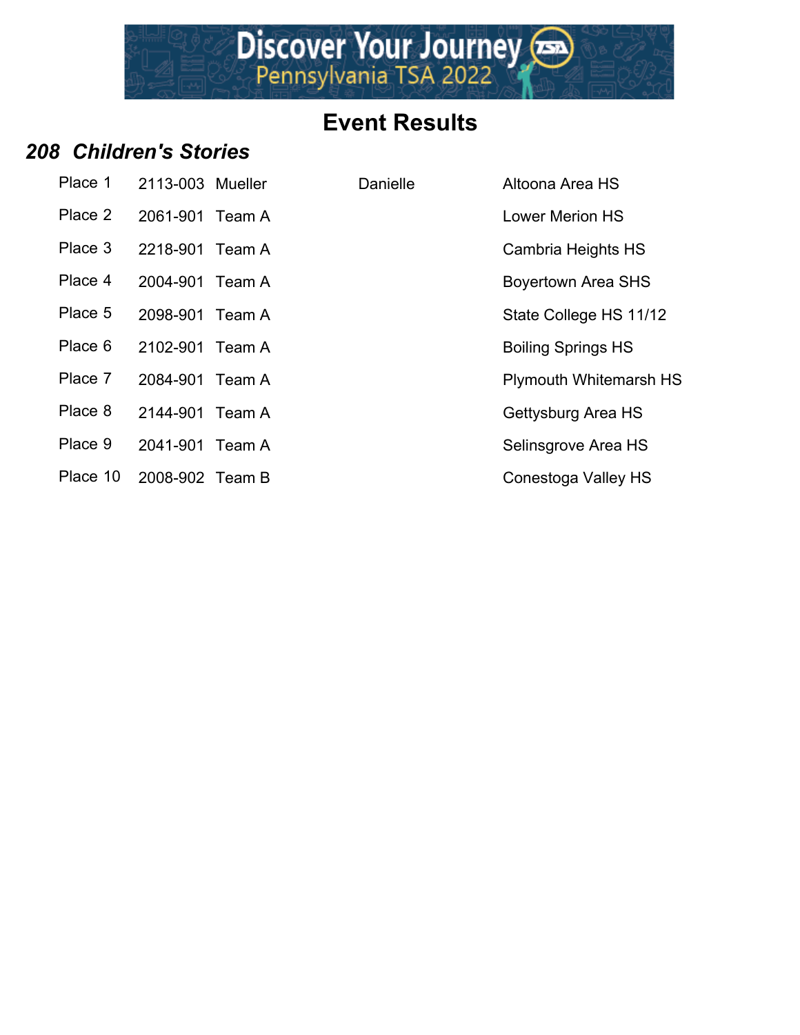# Event Results

## *208 Children's Stories*

| Place | ID | Name | First Name | School |
|---|---|---|---|---|
| Place 1 | 2113-003 | Mueller | Danielle | Altoona Area HS |
| Place 2 | 2061-901 | Team A | | Lower Merion HS |
| Place 3 | 2218-901 | Team A | | Cambria Heights HS |
| Place 4 | 2004-901 | Team A | | Boyertown Area SHS |
| Place 5 | 2098-901 | Team A | | State College HS 11/12 |
| Place 6 | 2102-901 | Team A | | Boiling Springs HS |
| Place 7 | 2084-901 | Team A | | Plymouth Whitemarsh HS |
| Place 8 | 2144-901 | Team A | | Gettysburg Area HS |
| Place 9 | 2041-901 | Team A | | Selinsgrove Area HS |
| Place 10 | 2008-902 | Team B | | Conestoga Valley HS |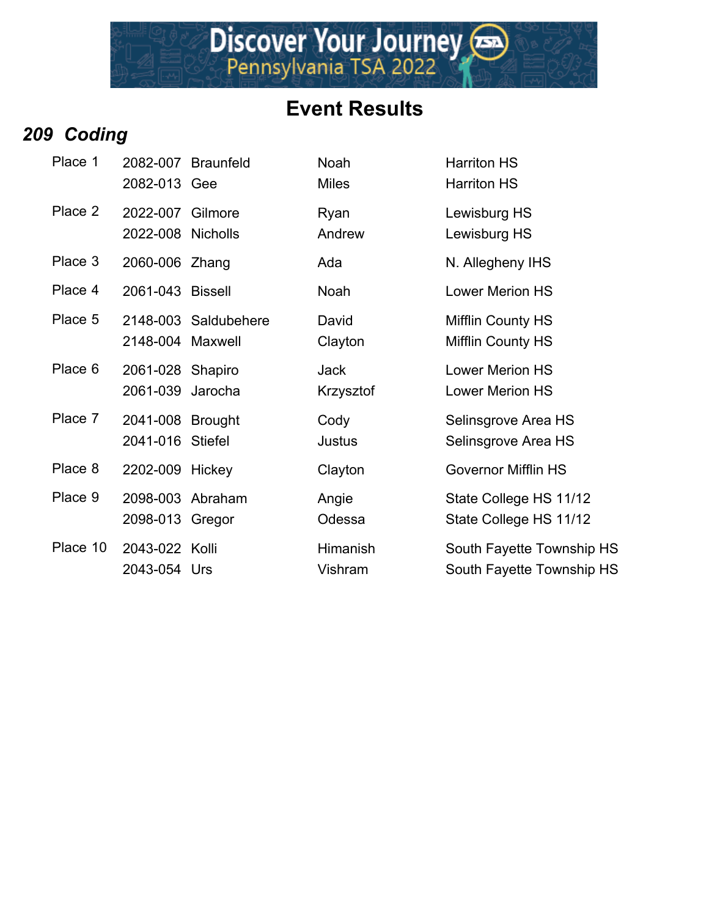# Event Results

## *209 Coding*

| Place | ID | Last Name | First Name | School |
|---|---|---|---|---|
| Place 1 | 2082-007 | Braunfeld | Noah | Harriton HS |
| | 2082-013 | Gee | Miles | Harriton HS |
| Place 2 | 2022-007 | Gilmore | Ryan | Lewisburg HS |
| | 2022-008 | Nicholls | Andrew | Lewisburg HS |
| Place 3 | 2060-006 | Zhang | Ada | N. Allegheny IHS |
| Place 4 | 2061-043 | Bissell | Noah | Lower Merion HS |
| Place 5 | 2148-003 | Saldubehere | David | Mifflin County HS |
| | 2148-004 | Maxwell | Clayton | Mifflin County HS |
| Place 6 | 2061-028 | Shapiro | Jack | Lower Merion HS |
| | 2061-039 | Jarocha | Krzysztof | Lower Merion HS |
| Place 7 | 2041-008 | Brought | Cody | Selinsgrove Area HS |
| | 2041-016 | Stiefel | Justus | Selinsgrove Area HS |
| Place 8 | 2202-009 | Hickey | Clayton | Governor Mifflin HS |
| Place 9 | 2098-003 | Abraham | Angie | State College HS 11/12 |
| | 2098-013 | Gregor | Odessa | State College HS 11/12 |
| Place 10 | 2043-022 | Kolli | Himanish | South Fayette Township HS |
| | 2043-054 | Urs | Vishram | South Fayette Township HS |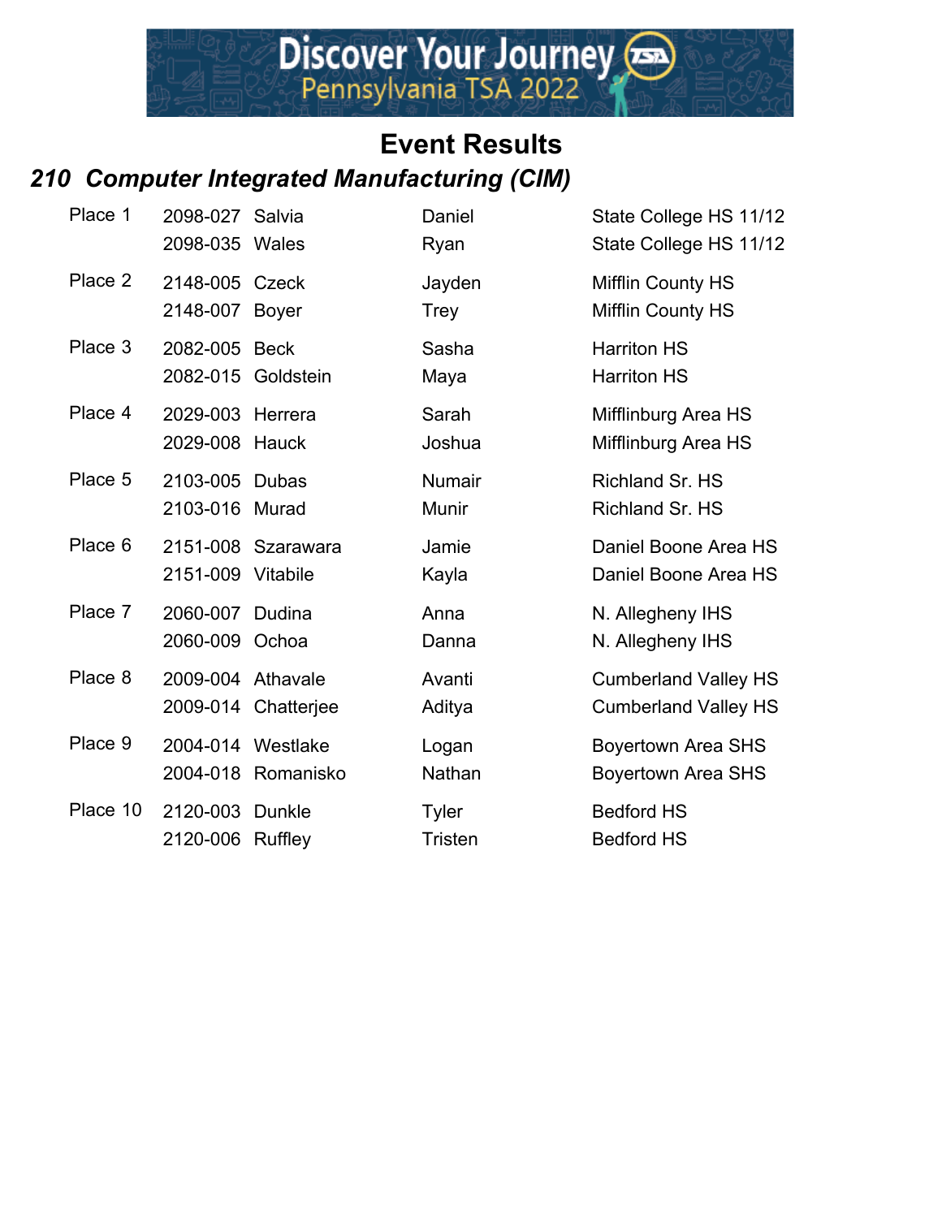# Event Results

## *210 Computer Integrated Manufacturing (CIM)*

| Place | ID | Last Name | First Name | School |
|---|---|---|---|---|
| Place 1 | 2098-027 | Salvia | Daniel | State College HS 11/12 |
| | 2098-035 | Wales | Ryan | State College HS 11/12 |
| Place 2 | 2148-005 | Czeck | Jayden | Mifflin County HS |
| | 2148-007 | Boyer | Trey | Mifflin County HS |
| Place 3 | 2082-005 | Beck | Sasha | Harriton HS |
| | 2082-015 | Goldstein | Maya | Harriton HS |
| Place 4 | 2029-003 | Herrera | Sarah | Mifflinburg Area HS |
| | 2029-008 | Hauck | Joshua | Mifflinburg Area HS |
| Place 5 | 2103-005 | Dubas | Numair | Richland Sr. HS |
| | 2103-016 | Murad | Munir | Richland Sr. HS |
| Place 6 | 2151-008 | Szarawara | Jamie | Daniel Boone Area HS |
| | 2151-009 | Vitabile | Kayla | Daniel Boone Area HS |
| Place 7 | 2060-007 | Dudina | Anna | N. Allegheny IHS |
| | 2060-009 | Ochoa | Danna | N. Allegheny IHS |
| Place 8 | 2009-004 | Athavale | Avanti | Cumberland Valley HS |
| | 2009-014 | Chatterjee | Aditya | Cumberland Valley HS |
| Place 9 | 2004-014 | Westlake | Logan | Boyertown Area SHS |
| | 2004-018 | Romanisko | Nathan | Boyertown Area SHS |
| Place 10 | 2120-003 | Dunkle | Tyler | Bedford HS |
| | 2120-006 | Ruffley | Tristen | Bedford HS |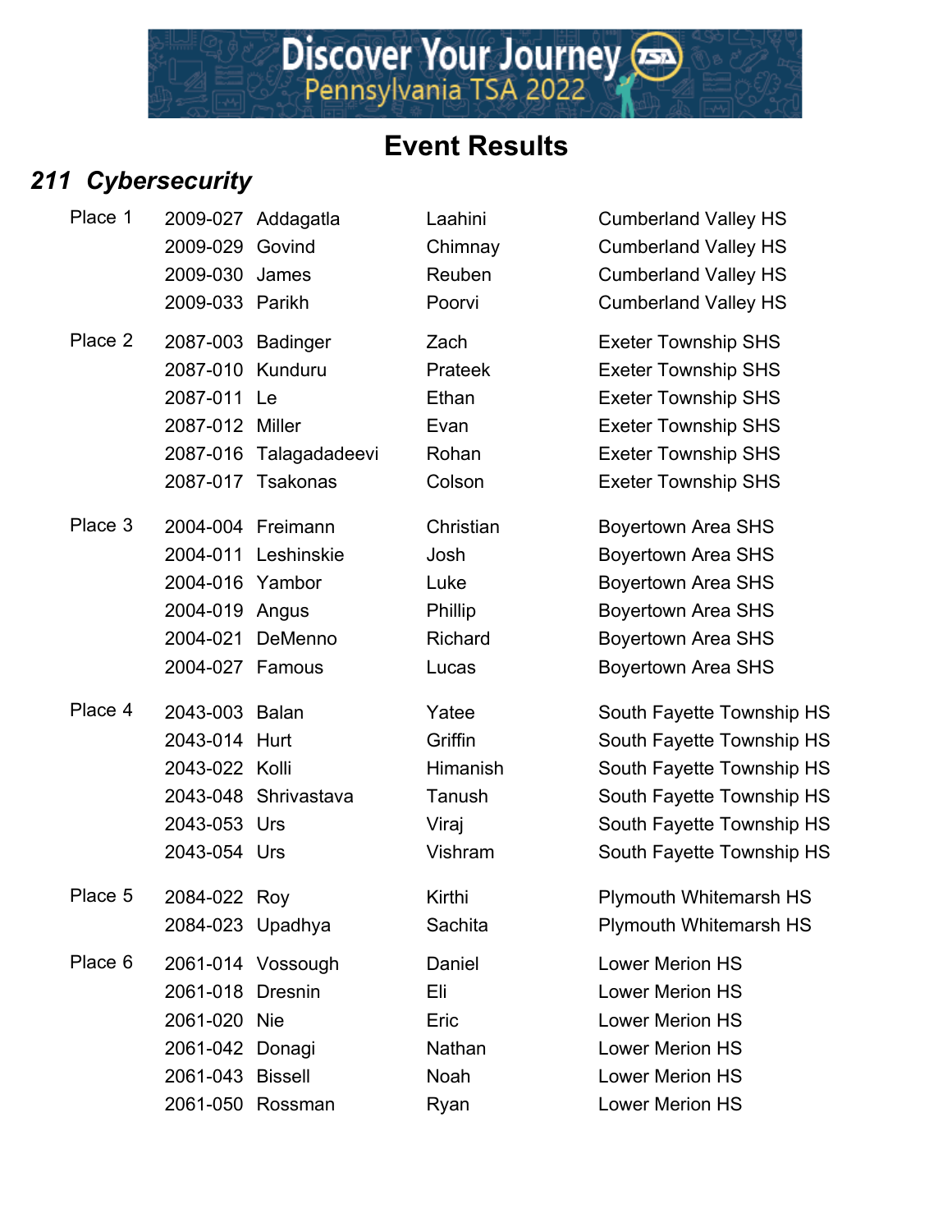# Event Results

## *211 Cybersecurity*

| Place | ID | Last Name | First Name | School |
|---|---|---|---|---|
| Place 1 | 2009-027 | Addagatla | Laahini | Cumberland Valley HS |
| | 2009-029 | Govind | Chimnay | Cumberland Valley HS |
| | 2009-030 | James | Reuben | Cumberland Valley HS |
| | 2009-033 | Parikh | Poorvi | Cumberland Valley HS |
| Place 2 | 2087-003 | Badinger | Zach | Exeter Township SHS |
| | 2087-010 | Kunduru | Prateek | Exeter Township SHS |
| | 2087-011 | Le | Ethan | Exeter Township SHS |
| | 2087-012 | Miller | Evan | Exeter Township SHS |
| | 2087-016 | Talagadadeevi | Rohan | Exeter Township SHS |
| | 2087-017 | Tsakonas | Colson | Exeter Township SHS |
| Place 3 | 2004-004 | Freimann | Christian | Boyertown Area SHS |
| | 2004-011 | Leshinskie | Josh | Boyertown Area SHS |
| | 2004-016 | Yambor | Luke | Boyertown Area SHS |
| | 2004-019 | Angus | Phillip | Boyertown Area SHS |
| | 2004-021 | DeMenno | Richard | Boyertown Area SHS |
| | 2004-027 | Famous | Lucas | Boyertown Area SHS |
| Place 4 | 2043-003 | Balan | Yatee | South Fayette Township HS |
| | 2043-014 | Hurt | Griffin | South Fayette Township HS |
| | 2043-022 | Kolli | Himanish | South Fayette Township HS |
| | 2043-048 | Shrivastava | Tanush | South Fayette Township HS |
| | 2043-053 | Urs | Viraj | South Fayette Township HS |
| | 2043-054 | Urs | Vishram | South Fayette Township HS |
| Place 5 | 2084-022 | Roy | Kirthi | Plymouth Whitemarsh HS |
| | 2084-023 | Upadhya | Sachita | Plymouth Whitemarsh HS |
| Place 6 | 2061-014 | Vossough | Daniel | Lower Merion HS |
| | 2061-018 | Dresnin | Eli | Lower Merion HS |
| | 2061-020 | Nie | Eric | Lower Merion HS |
| | 2061-042 | Donagi | Nathan | Lower Merion HS |
| | 2061-043 | Bissell | Noah | Lower Merion HS |
| | 2061-050 | Rossman | Ryan | Lower Merion HS |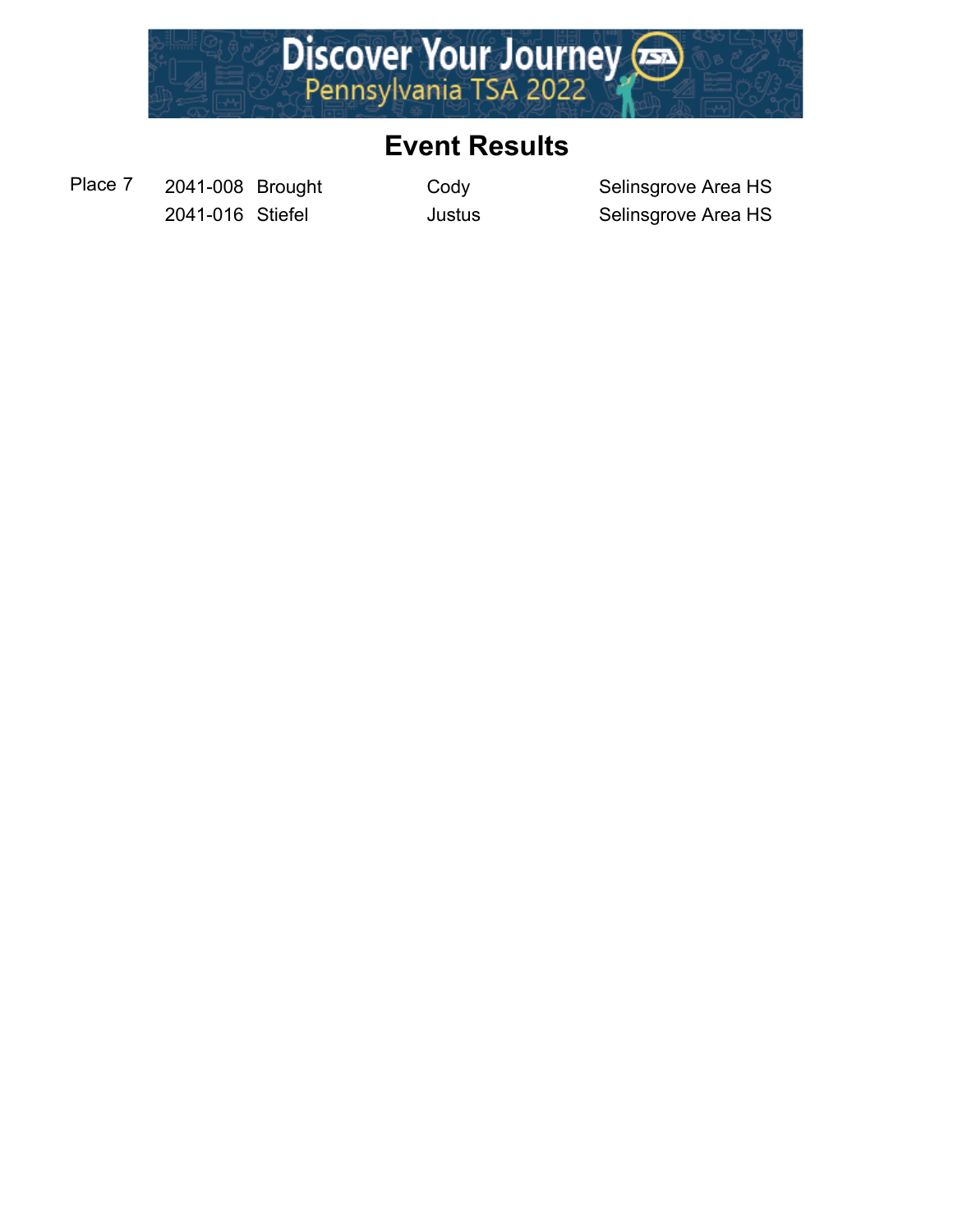## Event Results

| | | | | |
|---|---|---|---|---|
| Place 7 | 2041-008 | Brought | Cody | Selinsgrove Area HS |
| | 2041-016 | Stiefel | Justus | Selinsgrove Area HS |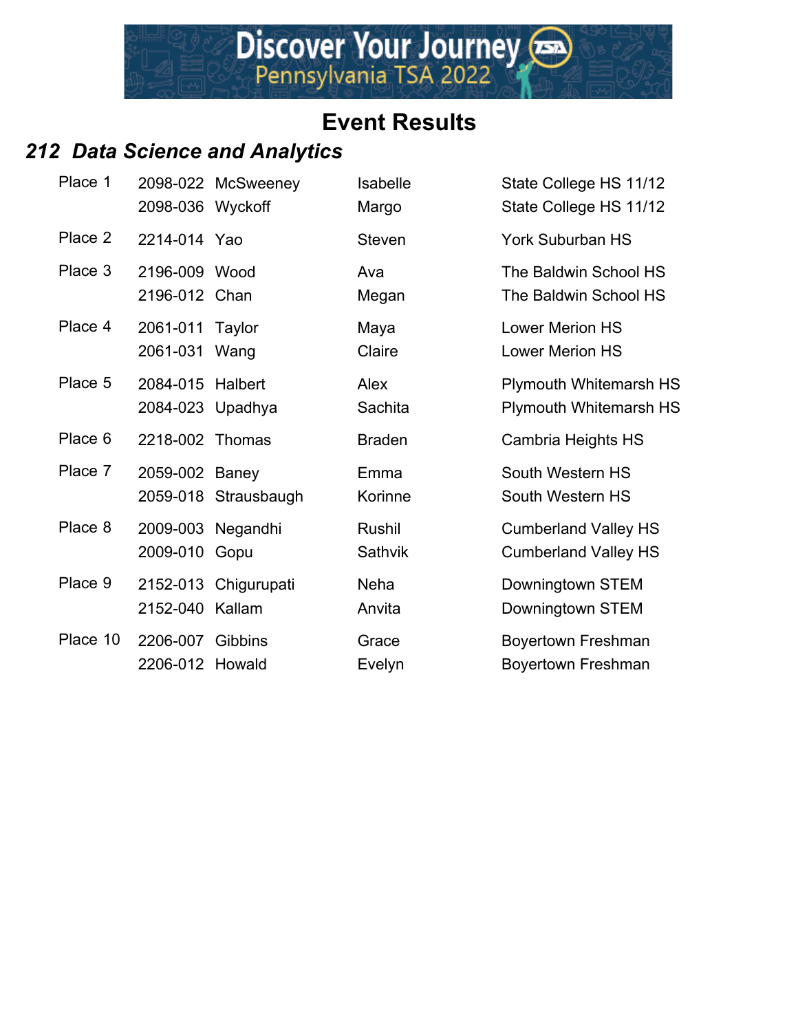# Event Results

## *212 Data Science and Analytics*

| Place | ID | Last Name | First Name | School |
|---|---|---|---|---|
| Place 1 | 2098-022 | McSweeney | Isabelle | State College HS 11/12 |
| | 2098-036 | Wyckoff | Margo | State College HS 11/12 |
| Place 2 | 2214-014 | Yao | Steven | York Suburban HS |
| Place 3 | 2196-009 | Wood | Ava | The Baldwin School HS |
| | 2196-012 | Chan | Megan | The Baldwin School HS |
| Place 4 | 2061-011 | Taylor | Maya | Lower Merion HS |
| | 2061-031 | Wang | Claire | Lower Merion HS |
| Place 5 | 2084-015 | Halbert | Alex | Plymouth Whitemarsh HS |
| | 2084-023 | Upadhya | Sachita | Plymouth Whitemarsh HS |
| Place 6 | 2218-002 | Thomas | Braden | Cambria Heights HS |
| Place 7 | 2059-002 | Baney | Emma | South Western HS |
| | 2059-018 | Strausbaugh | Korinne | South Western HS |
| Place 8 | 2009-003 | Negandhi | Rushil | Cumberland Valley HS |
| | 2009-010 | Gopu | Sathvik | Cumberland Valley HS |
| Place 9 | 2152-013 | Chigurupati | Neha | Downingtown STEM |
| | 2152-040 | Kallam | Anvita | Downingtown STEM |
| Place 10 | 2206-007 | Gibbins | Grace | Boyertown Freshman |
| | 2206-012 | Howald | Evelyn | Boyertown Freshman |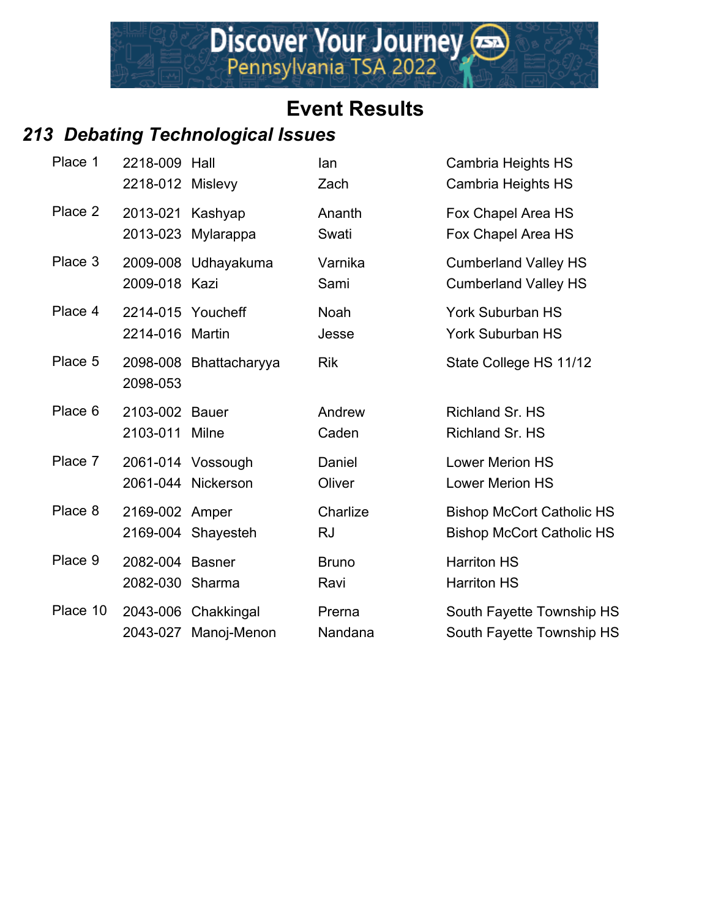# Event Results

## *213  Debating Technological Issues*

| Place | ID | Last Name | First Name | School |
|---|---|---|---|---|
| Place 1 | 2218-009 | Hall | Ian | Cambria Heights HS |
| | 2218-012 | Mislevy | Zach | Cambria Heights HS |
| Place 2 | 2013-021 | Kashyap | Ananth | Fox Chapel Area HS |
| | 2013-023 | Mylarappa | Swati | Fox Chapel Area HS |
| Place 3 | 2009-008 | Udhayakuma | Varnika | Cumberland Valley HS |
| | 2009-018 | Kazi | Sami | Cumberland Valley HS |
| Place 4 | 2214-015 | Youcheff | Noah | York Suburban HS |
| | 2214-016 | Martin | Jesse | York Suburban HS |
| Place 5 | 2098-008 | Bhattacharyya | Rik | State College HS 11/12 |
| | 2098-053 | | | |
| Place 6 | 2103-002 | Bauer | Andrew | Richland Sr. HS |
| | 2103-011 | Milne | Caden | Richland Sr. HS |
| Place 7 | 2061-014 | Vossough | Daniel | Lower Merion HS |
| | 2061-044 | Nickerson | Oliver | Lower Merion HS |
| Place 8 | 2169-002 | Amper | Charlize | Bishop McCort Catholic HS |
| | 2169-004 | Shayesteh | RJ | Bishop McCort Catholic HS |
| Place 9 | 2082-004 | Basner | Bruno | Harriton HS |
| | 2082-030 | Sharma | Ravi | Harriton HS |
| Place 10 | 2043-006 | Chakkingal | Prerna | South Fayette Township HS |
| | 2043-027 | Manoj-Menon | Nandana | South Fayette Township HS |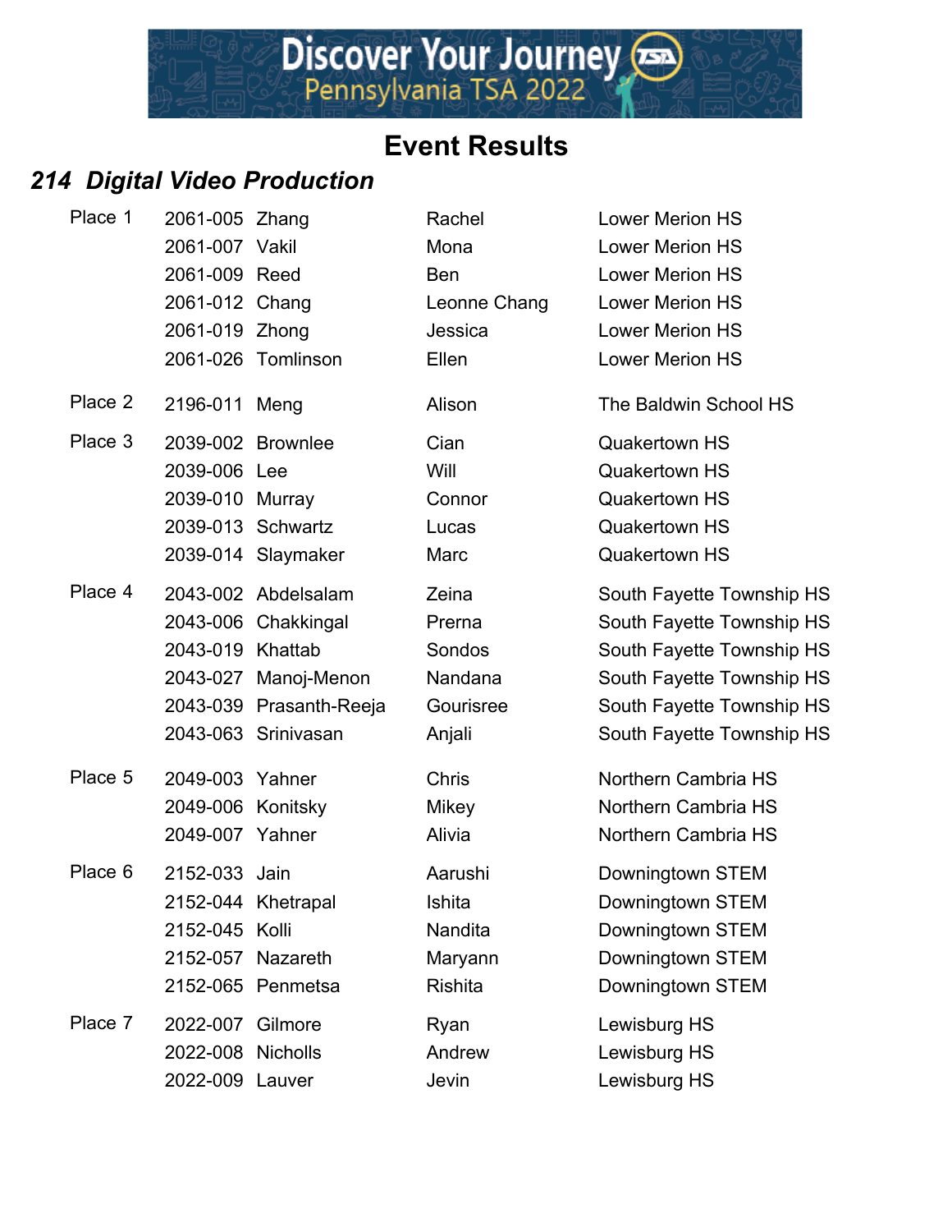# Event Results

## *214 Digital Video Production*

| Place | ID | Last Name | First Name | School |
|---|---|---|---|---|
| Place 1 | 2061-005 | Zhang | Rachel | Lower Merion HS |
| | 2061-007 | Vakil | Mona | Lower Merion HS |
| | 2061-009 | Reed | Ben | Lower Merion HS |
| | 2061-012 | Chang | Leonne Chang | Lower Merion HS |
| | 2061-019 | Zhong | Jessica | Lower Merion HS |
| | 2061-026 | Tomlinson | Ellen | Lower Merion HS |
| Place 2 | 2196-011 | Meng | Alison | The Baldwin School HS |
| Place 3 | 2039-002 | Brownlee | Cian | Quakertown HS |
| | 2039-006 | Lee | Will | Quakertown HS |
| | 2039-010 | Murray | Connor | Quakertown HS |
| | 2039-013 | Schwartz | Lucas | Quakertown HS |
| | 2039-014 | Slaymaker | Marc | Quakertown HS |
| Place 4 | 2043-002 | Abdelsalam | Zeina | South Fayette Township HS |
| | 2043-006 | Chakkingal | Prerna | South Fayette Township HS |
| | 2043-019 | Khattab | Sondos | South Fayette Township HS |
| | 2043-027 | Manoj-Menon | Nandana | South Fayette Township HS |
| | 2043-039 | Prasanth-Reeja | Gourisree | South Fayette Township HS |
| | 2043-063 | Srinivasan | Anjali | South Fayette Township HS |
| Place 5 | 2049-003 | Yahner | Chris | Northern Cambria HS |
| | 2049-006 | Konitsky | Mikey | Northern Cambria HS |
| | 2049-007 | Yahner | Alivia | Northern Cambria HS |
| Place 6 | 2152-033 | Jain | Aarushi | Downingtown STEM |
| | 2152-044 | Khetrapal | Ishita | Downingtown STEM |
| | 2152-045 | Kolli | Nandita | Downingtown STEM |
| | 2152-057 | Nazareth | Maryann | Downingtown STEM |
| | 2152-065 | Penmetsa | Rishita | Downingtown STEM |
| Place 7 | 2022-007 | Gilmore | Ryan | Lewisburg HS |
| | 2022-008 | Nicholls | Andrew | Lewisburg HS |
| | 2022-009 | Lauver | Jevin | Lewisburg HS |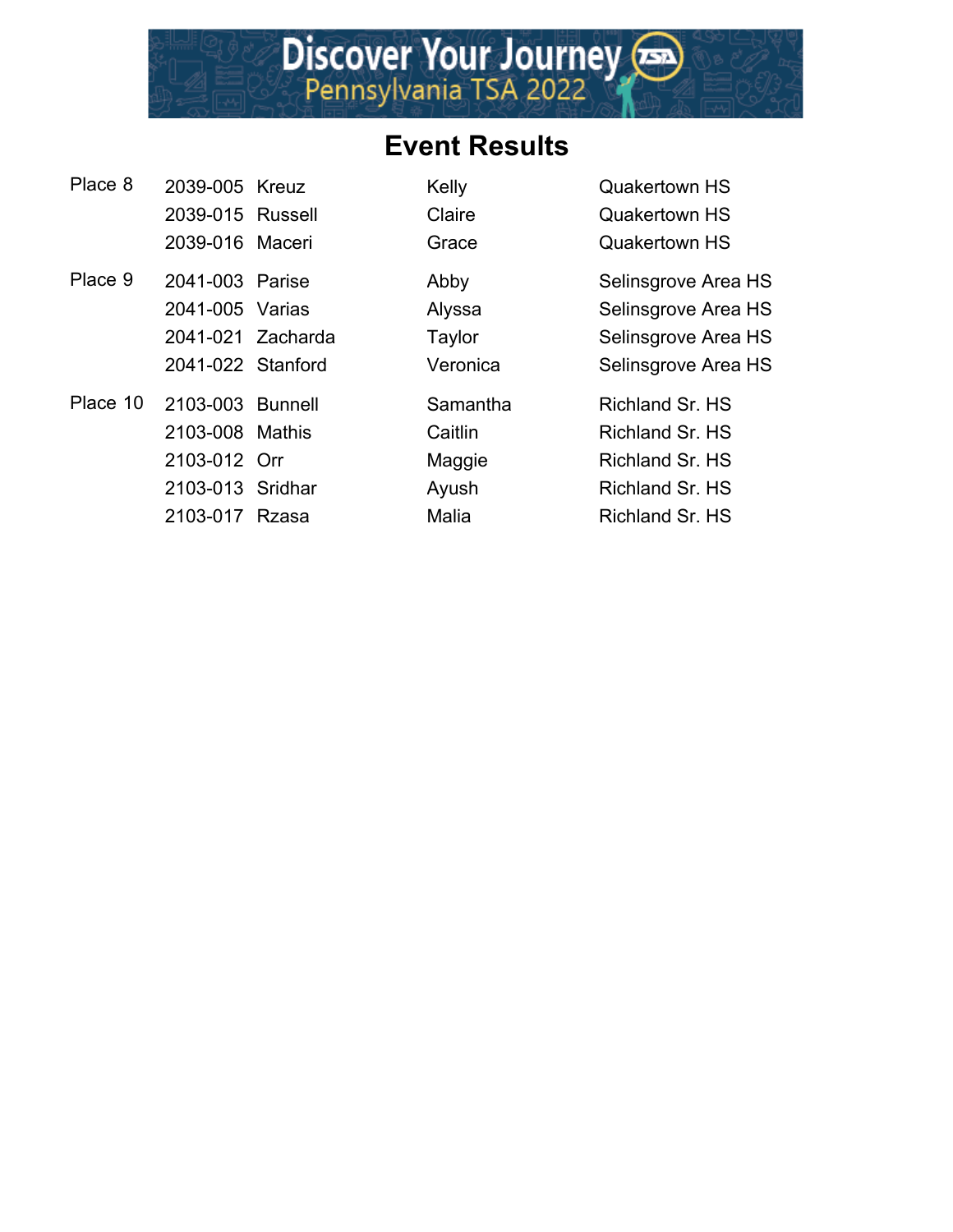## Event Results

| Place | ID | Last Name | First Name | School |
|---|---|---|---|---|
| Place 8 | 2039-005 | Kreuz | Kelly | Quakertown HS |
| | 2039-015 | Russell | Claire | Quakertown HS |
| | 2039-016 | Maceri | Grace | Quakertown HS |
| Place 9 | 2041-003 | Parise | Abby | Selinsgrove Area HS |
| | 2041-005 | Varias | Alyssa | Selinsgrove Area HS |
| | 2041-021 | Zacharda | Taylor | Selinsgrove Area HS |
| | 2041-022 | Stanford | Veronica | Selinsgrove Area HS |
| Place 10 | 2103-003 | Bunnell | Samantha | Richland Sr. HS |
| | 2103-008 | Mathis | Caitlin | Richland Sr. HS |
| | 2103-012 | Orr | Maggie | Richland Sr. HS |
| | 2103-013 | Sridhar | Ayush | Richland Sr. HS |
| | 2103-017 | Rzasa | Malia | Richland Sr. HS |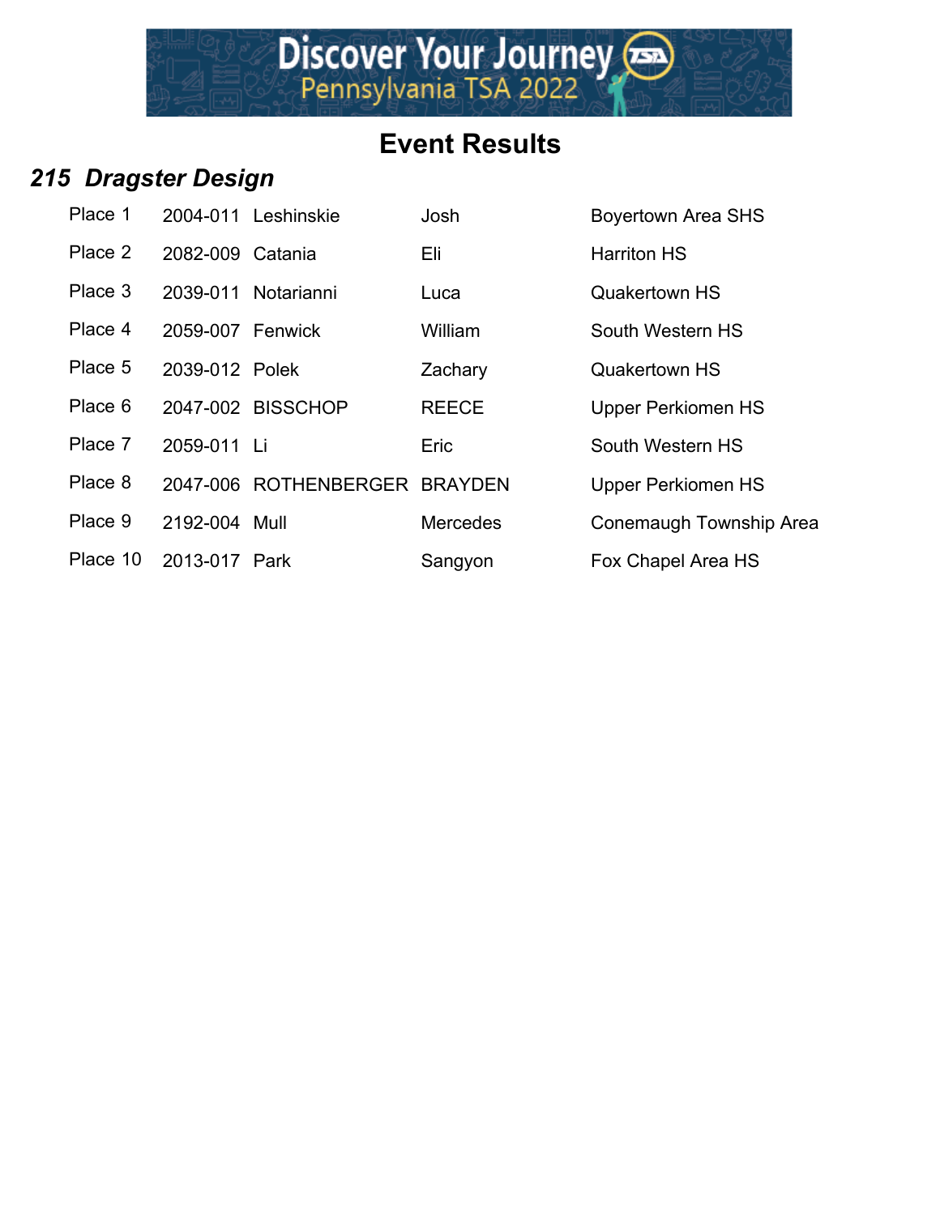# Event Results

## *215 Dragster Design*

| Place | ID | Last Name | First Name | School |
|---|---|---|---|---|
| Place 1 | 2004-011 | Leshinskie | Josh | Boyertown Area SHS |
| Place 2 | 2082-009 | Catania | Eli | Harriton HS |
| Place 3 | 2039-011 | Notarianni | Luca | Quakertown HS |
| Place 4 | 2059-007 | Fenwick | William | South Western HS |
| Place 5 | 2039-012 | Polek | Zachary | Quakertown HS |
| Place 6 | 2047-002 | BISSCHOP | REECE | Upper Perkiomen HS |
| Place 7 | 2059-011 | Li | Eric | South Western HS |
| Place 8 | 2047-006 | ROTHENBERGER | BRAYDEN | Upper Perkiomen HS |
| Place 9 | 2192-004 | Mull | Mercedes | Conemaugh Township Area |
| Place 10 | 2013-017 | Park | Sangyon | Fox Chapel Area HS |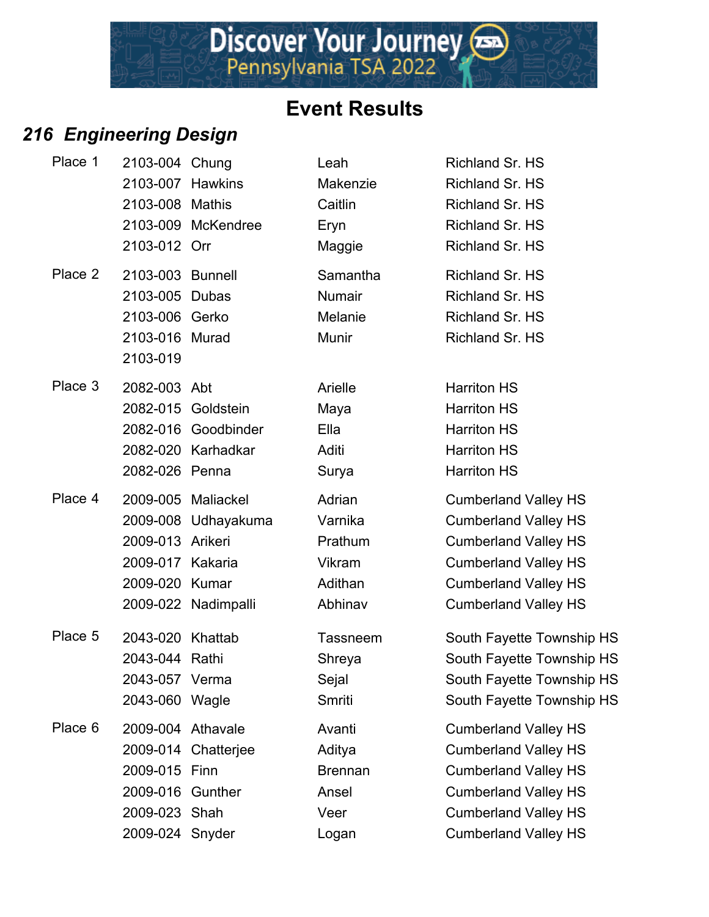Discover Your Journey
Pennsylvania TSA 2022

# Event Results

## *216 Engineering Design*

| Place | ID | Last Name | First Name | School |
|---|---|---|---|---|
| Place 1 | 2103-004 | Chung | Leah | Richland Sr. HS |
| | 2103-007 | Hawkins | Makenzie | Richland Sr. HS |
| | 2103-008 | Mathis | Caitlin | Richland Sr. HS |
| | 2103-009 | McKendree | Eryn | Richland Sr. HS |
| | 2103-012 | Orr | Maggie | Richland Sr. HS |
| Place 2 | 2103-003 | Bunnell | Samantha | Richland Sr. HS |
| | 2103-005 | Dubas | Numair | Richland Sr. HS |
| | 2103-006 | Gerko | Melanie | Richland Sr. HS |
| | 2103-016 | Murad | Munir | Richland Sr. HS |
| | 2103-019 | | | |
| Place 3 | 2082-003 | Abt | Arielle | Harriton HS |
| | 2082-015 | Goldstein | Maya | Harriton HS |
| | 2082-016 | Goodbinder | Ella | Harriton HS |
| | 2082-020 | Karhadkar | Aditi | Harriton HS |
| | 2082-026 | Penna | Surya | Harriton HS |
| Place 4 | 2009-005 | Maliackel | Adrian | Cumberland Valley HS |
| | 2009-008 | Udhayakuma | Varnika | Cumberland Valley HS |
| | 2009-013 | Arikeri | Prathum | Cumberland Valley HS |
| | 2009-017 | Kakaria | Vikram | Cumberland Valley HS |
| | 2009-020 | Kumar | Adithan | Cumberland Valley HS |
| | 2009-022 | Nadimpalli | Abhinav | Cumberland Valley HS |
| Place 5 | 2043-020 | Khattab | Tassneem | South Fayette Township HS |
| | 2043-044 | Rathi | Shreya | South Fayette Township HS |
| | 2043-057 | Verma | Sejal | South Fayette Township HS |
| | 2043-060 | Wagle | Smriti | South Fayette Township HS |
| Place 6 | 2009-004 | Athavale | Avanti | Cumberland Valley HS |
| | 2009-014 | Chatterjee | Aditya | Cumberland Valley HS |
| | 2009-015 | Finn | Brennan | Cumberland Valley HS |
| | 2009-016 | Gunther | Ansel | Cumberland Valley HS |
| | 2009-023 | Shah | Veer | Cumberland Valley HS |
| | 2009-024 | Snyder | Logan | Cumberland Valley HS |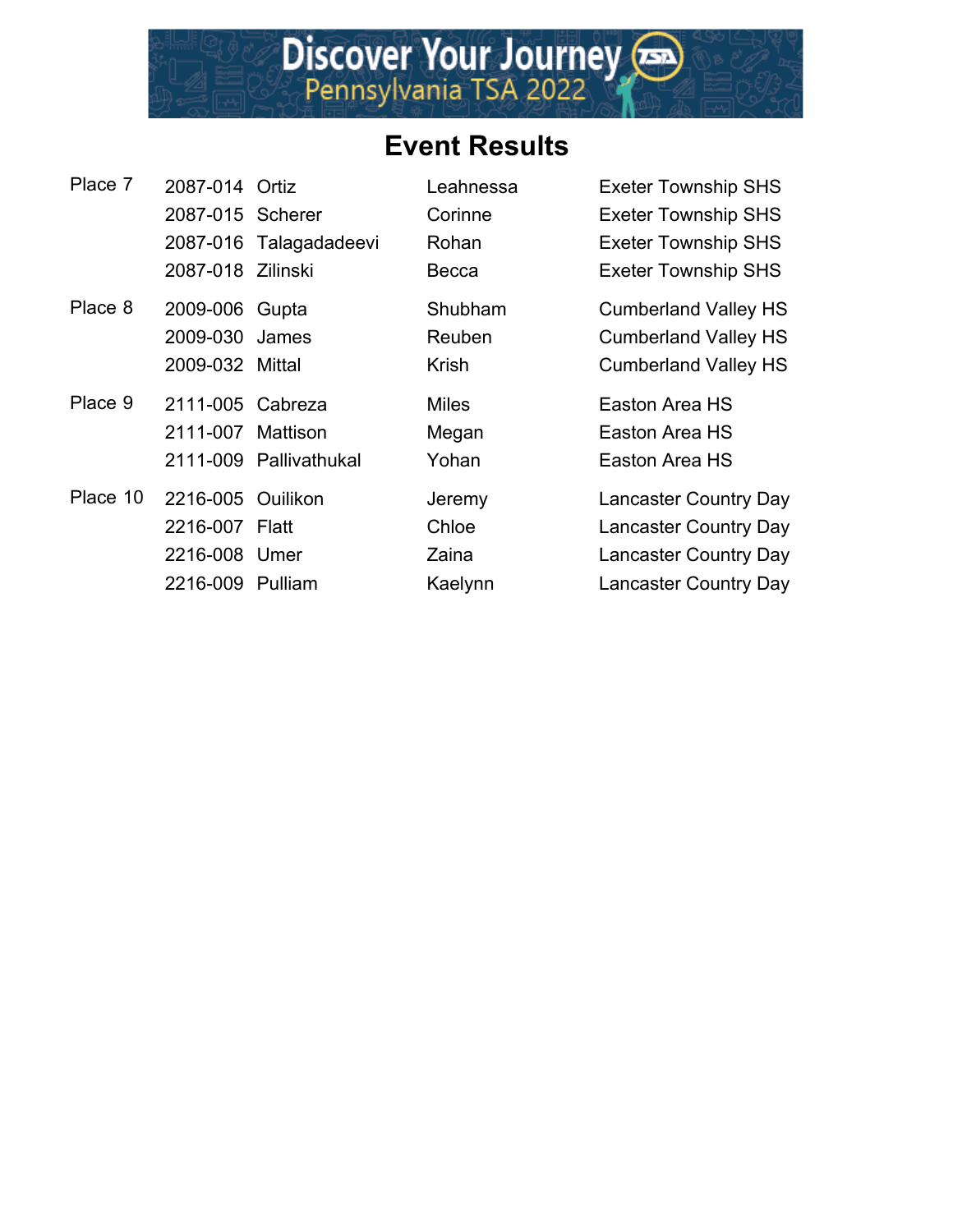## Event Results

| Place | ID | Last Name | First Name | School |
|---|---|---|---|---|
| Place 7 | 2087-014 | Ortiz | Leahnessa | Exeter Township SHS |
| | 2087-015 | Scherer | Corinne | Exeter Township SHS |
| | 2087-016 | Talagadadeevi | Rohan | Exeter Township SHS |
| | 2087-018 | Zilinski | Becca | Exeter Township SHS |
| Place 8 | 2009-006 | Gupta | Shubham | Cumberland Valley HS |
| | 2009-030 | James | Reuben | Cumberland Valley HS |
| | 2009-032 | Mittal | Krish | Cumberland Valley HS |
| Place 9 | 2111-005 | Cabreza | Miles | Easton Area HS |
| | 2111-007 | Mattison | Megan | Easton Area HS |
| | 2111-009 | Pallivathukal | Yohan | Easton Area HS |
| Place 10 | 2216-005 | Ouilikon | Jeremy | Lancaster Country Day |
| | 2216-007 | Flatt | Chloe | Lancaster Country Day |
| | 2216-008 | Umer | Zaina | Lancaster Country Day |
| | 2216-009 | Pulliam | Kaelynn | Lancaster Country Day |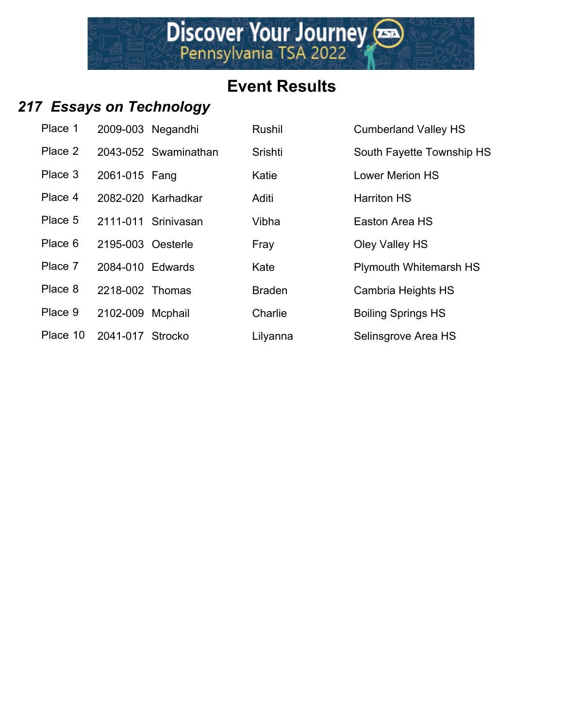# Event Results

## *217 Essays on Technology*

| Place | ID | Last Name | First Name | School |
|---|---|---|---|---|
| Place 1 | 2009-003 | Negandhi | Rushil | Cumberland Valley HS |
| Place 2 | 2043-052 | Swaminathan | Srishti | South Fayette Township HS |
| Place 3 | 2061-015 | Fang | Katie | Lower Merion HS |
| Place 4 | 2082-020 | Karhadkar | Aditi | Harriton HS |
| Place 5 | 2111-011 | Srinivasan | Vibha | Easton Area HS |
| Place 6 | 2195-003 | Oesterle | Fray | Oley Valley HS |
| Place 7 | 2084-010 | Edwards | Kate | Plymouth Whitemarsh HS |
| Place 8 | 2218-002 | Thomas | Braden | Cambria Heights HS |
| Place 9 | 2102-009 | Mcphail | Charlie | Boiling Springs HS |
| Place 10 | 2041-017 | Strocko | Lilyanna | Selinsgrove Area HS |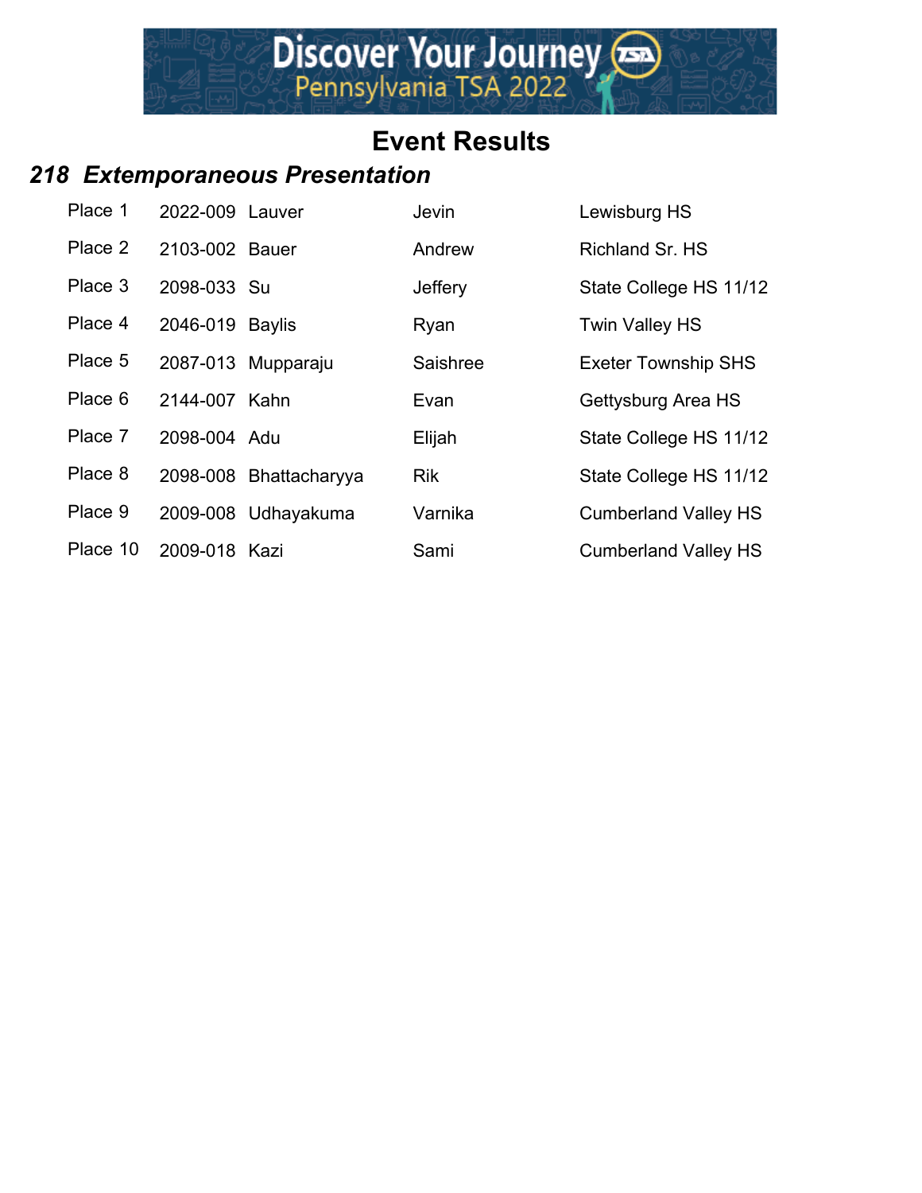# Event Results

## *218 Extemporaneous Presentation*

| | | | | |
|---|---|---|---|---|
| Place 1 | 2022-009 | Lauver | Jevin | Lewisburg HS |
| Place 2 | 2103-002 | Bauer | Andrew | Richland Sr. HS |
| Place 3 | 2098-033 | Su | Jeffery | State College HS 11/12 |
| Place 4 | 2046-019 | Baylis | Ryan | Twin Valley HS |
| Place 5 | 2087-013 | Mupparaju | Saishree | Exeter Township SHS |
| Place 6 | 2144-007 | Kahn | Evan | Gettysburg Area HS |
| Place 7 | 2098-004 | Adu | Elijah | State College HS 11/12 |
| Place 8 | 2098-008 | Bhattacharyya | Rik | State College HS 11/12 |
| Place 9 | 2009-008 | Udhayakuma | Varnika | Cumberland Valley HS |
| Place 10 | 2009-018 | Kazi | Sami | Cumberland Valley HS |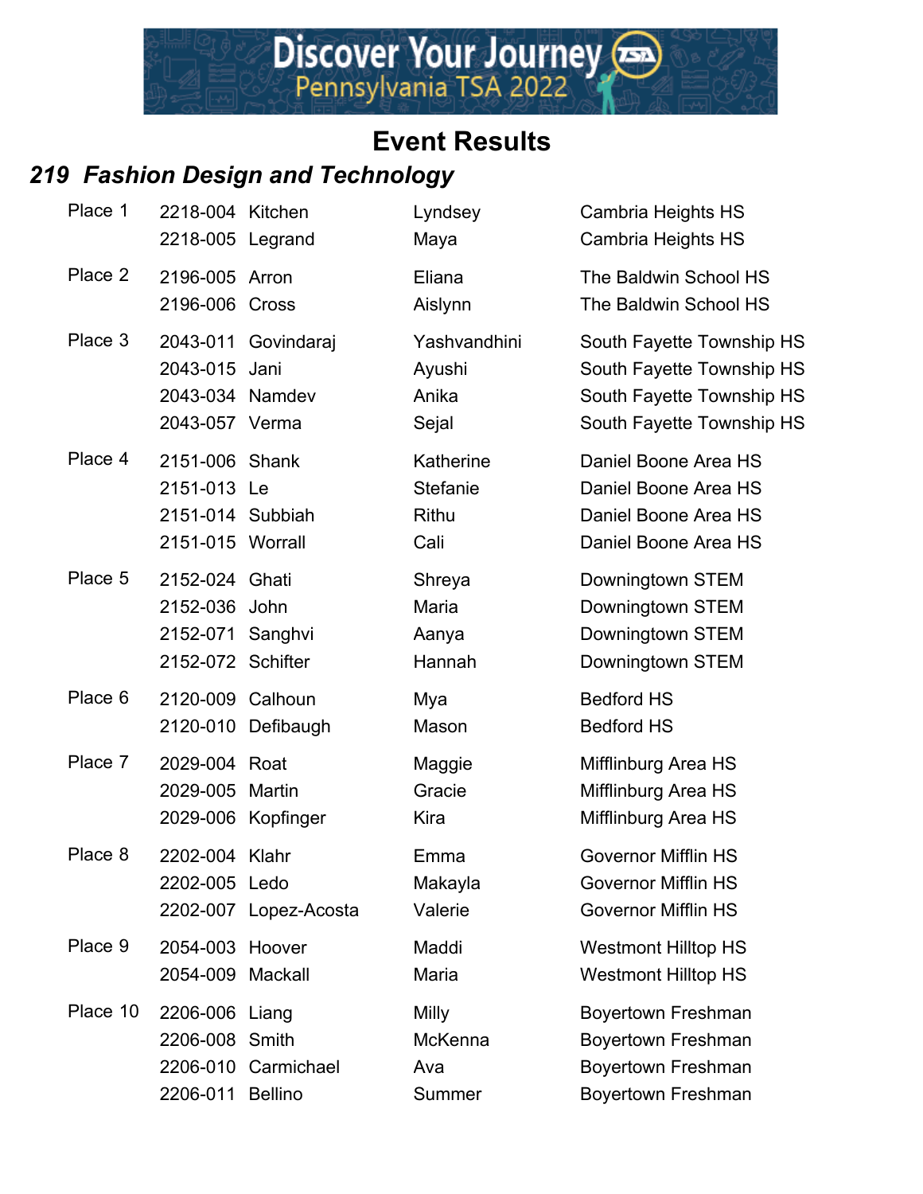Discover Your Journey
Pennsylvania TSA 2022

# Event Results

## *219 Fashion Design and Technology*

| Place | ID | Last Name | First Name | School |
|---|---|---|---|---|
| Place 1 | 2218-004 | Kitchen | Lyndsey | Cambria Heights HS |
| | 2218-005 | Legrand | Maya | Cambria Heights HS |
| Place 2 | 2196-005 | Arron | Eliana | The Baldwin School HS |
| | 2196-006 | Cross | Aislynn | The Baldwin School HS |
| Place 3 | 2043-011 | Govindaraj | Yashvandhini | South Fayette Township HS |
| | 2043-015 | Jani | Ayushi | South Fayette Township HS |
| | 2043-034 | Namdev | Anika | South Fayette Township HS |
| | 2043-057 | Verma | Sejal | South Fayette Township HS |
| Place 4 | 2151-006 | Shank | Katherine | Daniel Boone Area HS |
| | 2151-013 | Le | Stefanie | Daniel Boone Area HS |
| | 2151-014 | Subbiah | Rithu | Daniel Boone Area HS |
| | 2151-015 | Worrall | Cali | Daniel Boone Area HS |
| Place 5 | 2152-024 | Ghati | Shreya | Downingtown STEM |
| | 2152-036 | John | Maria | Downingtown STEM |
| | 2152-071 | Sanghvi | Aanya | Downingtown STEM |
| | 2152-072 | Schifter | Hannah | Downingtown STEM |
| Place 6 | 2120-009 | Calhoun | Mya | Bedford HS |
| | 2120-010 | Defibaugh | Mason | Bedford HS |
| Place 7 | 2029-004 | Roat | Maggie | Mifflinburg Area HS |
| | 2029-005 | Martin | Gracie | Mifflinburg Area HS |
| | 2029-006 | Kopfinger | Kira | Mifflinburg Area HS |
| Place 8 | 2202-004 | Klahr | Emma | Governor Mifflin HS |
| | 2202-005 | Ledo | Makayla | Governor Mifflin HS |
| | 2202-007 | Lopez-Acosta | Valerie | Governor Mifflin HS |
| Place 9 | 2054-003 | Hoover | Maddi | Westmont Hilltop HS |
| | 2054-009 | Mackall | Maria | Westmont Hilltop HS |
| Place 10 | 2206-006 | Liang | Milly | Boyertown Freshman |
| | 2206-008 | Smith | McKenna | Boyertown Freshman |
| | 2206-010 | Carmichael | Ava | Boyertown Freshman |
| | 2206-011 | Bellino | Summer | Boyertown Freshman |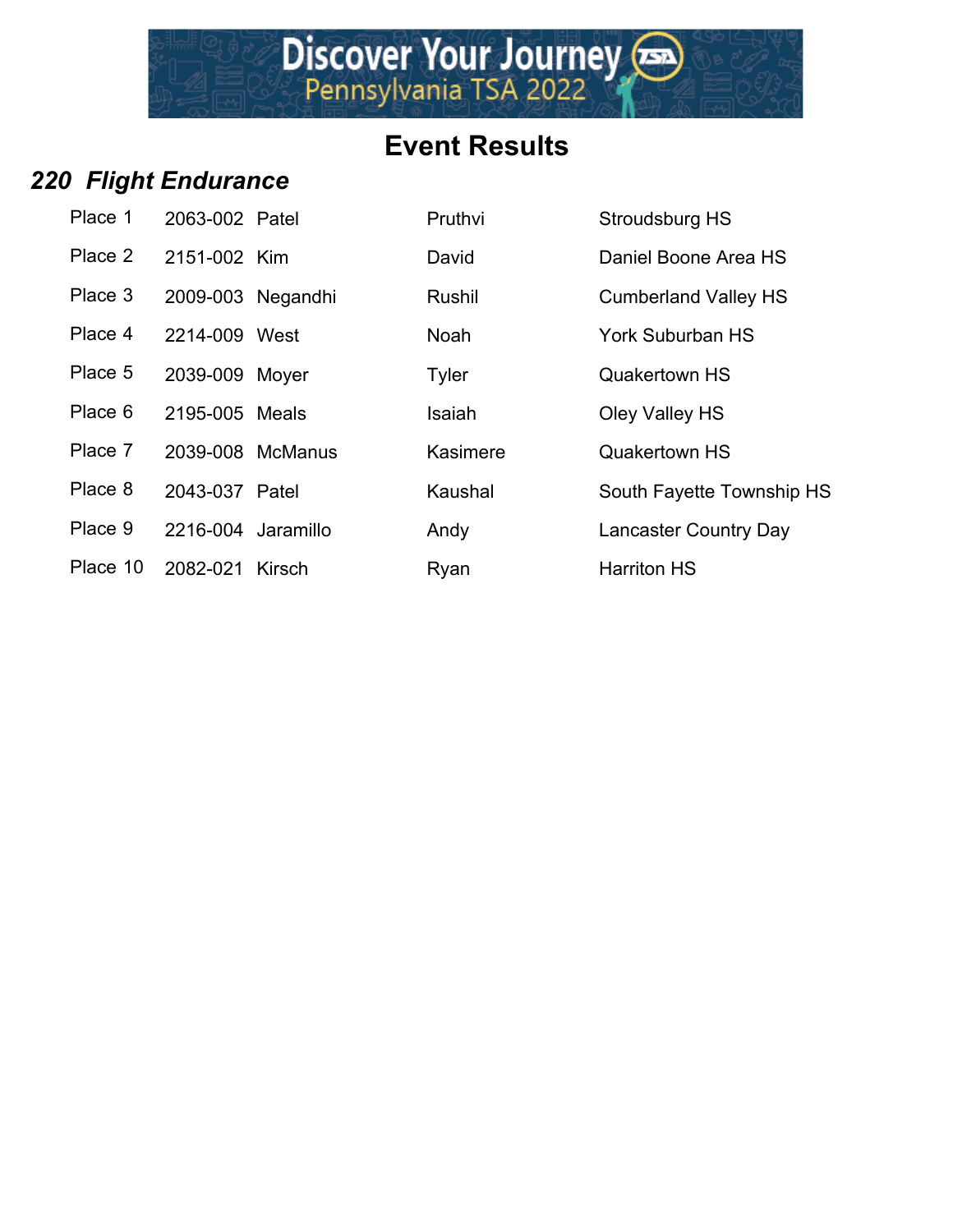# Event Results

## *220 Flight Endurance*

| | | | | |
|---|---|---|---|---|
| Place 1 | 2063-002 | Patel | Pruthvi | Stroudsburg HS |
| Place 2 | 2151-002 | Kim | David | Daniel Boone Area HS |
| Place 3 | 2009-003 | Negandhi | Rushil | Cumberland Valley HS |
| Place 4 | 2214-009 | West | Noah | York Suburban HS |
| Place 5 | 2039-009 | Moyer | Tyler | Quakertown HS |
| Place 6 | 2195-005 | Meals | Isaiah | Oley Valley HS |
| Place 7 | 2039-008 | McManus | Kasimere | Quakertown HS |
| Place 8 | 2043-037 | Patel | Kaushal | South Fayette Township HS |
| Place 9 | 2216-004 | Jaramillo | Andy | Lancaster Country Day |
| Place 10 | 2082-021 | Kirsch | Ryan | Harriton HS |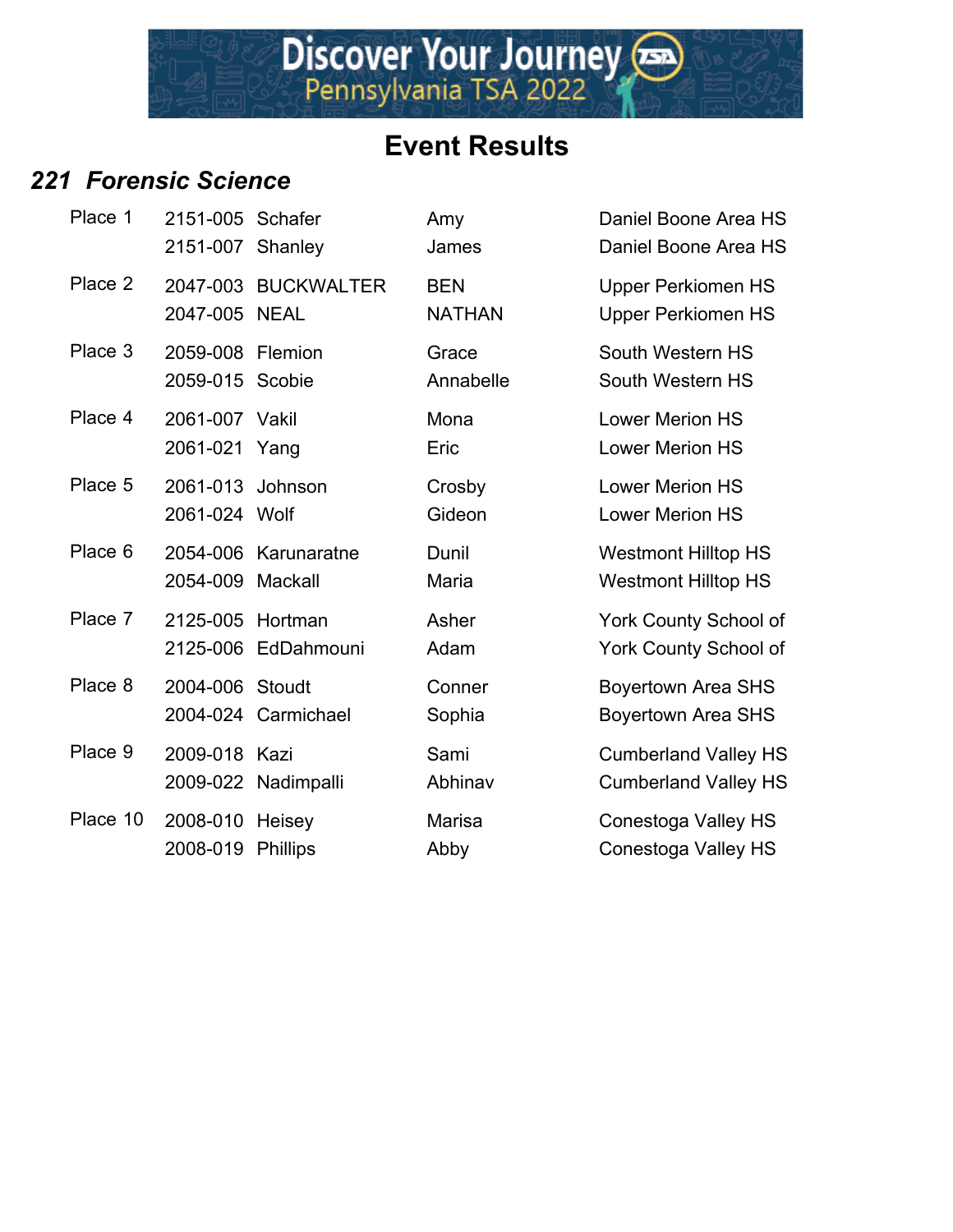# Event Results

## *221 Forensic Science*

| Place | ID | Last Name | First Name | School |
|---|---|---|---|---|
| Place 1 | 2151-005 | Schafer | Amy | Daniel Boone Area HS |
| | 2151-007 | Shanley | James | Daniel Boone Area HS |
| Place 2 | 2047-003 | BUCKWALTER | BEN | Upper Perkiomen HS |
| | 2047-005 | NEAL | NATHAN | Upper Perkiomen HS |
| Place 3 | 2059-008 | Flemion | Grace | South Western HS |
| | 2059-015 | Scobie | Annabelle | South Western HS |
| Place 4 | 2061-007 | Vakil | Mona | Lower Merion HS |
| | 2061-021 | Yang | Eric | Lower Merion HS |
| Place 5 | 2061-013 | Johnson | Crosby | Lower Merion HS |
| | 2061-024 | Wolf | Gideon | Lower Merion HS |
| Place 6 | 2054-006 | Karunaratne | Dunil | Westmont Hilltop HS |
| | 2054-009 | Mackall | Maria | Westmont Hilltop HS |
| Place 7 | 2125-005 | Hortman | Asher | York County School of |
| | 2125-006 | EdDahmouni | Adam | York County School of |
| Place 8 | 2004-006 | Stoudt | Conner | Boyertown Area SHS |
| | 2004-024 | Carmichael | Sophia | Boyertown Area SHS |
| Place 9 | 2009-018 | Kazi | Sami | Cumberland Valley HS |
| | 2009-022 | Nadimpalli | Abhinav | Cumberland Valley HS |
| Place 10 | 2008-010 | Heisey | Marisa | Conestoga Valley HS |
| | 2008-019 | Phillips | Abby | Conestoga Valley HS |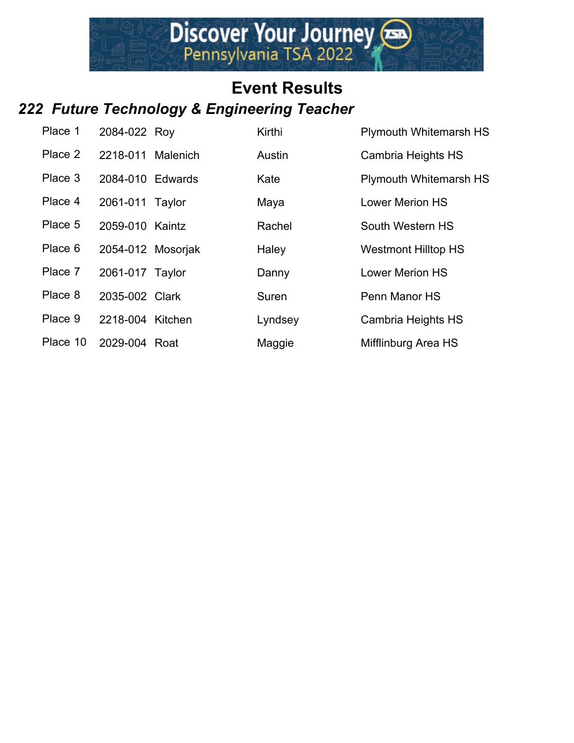Discover Your Journey
Pennsylvania TSA 2022

# Event Results

## *222 Future Technology & Engineering Teacher*

| | | | | |
|---|---|---|---|---|
| Place 1 | 2084-022 | Roy | Kirthi | Plymouth Whitemarsh HS |
| Place 2 | 2218-011 | Malenich | Austin | Cambria Heights HS |
| Place 3 | 2084-010 | Edwards | Kate | Plymouth Whitemarsh HS |
| Place 4 | 2061-011 | Taylor | Maya | Lower Merion HS |
| Place 5 | 2059-010 | Kaintz | Rachel | South Western HS |
| Place 6 | 2054-012 | Mosorjak | Haley | Westmont Hilltop HS |
| Place 7 | 2061-017 | Taylor | Danny | Lower Merion HS |
| Place 8 | 2035-002 | Clark | Suren | Penn Manor HS |
| Place 9 | 2218-004 | Kitchen | Lyndsey | Cambria Heights HS |
| Place 10 | 2029-004 | Roat | Maggie | Mifflinburg Area HS |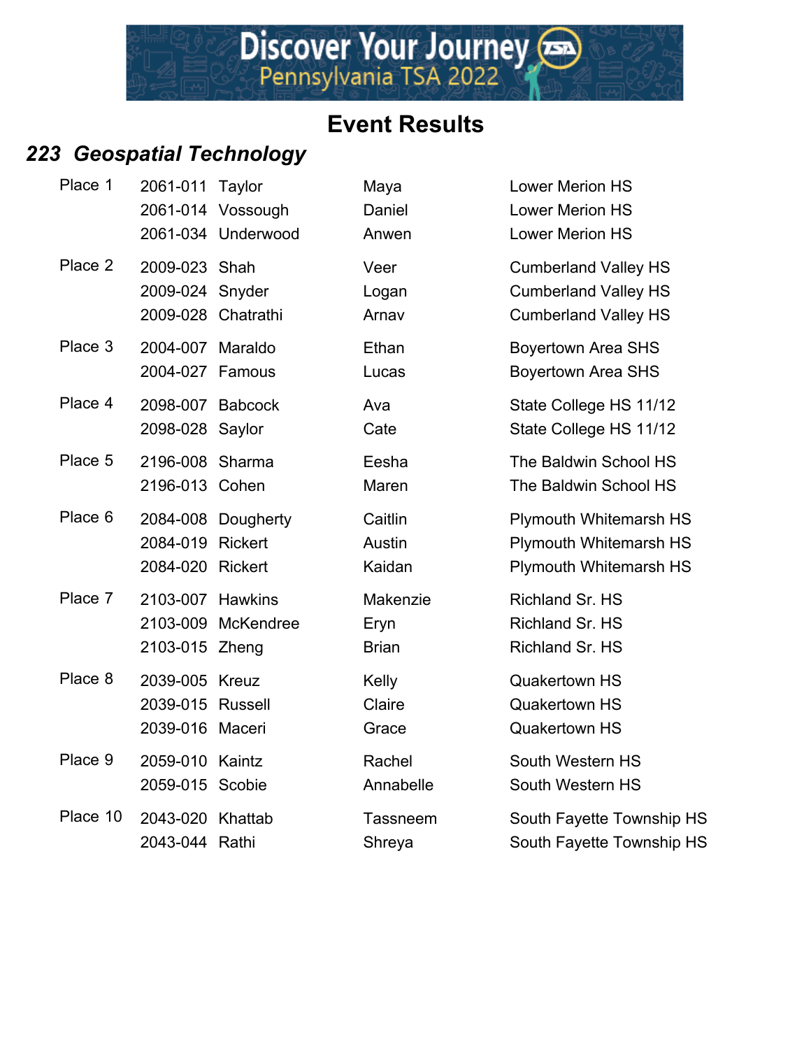# Event Results

## *223 Geospatial Technology*

| Place | ID | Last Name | First Name | School |
|---|---|---|---|---|
| Place 1 | 2061-011 | Taylor | Maya | Lower Merion HS |
| | 2061-014 | Vossough | Daniel | Lower Merion HS |
| | 2061-034 | Underwood | Anwen | Lower Merion HS |
| Place 2 | 2009-023 | Shah | Veer | Cumberland Valley HS |
| | 2009-024 | Snyder | Logan | Cumberland Valley HS |
| | 2009-028 | Chatrathi | Arnav | Cumberland Valley HS |
| Place 3 | 2004-007 | Maraldo | Ethan | Boyertown Area SHS |
| | 2004-027 | Famous | Lucas | Boyertown Area SHS |
| Place 4 | 2098-007 | Babcock | Ava | State College HS 11/12 |
| | 2098-028 | Saylor | Cate | State College HS 11/12 |
| Place 5 | 2196-008 | Sharma | Eesha | The Baldwin School HS |
| | 2196-013 | Cohen | Maren | The Baldwin School HS |
| Place 6 | 2084-008 | Dougherty | Caitlin | Plymouth Whitemarsh HS |
| | 2084-019 | Rickert | Austin | Plymouth Whitemarsh HS |
| | 2084-020 | Rickert | Kaidan | Plymouth Whitemarsh HS |
| Place 7 | 2103-007 | Hawkins | Makenzie | Richland Sr. HS |
| | 2103-009 | McKendree | Eryn | Richland Sr. HS |
| | 2103-015 | Zheng | Brian | Richland Sr. HS |
| Place 8 | 2039-005 | Kreuz | Kelly | Quakertown HS |
| | 2039-015 | Russell | Claire | Quakertown HS |
| | 2039-016 | Maceri | Grace | Quakertown HS |
| Place 9 | 2059-010 | Kaintz | Rachel | South Western HS |
| | 2059-015 | Scobie | Annabelle | South Western HS |
| Place 10 | 2043-020 | Khattab | Tassneem | South Fayette Township HS |
| | 2043-044 | Rathi | Shreya | South Fayette Township HS |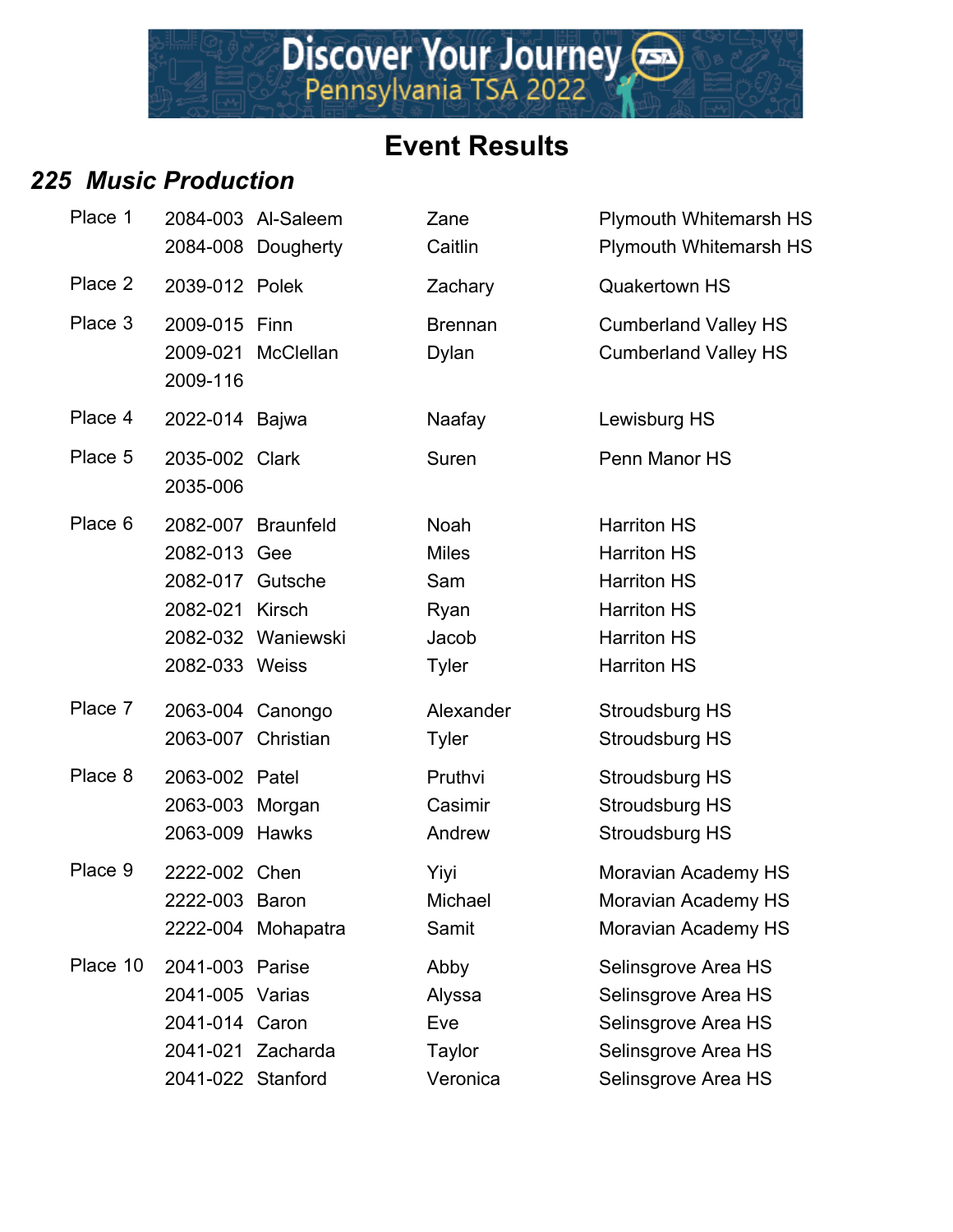# Event Results

## 225 Music Production

| Place | ID | Last Name | First Name | School |
|---|---|---|---|---|
| Place 1 | 2084-003 | Al-Saleem | Zane | Plymouth Whitemarsh HS |
| | 2084-008 | Dougherty | Caitlin | Plymouth Whitemarsh HS |
| Place 2 | 2039-012 | Polek | Zachary | Quakertown HS |
| Place 3 | 2009-015 | Finn | Brennan | Cumberland Valley HS |
| | 2009-021 | McClellan | Dylan | Cumberland Valley HS |
| | 2009-116 | | | |
| Place 4 | 2022-014 | Bajwa | Naafay | Lewisburg HS |
| Place 5 | 2035-002 | Clark | Suren | Penn Manor HS |
| | 2035-006 | | | |
| Place 6 | 2082-007 | Braunfeld | Noah | Harriton HS |
| | 2082-013 | Gee | Miles | Harriton HS |
| | 2082-017 | Gutsche | Sam | Harriton HS |
| | 2082-021 | Kirsch | Ryan | Harriton HS |
| | 2082-032 | Waniewski | Jacob | Harriton HS |
| | 2082-033 | Weiss | Tyler | Harriton HS |
| Place 7 | 2063-004 | Canongo | Alexander | Stroudsburg HS |
| | 2063-007 | Christian | Tyler | Stroudsburg HS |
| Place 8 | 2063-002 | Patel | Pruthvi | Stroudsburg HS |
| | 2063-003 | Morgan | Casimir | Stroudsburg HS |
| | 2063-009 | Hawks | Andrew | Stroudsburg HS |
| Place 9 | 2222-002 | Chen | Yiyi | Moravian Academy HS |
| | 2222-003 | Baron | Michael | Moravian Academy HS |
| | 2222-004 | Mohapatra | Samit | Moravian Academy HS |
| Place 10 | 2041-003 | Parise | Abby | Selinsgrove Area HS |
| | 2041-005 | Varias | Alyssa | Selinsgrove Area HS |
| | 2041-014 | Caron | Eve | Selinsgrove Area HS |
| | 2041-021 | Zacharda | Taylor | Selinsgrove Area HS |
| | 2041-022 | Stanford | Veronica | Selinsgrove Area HS |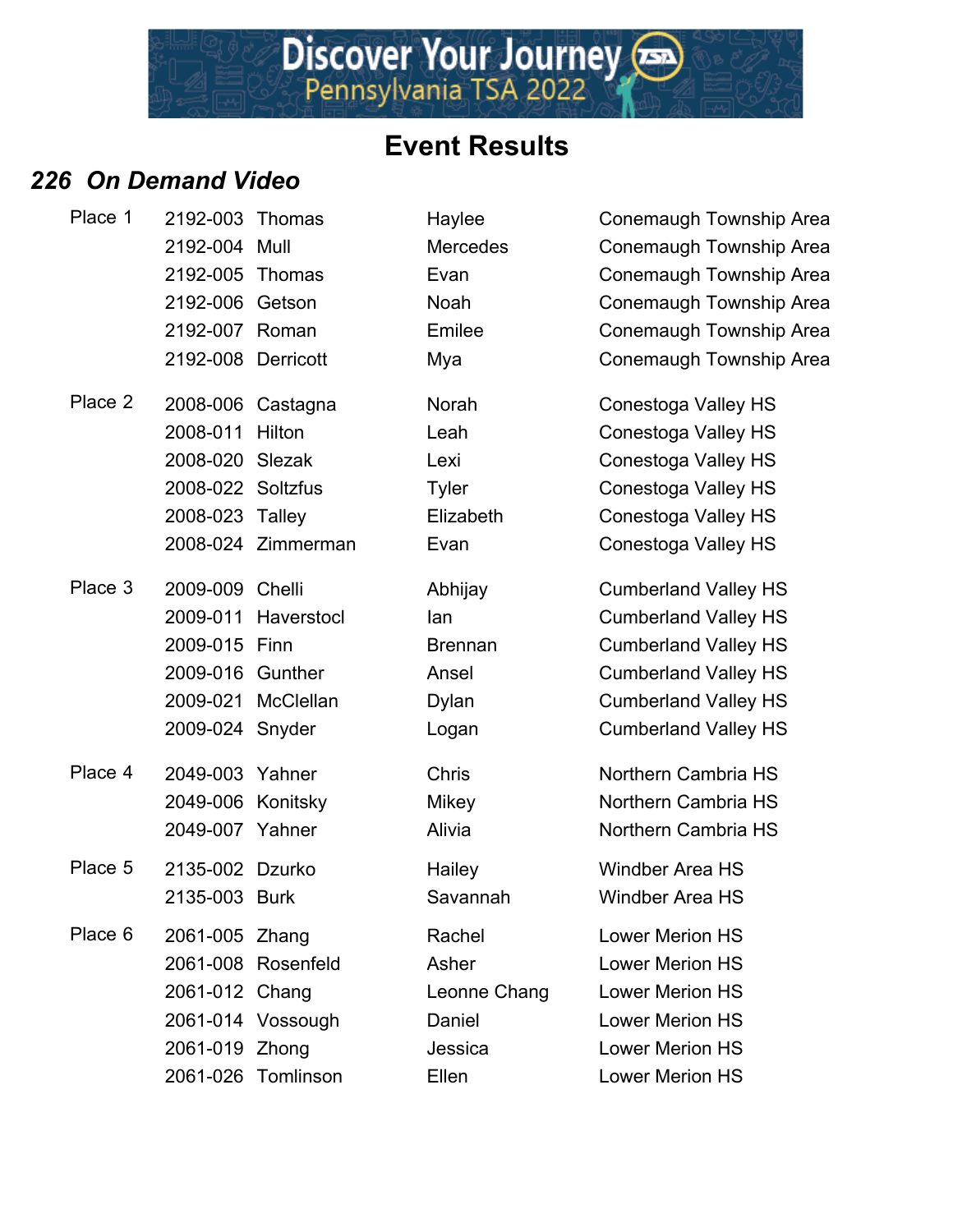Discover Your Journey
Pennsylvania TSA 2022

# Event Results

## *226 On Demand Video*

| Place | ID | Last Name | First Name | School |
|---|---|---|---|---|
| Place 1 | 2192-003 | Thomas | Haylee | Conemaugh Township Area |
| | 2192-004 | Mull | Mercedes | Conemaugh Township Area |
| | 2192-005 | Thomas | Evan | Conemaugh Township Area |
| | 2192-006 | Getson | Noah | Conemaugh Township Area |
| | 2192-007 | Roman | Emilee | Conemaugh Township Area |
| | 2192-008 | Derricott | Mya | Conemaugh Township Area |
| Place 2 | 2008-006 | Castagna | Norah | Conestoga Valley HS |
| | 2008-011 | Hilton | Leah | Conestoga Valley HS |
| | 2008-020 | Slezak | Lexi | Conestoga Valley HS |
| | 2008-022 | Soltzfus | Tyler | Conestoga Valley HS |
| | 2008-023 | Talley | Elizabeth | Conestoga Valley HS |
| | 2008-024 | Zimmerman | Evan | Conestoga Valley HS |
| Place 3 | 2009-009 | Chelli | Abhijay | Cumberland Valley HS |
| | 2009-011 | Haverstocl | Ian | Cumberland Valley HS |
| | 2009-015 | Finn | Brennan | Cumberland Valley HS |
| | 2009-016 | Gunther | Ansel | Cumberland Valley HS |
| | 2009-021 | McClellan | Dylan | Cumberland Valley HS |
| | 2009-024 | Snyder | Logan | Cumberland Valley HS |
| Place 4 | 2049-003 | Yahner | Chris | Northern Cambria HS |
| | 2049-006 | Konitsky | Mikey | Northern Cambria HS |
| | 2049-007 | Yahner | Alivia | Northern Cambria HS |
| Place 5 | 2135-002 | Dzurko | Hailey | Windber Area HS |
| | 2135-003 | Burk | Savannah | Windber Area HS |
| Place 6 | 2061-005 | Zhang | Rachel | Lower Merion HS |
| | 2061-008 | Rosenfeld | Asher | Lower Merion HS |
| | 2061-012 | Chang | Leonne Chang | Lower Merion HS |
| | 2061-014 | Vossough | Daniel | Lower Merion HS |
| | 2061-019 | Zhong | Jessica | Lower Merion HS |
| | 2061-026 | Tomlinson | Ellen | Lower Merion HS |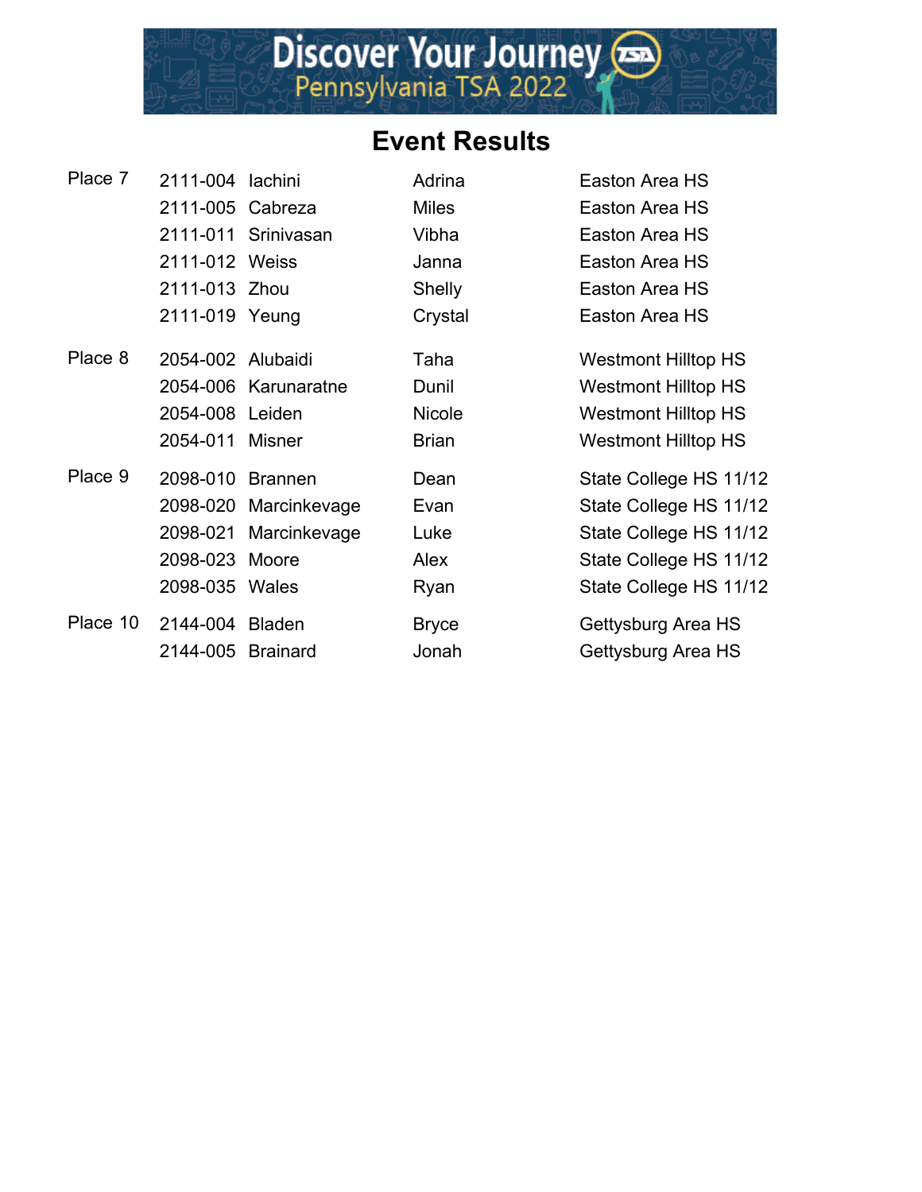Discover Your Journey
Pennsylvania TSA 2022

# Event Results

| Place | ID | Last Name | First Name | School |
|---|---|---|---|---|
| Place 7 | 2111-004 | Iachini | Adrina | Easton Area HS |
| | 2111-005 | Cabreza | Miles | Easton Area HS |
| | 2111-011 | Srinivasan | Vibha | Easton Area HS |
| | 2111-012 | Weiss | Janna | Easton Area HS |
| | 2111-013 | Zhou | Shelly | Easton Area HS |
| | 2111-019 | Yeung | Crystal | Easton Area HS |
| Place 8 | 2054-002 | Alubaidi | Taha | Westmont Hilltop HS |
| | 2054-006 | Karunaratne | Dunil | Westmont Hilltop HS |
| | 2054-008 | Leiden | Nicole | Westmont Hilltop HS |
| | 2054-011 | Misner | Brian | Westmont Hilltop HS |
| Place 9 | 2098-010 | Brannen | Dean | State College HS 11/12 |
| | 2098-020 | Marcinkevage | Evan | State College HS 11/12 |
| | 2098-021 | Marcinkevage | Luke | State College HS 11/12 |
| | 2098-023 | Moore | Alex | State College HS 11/12 |
| | 2098-035 | Wales | Ryan | State College HS 11/12 |
| Place 10 | 2144-004 | Bladen | Bryce | Gettysburg Area HS |
| | 2144-005 | Brainard | Jonah | Gettysburg Area HS |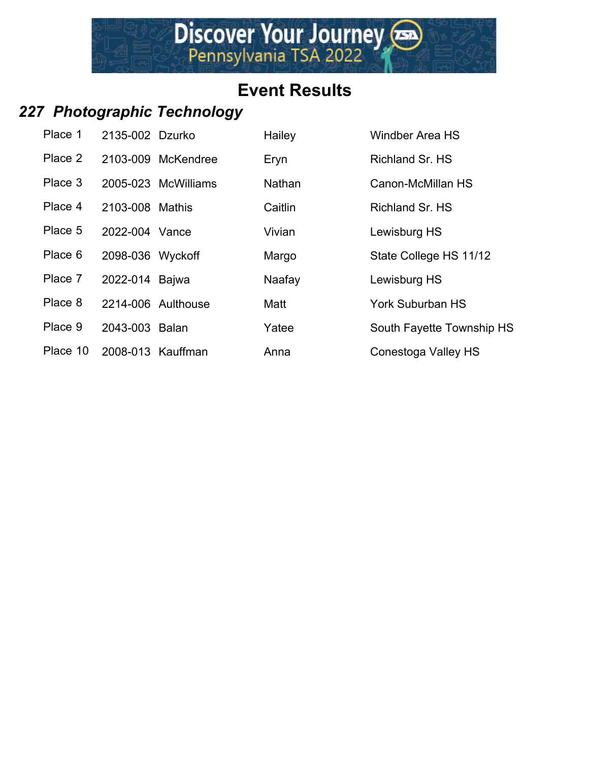# Event Results

## *227 Photographic Technology*

| Place | ID | Last Name | First Name | School |
|---|---|---|---|---|
| Place 1 | 2135-002 | Dzurko | Hailey | Windber Area HS |
| Place 2 | 2103-009 | McKendree | Eryn | Richland Sr. HS |
| Place 3 | 2005-023 | McWilliams | Nathan | Canon-McMillan HS |
| Place 4 | 2103-008 | Mathis | Caitlin | Richland Sr. HS |
| Place 5 | 2022-004 | Vance | Vivian | Lewisburg HS |
| Place 6 | 2098-036 | Wyckoff | Margo | State College HS 11/12 |
| Place 7 | 2022-014 | Bajwa | Naafay | Lewisburg HS |
| Place 8 | 2214-006 | Aulthouse | Matt | York Suburban HS |
| Place 9 | 2043-003 | Balan | Yatee | South Fayette Township HS |
| Place 10 | 2008-013 | Kauffman | Anna | Conestoga Valley HS |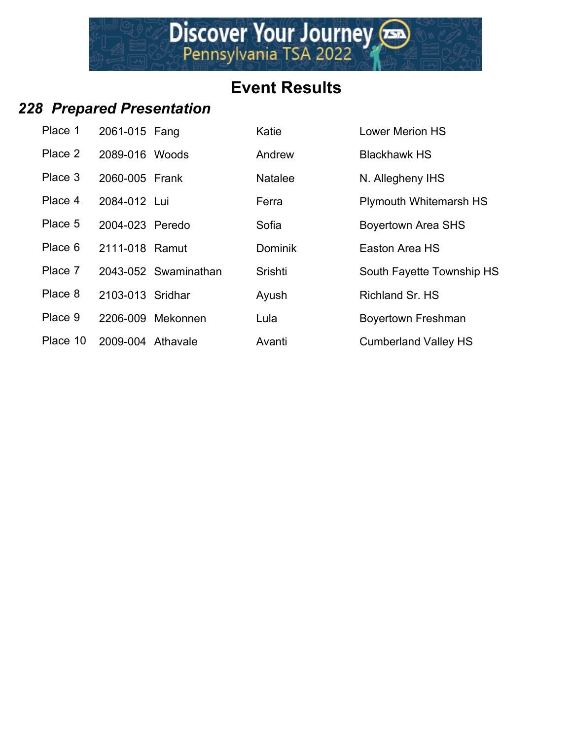# Event Results

## *228 Prepared Presentation*

| | | | | |
|---|---|---|---|---|
| Place 1 | 2061-015 | Fang | Katie | Lower Merion HS |
| Place 2 | 2089-016 | Woods | Andrew | Blackhawk HS |
| Place 3 | 2060-005 | Frank | Natalee | N. Allegheny IHS |
| Place 4 | 2084-012 | Lui | Ferra | Plymouth Whitemarsh HS |
| Place 5 | 2004-023 | Peredo | Sofia | Boyertown Area SHS |
| Place 6 | 2111-018 | Ramut | Dominik | Easton Area HS |
| Place 7 | 2043-052 | Swaminathan | Srishti | South Fayette Township HS |
| Place 8 | 2103-013 | Sridhar | Ayush | Richland Sr. HS |
| Place 9 | 2206-009 | Mekonnen | Lula | Boyertown Freshman |
| Place 10 | 2009-004 | Athavale | Avanti | Cumberland Valley HS |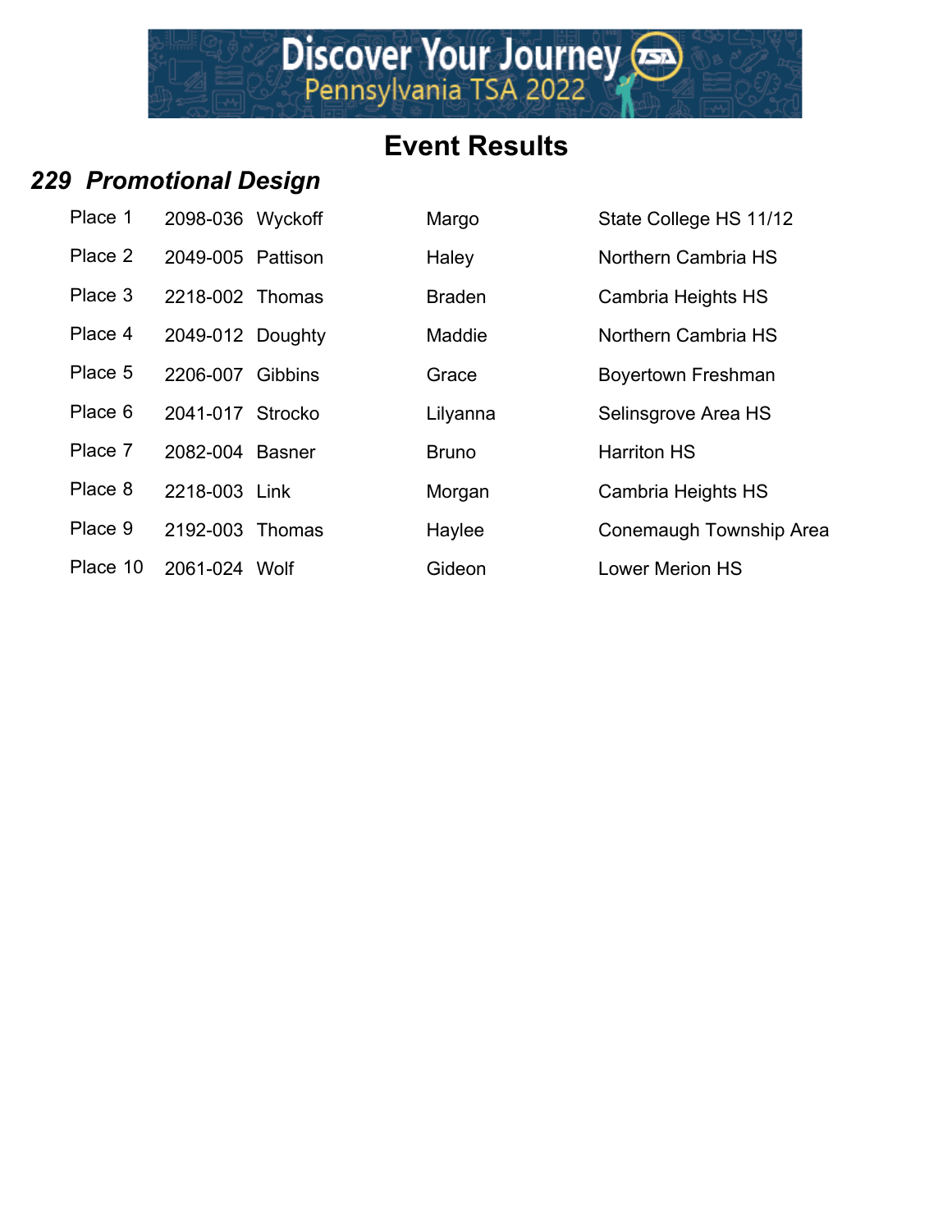# Event Results

## *229 Promotional Design*

| Place | ID | Last Name | First Name | School |
|---|---|---|---|---|
| Place 1 | 2098-036 | Wyckoff | Margo | State College HS 11/12 |
| Place 2 | 2049-005 | Pattison | Haley | Northern Cambria HS |
| Place 3 | 2218-002 | Thomas | Braden | Cambria Heights HS |
| Place 4 | 2049-012 | Doughty | Maddie | Northern Cambria HS |
| Place 5 | 2206-007 | Gibbins | Grace | Boyertown Freshman |
| Place 6 | 2041-017 | Strocko | Lilyanna | Selinsgrove Area HS |
| Place 7 | 2082-004 | Basner | Bruno | Harriton HS |
| Place 8 | 2218-003 | Link | Morgan | Cambria Heights HS |
| Place 9 | 2192-003 | Thomas | Haylee | Conemaugh Township Area |
| Place 10 | 2061-024 | Wolf | Gideon | Lower Merion HS |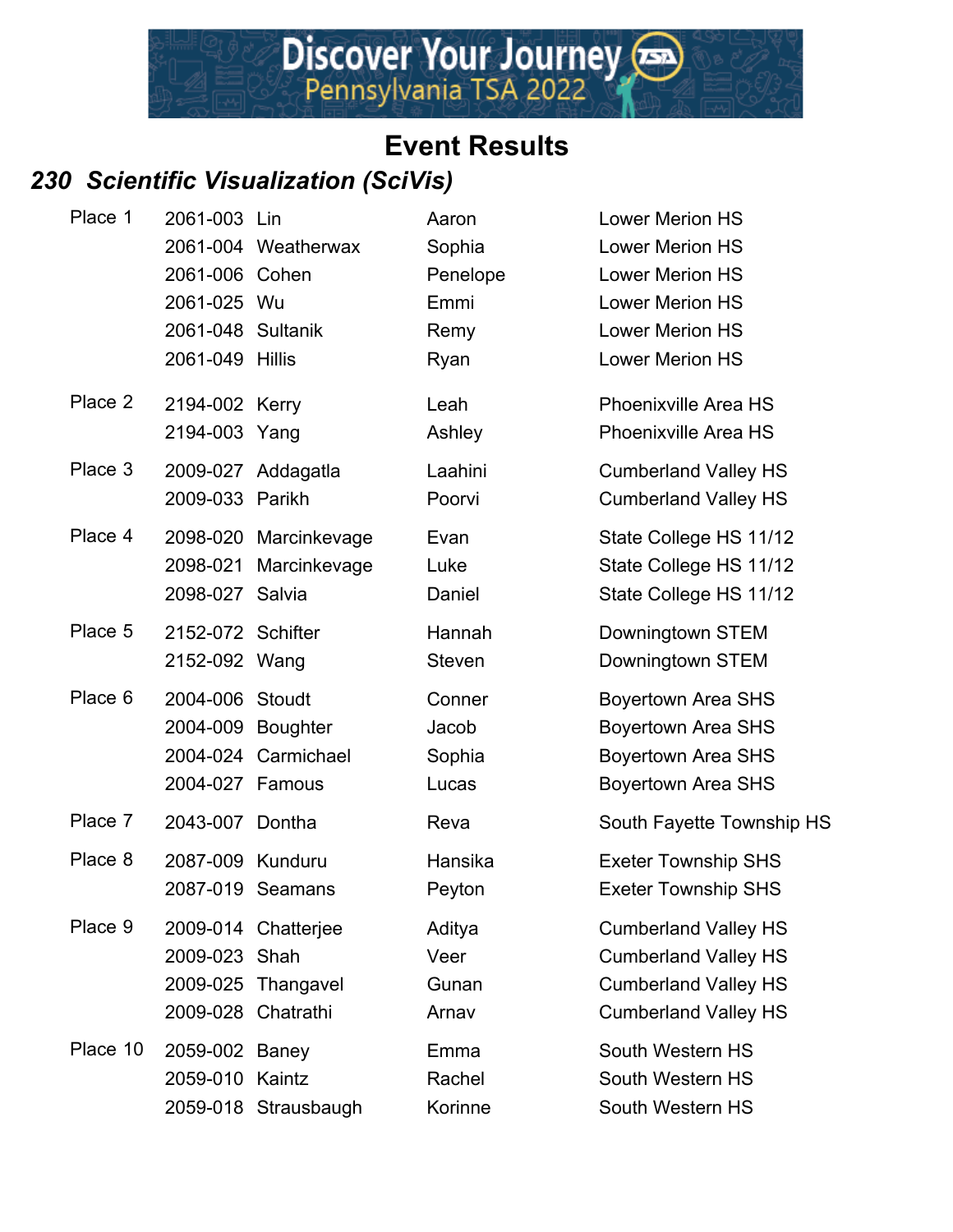# Event Results

## 230 Scientific Visualization (SciVis)

| Place | ID | Last Name | First Name | School |
|---|---|---|---|---|
| Place 1 | 2061-003 | Lin | Aaron | Lower Merion HS |
| | 2061-004 | Weatherwax | Sophia | Lower Merion HS |
| | 2061-006 | Cohen | Penelope | Lower Merion HS |
| | 2061-025 | Wu | Emmi | Lower Merion HS |
| | 2061-048 | Sultanik | Remy | Lower Merion HS |
| | 2061-049 | Hillis | Ryan | Lower Merion HS |
| Place 2 | 2194-002 | Kerry | Leah | Phoenixville Area HS |
| | 2194-003 | Yang | Ashley | Phoenixville Area HS |
| Place 3 | 2009-027 | Addagatla | Laahini | Cumberland Valley HS |
| | 2009-033 | Parikh | Poorvi | Cumberland Valley HS |
| Place 4 | 2098-020 | Marcinkevage | Evan | State College HS 11/12 |
| | 2098-021 | Marcinkevage | Luke | State College HS 11/12 |
| | 2098-027 | Salvia | Daniel | State College HS 11/12 |
| Place 5 | 2152-072 | Schifter | Hannah | Downingtown STEM |
| | 2152-092 | Wang | Steven | Downingtown STEM |
| Place 6 | 2004-006 | Stoudt | Conner | Boyertown Area SHS |
| | 2004-009 | Boughter | Jacob | Boyertown Area SHS |
| | 2004-024 | Carmichael | Sophia | Boyertown Area SHS |
| | 2004-027 | Famous | Lucas | Boyertown Area SHS |
| Place 7 | 2043-007 | Dontha | Reva | South Fayette Township HS |
| Place 8 | 2087-009 | Kunduru | Hansika | Exeter Township SHS |
| | 2087-019 | Seamans | Peyton | Exeter Township SHS |
| Place 9 | 2009-014 | Chatterjee | Aditya | Cumberland Valley HS |
| | 2009-023 | Shah | Veer | Cumberland Valley HS |
| | 2009-025 | Thangavel | Gunan | Cumberland Valley HS |
| | 2009-028 | Chatrathi | Arnav | Cumberland Valley HS |
| Place 10 | 2059-002 | Baney | Emma | South Western HS |
| | 2059-010 | Kaintz | Rachel | South Western HS |
| | 2059-018 | Strausbaugh | Korinne | South Western HS |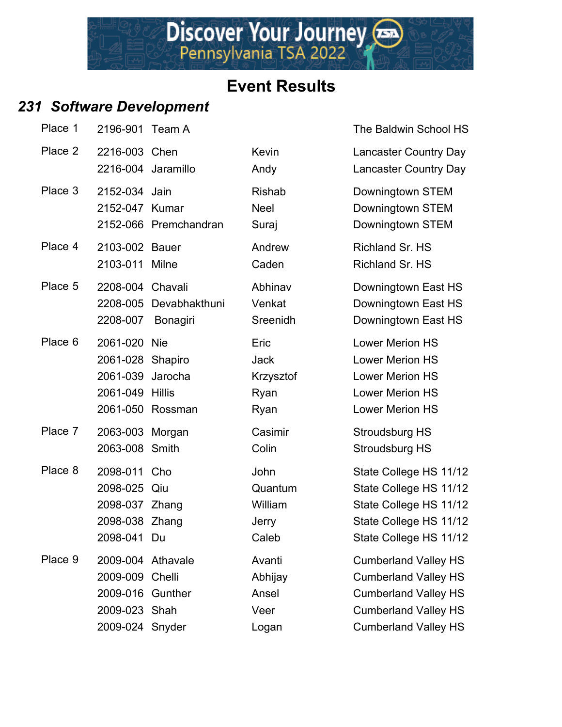# Event Results

## *231 Software Development*

| Place | ID | Last Name | First Name | School |
|---|---|---|---|---|
| Place 1 | 2196-901 | Team A | | The Baldwin School HS |
| Place 2 | 2216-003 | Chen | Kevin | Lancaster Country Day |
| | 2216-004 | Jaramillo | Andy | Lancaster Country Day |
| Place 3 | 2152-034 | Jain | Rishab | Downingtown STEM |
| | 2152-047 | Kumar | Neel | Downingtown STEM |
| | 2152-066 | Premchandran | Suraj | Downingtown STEM |
| Place 4 | 2103-002 | Bauer | Andrew | Richland Sr. HS |
| | 2103-011 | Milne | Caden | Richland Sr. HS |
| Place 5 | 2208-004 | Chavali | Abhinav | Downingtown East HS |
| | 2208-005 | Devabhakthuni | Venkat | Downingtown East HS |
| | 2208-007 | Bonagiri | Sreenidh | Downingtown East HS |
| Place 6 | 2061-020 | Nie | Eric | Lower Merion HS |
| | 2061-028 | Shapiro | Jack | Lower Merion HS |
| | 2061-039 | Jarocha | Krzysztof | Lower Merion HS |
| | 2061-049 | Hillis | Ryan | Lower Merion HS |
| | 2061-050 | Rossman | Ryan | Lower Merion HS |
| Place 7 | 2063-003 | Morgan | Casimir | Stroudsburg HS |
| | 2063-008 | Smith | Colin | Stroudsburg HS |
| Place 8 | 2098-011 | Cho | John | State College HS 11/12 |
| | 2098-025 | Qiu | Quantum | State College HS 11/12 |
| | 2098-037 | Zhang | William | State College HS 11/12 |
| | 2098-038 | Zhang | Jerry | State College HS 11/12 |
| | 2098-041 | Du | Caleb | State College HS 11/12 |
| Place 9 | 2009-004 | Athavale | Avanti | Cumberland Valley HS |
| | 2009-009 | Chelli | Abhijay | Cumberland Valley HS |
| | 2009-016 | Gunther | Ansel | Cumberland Valley HS |
| | 2009-023 | Shah | Veer | Cumberland Valley HS |
| | 2009-024 | Snyder | Logan | Cumberland Valley HS |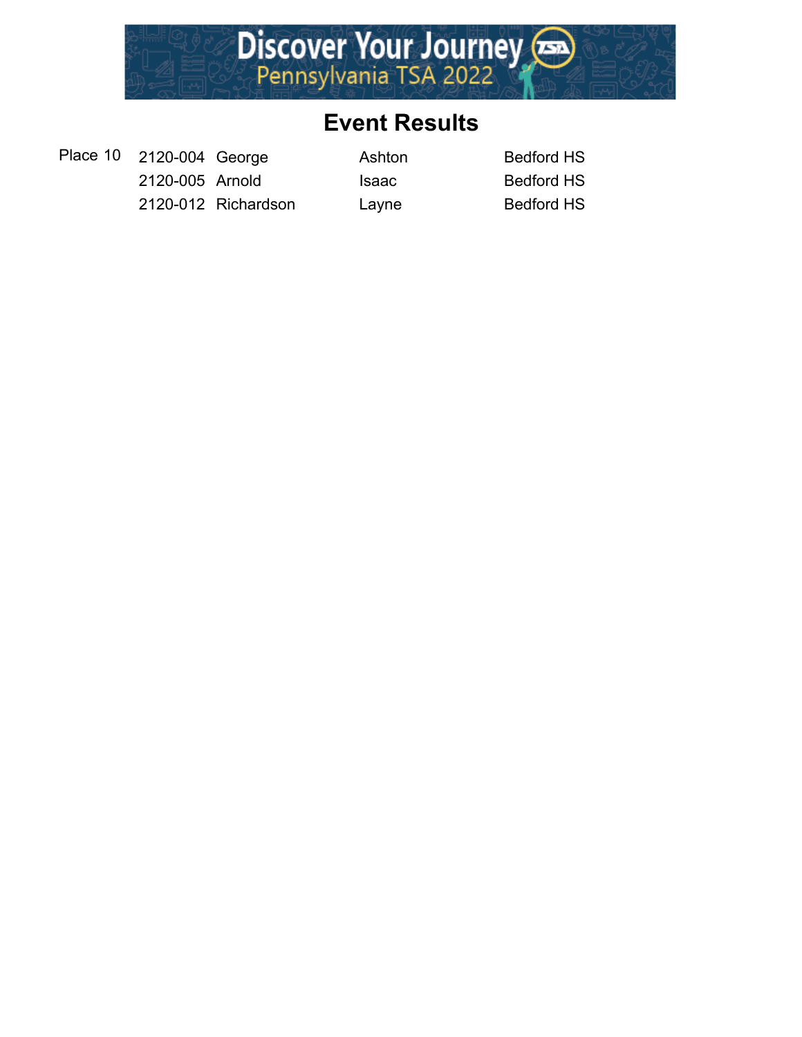# Event Results

| | | | | |
|---|---|---|---|---|
| Place 10 | 2120-004 | George | Ashton | Bedford HS |
| | 2120-005 | Arnold | Isaac | Bedford HS |
| | 2120-012 | Richardson | Layne | Bedford HS |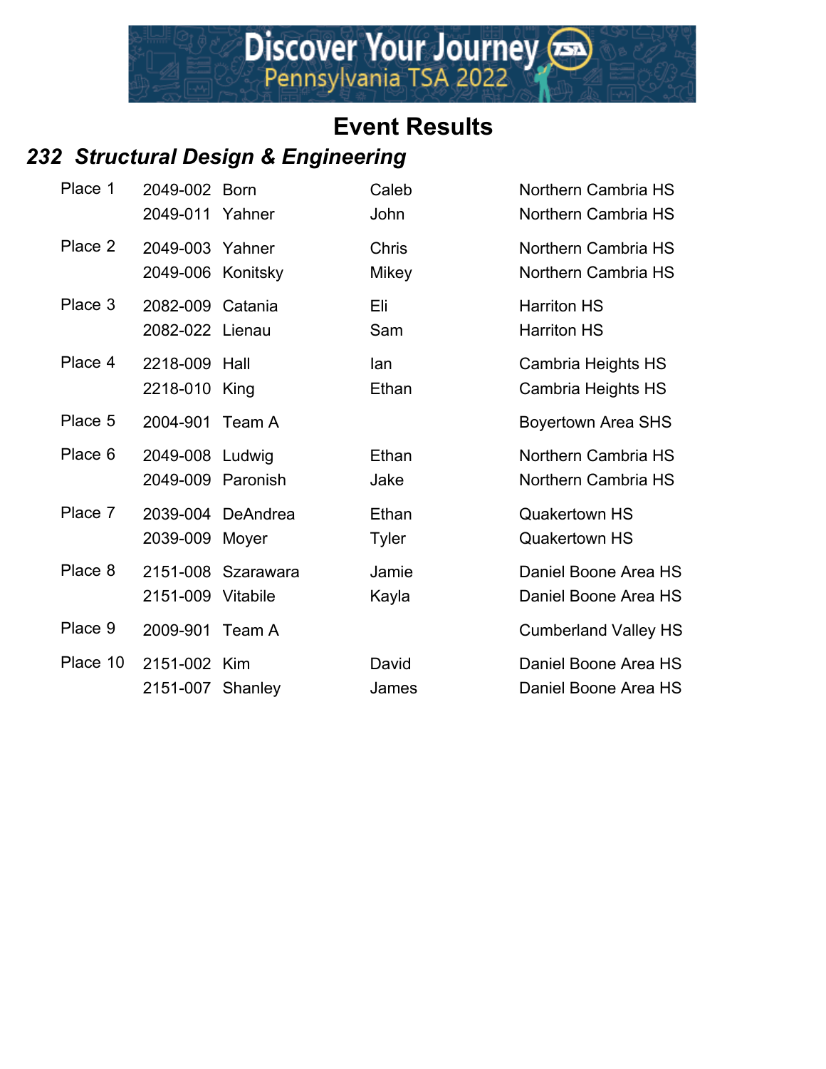# Event Results

## 232 Structural Design & Engineering

| Place | ID | Last Name | First Name | School |
|---|---|---|---|---|
| Place 1 | 2049-002 | Born | Caleb | Northern Cambria HS |
| | 2049-011 | Yahner | John | Northern Cambria HS |
| Place 2 | 2049-003 | Yahner | Chris | Northern Cambria HS |
| | 2049-006 | Konitsky | Mikey | Northern Cambria HS |
| Place 3 | 2082-009 | Catania | Eli | Harriton HS |
| | 2082-022 | Lienau | Sam | Harriton HS |
| Place 4 | 2218-009 | Hall | Ian | Cambria Heights HS |
| | 2218-010 | King | Ethan | Cambria Heights HS |
| Place 5 | 2004-901 | Team A | | Boyertown Area SHS |
| Place 6 | 2049-008 | Ludwig | Ethan | Northern Cambria HS |
| | 2049-009 | Paronish | Jake | Northern Cambria HS |
| Place 7 | 2039-004 | DeAndrea | Ethan | Quakertown HS |
| | 2039-009 | Moyer | Tyler | Quakertown HS |
| Place 8 | 2151-008 | Szarawara | Jamie | Daniel Boone Area HS |
| | 2151-009 | Vitabile | Kayla | Daniel Boone Area HS |
| Place 9 | 2009-901 | Team A | | Cumberland Valley HS |
| Place 10 | 2151-002 | Kim | David | Daniel Boone Area HS |
| | 2151-007 | Shanley | James | Daniel Boone Area HS |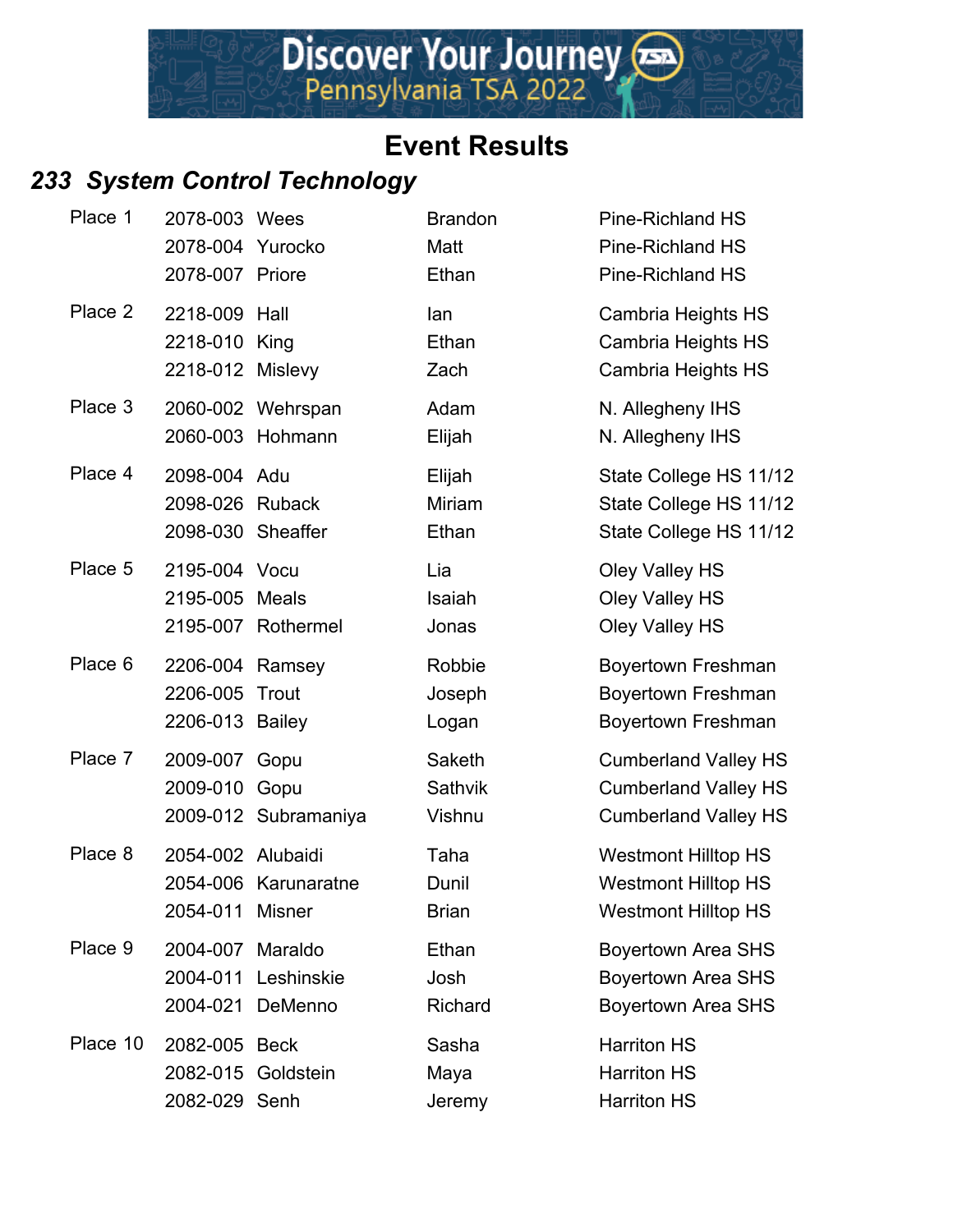# Event Results

## *233 System Control Technology*

| Place | ID | Last Name | First Name | School |
|---|---|---|---|---|
| Place 1 | 2078-003 | Wees | Brandon | Pine-Richland HS |
| | 2078-004 | Yurocko | Matt | Pine-Richland HS |
| | 2078-007 | Priore | Ethan | Pine-Richland HS |
| Place 2 | 2218-009 | Hall | Ian | Cambria Heights HS |
| | 2218-010 | King | Ethan | Cambria Heights HS |
| | 2218-012 | Mislevy | Zach | Cambria Heights HS |
| Place 3 | 2060-002 | Wehrspan | Adam | N. Allegheny IHS |
| | 2060-003 | Hohmann | Elijah | N. Allegheny IHS |
| Place 4 | 2098-004 | Adu | Elijah | State College HS 11/12 |
| | 2098-026 | Ruback | Miriam | State College HS 11/12 |
| | 2098-030 | Sheaffer | Ethan | State College HS 11/12 |
| Place 5 | 2195-004 | Vocu | Lia | Oley Valley HS |
| | 2195-005 | Meals | Isaiah | Oley Valley HS |
| | 2195-007 | Rothermel | Jonas | Oley Valley HS |
| Place 6 | 2206-004 | Ramsey | Robbie | Boyertown Freshman |
| | 2206-005 | Trout | Joseph | Boyertown Freshman |
| | 2206-013 | Bailey | Logan | Boyertown Freshman |
| Place 7 | 2009-007 | Gopu | Saketh | Cumberland Valley HS |
| | 2009-010 | Gopu | Sathvik | Cumberland Valley HS |
| | 2009-012 | Subramaniya | Vishnu | Cumberland Valley HS |
| Place 8 | 2054-002 | Alubaidi | Taha | Westmont Hilltop HS |
| | 2054-006 | Karunaratne | Dunil | Westmont Hilltop HS |
| | 2054-011 | Misner | Brian | Westmont Hilltop HS |
| Place 9 | 2004-007 | Maraldo | Ethan | Boyertown Area SHS |
| | 2004-011 | Leshinskie | Josh | Boyertown Area SHS |
| | 2004-021 | DeMenno | Richard | Boyertown Area SHS |
| Place 10 | 2082-005 | Beck | Sasha | Harriton HS |
| | 2082-015 | Goldstein | Maya | Harriton HS |
| | 2082-029 | Senh | Jeremy | Harriton HS |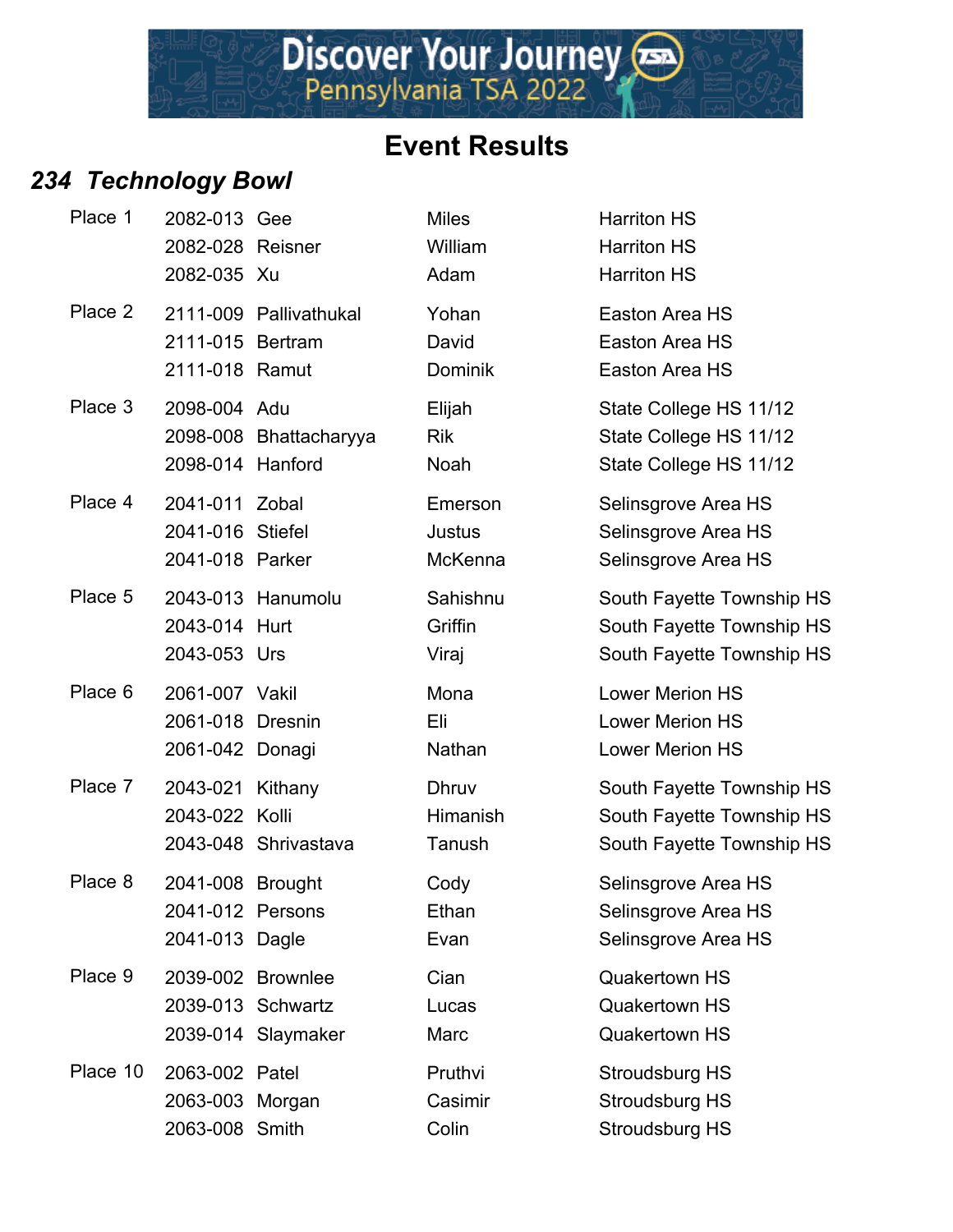Discover Your Journey
Pennsylvania TSA 2022

# Event Results

## *234 Technology Bowl*

| Place | ID | Last Name | First Name | School |
|---|---|---|---|---|
| Place 1 | 2082-013 | Gee | Miles | Harriton HS |
| | 2082-028 | Reisner | William | Harriton HS |
| | 2082-035 | Xu | Adam | Harriton HS |
| Place 2 | 2111-009 | Pallivathukal | Yohan | Easton Area HS |
| | 2111-015 | Bertram | David | Easton Area HS |
| | 2111-018 | Ramut | Dominik | Easton Area HS |
| Place 3 | 2098-004 | Adu | Elijah | State College HS 11/12 |
| | 2098-008 | Bhattacharyya | Rik | State College HS 11/12 |
| | 2098-014 | Hanford | Noah | State College HS 11/12 |
| Place 4 | 2041-011 | Zobal | Emerson | Selinsgrove Area HS |
| | 2041-016 | Stiefel | Justus | Selinsgrove Area HS |
| | 2041-018 | Parker | McKenna | Selinsgrove Area HS |
| Place 5 | 2043-013 | Hanumolu | Sahishnu | South Fayette Township HS |
| | 2043-014 | Hurt | Griffin | South Fayette Township HS |
| | 2043-053 | Urs | Viraj | South Fayette Township HS |
| Place 6 | 2061-007 | Vakil | Mona | Lower Merion HS |
| | 2061-018 | Dresnin | Eli | Lower Merion HS |
| | 2061-042 | Donagi | Nathan | Lower Merion HS |
| Place 7 | 2043-021 | Kithany | Dhruv | South Fayette Township HS |
| | 2043-022 | Kolli | Himanish | South Fayette Township HS |
| | 2043-048 | Shrivastava | Tanush | South Fayette Township HS |
| Place 8 | 2041-008 | Brought | Cody | Selinsgrove Area HS |
| | 2041-012 | Persons | Ethan | Selinsgrove Area HS |
| | 2041-013 | Dagle | Evan | Selinsgrove Area HS |
| Place 9 | 2039-002 | Brownlee | Cian | Quakertown HS |
| | 2039-013 | Schwartz | Lucas | Quakertown HS |
| | 2039-014 | Slaymaker | Marc | Quakertown HS |
| Place 10 | 2063-002 | Patel | Pruthvi | Stroudsburg HS |
| | 2063-003 | Morgan | Casimir | Stroudsburg HS |
| | 2063-008 | Smith | Colin | Stroudsburg HS |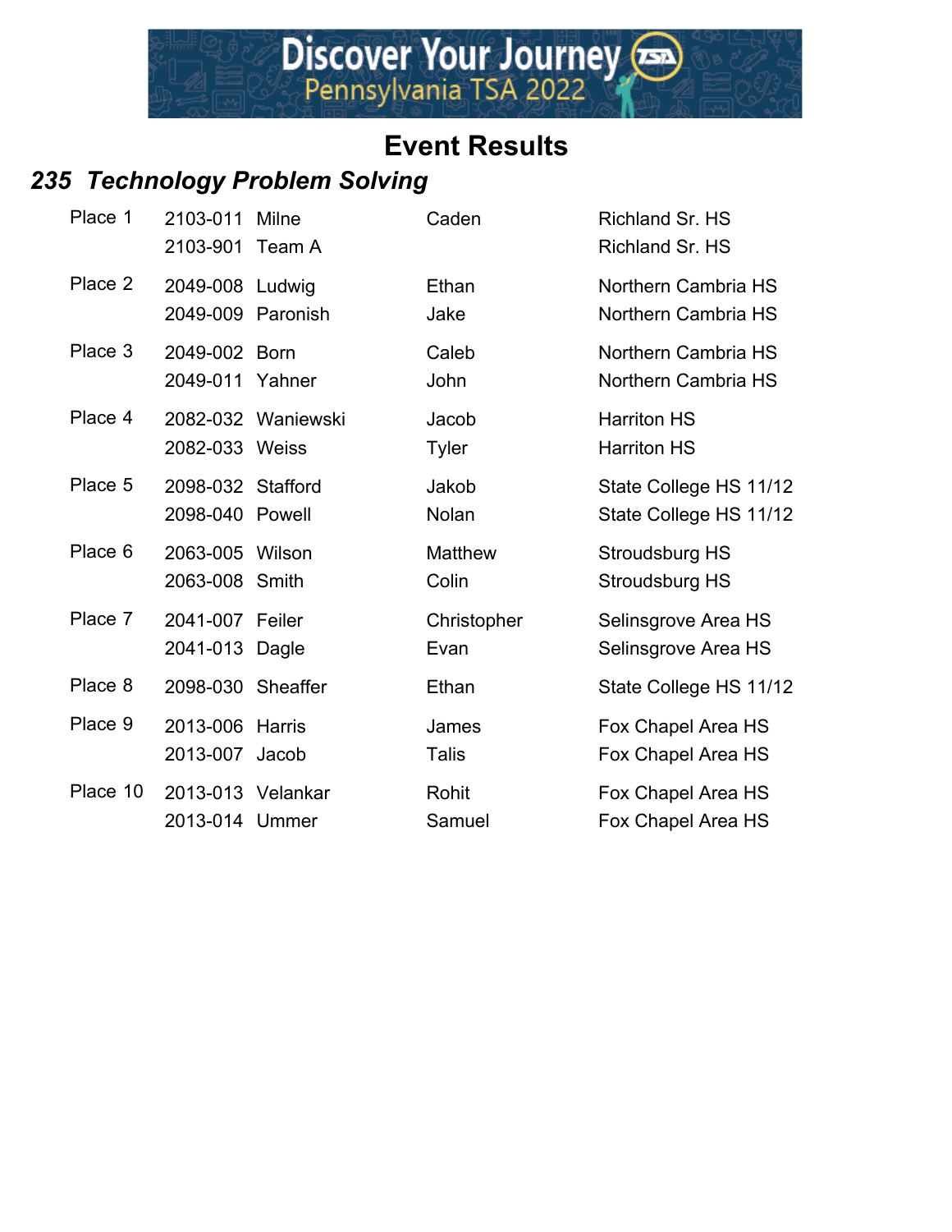# Event Results

## 235 Technology Problem Solving

| Place | ID | Last Name | First Name | School |
|---|---|---|---|---|
| Place 1 | 2103-011 | Milne | Caden | Richland Sr. HS |
| | 2103-901 | Team A | | Richland Sr. HS |
| Place 2 | 2049-008 | Ludwig | Ethan | Northern Cambria HS |
| | 2049-009 | Paronish | Jake | Northern Cambria HS |
| Place 3 | 2049-002 | Born | Caleb | Northern Cambria HS |
| | 2049-011 | Yahner | John | Northern Cambria HS |
| Place 4 | 2082-032 | Waniewski | Jacob | Harriton HS |
| | 2082-033 | Weiss | Tyler | Harriton HS |
| Place 5 | 2098-032 | Stafford | Jakob | State College HS 11/12 |
| | 2098-040 | Powell | Nolan | State College HS 11/12 |
| Place 6 | 2063-005 | Wilson | Matthew | Stroudsburg HS |
| | 2063-008 | Smith | Colin | Stroudsburg HS |
| Place 7 | 2041-007 | Feiler | Christopher | Selinsgrove Area HS |
| | 2041-013 | Dagle | Evan | Selinsgrove Area HS |
| Place 8 | 2098-030 | Sheaffer | Ethan | State College HS 11/12 |
| Place 9 | 2013-006 | Harris | James | Fox Chapel Area HS |
| | 2013-007 | Jacob | Talis | Fox Chapel Area HS |
| Place 10 | 2013-013 | Velankar | Rohit | Fox Chapel Area HS |
| | 2013-014 | Ummer | Samuel | Fox Chapel Area HS |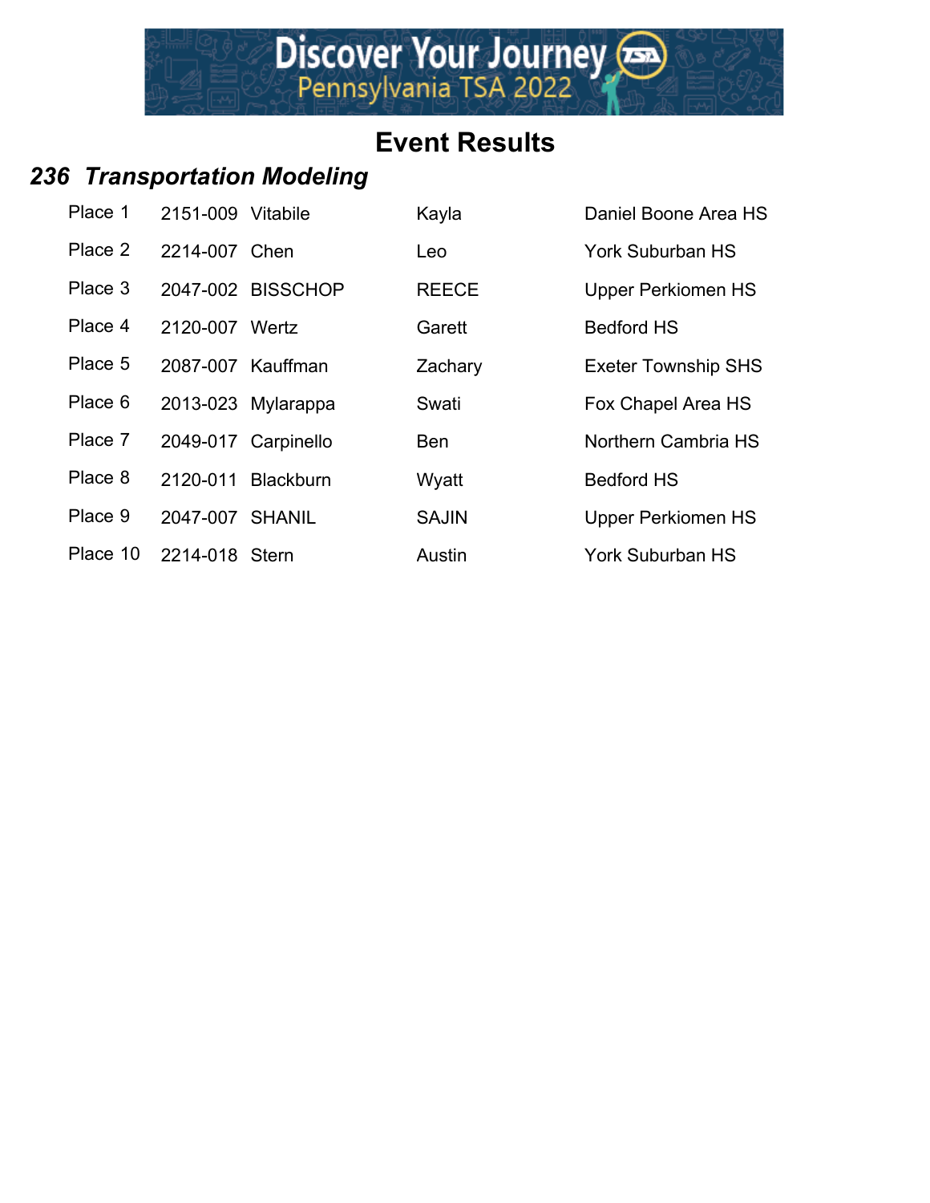# Event Results

## 236 Transportation Modeling

| | | | | |
|---|---|---|---|---|
| Place 1 | 2151-009 | Vitabile | Kayla | Daniel Boone Area HS |
| Place 2 | 2214-007 | Chen | Leo | York Suburban HS |
| Place 3 | 2047-002 | BISSCHOP | REECE | Upper Perkiomen HS |
| Place 4 | 2120-007 | Wertz | Garett | Bedford HS |
| Place 5 | 2087-007 | Kauffman | Zachary | Exeter Township SHS |
| Place 6 | 2013-023 | Mylarappa | Swati | Fox Chapel Area HS |
| Place 7 | 2049-017 | Carpinello | Ben | Northern Cambria HS |
| Place 8 | 2120-011 | Blackburn | Wyatt | Bedford HS |
| Place 9 | 2047-007 | SHANIL | SAJIN | Upper Perkiomen HS |
| Place 10 | 2214-018 | Stern | Austin | York Suburban HS |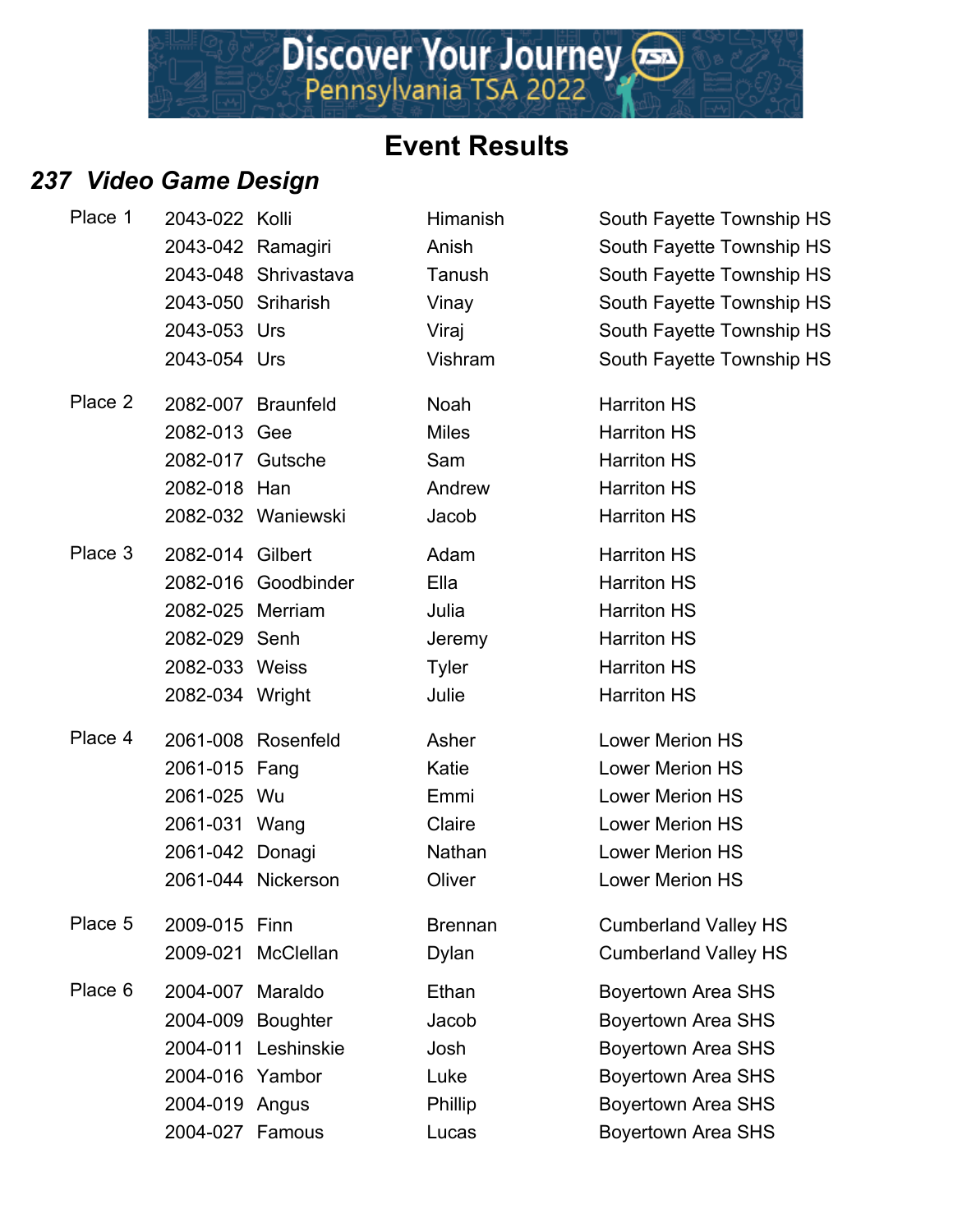Discover Your Journey
Pennsylvania TSA 2022

# Event Results

## *237 Video Game Design*

| Place | ID | Last Name | First Name | School |
|---|---|---|---|---|
| Place 1 | 2043-022 | Kolli | Himanish | South Fayette Township HS |
| | 2043-042 | Ramagiri | Anish | South Fayette Township HS |
| | 2043-048 | Shrivastava | Tanush | South Fayette Township HS |
| | 2043-050 | Sriharish | Vinay | South Fayette Township HS |
| | 2043-053 | Urs | Viraj | South Fayette Township HS |
| | 2043-054 | Urs | Vishram | South Fayette Township HS |
| Place 2 | 2082-007 | Braunfeld | Noah | Harriton HS |
| | 2082-013 | Gee | Miles | Harriton HS |
| | 2082-017 | Gutsche | Sam | Harriton HS |
| | 2082-018 | Han | Andrew | Harriton HS |
| | 2082-032 | Waniewski | Jacob | Harriton HS |
| Place 3 | 2082-014 | Gilbert | Adam | Harriton HS |
| | 2082-016 | Goodbinder | Ella | Harriton HS |
| | 2082-025 | Merriam | Julia | Harriton HS |
| | 2082-029 | Senh | Jeremy | Harriton HS |
| | 2082-033 | Weiss | Tyler | Harriton HS |
| | 2082-034 | Wright | Julie | Harriton HS |
| Place 4 | 2061-008 | Rosenfeld | Asher | Lower Merion HS |
| | 2061-015 | Fang | Katie | Lower Merion HS |
| | 2061-025 | Wu | Emmi | Lower Merion HS |
| | 2061-031 | Wang | Claire | Lower Merion HS |
| | 2061-042 | Donagi | Nathan | Lower Merion HS |
| | 2061-044 | Nickerson | Oliver | Lower Merion HS |
| Place 5 | 2009-015 | Finn | Brennan | Cumberland Valley HS |
| | 2009-021 | McClellan | Dylan | Cumberland Valley HS |
| Place 6 | 2004-007 | Maraldo | Ethan | Boyertown Area SHS |
| | 2004-009 | Boughter | Jacob | Boyertown Area SHS |
| | 2004-011 | Leshinskie | Josh | Boyertown Area SHS |
| | 2004-016 | Yambor | Luke | Boyertown Area SHS |
| | 2004-019 | Angus | Phillip | Boyertown Area SHS |
| | 2004-027 | Famous | Lucas | Boyertown Area SHS |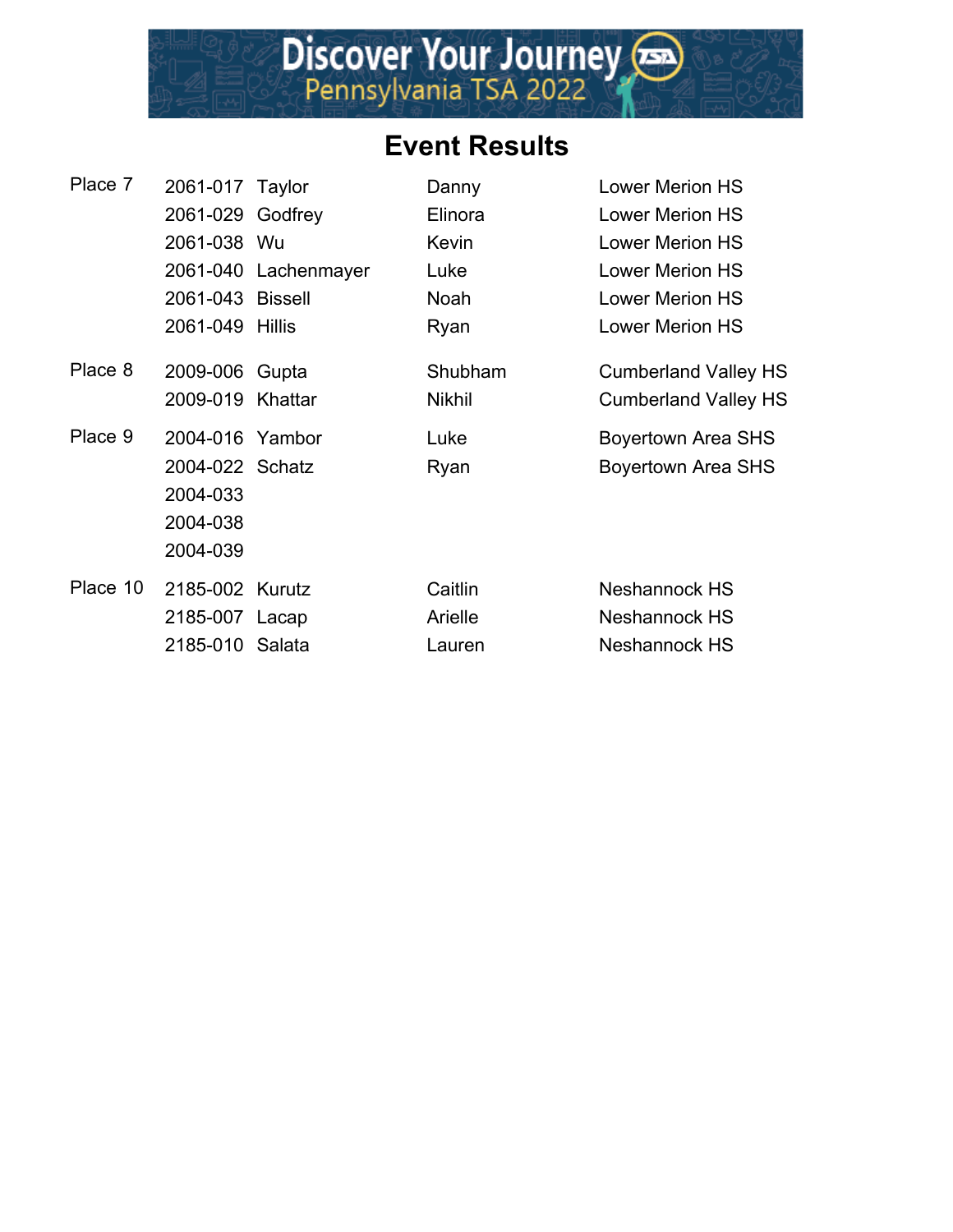# Event Results

| Place | ID | Last Name | First Name | School |
|---|---|---|---|---|
| Place 7 | 2061-017 | Taylor | Danny | Lower Merion HS |
| | 2061-029 | Godfrey | Elinora | Lower Merion HS |
| | 2061-038 | Wu | Kevin | Lower Merion HS |
| | 2061-040 | Lachenmayer | Luke | Lower Merion HS |
| | 2061-043 | Bissell | Noah | Lower Merion HS |
| | 2061-049 | Hillis | Ryan | Lower Merion HS |
| Place 8 | 2009-006 | Gupta | Shubham | Cumberland Valley HS |
| | 2009-019 | Khattar | Nikhil | Cumberland Valley HS |
| Place 9 | 2004-016 | Yambor | Luke | Boyertown Area SHS |
| | 2004-022 | Schatz | Ryan | Boyertown Area SHS |
| | 2004-033 | | | |
| | 2004-038 | | | |
| | 2004-039 | | | |
| Place 10 | 2185-002 | Kurutz | Caitlin | Neshannock HS |
| | 2185-007 | Lacap | Arielle | Neshannock HS |
| | 2185-010 | Salata | Lauren | Neshannock HS |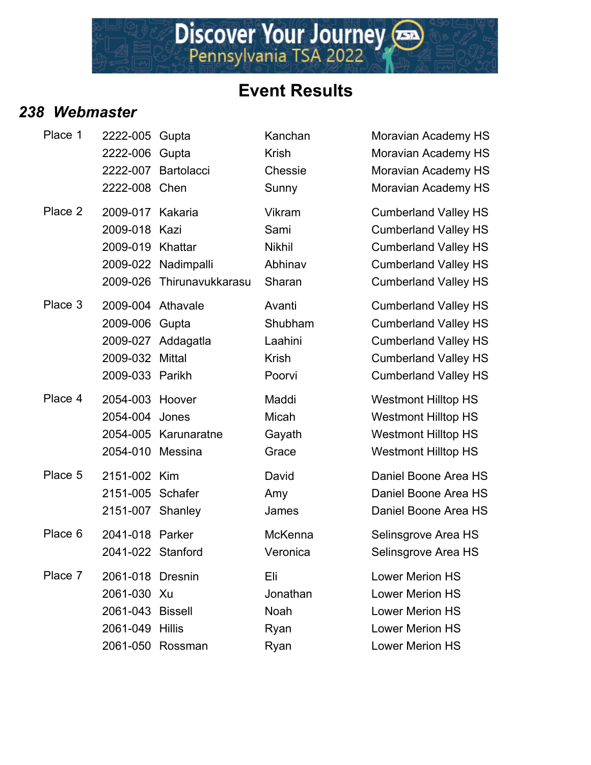Discover Your Journey
Pennsylvania TSA 2022

# Event Results

## *238 Webmaster*

| Place | ID | Last Name | First Name | School |
|---|---|---|---|---|
| Place 1 | 2222-005 | Gupta | Kanchan | Moravian Academy HS |
| | 2222-006 | Gupta | Krish | Moravian Academy HS |
| | 2222-007 | Bartolacci | Chessie | Moravian Academy HS |
| | 2222-008 | Chen | Sunny | Moravian Academy HS |
| Place 2 | 2009-017 | Kakaria | Vikram | Cumberland Valley HS |
| | 2009-018 | Kazi | Sami | Cumberland Valley HS |
| | 2009-019 | Khattar | Nikhil | Cumberland Valley HS |
| | 2009-022 | Nadimpalli | Abhinav | Cumberland Valley HS |
| | 2009-026 | Thirunavukkarasu | Sharan | Cumberland Valley HS |
| Place 3 | 2009-004 | Athavale | Avanti | Cumberland Valley HS |
| | 2009-006 | Gupta | Shubham | Cumberland Valley HS |
| | 2009-027 | Addagatla | Laahini | Cumberland Valley HS |
| | 2009-032 | Mittal | Krish | Cumberland Valley HS |
| | 2009-033 | Parikh | Poorvi | Cumberland Valley HS |
| Place 4 | 2054-003 | Hoover | Maddi | Westmont Hilltop HS |
| | 2054-004 | Jones | Micah | Westmont Hilltop HS |
| | 2054-005 | Karunaratne | Gayath | Westmont Hilltop HS |
| | 2054-010 | Messina | Grace | Westmont Hilltop HS |
| Place 5 | 2151-002 | Kim | David | Daniel Boone Area HS |
| | 2151-005 | Schafer | Amy | Daniel Boone Area HS |
| | 2151-007 | Shanley | James | Daniel Boone Area HS |
| Place 6 | 2041-018 | Parker | McKenna | Selinsgrove Area HS |
| | 2041-022 | Stanford | Veronica | Selinsgrove Area HS |
| Place 7 | 2061-018 | Dresnin | Eli | Lower Merion HS |
| | 2061-030 | Xu | Jonathan | Lower Merion HS |
| | 2061-043 | Bissell | Noah | Lower Merion HS |
| | 2061-049 | Hillis | Ryan | Lower Merion HS |
| | 2061-050 | Rossman | Ryan | Lower Merion HS |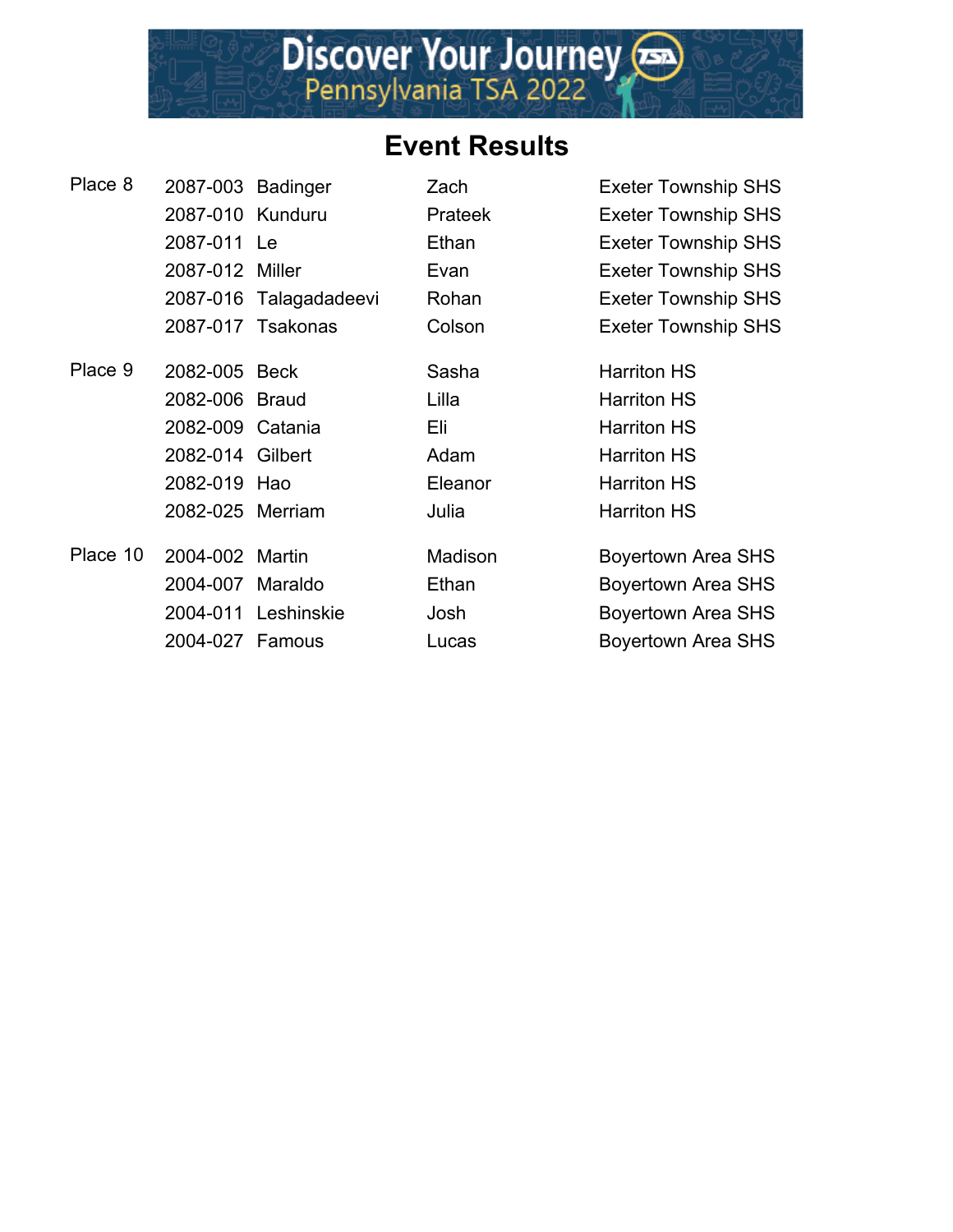# Event Results

| Place | ID | Last Name | First Name | School |
|---|---|---|---|---|
| Place 8 | 2087-003 | Badinger | Zach | Exeter Township SHS |
| | 2087-010 | Kunduru | Prateek | Exeter Township SHS |
| | 2087-011 | Le | Ethan | Exeter Township SHS |
| | 2087-012 | Miller | Evan | Exeter Township SHS |
| | 2087-016 | Talagadadeevi | Rohan | Exeter Township SHS |
| | 2087-017 | Tsakonas | Colson | Exeter Township SHS |
| Place 9 | 2082-005 | Beck | Sasha | Harriton HS |
| | 2082-006 | Braud | Lilla | Harriton HS |
| | 2082-009 | Catania | Eli | Harriton HS |
| | 2082-014 | Gilbert | Adam | Harriton HS |
| | 2082-019 | Hao | Eleanor | Harriton HS |
| | 2082-025 | Merriam | Julia | Harriton HS |
| Place 10 | 2004-002 | Martin | Madison | Boyertown Area SHS |
| | 2004-007 | Maraldo | Ethan | Boyertown Area SHS |
| | 2004-011 | Leshinskie | Josh | Boyertown Area SHS |
| | 2004-027 | Famous | Lucas | Boyertown Area SHS |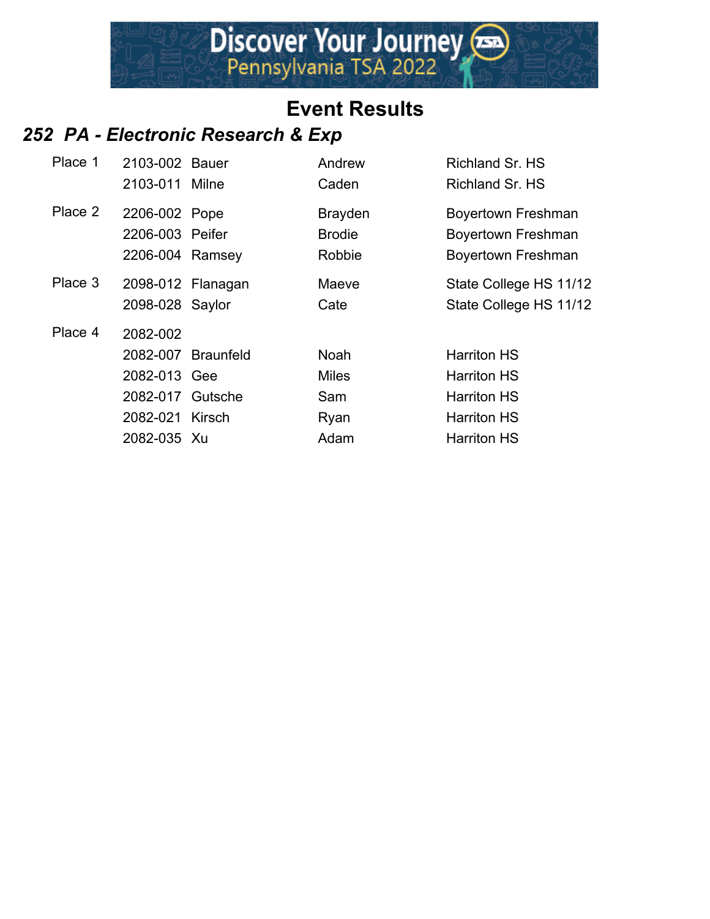# Event Results

## *252 PA - Electronic Research & Exp*

| Place | ID | Last Name | First Name | School |
|---|---|---|---|---|
| Place 1 | 2103-002 | Bauer | Andrew | Richland Sr. HS |
| | 2103-011 | Milne | Caden | Richland Sr. HS |
| Place 2 | 2206-002 | Pope | Brayden | Boyertown Freshman |
| | 2206-003 | Peifer | Brodie | Boyertown Freshman |
| | 2206-004 | Ramsey | Robbie | Boyertown Freshman |
| Place 3 | 2098-012 | Flanagan | Maeve | State College HS 11/12 |
| | 2098-028 | Saylor | Cate | State College HS 11/12 |
| Place 4 | 2082-002 | | | |
| | 2082-007 | Braunfeld | Noah | Harriton HS |
| | 2082-013 | Gee | Miles | Harriton HS |
| | 2082-017 | Gutsche | Sam | Harriton HS |
| | 2082-021 | Kirsch | Ryan | Harriton HS |
| | 2082-035 | Xu | Adam | Harriton HS |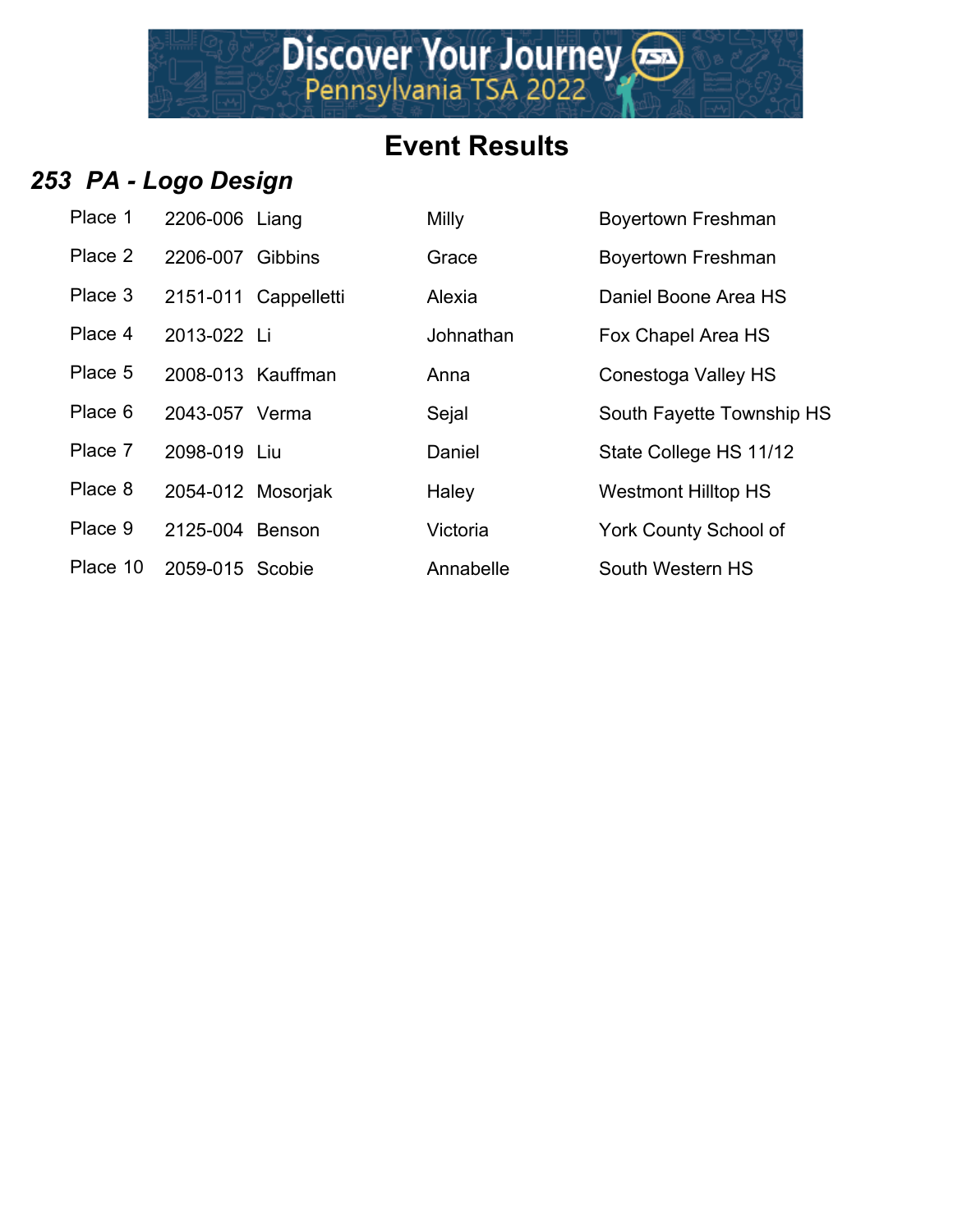# Event Results

## *253 PA - Logo Design*

| Place | ID | Last Name | First Name | School |
|---|---|---|---|---|
| Place 1 | 2206-006 | Liang | Milly | Boyertown Freshman |
| Place 2 | 2206-007 | Gibbins | Grace | Boyertown Freshman |
| Place 3 | 2151-011 | Cappelletti | Alexia | Daniel Boone Area HS |
| Place 4 | 2013-022 | Li | Johnathan | Fox Chapel Area HS |
| Place 5 | 2008-013 | Kauffman | Anna | Conestoga Valley HS |
| Place 6 | 2043-057 | Verma | Sejal | South Fayette Township HS |
| Place 7 | 2098-019 | Liu | Daniel | State College HS 11/12 |
| Place 8 | 2054-012 | Mosorjak | Haley | Westmont Hilltop HS |
| Place 9 | 2125-004 | Benson | Victoria | York County School of |
| Place 10 | 2059-015 | Scobie | Annabelle | South Western HS |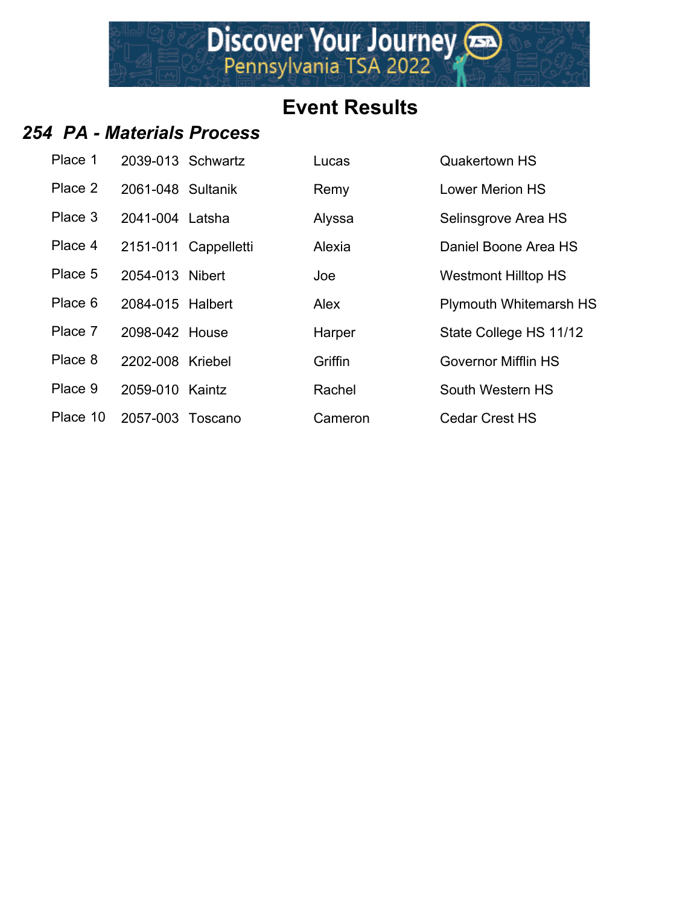# Event Results

## *254 PA - Materials Process*

| | | | | |
|---|---|---|---|---|
| Place 1 | 2039-013 | Schwartz | Lucas | Quakertown HS |
| Place 2 | 2061-048 | Sultanik | Remy | Lower Merion HS |
| Place 3 | 2041-004 | Latsha | Alyssa | Selinsgrove Area HS |
| Place 4 | 2151-011 | Cappelletti | Alexia | Daniel Boone Area HS |
| Place 5 | 2054-013 | Nibert | Joe | Westmont Hilltop HS |
| Place 6 | 2084-015 | Halbert | Alex | Plymouth Whitemarsh HS |
| Place 7 | 2098-042 | House | Harper | State College HS 11/12 |
| Place 8 | 2202-008 | Kriebel | Griffin | Governor Mifflin HS |
| Place 9 | 2059-010 | Kaintz | Rachel | South Western HS |
| Place 10 | 2057-003 | Toscano | Cameron | Cedar Crest HS |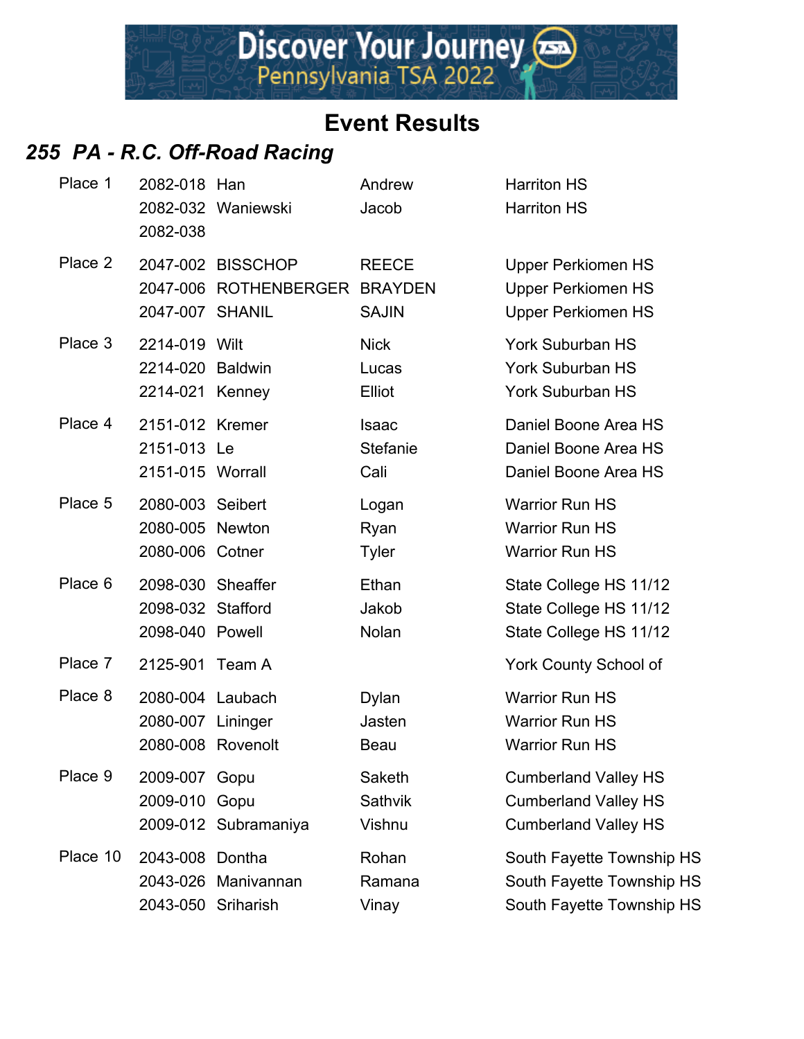Discover Your Journey
Pennsylvania TSA 2022

# Event Results

## *255 PA - R.C. Off-Road Racing*

| Place | ID | Last Name | First Name | School |
|---|---|---|---|---|
| Place 1 | 2082-018 | Han | Andrew | Harriton HS |
| | 2082-032 | Waniewski | Jacob | Harriton HS |
| | 2082-038 | | | |
| Place 2 | 2047-002 | BISSCHOP | REECE | Upper Perkiomen HS |
| | 2047-006 | ROTHENBERGER | BRAYDEN | Upper Perkiomen HS |
| | 2047-007 | SHANIL | SAJIN | Upper Perkiomen HS |
| Place 3 | 2214-019 | Wilt | Nick | York Suburban HS |
| | 2214-020 | Baldwin | Lucas | York Suburban HS |
| | 2214-021 | Kenney | Elliot | York Suburban HS |
| Place 4 | 2151-012 | Kremer | Isaac | Daniel Boone Area HS |
| | 2151-013 | Le | Stefanie | Daniel Boone Area HS |
| | 2151-015 | Worrall | Cali | Daniel Boone Area HS |
| Place 5 | 2080-003 | Seibert | Logan | Warrior Run HS |
| | 2080-005 | Newton | Ryan | Warrior Run HS |
| | 2080-006 | Cotner | Tyler | Warrior Run HS |
| Place 6 | 2098-030 | Sheaffer | Ethan | State College HS 11/12 |
| | 2098-032 | Stafford | Jakob | State College HS 11/12 |
| | 2098-040 | Powell | Nolan | State College HS 11/12 |
| Place 7 | 2125-901 | Team A | | York County School of |
| Place 8 | 2080-004 | Laubach | Dylan | Warrior Run HS |
| | 2080-007 | Lininger | Jasten | Warrior Run HS |
| | 2080-008 | Rovenolt | Beau | Warrior Run HS |
| Place 9 | 2009-007 | Gopu | Saketh | Cumberland Valley HS |
| | 2009-010 | Gopu | Sathvik | Cumberland Valley HS |
| | 2009-012 | Subramaniya | Vishnu | Cumberland Valley HS |
| Place 10 | 2043-008 | Dontha | Rohan | South Fayette Township HS |
| | 2043-026 | Manivannan | Ramana | South Fayette Township HS |
| | 2043-050 | Sriharish | Vinay | South Fayette Township HS |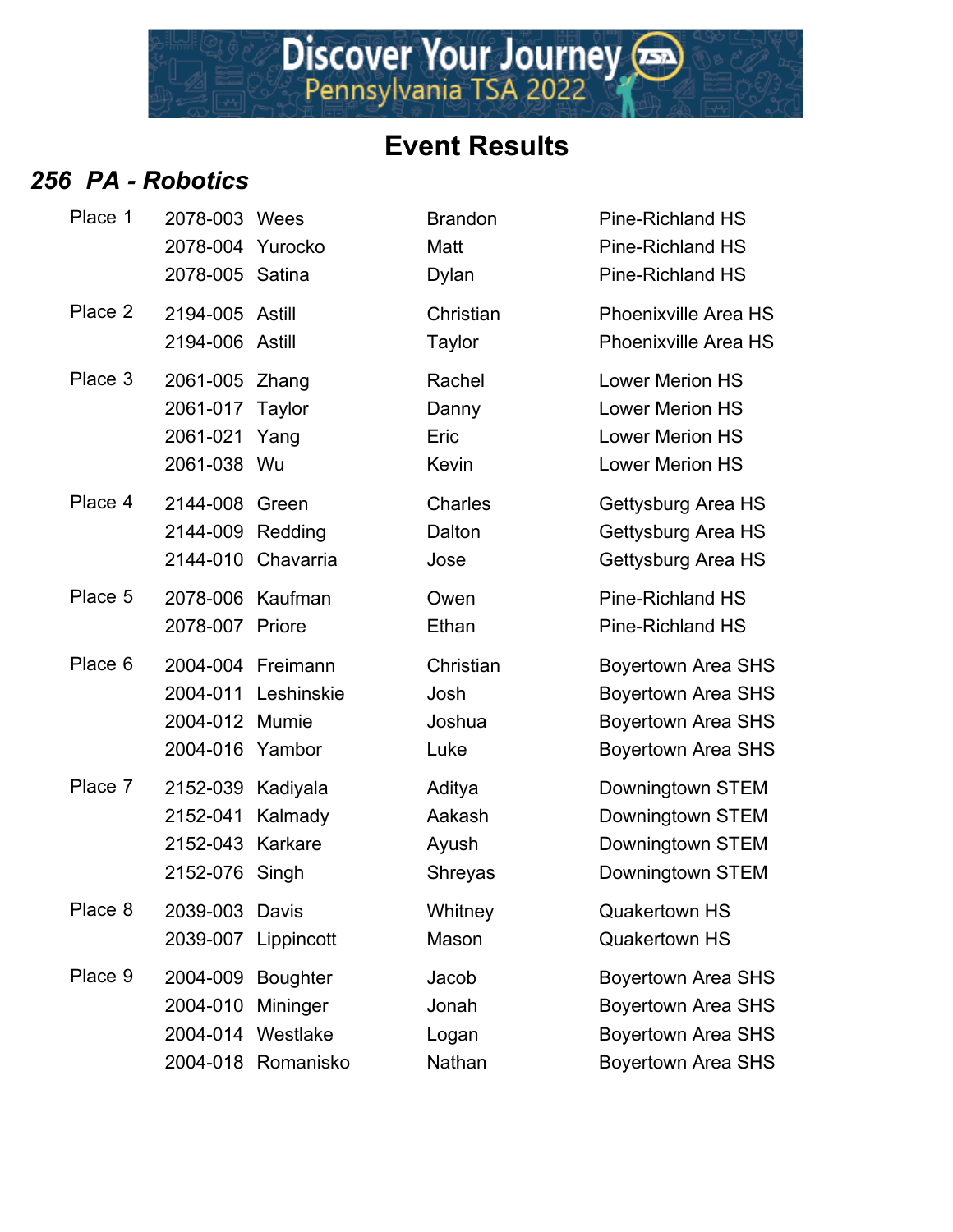# Event Results

## *256 PA - Robotics*

| Place | ID | Last Name | First Name | School |
|---|---|---|---|---|
| Place 1 | 2078-003 | Wees | Brandon | Pine-Richland HS |
| | 2078-004 | Yurocko | Matt | Pine-Richland HS |
| | 2078-005 | Satina | Dylan | Pine-Richland HS |
| Place 2 | 2194-005 | Astill | Christian | Phoenixville Area HS |
| | 2194-006 | Astill | Taylor | Phoenixville Area HS |
| Place 3 | 2061-005 | Zhang | Rachel | Lower Merion HS |
| | 2061-017 | Taylor | Danny | Lower Merion HS |
| | 2061-021 | Yang | Eric | Lower Merion HS |
| | 2061-038 | Wu | Kevin | Lower Merion HS |
| Place 4 | 2144-008 | Green | Charles | Gettysburg Area HS |
| | 2144-009 | Redding | Dalton | Gettysburg Area HS |
| | 2144-010 | Chavarria | Jose | Gettysburg Area HS |
| Place 5 | 2078-006 | Kaufman | Owen | Pine-Richland HS |
| | 2078-007 | Priore | Ethan | Pine-Richland HS |
| Place 6 | 2004-004 | Freimann | Christian | Boyertown Area SHS |
| | 2004-011 | Leshinskie | Josh | Boyertown Area SHS |
| | 2004-012 | Mumie | Joshua | Boyertown Area SHS |
| | 2004-016 | Yambor | Luke | Boyertown Area SHS |
| Place 7 | 2152-039 | Kadiyala | Aditya | Downingtown STEM |
| | 2152-041 | Kalmady | Aakash | Downingtown STEM |
| | 2152-043 | Karkare | Ayush | Downingtown STEM |
| | 2152-076 | Singh | Shreyas | Downingtown STEM |
| Place 8 | 2039-003 | Davis | Whitney | Quakertown HS |
| | 2039-007 | Lippincott | Mason | Quakertown HS |
| Place 9 | 2004-009 | Boughter | Jacob | Boyertown Area SHS |
| | 2004-010 | Mininger | Jonah | Boyertown Area SHS |
| | 2004-014 | Westlake | Logan | Boyertown Area SHS |
| | 2004-018 | Romanisko | Nathan | Boyertown Area SHS |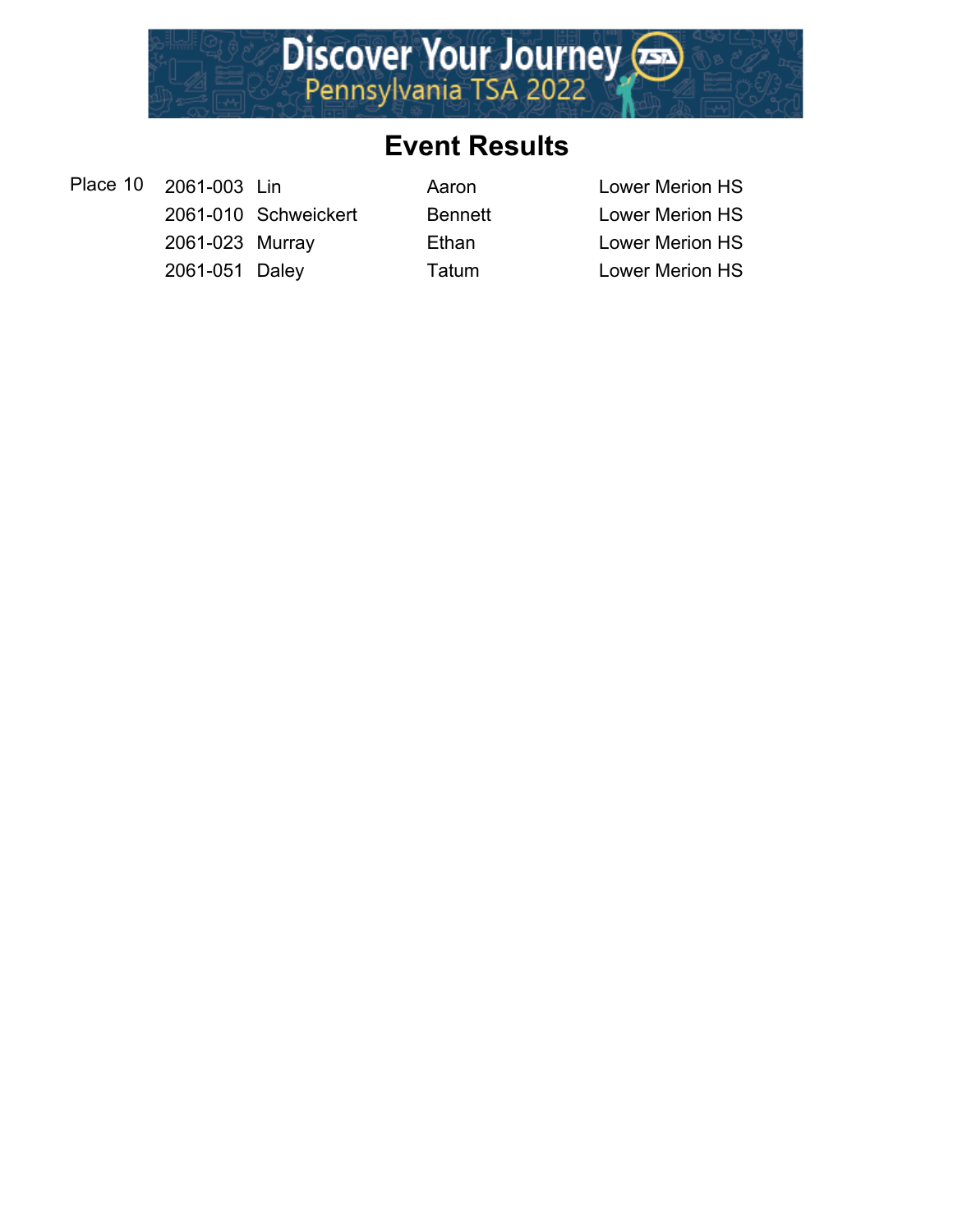# Event Results

| Place | ID | Last Name | First Name | School |
|---|---|---|---|---|
| Place 10 | 2061-003 | Lin | Aaron | Lower Merion HS |
| | 2061-010 | Schweickert | Bennett | Lower Merion HS |
| | 2061-023 | Murray | Ethan | Lower Merion HS |
| | 2061-051 | Daley | Tatum | Lower Merion HS |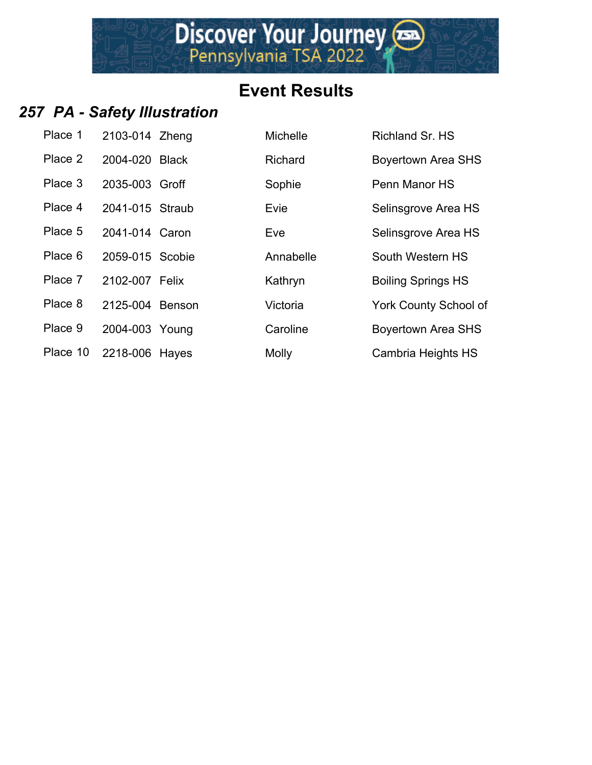# Event Results

## *257 PA - Safety Illustration*

| Place | ID | Last Name | First Name | School |
|---|---|---|---|---|
| Place 1 | 2103-014 | Zheng | Michelle | Richland Sr. HS |
| Place 2 | 2004-020 | Black | Richard | Boyertown Area SHS |
| Place 3 | 2035-003 | Groff | Sophie | Penn Manor HS |
| Place 4 | 2041-015 | Straub | Evie | Selinsgrove Area HS |
| Place 5 | 2041-014 | Caron | Eve | Selinsgrove Area HS |
| Place 6 | 2059-015 | Scobie | Annabelle | South Western HS |
| Place 7 | 2102-007 | Felix | Kathryn | Boiling Springs HS |
| Place 8 | 2125-004 | Benson | Victoria | York County School of |
| Place 9 | 2004-003 | Young | Caroline | Boyertown Area SHS |
| Place 10 | 2218-006 | Hayes | Molly | Cambria Heights HS |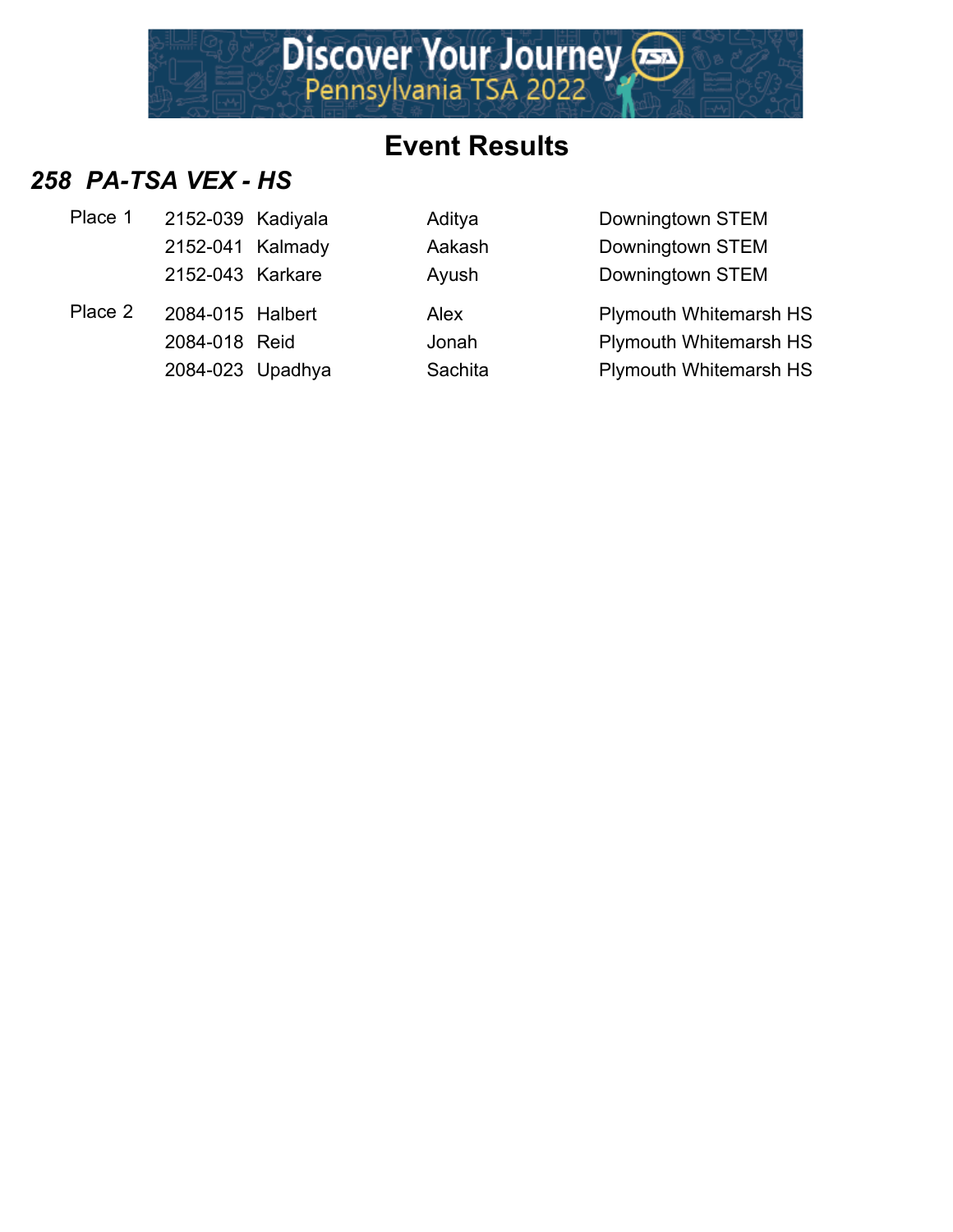# Event Results

## *258 PA-TSA VEX - HS*

| Place | ID | Last Name | First Name | School |
|---|---|---|---|---|
| Place 1 | 2152-039 | Kadiyala | Aditya | Downingtown STEM |
| | 2152-041 | Kalmady | Aakash | Downingtown STEM |
| | 2152-043 | Karkare | Ayush | Downingtown STEM |
| Place 2 | 2084-015 | Halbert | Alex | Plymouth Whitemarsh HS |
| | 2084-018 | Reid | Jonah | Plymouth Whitemarsh HS |
| | 2084-023 | Upadhya | Sachita | Plymouth Whitemarsh HS |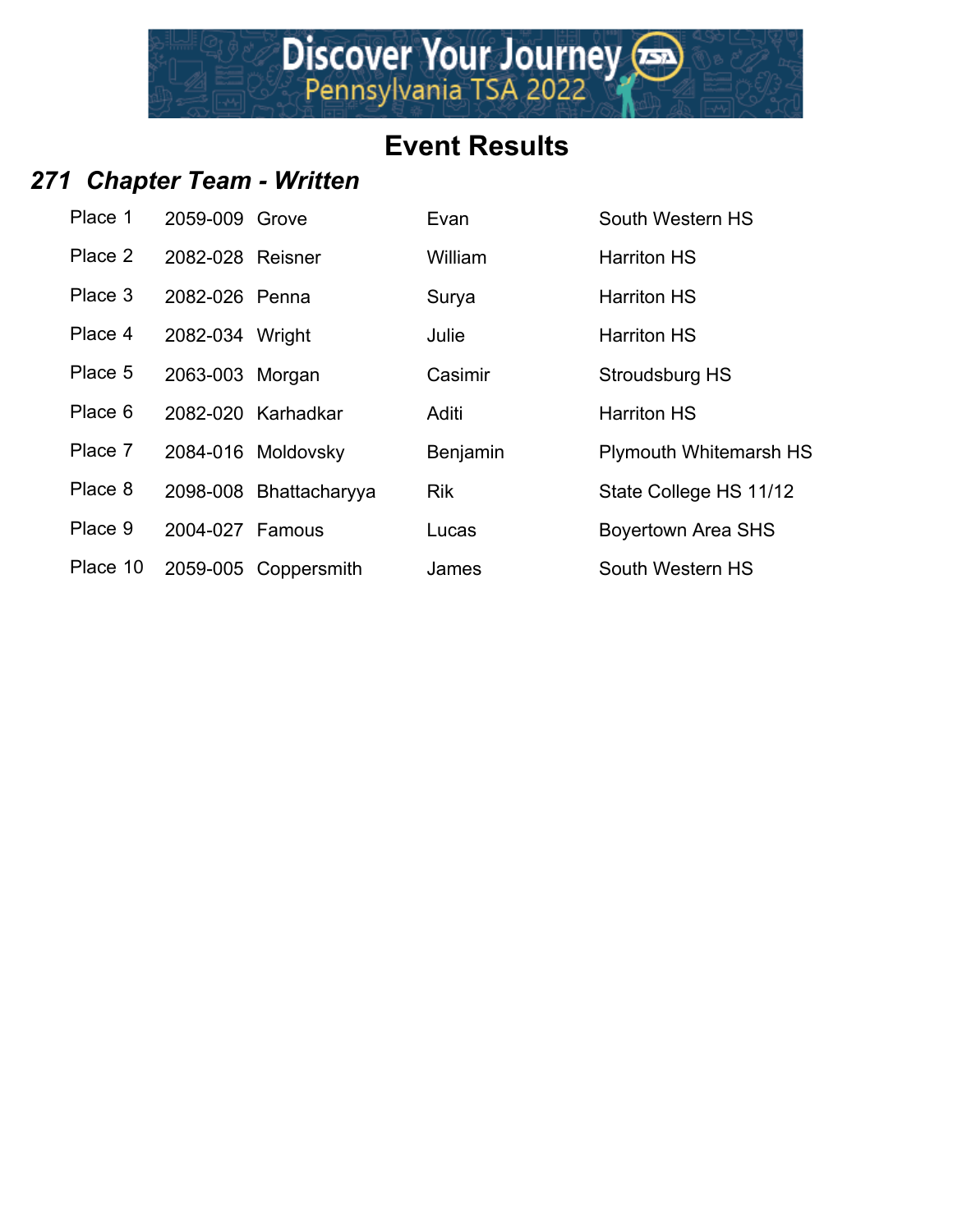# Event Results

## *271 Chapter Team - Written*

| | | | | |
|---|---|---|---|---|
| Place 1 | 2059-009 | Grove | Evan | South Western HS |
| Place 2 | 2082-028 | Reisner | William | Harriton HS |
| Place 3 | 2082-026 | Penna | Surya | Harriton HS |
| Place 4 | 2082-034 | Wright | Julie | Harriton HS |
| Place 5 | 2063-003 | Morgan | Casimir | Stroudsburg HS |
| Place 6 | 2082-020 | Karhadkar | Aditi | Harriton HS |
| Place 7 | 2084-016 | Moldovsky | Benjamin | Plymouth Whitemarsh HS |
| Place 8 | 2098-008 | Bhattacharyya | Rik | State College HS 11/12 |
| Place 9 | 2004-027 | Famous | Lucas | Boyertown Area SHS |
| Place 10 | 2059-005 | Coppersmith | James | South Western HS |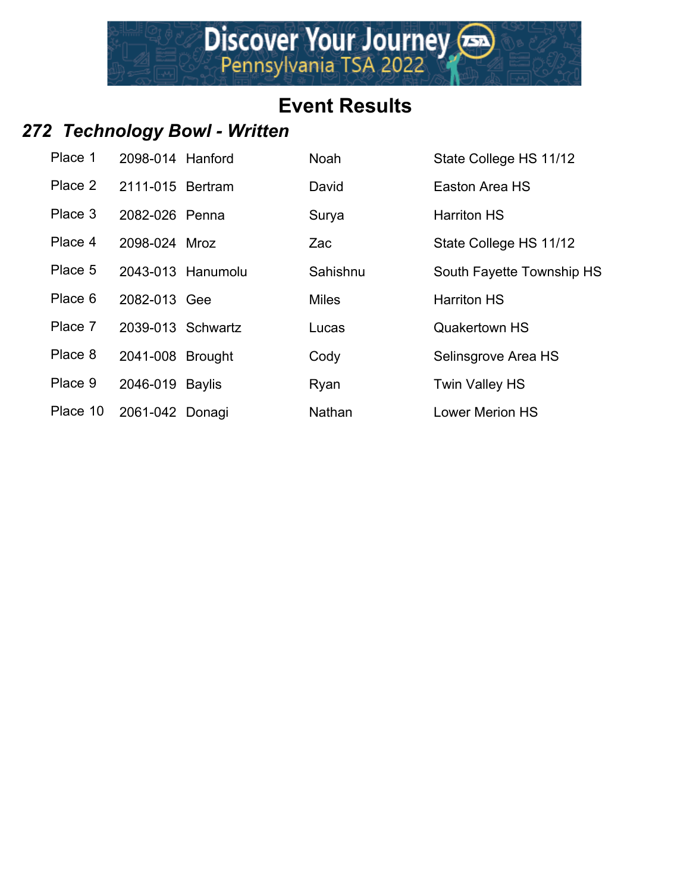# Event Results

## *272 Technology Bowl - Written*

| | | | | |
|---|---|---|---|---|
| Place 1 | 2098-014 | Hanford | Noah | State College HS 11/12 |
| Place 2 | 2111-015 | Bertram | David | Easton Area HS |
| Place 3 | 2082-026 | Penna | Surya | Harriton HS |
| Place 4 | 2098-024 | Mroz | Zac | State College HS 11/12 |
| Place 5 | 2043-013 | Hanumolu | Sahishnu | South Fayette Township HS |
| Place 6 | 2082-013 | Gee | Miles | Harriton HS |
| Place 7 | 2039-013 | Schwartz | Lucas | Quakertown HS |
| Place 8 | 2041-008 | Brought | Cody | Selinsgrove Area HS |
| Place 9 | 2046-019 | Baylis | Ryan | Twin Valley HS |
| Place 10 | 2061-042 | Donagi | Nathan | Lower Merion HS |